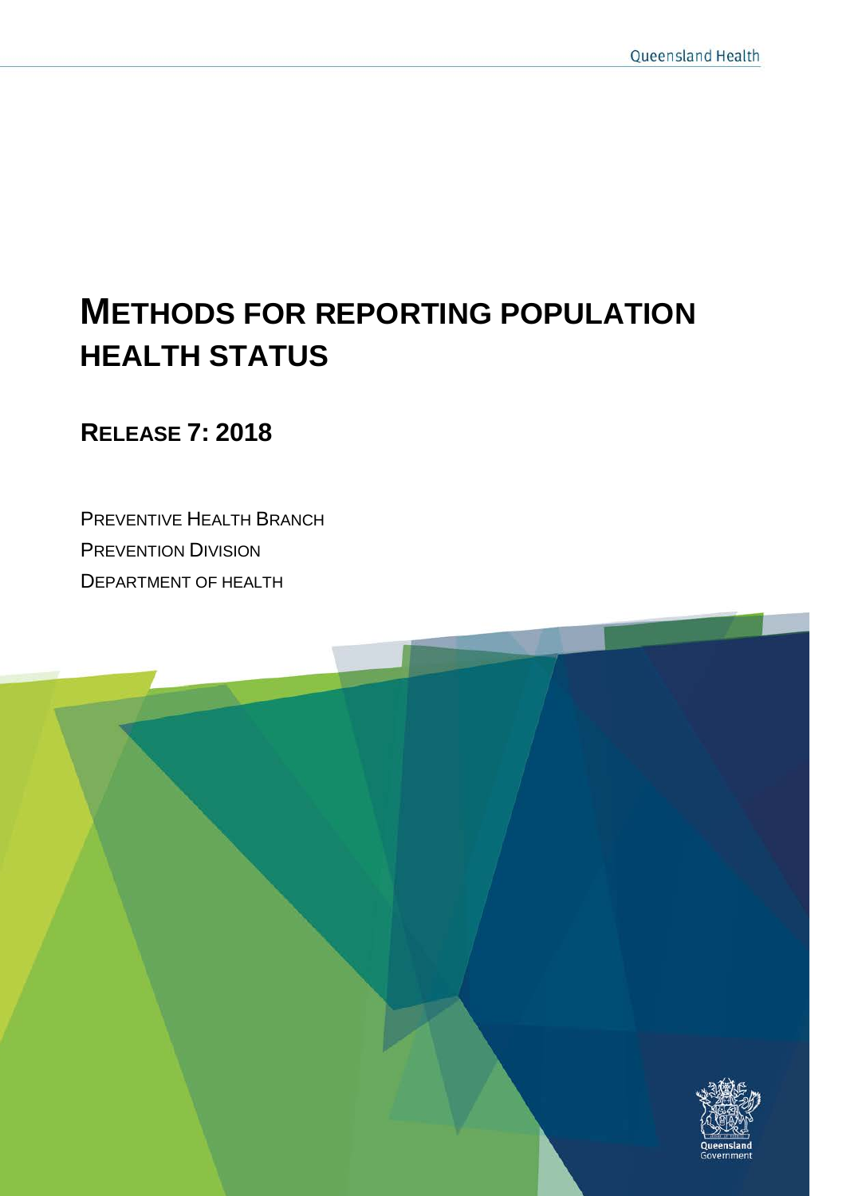# METHODS FOR REPORTING POPULATION HEALTH STATUS

## RELEASE 7: 2018

PREVENTIVE HEALTH BRANCH

PREVENTION DIVISION

DEPARTMENT OF HEALTH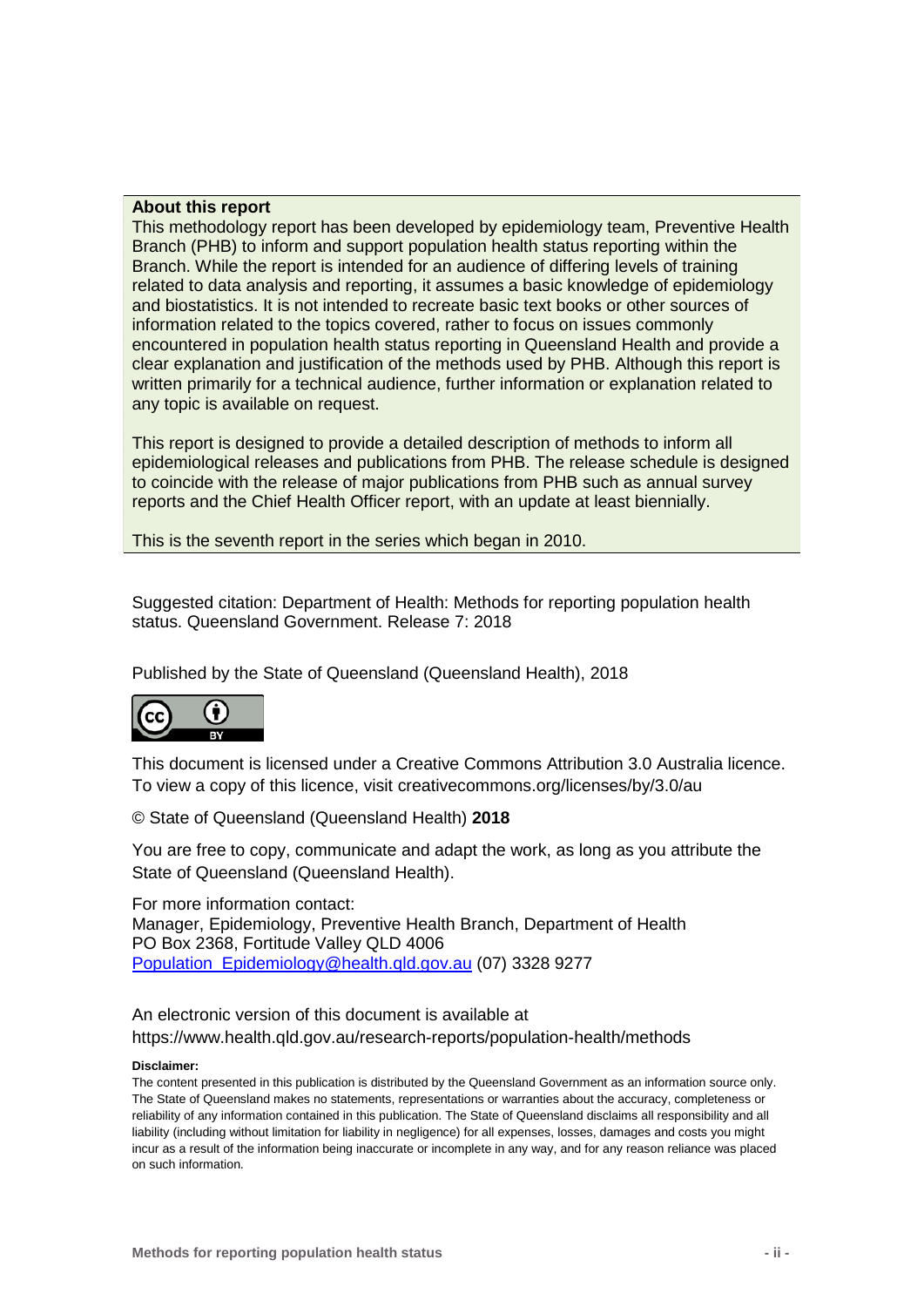**About this report**

This methodology report has been developed by epidemiology team, Preventive Health Branch (PHB) to inform and support population health status reporting within the Branch. While the report is intended for an audience of differing levels of training related to data analysis and reporting, it assumes a basic knowledge of epidemiology and biostatistics. It is not intended to recreate basic text books or other sources of information related to the topics covered, rather to focus on issues commonly encountered in population health status reporting in Queensland Health and provide a clear explanation and justification of the methods used by PHB. Although this report is written primarily for a technical audience, further information or explanation related to any topic is available on request.

This report is designed to provide a detailed description of methods to inform all epidemiological releases and publications from PHB. The release schedule is designed to coincide with the release of major publications from PHB such as annual survey reports and the Chief Health Officer report, with an update at least biennially.

This is the seventh report in the series which began in 2010.

Suggested citation: Department of Health: Methods for reporting population health status. Queensland Government. Release 7: 2018

Published by the State of Queensland (Queensland Health), 2018

This document is licensed under a Creative Commons Attribution 3.0 Australia licence. To view a copy of this licence, visit creativecommons.org/licenses/by/3.0/au

© State of Queensland (Queensland Health) **2018**

You are free to copy, communicate and adapt the work, as long as you attribute the State of Queensland (Queensland Health).

For more information contact:
Manager, Epidemiology, Preventive Health Branch, Department of Health
PO Box 2368, Fortitude Valley QLD 4006
Population_Epidemiology@health.qld.gov.au (07) 3328 9277

An electronic version of this document is available at
https://www.health.qld.gov.au/research-reports/population-health/methods

**Disclaimer:**

The content presented in this publication is distributed by the Queensland Government as an information source only. The State of Queensland makes no statements, representations or warranties about the accuracy, completeness or reliability of any information contained in this publication. The State of Queensland disclaims all responsibility and all liability (including without limitation for liability in negligence) for all expenses, losses, damages and costs you might incur as a result of the information being inaccurate or incomplete in any way, and for any reason reliance was placed on such information.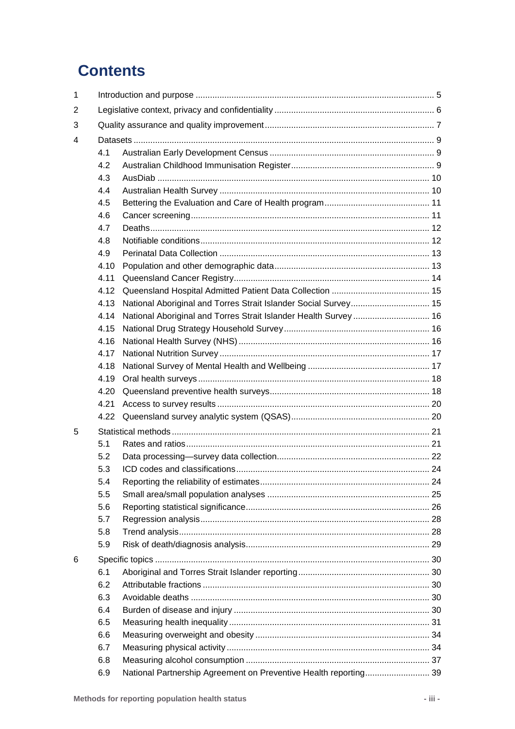# Contents

| | | | |
|---|---|---|---|
| 1 | Introduction and purpose | | 5 |
| 2 | Legislative context, privacy and confidentiality | | 6 |
| 3 | Quality assurance and quality improvement | | 7 |
| 4 | Datasets | | 9 |
| | 4.1 | Australian Early Development Census | 9 |
| | 4.2 | Australian Childhood Immunisation Register | 9 |
| | 4.3 | AusDiab | 10 |
| | 4.4 | Australian Health Survey | 10 |
| | 4.5 | Bettering the Evaluation and Care of Health program | 11 |
| | 4.6 | Cancer screening | 11 |
| | 4.7 | Deaths | 12 |
| | 4.8 | Notifiable conditions | 12 |
| | 4.9 | Perinatal Data Collection | 13 |
| | 4.10 | Population and other demographic data | 13 |
| | 4.11 | Queensland Cancer Registry | 14 |
| | 4.12 | Queensland Hospital Admitted Patient Data Collection | 15 |
| | 4.13 | National Aboriginal and Torres Strait Islander Social Survey | 15 |
| | 4.14 | National Aboriginal and Torres Strait Islander Health Survey | 16 |
| | 4.15 | National Drug Strategy Household Survey | 16 |
| | 4.16 | National Health Survey (NHS) | 16 |
| | 4.17 | National Nutrition Survey | 17 |
| | 4.18 | National Survey of Mental Health and Wellbeing | 17 |
| | 4.19 | Oral health surveys | 18 |
| | 4.20 | Queensland preventive health surveys | 18 |
| | 4.21 | Access to survey results | 20 |
| | 4.22 | Queensland survey analytic system (QSAS) | 20 |
| 5 | Statistical methods | | 21 |
| | 5.1 | Rates and ratios | 21 |
| | 5.2 | Data processing—survey data collection | 22 |
| | 5.3 | ICD codes and classifications | 24 |
| | 5.4 | Reporting the reliability of estimates | 24 |
| | 5.5 | Small area/small population analyses | 25 |
| | 5.6 | Reporting statistical significance | 26 |
| | 5.7 | Regression analysis | 28 |
| | 5.8 | Trend analysis | 28 |
| | 5.9 | Risk of death/diagnosis analysis | 29 |
| 6 | Specific topics | | 30 |
| | 6.1 | Aboriginal and Torres Strait Islander reporting | 30 |
| | 6.2 | Attributable fractions | 30 |
| | 6.3 | Avoidable deaths | 30 |
| | 6.4 | Burden of disease and injury | 30 |
| | 6.5 | Measuring health inequality | 31 |
| | 6.6 | Measuring overweight and obesity | 34 |
| | 6.7 | Measuring physical activity | 34 |
| | 6.8 | Measuring alcohol consumption | 37 |
| | 6.9 | National Partnership Agreement on Preventive Health reporting | 39 |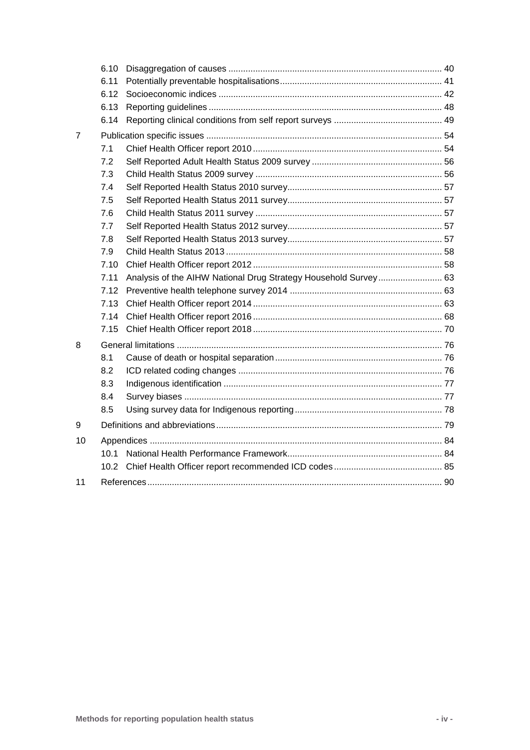6.10 Disaggregation of causes ........................................................................................ 40
6.11 Potentially preventable hospitalisations.................................................................. 41
6.12 Socioeconomic indices ........................................................................................... 42
6.13 Reporting guidelines ............................................................................................... 48
6.14 Reporting clinical conditions from self report surveys ............................................ 49

7 Publication specific issues ................................................................................................ 54
7.1 Chief Health Officer report 2010 ............................................................................. 54
7.2 Self Reported Adult Health Status 2009 survey ..................................................... 56
7.3 Child Health Status 2009 survey ............................................................................ 56
7.4 Self Reported Health Status 2010 survey............................................................... 57
7.5 Self Reported Health Status 2011 survey............................................................... 57
7.6 Child Health Status 2011 survey ............................................................................ 57
7.7 Self Reported Health Status 2012 survey............................................................... 57
7.8 Self Reported Health Status 2013 survey............................................................... 57
7.9 Child Health Status 2013 ........................................................................................ 58
7.10 Chief Health Officer report 2012 ............................................................................. 58
7.11 Analysis of the AIHW National Drug Strategy Household Survey.......................... 63
7.12 Preventive health telephone survey 2014 .............................................................. 63
7.13 Chief Health Officer report 2014 ............................................................................. 63
7.14 Chief Health Officer report 2016 ............................................................................. 68
7.15 Chief Health Officer report 2018 ............................................................................. 70

8 General limitations ............................................................................................................ 76
8.1 Cause of death or hospital separation .................................................................... 76
8.2 ICD related coding changes ................................................................................... 76
8.3 Indigenous identification ......................................................................................... 77
8.4 Survey biases ......................................................................................................... 77
8.5 Using survey data for Indigenous reporting ............................................................ 78

9 Definitions and abbreviations ............................................................................................ 79

10 Appendices ...................................................................................................................... 84
10.1 National Health Performance Framework............................................................... 84
10.2 Chief Health Officer report recommended ICD codes ............................................ 85

11 References........................................................................................................................ 90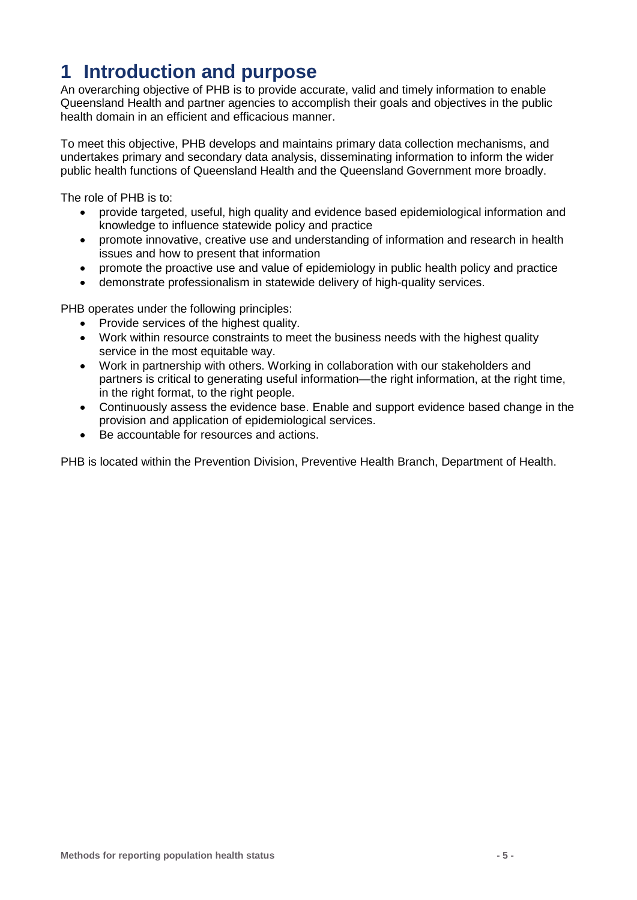# 1 Introduction and purpose

An overarching objective of PHB is to provide accurate, valid and timely information to enable Queensland Health and partner agencies to accomplish their goals and objectives in the public health domain in an efficient and efficacious manner.

To meet this objective, PHB develops and maintains primary data collection mechanisms, and undertakes primary and secondary data analysis, disseminating information to inform the wider public health functions of Queensland Health and the Queensland Government more broadly.

The role of PHB is to:

- provide targeted, useful, high quality and evidence based epidemiological information and knowledge to influence statewide policy and practice
- promote innovative, creative use and understanding of information and research in health issues and how to present that information
- promote the proactive use and value of epidemiology in public health policy and practice
- demonstrate professionalism in statewide delivery of high-quality services.

PHB operates under the following principles:

- Provide services of the highest quality.
- Work within resource constraints to meet the business needs with the highest quality service in the most equitable way.
- Work in partnership with others. Working in collaboration with our stakeholders and partners is critical to generating useful information—the right information, at the right time, in the right format, to the right people.
- Continuously assess the evidence base. Enable and support evidence based change in the provision and application of epidemiological services.
- Be accountable for resources and actions.

PHB is located within the Prevention Division, Preventive Health Branch, Department of Health.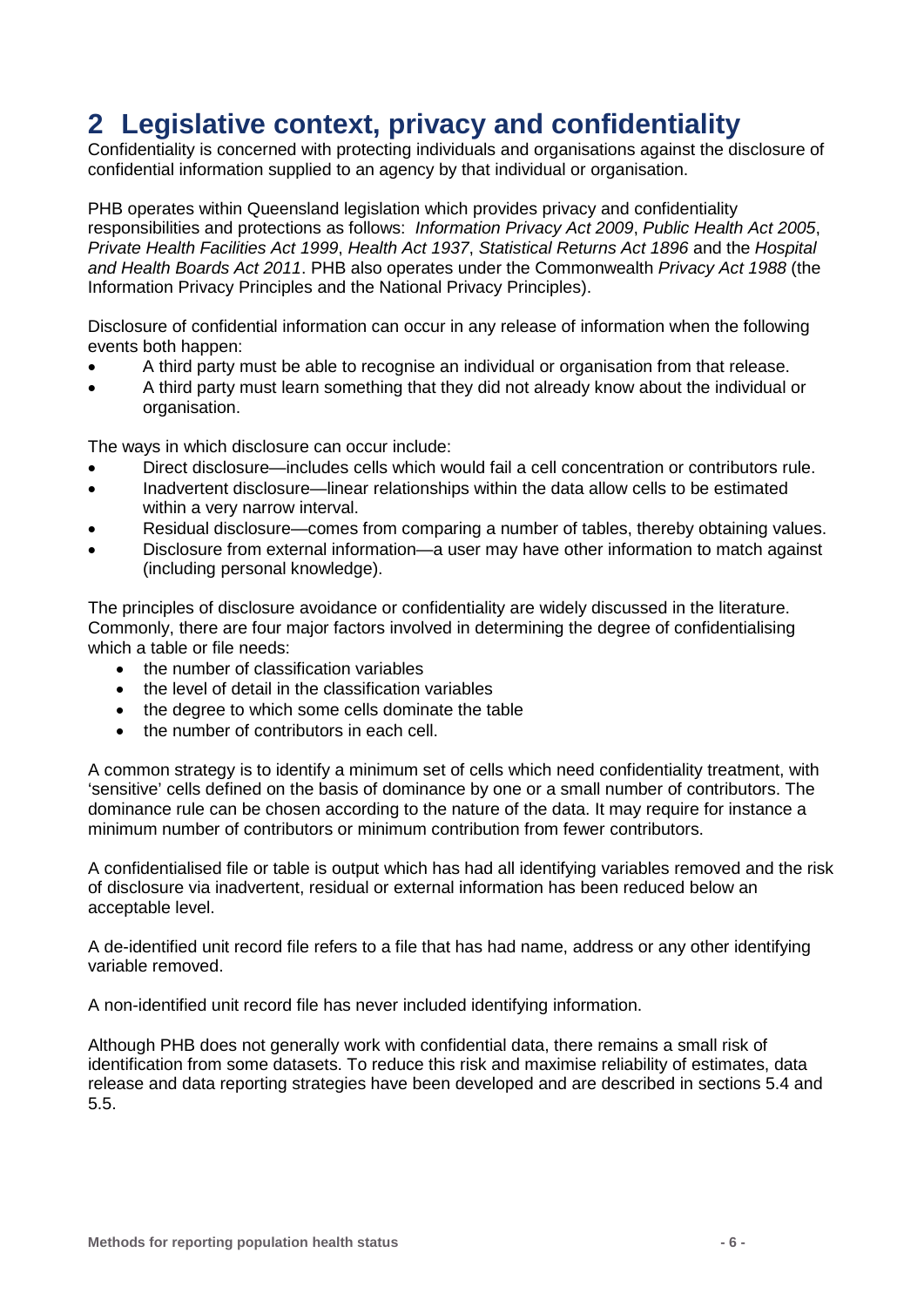# 2 Legislative context, privacy and confidentiality

Confidentiality is concerned with protecting individuals and organisations against the disclosure of confidential information supplied to an agency by that individual or organisation.

PHB operates within Queensland legislation which provides privacy and confidentiality responsibilities and protections as follows: *Information Privacy Act 2009*, *Public Health Act 2005*, *Private Health Facilities Act 1999*, *Health Act 1937*, *Statistical Returns Act 1896* and the *Hospital and Health Boards Act 2011*. PHB also operates under the Commonwealth *Privacy Act 1988* (the Information Privacy Principles and the National Privacy Principles).

Disclosure of confidential information can occur in any release of information when the following events both happen:

- A third party must be able to recognise an individual or organisation from that release.
- A third party must learn something that they did not already know about the individual or organisation.

The ways in which disclosure can occur include:

- Direct disclosure—includes cells which would fail a cell concentration or contributors rule.
- Inadvertent disclosure—linear relationships within the data allow cells to be estimated within a very narrow interval.
- Residual disclosure—comes from comparing a number of tables, thereby obtaining values.
- Disclosure from external information—a user may have other information to match against (including personal knowledge).

The principles of disclosure avoidance or confidentiality are widely discussed in the literature. Commonly, there are four major factors involved in determining the degree of confidentialising which a table or file needs:

- the number of classification variables
- the level of detail in the classification variables
- the degree to which some cells dominate the table
- the number of contributors in each cell.

A common strategy is to identify a minimum set of cells which need confidentiality treatment, with 'sensitive' cells defined on the basis of dominance by one or a small number of contributors. The dominance rule can be chosen according to the nature of the data. It may require for instance a minimum number of contributors or minimum contribution from fewer contributors.

A confidentialised file or table is output which has had all identifying variables removed and the risk of disclosure via inadvertent, residual or external information has been reduced below an acceptable level.

A de-identified unit record file refers to a file that has had name, address or any other identifying variable removed.

A non-identified unit record file has never included identifying information.

Although PHB does not generally work with confidential data, there remains a small risk of identification from some datasets. To reduce this risk and maximise reliability of estimates, data release and data reporting strategies have been developed and are described in sections 5.4 and 5.5.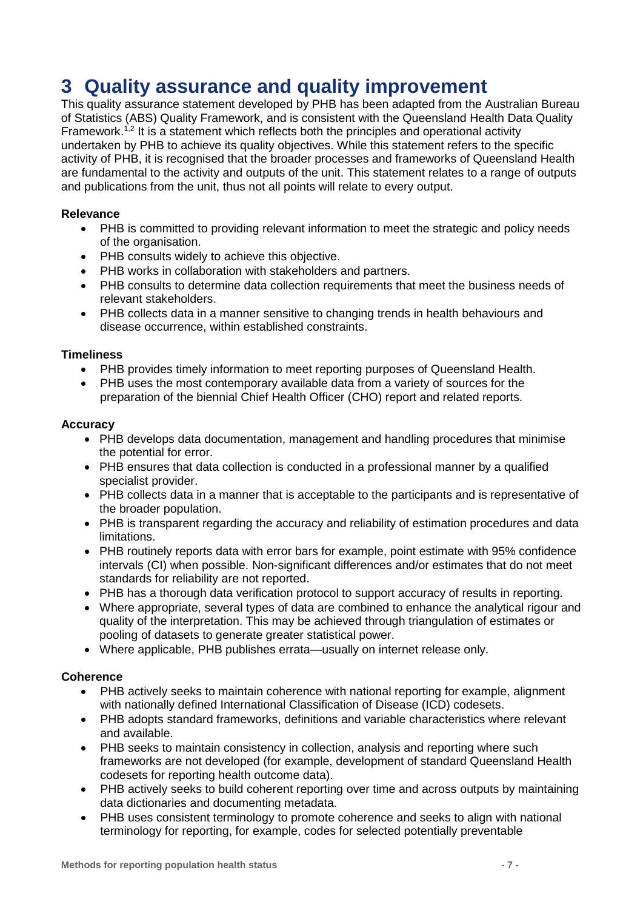# 3 Quality assurance and quality improvement

This quality assurance statement developed by PHB has been adapted from the Australian Bureau of Statistics (ABS) Quality Framework, and is consistent with the Queensland Health Data Quality Framework.[1,2] It is a statement which reflects both the principles and operational activity undertaken by PHB to achieve its quality objectives. While this statement refers to the specific activity of PHB, it is recognised that the broader processes and frameworks of Queensland Health are fundamental to the activity and outputs of the unit. This statement relates to a range of outputs and publications from the unit, thus not all points will relate to every output.

**Relevance**

- PHB is committed to providing relevant information to meet the strategic and policy needs of the organisation.
- PHB consults widely to achieve this objective.
- PHB works in collaboration with stakeholders and partners.
- PHB consults to determine data collection requirements that meet the business needs of relevant stakeholders.
- PHB collects data in a manner sensitive to changing trends in health behaviours and disease occurrence, within established constraints.

**Timeliness**

- PHB provides timely information to meet reporting purposes of Queensland Health.
- PHB uses the most contemporary available data from a variety of sources for the preparation of the biennial Chief Health Officer (CHO) report and related reports.

**Accuracy**

- PHB develops data documentation, management and handling procedures that minimise the potential for error.
- PHB ensures that data collection is conducted in a professional manner by a qualified specialist provider.
- PHB collects data in a manner that is acceptable to the participants and is representative of the broader population.
- PHB is transparent regarding the accuracy and reliability of estimation procedures and data limitations.
- PHB routinely reports data with error bars for example, point estimate with 95% confidence intervals (CI) when possible. Non-significant differences and/or estimates that do not meet standards for reliability are not reported.
- PHB has a thorough data verification protocol to support accuracy of results in reporting.
- Where appropriate, several types of data are combined to enhance the analytical rigour and quality of the interpretation. This may be achieved through triangulation of estimates or pooling of datasets to generate greater statistical power.
- Where applicable, PHB publishes errata—usually on internet release only.

**Coherence**

- PHB actively seeks to maintain coherence with national reporting for example, alignment with nationally defined International Classification of Disease (ICD) codesets.
- PHB adopts standard frameworks, definitions and variable characteristics where relevant and available.
- PHB seeks to maintain consistency in collection, analysis and reporting where such frameworks are not developed (for example, development of standard Queensland Health codesets for reporting health outcome data).
- PHB actively seeks to build coherent reporting over time and across outputs by maintaining data dictionaries and documenting metadata.
- PHB uses consistent terminology to promote coherence and seeks to align with national terminology for reporting, for example, codes for selected potentially preventable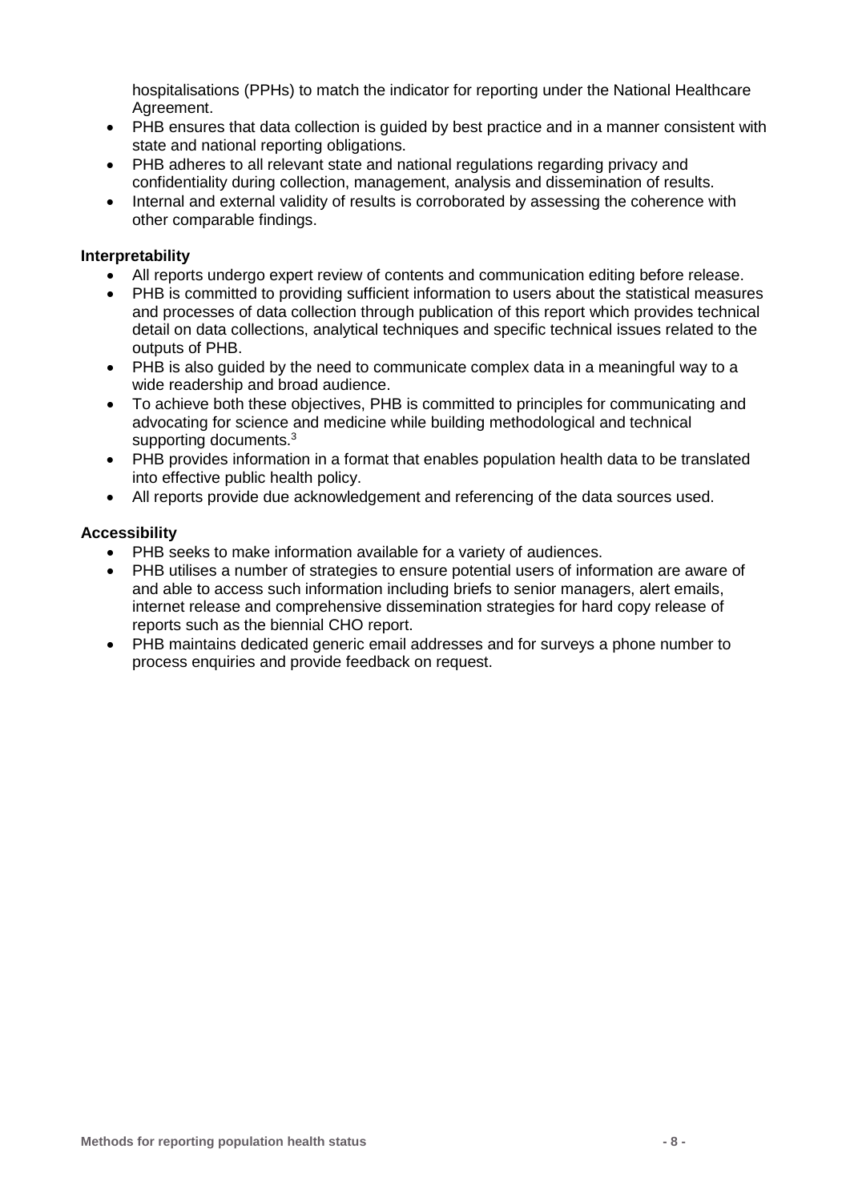hospitalisations (PPHs) to match the indicator for reporting under the National Healthcare Agreement.

- PHB ensures that data collection is guided by best practice and in a manner consistent with state and national reporting obligations.
- PHB adheres to all relevant state and national regulations regarding privacy and confidentiality during collection, management, analysis and dissemination of results.
- Internal and external validity of results is corroborated by assessing the coherence with other comparable findings.

**Interpretability**

- All reports undergo expert review of contents and communication editing before release.
- PHB is committed to providing sufficient information to users about the statistical measures and processes of data collection through publication of this report which provides technical detail on data collections, analytical techniques and specific technical issues related to the outputs of PHB.
- PHB is also guided by the need to communicate complex data in a meaningful way to a wide readership and broad audience.
- To achieve both these objectives, PHB is committed to principles for communicating and advocating for science and medicine while building methodological and technical supporting documents.[3]
- PHB provides information in a format that enables population health data to be translated into effective public health policy.
- All reports provide due acknowledgement and referencing of the data sources used.

**Accessibility**

- PHB seeks to make information available for a variety of audiences.
- PHB utilises a number of strategies to ensure potential users of information are aware of and able to access such information including briefs to senior managers, alert emails, internet release and comprehensive dissemination strategies for hard copy release of reports such as the biennial CHO report.
- PHB maintains dedicated generic email addresses and for surveys a phone number to process enquiries and provide feedback on request.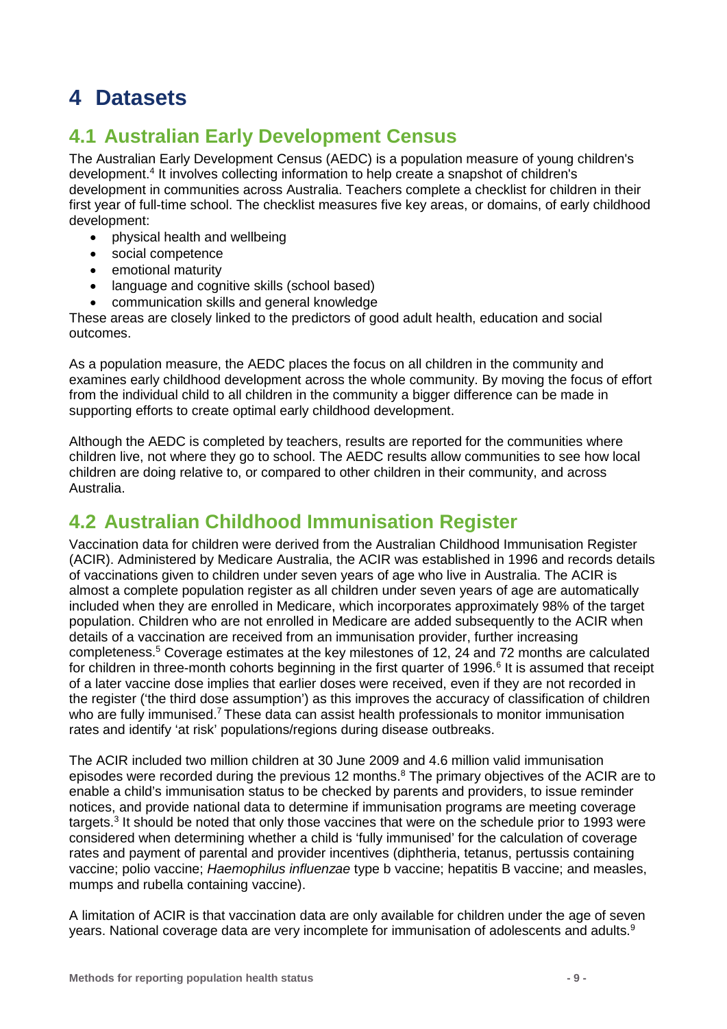# 4 Datasets

## 4.1 Australian Early Development Census

The Australian Early Development Census (AEDC) is a population measure of young children's development.[4] It involves collecting information to help create a snapshot of children's development in communities across Australia. Teachers complete a checklist for children in their first year of full-time school. The checklist measures five key areas, or domains, of early childhood development:

- physical health and wellbeing
- social competence
- emotional maturity
- language and cognitive skills (school based)
- communication skills and general knowledge

These areas are closely linked to the predictors of good adult health, education and social outcomes.

As a population measure, the AEDC places the focus on all children in the community and examines early childhood development across the whole community. By moving the focus of effort from the individual child to all children in the community a bigger difference can be made in supporting efforts to create optimal early childhood development.

Although the AEDC is completed by teachers, results are reported for the communities where children live, not where they go to school. The AEDC results allow communities to see how local children are doing relative to, or compared to other children in their community, and across Australia.

## 4.2 Australian Childhood Immunisation Register

Vaccination data for children were derived from the Australian Childhood Immunisation Register (ACIR). Administered by Medicare Australia, the ACIR was established in 1996 and records details of vaccinations given to children under seven years of age who live in Australia. The ACIR is almost a complete population register as all children under seven years of age are automatically included when they are enrolled in Medicare, which incorporates approximately 98% of the target population. Children who are not enrolled in Medicare are added subsequently to the ACIR when details of a vaccination are received from an immunisation provider, further increasing completeness.[5] Coverage estimates at the key milestones of 12, 24 and 72 months are calculated for children in three-month cohorts beginning in the first quarter of 1996.[6] It is assumed that receipt of a later vaccine dose implies that earlier doses were received, even if they are not recorded in the register ('the third dose assumption') as this improves the accuracy of classification of children who are fully immunised.[7] These data can assist health professionals to monitor immunisation rates and identify 'at risk' populations/regions during disease outbreaks.

The ACIR included two million children at 30 June 2009 and 4.6 million valid immunisation episodes were recorded during the previous 12 months.[8] The primary objectives of the ACIR are to enable a child's immunisation status to be checked by parents and providers, to issue reminder notices, and provide national data to determine if immunisation programs are meeting coverage targets.[3] It should be noted that only those vaccines that were on the schedule prior to 1993 were considered when determining whether a child is 'fully immunised' for the calculation of coverage rates and payment of parental and provider incentives (diphtheria, tetanus, pertussis containing vaccine; polio vaccine; *Haemophilus influenzae* type b vaccine; hepatitis B vaccine; and measles, mumps and rubella containing vaccine).

A limitation of ACIR is that vaccination data are only available for children under the age of seven years. National coverage data are very incomplete for immunisation of adolescents and adults.[9]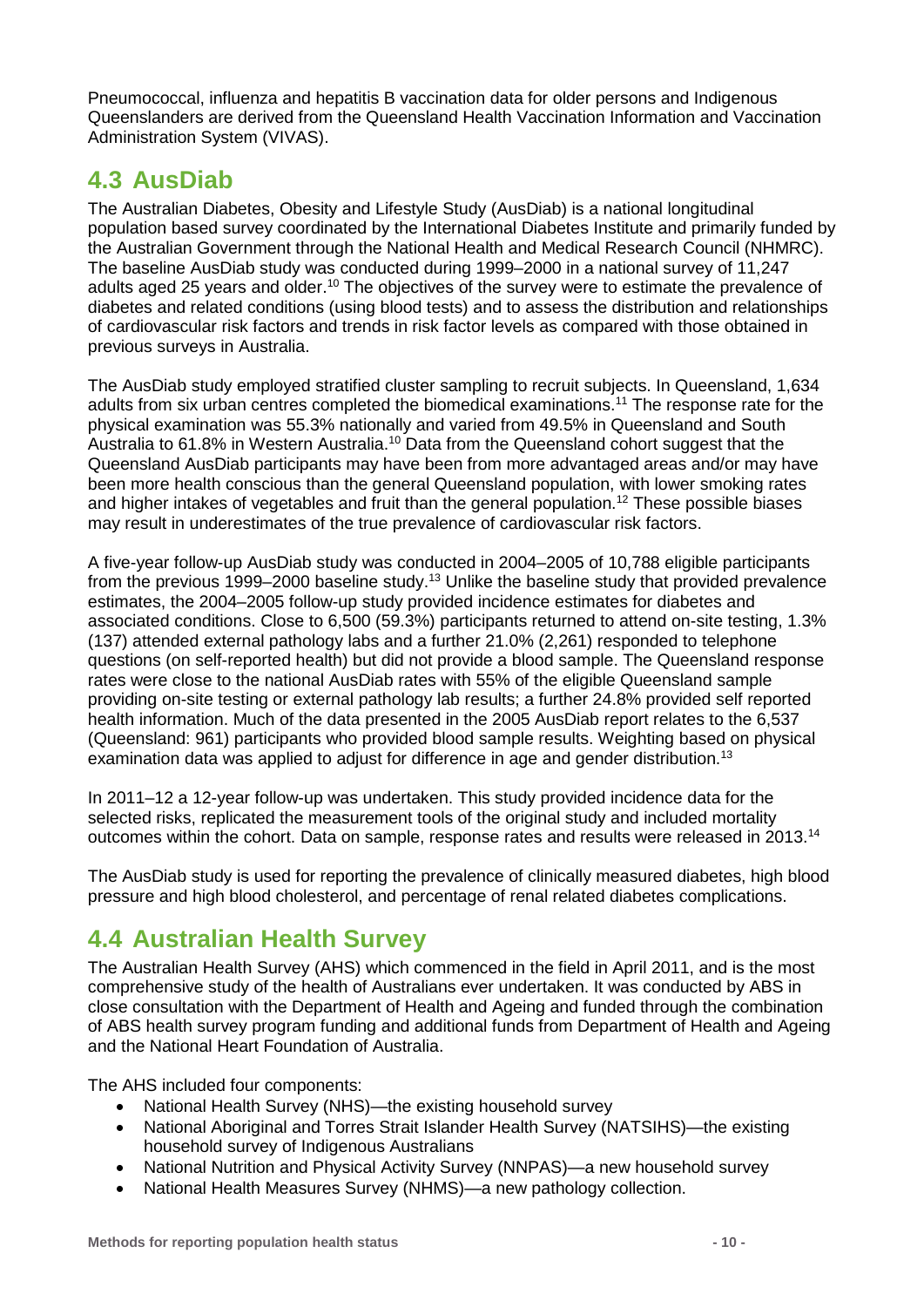Pneumococcal, influenza and hepatitis B vaccination data for older persons and Indigenous Queenslanders are derived from the Queensland Health Vaccination Information and Vaccination Administration System (VIVAS).

## 4.3 AusDiab

The Australian Diabetes, Obesity and Lifestyle Study (AusDiab) is a national longitudinal population based survey coordinated by the International Diabetes Institute and primarily funded by the Australian Government through the National Health and Medical Research Council (NHMRC). The baseline AusDiab study was conducted during 1999–2000 in a national survey of 11,247 adults aged 25 years and older.[10] The objectives of the survey were to estimate the prevalence of diabetes and related conditions (using blood tests) and to assess the distribution and relationships of cardiovascular risk factors and trends in risk factor levels as compared with those obtained in previous surveys in Australia.

The AusDiab study employed stratified cluster sampling to recruit subjects. In Queensland, 1,634 adults from six urban centres completed the biomedical examinations.[11] The response rate for the physical examination was 55.3% nationally and varied from 49.5% in Queensland and South Australia to 61.8% in Western Australia.[10] Data from the Queensland cohort suggest that the Queensland AusDiab participants may have been from more advantaged areas and/or may have been more health conscious than the general Queensland population, with lower smoking rates and higher intakes of vegetables and fruit than the general population.[12] These possible biases may result in underestimates of the true prevalence of cardiovascular risk factors.

A five-year follow-up AusDiab study was conducted in 2004–2005 of 10,788 eligible participants from the previous 1999–2000 baseline study.[13] Unlike the baseline study that provided prevalence estimates, the 2004–2005 follow-up study provided incidence estimates for diabetes and associated conditions. Close to 6,500 (59.3%) participants returned to attend on-site testing, 1.3% (137) attended external pathology labs and a further 21.0% (2,261) responded to telephone questions (on self-reported health) but did not provide a blood sample. The Queensland response rates were close to the national AusDiab rates with 55% of the eligible Queensland sample providing on-site testing or external pathology lab results; a further 24.8% provided self reported health information. Much of the data presented in the 2005 AusDiab report relates to the 6,537 (Queensland: 961) participants who provided blood sample results. Weighting based on physical examination data was applied to adjust for difference in age and gender distribution.[13]

In 2011–12 a 12-year follow-up was undertaken. This study provided incidence data for the selected risks, replicated the measurement tools of the original study and included mortality outcomes within the cohort. Data on sample, response rates and results were released in 2013.[14]

The AusDiab study is used for reporting the prevalence of clinically measured diabetes, high blood pressure and high blood cholesterol, and percentage of renal related diabetes complications.

## 4.4 Australian Health Survey

The Australian Health Survey (AHS) which commenced in the field in April 2011, and is the most comprehensive study of the health of Australians ever undertaken. It was conducted by ABS in close consultation with the Department of Health and Ageing and funded through the combination of ABS health survey program funding and additional funds from Department of Health and Ageing and the National Heart Foundation of Australia.

The AHS included four components:

- National Health Survey (NHS)—the existing household survey
- National Aboriginal and Torres Strait Islander Health Survey (NATSIHS)—the existing household survey of Indigenous Australians
- National Nutrition and Physical Activity Survey (NNPAS)—a new household survey
- National Health Measures Survey (NHMS)—a new pathology collection.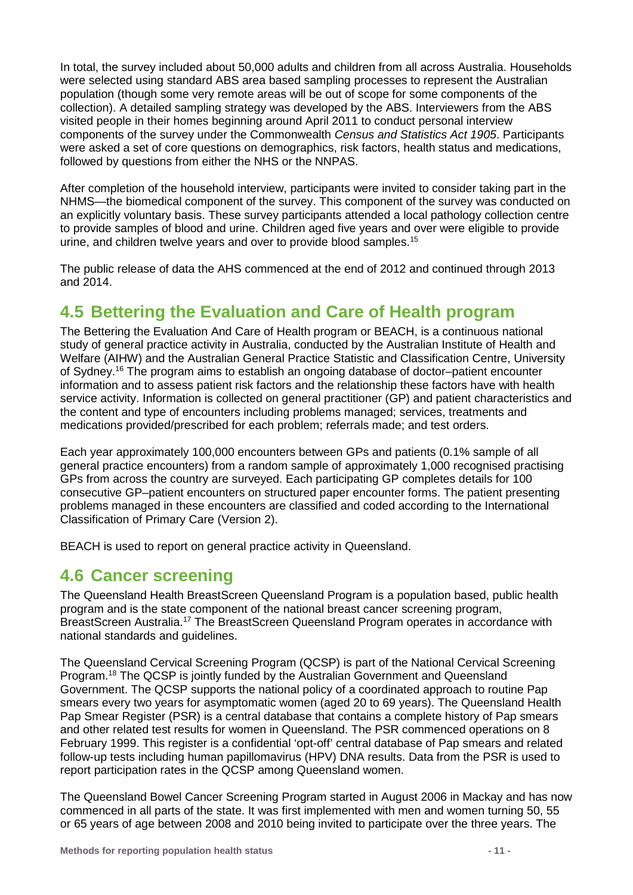In total, the survey included about 50,000 adults and children from all across Australia. Households were selected using standard ABS area based sampling processes to represent the Australian population (though some very remote areas will be out of scope for some components of the collection). A detailed sampling strategy was developed by the ABS. Interviewers from the ABS visited people in their homes beginning around April 2011 to conduct personal interview components of the survey under the Commonwealth *Census and Statistics Act 1905*. Participants were asked a set of core questions on demographics, risk factors, health status and medications, followed by questions from either the NHS or the NNPAS.

After completion of the household interview, participants were invited to consider taking part in the NHMS—the biomedical component of the survey. This component of the survey was conducted on an explicitly voluntary basis. These survey participants attended a local pathology collection centre to provide samples of blood and urine. Children aged five years and over were eligible to provide urine, and children twelve years and over to provide blood samples.[15]

The public release of data the AHS commenced at the end of 2012 and continued through 2013 and 2014.

## 4.5 Bettering the Evaluation and Care of Health program

The Bettering the Evaluation And Care of Health program or BEACH, is a continuous national study of general practice activity in Australia, conducted by the Australian Institute of Health and Welfare (AIHW) and the Australian General Practice Statistic and Classification Centre, University of Sydney.[16] The program aims to establish an ongoing database of doctor–patient encounter information and to assess patient risk factors and the relationship these factors have with health service activity. Information is collected on general practitioner (GP) and patient characteristics and the content and type of encounters including problems managed; services, treatments and medications provided/prescribed for each problem; referrals made; and test orders.

Each year approximately 100,000 encounters between GPs and patients (0.1% sample of all general practice encounters) from a random sample of approximately 1,000 recognised practising GPs from across the country are surveyed. Each participating GP completes details for 100 consecutive GP–patient encounters on structured paper encounter forms. The patient presenting problems managed in these encounters are classified and coded according to the International Classification of Primary Care (Version 2).

BEACH is used to report on general practice activity in Queensland.

## 4.6 Cancer screening

The Queensland Health BreastScreen Queensland Program is a population based, public health program and is the state component of the national breast cancer screening program, BreastScreen Australia.[17] The BreastScreen Queensland Program operates in accordance with national standards and guidelines.

The Queensland Cervical Screening Program (QCSP) is part of the National Cervical Screening Program.[18] The QCSP is jointly funded by the Australian Government and Queensland Government. The QCSP supports the national policy of a coordinated approach to routine Pap smears every two years for asymptomatic women (aged 20 to 69 years). The Queensland Health Pap Smear Register (PSR) is a central database that contains a complete history of Pap smears and other related test results for women in Queensland. The PSR commenced operations on 8 February 1999. This register is a confidential 'opt-off' central database of Pap smears and related follow-up tests including human papillomavirus (HPV) DNA results. Data from the PSR is used to report participation rates in the QCSP among Queensland women.

The Queensland Bowel Cancer Screening Program started in August 2006 in Mackay and has now commenced in all parts of the state. It was first implemented with men and women turning 50, 55 or 65 years of age between 2008 and 2010 being invited to participate over the three years. The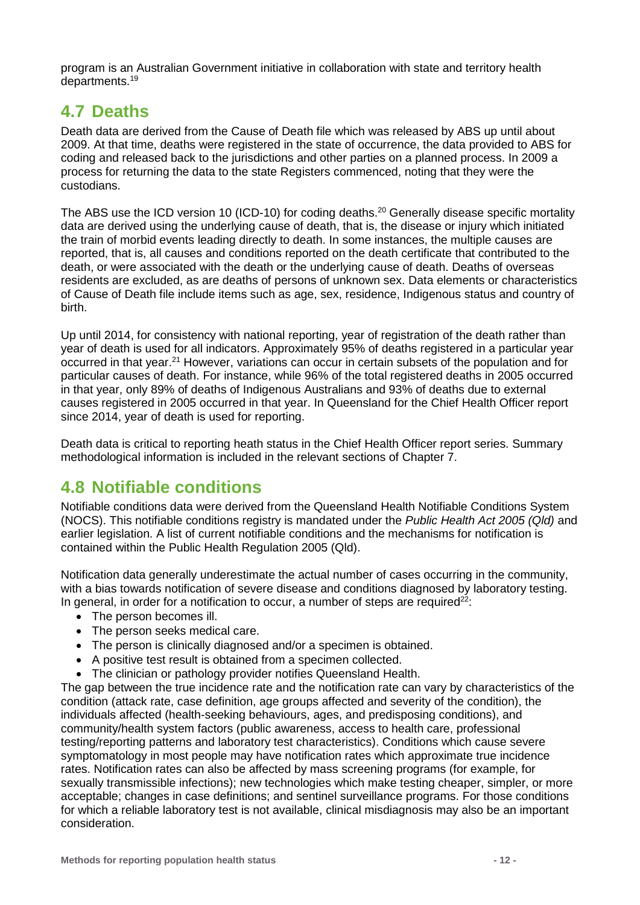program is an Australian Government initiative in collaboration with state and territory health departments.[19]

## 4.7 Deaths

Death data are derived from the Cause of Death file which was released by ABS up until about 2009. At that time, deaths were registered in the state of occurrence, the data provided to ABS for coding and released back to the jurisdictions and other parties on a planned process. In 2009 a process for returning the data to the state Registers commenced, noting that they were the custodians.

The ABS use the ICD version 10 (ICD-10) for coding deaths.[20] Generally disease specific mortality data are derived using the underlying cause of death, that is, the disease or injury which initiated the train of morbid events leading directly to death. In some instances, the multiple causes are reported, that is, all causes and conditions reported on the death certificate that contributed to the death, or were associated with the death or the underlying cause of death. Deaths of overseas residents are excluded, as are deaths of persons of unknown sex. Data elements or characteristics of Cause of Death file include items such as age, sex, residence, Indigenous status and country of birth.

Up until 2014, for consistency with national reporting, year of registration of the death rather than year of death is used for all indicators. Approximately 95% of deaths registered in a particular year occurred in that year.[21] However, variations can occur in certain subsets of the population and for particular causes of death. For instance, while 96% of the total registered deaths in 2005 occurred in that year, only 89% of deaths of Indigenous Australians and 93% of deaths due to external causes registered in 2005 occurred in that year. In Queensland for the Chief Health Officer report since 2014, year of death is used for reporting.

Death data is critical to reporting heath status in the Chief Health Officer report series. Summary methodological information is included in the relevant sections of Chapter 7.

## 4.8 Notifiable conditions

Notifiable conditions data were derived from the Queensland Health Notifiable Conditions System (NOCS). This notifiable conditions registry is mandated under the *Public Health Act 2005 (Qld)* and earlier legislation. A list of current notifiable conditions and the mechanisms for notification is contained within the Public Health Regulation 2005 (Qld).

Notification data generally underestimate the actual number of cases occurring in the community, with a bias towards notification of severe disease and conditions diagnosed by laboratory testing. In general, in order for a notification to occur, a number of steps are required[22]:

- The person becomes ill.
- The person seeks medical care.
- The person is clinically diagnosed and/or a specimen is obtained.
- A positive test result is obtained from a specimen collected.
- The clinician or pathology provider notifies Queensland Health.

The gap between the true incidence rate and the notification rate can vary by characteristics of the condition (attack rate, case definition, age groups affected and severity of the condition), the individuals affected (health-seeking behaviours, ages, and predisposing conditions), and community/health system factors (public awareness, access to health care, professional testing/reporting patterns and laboratory test characteristics). Conditions which cause severe symptomatology in most people may have notification rates which approximate true incidence rates. Notification rates can also be affected by mass screening programs (for example, for sexually transmissible infections); new technologies which make testing cheaper, simpler, or more acceptable; changes in case definitions; and sentinel surveillance programs. For those conditions for which a reliable laboratory test is not available, clinical misdiagnosis may also be an important consideration.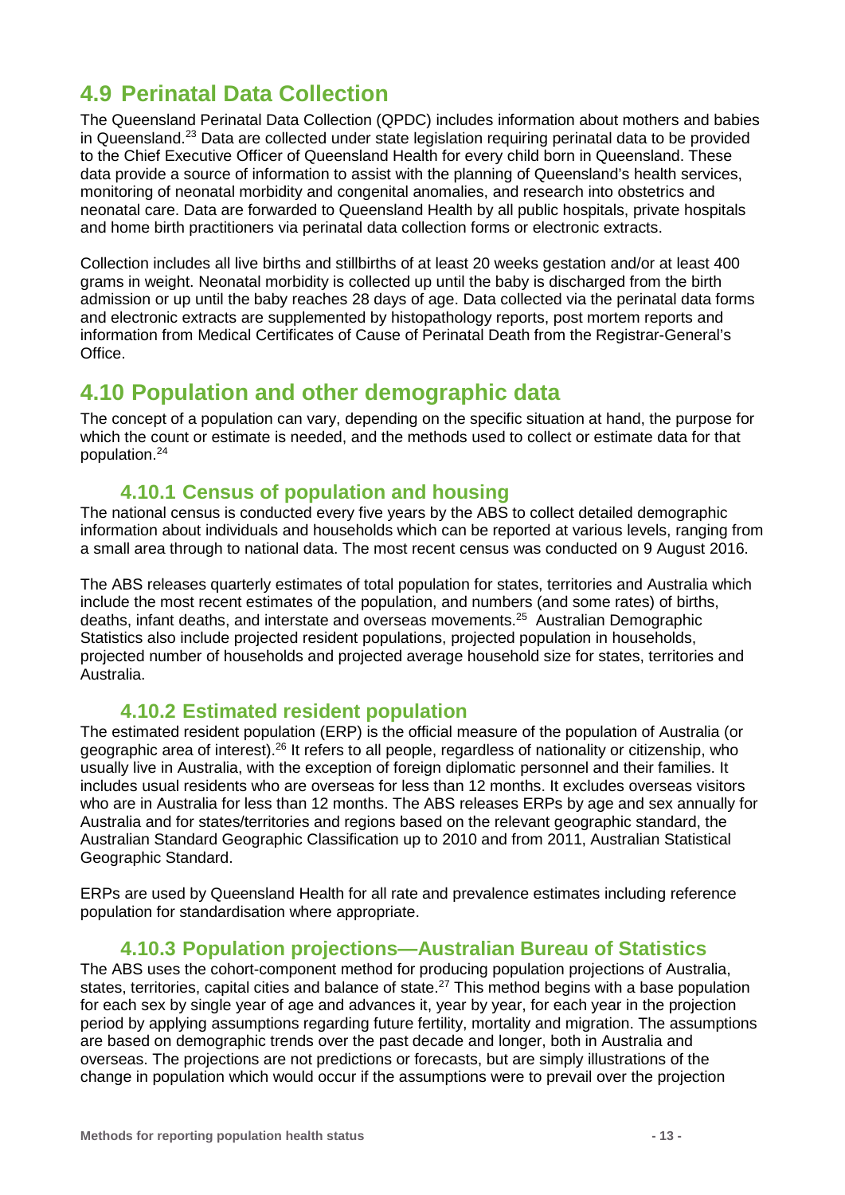## 4.9 Perinatal Data Collection

The Queensland Perinatal Data Collection (QPDC) includes information about mothers and babies in Queensland.[23] Data are collected under state legislation requiring perinatal data to be provided to the Chief Executive Officer of Queensland Health for every child born in Queensland. These data provide a source of information to assist with the planning of Queensland's health services, monitoring of neonatal morbidity and congenital anomalies, and research into obstetrics and neonatal care. Data are forwarded to Queensland Health by all public hospitals, private hospitals and home birth practitioners via perinatal data collection forms or electronic extracts.

Collection includes all live births and stillbirths of at least 20 weeks gestation and/or at least 400 grams in weight. Neonatal morbidity is collected up until the baby is discharged from the birth admission or up until the baby reaches 28 days of age. Data collected via the perinatal data forms and electronic extracts are supplemented by histopathology reports, post mortem reports and information from Medical Certificates of Cause of Perinatal Death from the Registrar-General's Office.

## 4.10 Population and other demographic data

The concept of a population can vary, depending on the specific situation at hand, the purpose for which the count or estimate is needed, and the methods used to collect or estimate data for that population.[24]

### 4.10.1 Census of population and housing

The national census is conducted every five years by the ABS to collect detailed demographic information about individuals and households which can be reported at various levels, ranging from a small area through to national data. The most recent census was conducted on 9 August 2016.

The ABS releases quarterly estimates of total population for states, territories and Australia which include the most recent estimates of the population, and numbers (and some rates) of births, deaths, infant deaths, and interstate and overseas movements.[25] Australian Demographic Statistics also include projected resident populations, projected population in households, projected number of households and projected average household size for states, territories and Australia.

### 4.10.2 Estimated resident population

The estimated resident population (ERP) is the official measure of the population of Australia (or geographic area of interest).[26] It refers to all people, regardless of nationality or citizenship, who usually live in Australia, with the exception of foreign diplomatic personnel and their families. It includes usual residents who are overseas for less than 12 months. It excludes overseas visitors who are in Australia for less than 12 months. The ABS releases ERPs by age and sex annually for Australia and for states/territories and regions based on the relevant geographic standard, the Australian Standard Geographic Classification up to 2010 and from 2011, Australian Statistical Geographic Standard.

ERPs are used by Queensland Health for all rate and prevalence estimates including reference population for standardisation where appropriate.

### 4.10.3 Population projections—Australian Bureau of Statistics

The ABS uses the cohort-component method for producing population projections of Australia, states, territories, capital cities and balance of state.[27] This method begins with a base population for each sex by single year of age and advances it, year by year, for each year in the projection period by applying assumptions regarding future fertility, mortality and migration. The assumptions are based on demographic trends over the past decade and longer, both in Australia and overseas. The projections are not predictions or forecasts, but are simply illustrations of the change in population which would occur if the assumptions were to prevail over the projection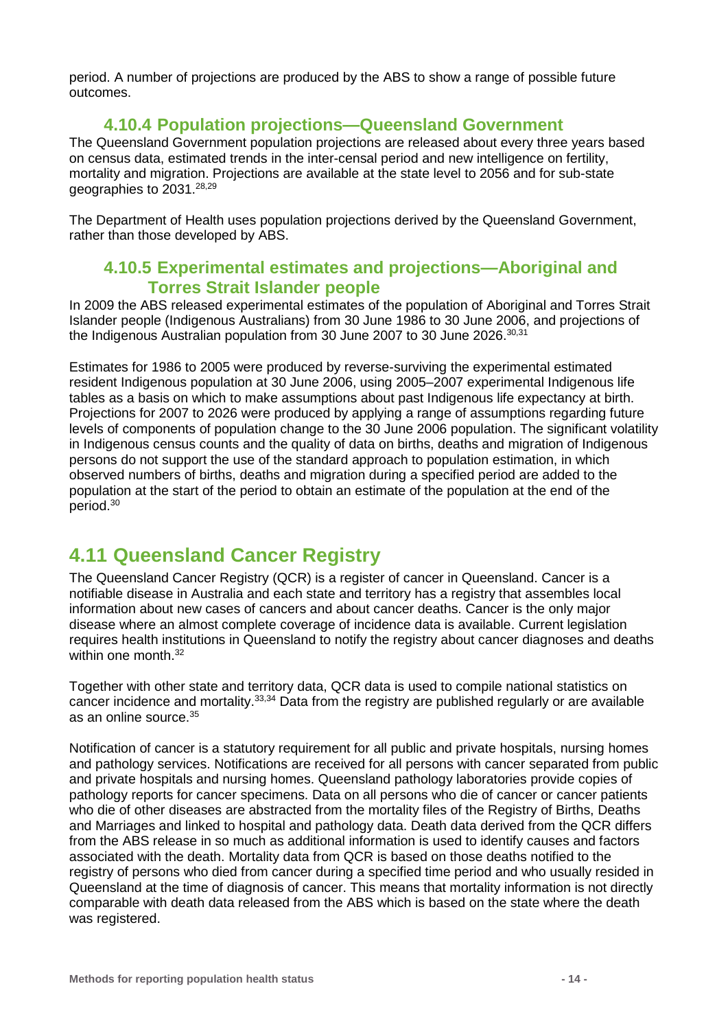period. A number of projections are produced by the ABS to show a range of possible future outcomes.

### 4.10.4 Population projections—Queensland Government

The Queensland Government population projections are released about every three years based on census data, estimated trends in the inter-censal period and new intelligence on fertility, mortality and migration. Projections are available at the state level to 2056 and for sub-state geographies to 2031.[28,29]

The Department of Health uses population projections derived by the Queensland Government, rather than those developed by ABS.

### 4.10.5 Experimental estimates and projections—Aboriginal and Torres Strait Islander people

In 2009 the ABS released experimental estimates of the population of Aboriginal and Torres Strait Islander people (Indigenous Australians) from 30 June 1986 to 30 June 2006, and projections of the Indigenous Australian population from 30 June 2007 to 30 June 2026.[30,31]

Estimates for 1986 to 2005 were produced by reverse-surviving the experimental estimated resident Indigenous population at 30 June 2006, using 2005–2007 experimental Indigenous life tables as a basis on which to make assumptions about past Indigenous life expectancy at birth. Projections for 2007 to 2026 were produced by applying a range of assumptions regarding future levels of components of population change to the 30 June 2006 population. The significant volatility in Indigenous census counts and the quality of data on births, deaths and migration of Indigenous persons do not support the use of the standard approach to population estimation, in which observed numbers of births, deaths and migration during a specified period are added to the population at the start of the period to obtain an estimate of the population at the end of the period.[30]

## 4.11 Queensland Cancer Registry

The Queensland Cancer Registry (QCR) is a register of cancer in Queensland. Cancer is a notifiable disease in Australia and each state and territory has a registry that assembles local information about new cases of cancers and about cancer deaths. Cancer is the only major disease where an almost complete coverage of incidence data is available. Current legislation requires health institutions in Queensland to notify the registry about cancer diagnoses and deaths within one month.[32]

Together with other state and territory data, QCR data is used to compile national statistics on cancer incidence and mortality.[33,34] Data from the registry are published regularly or are available as an online source.[35]

Notification of cancer is a statutory requirement for all public and private hospitals, nursing homes and pathology services. Notifications are received for all persons with cancer separated from public and private hospitals and nursing homes. Queensland pathology laboratories provide copies of pathology reports for cancer specimens. Data on all persons who die of cancer or cancer patients who die of other diseases are abstracted from the mortality files of the Registry of Births, Deaths and Marriages and linked to hospital and pathology data. Death data derived from the QCR differs from the ABS release in so much as additional information is used to identify causes and factors associated with the death. Mortality data from QCR is based on those deaths notified to the registry of persons who died from cancer during a specified time period and who usually resided in Queensland at the time of diagnosis of cancer. This means that mortality information is not directly comparable with death data released from the ABS which is based on the state where the death was registered.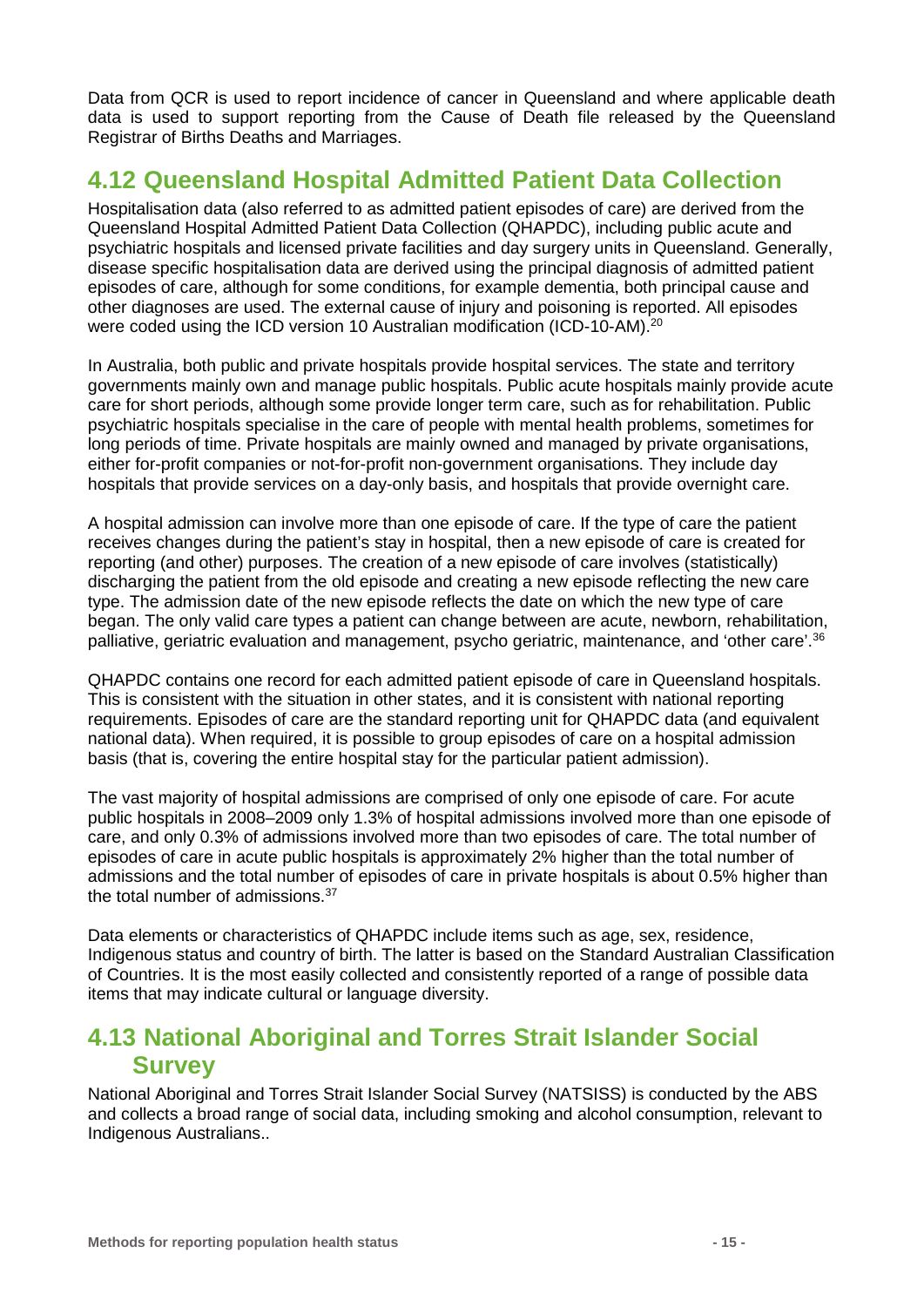Data from QCR is used to report incidence of cancer in Queensland and where applicable death data is used to support reporting from the Cause of Death file released by the Queensland Registrar of Births Deaths and Marriages.

## 4.12 Queensland Hospital Admitted Patient Data Collection

Hospitalisation data (also referred to as admitted patient episodes of care) are derived from the Queensland Hospital Admitted Patient Data Collection (QHAPDC), including public acute and psychiatric hospitals and licensed private facilities and day surgery units in Queensland. Generally, disease specific hospitalisation data are derived using the principal diagnosis of admitted patient episodes of care, although for some conditions, for example dementia, both principal cause and other diagnoses are used. The external cause of injury and poisoning is reported. All episodes were coded using the ICD version 10 Australian modification (ICD-10-AM).[20]

In Australia, both public and private hospitals provide hospital services. The state and territory governments mainly own and manage public hospitals. Public acute hospitals mainly provide acute care for short periods, although some provide longer term care, such as for rehabilitation. Public psychiatric hospitals specialise in the care of people with mental health problems, sometimes for long periods of time. Private hospitals are mainly owned and managed by private organisations, either for-profit companies or not-for-profit non-government organisations. They include day hospitals that provide services on a day-only basis, and hospitals that provide overnight care.

A hospital admission can involve more than one episode of care. If the type of care the patient receives changes during the patient's stay in hospital, then a new episode of care is created for reporting (and other) purposes. The creation of a new episode of care involves (statistically) discharging the patient from the old episode and creating a new episode reflecting the new care type. The admission date of the new episode reflects the date on which the new type of care began. The only valid care types a patient can change between are acute, newborn, rehabilitation, palliative, geriatric evaluation and management, psycho geriatric, maintenance, and 'other care'.[36]

QHAPDC contains one record for each admitted patient episode of care in Queensland hospitals. This is consistent with the situation in other states, and it is consistent with national reporting requirements. Episodes of care are the standard reporting unit for QHAPDC data (and equivalent national data). When required, it is possible to group episodes of care on a hospital admission basis (that is, covering the entire hospital stay for the particular patient admission).

The vast majority of hospital admissions are comprised of only one episode of care. For acute public hospitals in 2008–2009 only 1.3% of hospital admissions involved more than one episode of care, and only 0.3% of admissions involved more than two episodes of care. The total number of episodes of care in acute public hospitals is approximately 2% higher than the total number of admissions and the total number of episodes of care in private hospitals is about 0.5% higher than the total number of admissions.[37]

Data elements or characteristics of QHAPDC include items such as age, sex, residence, Indigenous status and country of birth. The latter is based on the Standard Australian Classification of Countries. It is the most easily collected and consistently reported of a range of possible data items that may indicate cultural or language diversity.

## 4.13 National Aboriginal and Torres Strait Islander Social Survey

National Aboriginal and Torres Strait Islander Social Survey (NATSISS) is conducted by the ABS and collects a broad range of social data, including smoking and alcohol consumption, relevant to Indigenous Australians..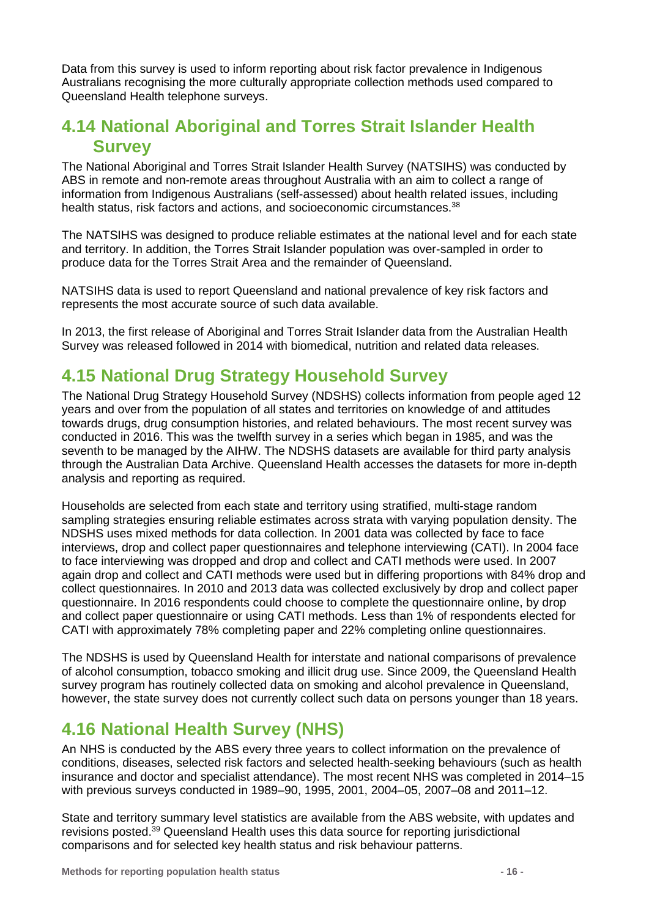Data from this survey is used to inform reporting about risk factor prevalence in Indigenous Australians recognising the more culturally appropriate collection methods used compared to Queensland Health telephone surveys.

## 4.14 National Aboriginal and Torres Strait Islander Health Survey

The National Aboriginal and Torres Strait Islander Health Survey (NATSIHS) was conducted by ABS in remote and non-remote areas throughout Australia with an aim to collect a range of information from Indigenous Australians (self-assessed) about health related issues, including health status, risk factors and actions, and socioeconomic circumstances.[38]

The NATSIHS was designed to produce reliable estimates at the national level and for each state and territory. In addition, the Torres Strait Islander population was over-sampled in order to produce data for the Torres Strait Area and the remainder of Queensland.

NATSIHS data is used to report Queensland and national prevalence of key risk factors and represents the most accurate source of such data available.

In 2013, the first release of Aboriginal and Torres Strait Islander data from the Australian Health Survey was released followed in 2014 with biomedical, nutrition and related data releases.

## 4.15 National Drug Strategy Household Survey

The National Drug Strategy Household Survey (NDSHS) collects information from people aged 12 years and over from the population of all states and territories on knowledge of and attitudes towards drugs, drug consumption histories, and related behaviours. The most recent survey was conducted in 2016. This was the twelfth survey in a series which began in 1985, and was the seventh to be managed by the AIHW. The NDSHS datasets are available for third party analysis through the Australian Data Archive. Queensland Health accesses the datasets for more in-depth analysis and reporting as required.

Households are selected from each state and territory using stratified, multi-stage random sampling strategies ensuring reliable estimates across strata with varying population density. The NDSHS uses mixed methods for data collection. In 2001 data was collected by face to face interviews, drop and collect paper questionnaires and telephone interviewing (CATI). In 2004 face to face interviewing was dropped and drop and collect and CATI methods were used. In 2007 again drop and collect and CATI methods were used but in differing proportions with 84% drop and collect questionnaires. In 2010 and 2013 data was collected exclusively by drop and collect paper questionnaire. In 2016 respondents could choose to complete the questionnaire online, by drop and collect paper questionnaire or using CATI methods. Less than 1% of respondents elected for CATI with approximately 78% completing paper and 22% completing online questionnaires.

The NDSHS is used by Queensland Health for interstate and national comparisons of prevalence of alcohol consumption, tobacco smoking and illicit drug use. Since 2009, the Queensland Health survey program has routinely collected data on smoking and alcohol prevalence in Queensland, however, the state survey does not currently collect such data on persons younger than 18 years.

## 4.16 National Health Survey (NHS)

An NHS is conducted by the ABS every three years to collect information on the prevalence of conditions, diseases, selected risk factors and selected health-seeking behaviours (such as health insurance and doctor and specialist attendance). The most recent NHS was completed in 2014–15 with previous surveys conducted in 1989–90, 1995, 2001, 2004–05, 2007–08 and 2011–12.

State and territory summary level statistics are available from the ABS website, with updates and revisions posted.[39] Queensland Health uses this data source for reporting jurisdictional comparisons and for selected key health status and risk behaviour patterns.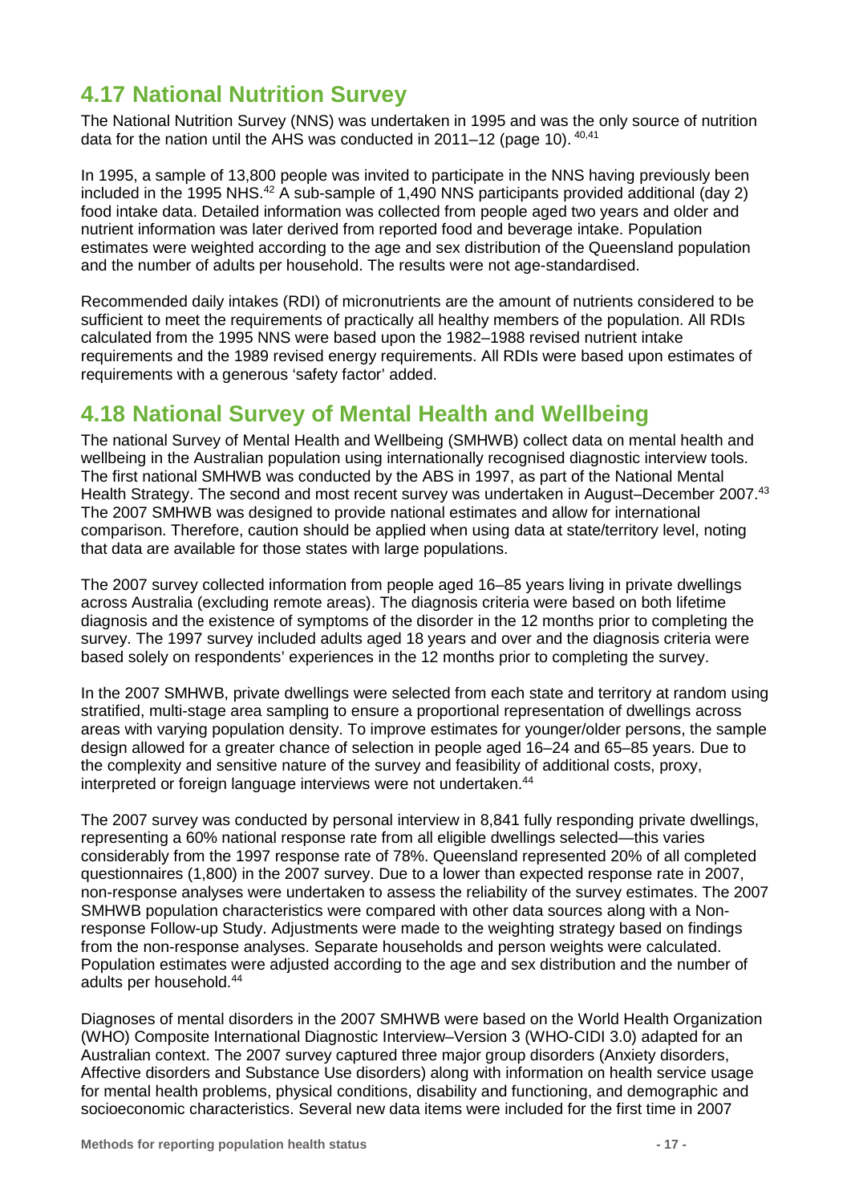## 4.17 National Nutrition Survey

The National Nutrition Survey (NNS) was undertaken in 1995 and was the only source of nutrition data for the nation until the AHS was conducted in 2011–12 (page 10).[40,41]

In 1995, a sample of 13,800 people was invited to participate in the NNS having previously been included in the 1995 NHS.[42] A sub-sample of 1,490 NNS participants provided additional (day 2) food intake data. Detailed information was collected from people aged two years and older and nutrient information was later derived from reported food and beverage intake. Population estimates were weighted according to the age and sex distribution of the Queensland population and the number of adults per household. The results were not age-standardised.

Recommended daily intakes (RDI) of micronutrients are the amount of nutrients considered to be sufficient to meet the requirements of practically all healthy members of the population. All RDIs calculated from the 1995 NNS were based upon the 1982–1988 revised nutrient intake requirements and the 1989 revised energy requirements. All RDIs were based upon estimates of requirements with a generous 'safety factor' added.

## 4.18 National Survey of Mental Health and Wellbeing

The national Survey of Mental Health and Wellbeing (SMHWB) collect data on mental health and wellbeing in the Australian population using internationally recognised diagnostic interview tools. The first national SMHWB was conducted by the ABS in 1997, as part of the National Mental Health Strategy. The second and most recent survey was undertaken in August–December 2007.[43] The 2007 SMHWB was designed to provide national estimates and allow for international comparison. Therefore, caution should be applied when using data at state/territory level, noting that data are available for those states with large populations.

The 2007 survey collected information from people aged 16–85 years living in private dwellings across Australia (excluding remote areas). The diagnosis criteria were based on both lifetime diagnosis and the existence of symptoms of the disorder in the 12 months prior to completing the survey. The 1997 survey included adults aged 18 years and over and the diagnosis criteria were based solely on respondents' experiences in the 12 months prior to completing the survey.

In the 2007 SMHWB, private dwellings were selected from each state and territory at random using stratified, multi-stage area sampling to ensure a proportional representation of dwellings across areas with varying population density. To improve estimates for younger/older persons, the sample design allowed for a greater chance of selection in people aged 16–24 and 65–85 years. Due to the complexity and sensitive nature of the survey and feasibility of additional costs, proxy, interpreted or foreign language interviews were not undertaken.[44]

The 2007 survey was conducted by personal interview in 8,841 fully responding private dwellings, representing a 60% national response rate from all eligible dwellings selected—this varies considerably from the 1997 response rate of 78%. Queensland represented 20% of all completed questionnaires (1,800) in the 2007 survey. Due to a lower than expected response rate in 2007, non-response analyses were undertaken to assess the reliability of the survey estimates. The 2007 SMHWB population characteristics were compared with other data sources along with a Non-response Follow-up Study. Adjustments were made to the weighting strategy based on findings from the non-response analyses. Separate households and person weights were calculated. Population estimates were adjusted according to the age and sex distribution and the number of adults per household.[44]

Diagnoses of mental disorders in the 2007 SMHWB were based on the World Health Organization (WHO) Composite International Diagnostic Interview–Version 3 (WHO-CIDI 3.0) adapted for an Australian context. The 2007 survey captured three major group disorders (Anxiety disorders, Affective disorders and Substance Use disorders) along with information on health service usage for mental health problems, physical conditions, disability and functioning, and demographic and socioeconomic characteristics. Several new data items were included for the first time in 2007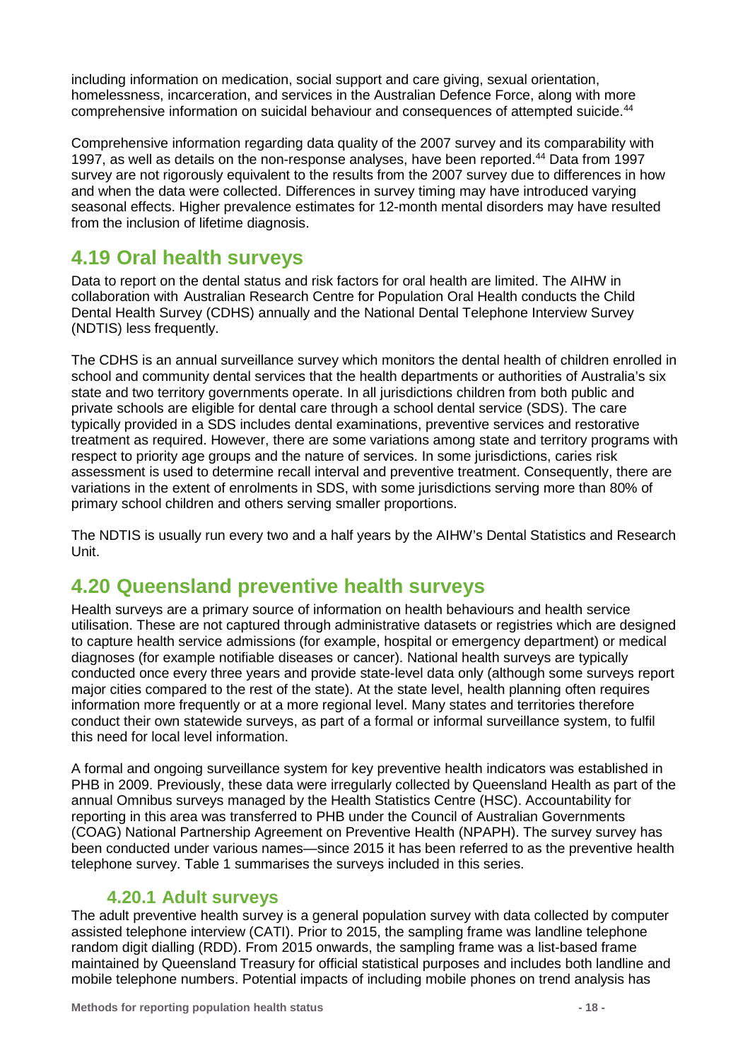including information on medication, social support and care giving, sexual orientation, homelessness, incarceration, and services in the Australian Defence Force, along with more comprehensive information on suicidal behaviour and consequences of attempted suicide.[44]

Comprehensive information regarding data quality of the 2007 survey and its comparability with 1997, as well as details on the non-response analyses, have been reported.[44] Data from 1997 survey are not rigorously equivalent to the results from the 2007 survey due to differences in how and when the data were collected. Differences in survey timing may have introduced varying seasonal effects. Higher prevalence estimates for 12-month mental disorders may have resulted from the inclusion of lifetime diagnosis.

## 4.19 Oral health surveys

Data to report on the dental status and risk factors for oral health are limited. The AIHW in collaboration with Australian Research Centre for Population Oral Health conducts the Child Dental Health Survey (CDHS) annually and the National Dental Telephone Interview Survey (NDTIS) less frequently.

The CDHS is an annual surveillance survey which monitors the dental health of children enrolled in school and community dental services that the health departments or authorities of Australia's six state and two territory governments operate. In all jurisdictions children from both public and private schools are eligible for dental care through a school dental service (SDS). The care typically provided in a SDS includes dental examinations, preventive services and restorative treatment as required. However, there are some variations among state and territory programs with respect to priority age groups and the nature of services. In some jurisdictions, caries risk assessment is used to determine recall interval and preventive treatment. Consequently, there are variations in the extent of enrolments in SDS, with some jurisdictions serving more than 80% of primary school children and others serving smaller proportions.

The NDTIS is usually run every two and a half years by the AIHW's Dental Statistics and Research Unit.

## 4.20 Queensland preventive health surveys

Health surveys are a primary source of information on health behaviours and health service utilisation. These are not captured through administrative datasets or registries which are designed to capture health service admissions (for example, hospital or emergency department) or medical diagnoses (for example notifiable diseases or cancer). National health surveys are typically conducted once every three years and provide state-level data only (although some surveys report major cities compared to the rest of the state). At the state level, health planning often requires information more frequently or at a more regional level. Many states and territories therefore conduct their own statewide surveys, as part of a formal or informal surveillance system, to fulfil this need for local level information.

A formal and ongoing surveillance system for key preventive health indicators was established in PHB in 2009. Previously, these data were irregularly collected by Queensland Health as part of the annual Omnibus surveys managed by the Health Statistics Centre (HSC). Accountability for reporting in this area was transferred to PHB under the Council of Australian Governments (COAG) National Partnership Agreement on Preventive Health (NPAPH). The survey survey has been conducted under various names—since 2015 it has been referred to as the preventive health telephone survey. Table 1 summarises the surveys included in this series.

### 4.20.1 Adult surveys

The adult preventive health survey is a general population survey with data collected by computer assisted telephone interview (CATI). Prior to 2015, the sampling frame was landline telephone random digit dialling (RDD). From 2015 onwards, the sampling frame was a list-based frame maintained by Queensland Treasury for official statistical purposes and includes both landline and mobile telephone numbers. Potential impacts of including mobile phones on trend analysis has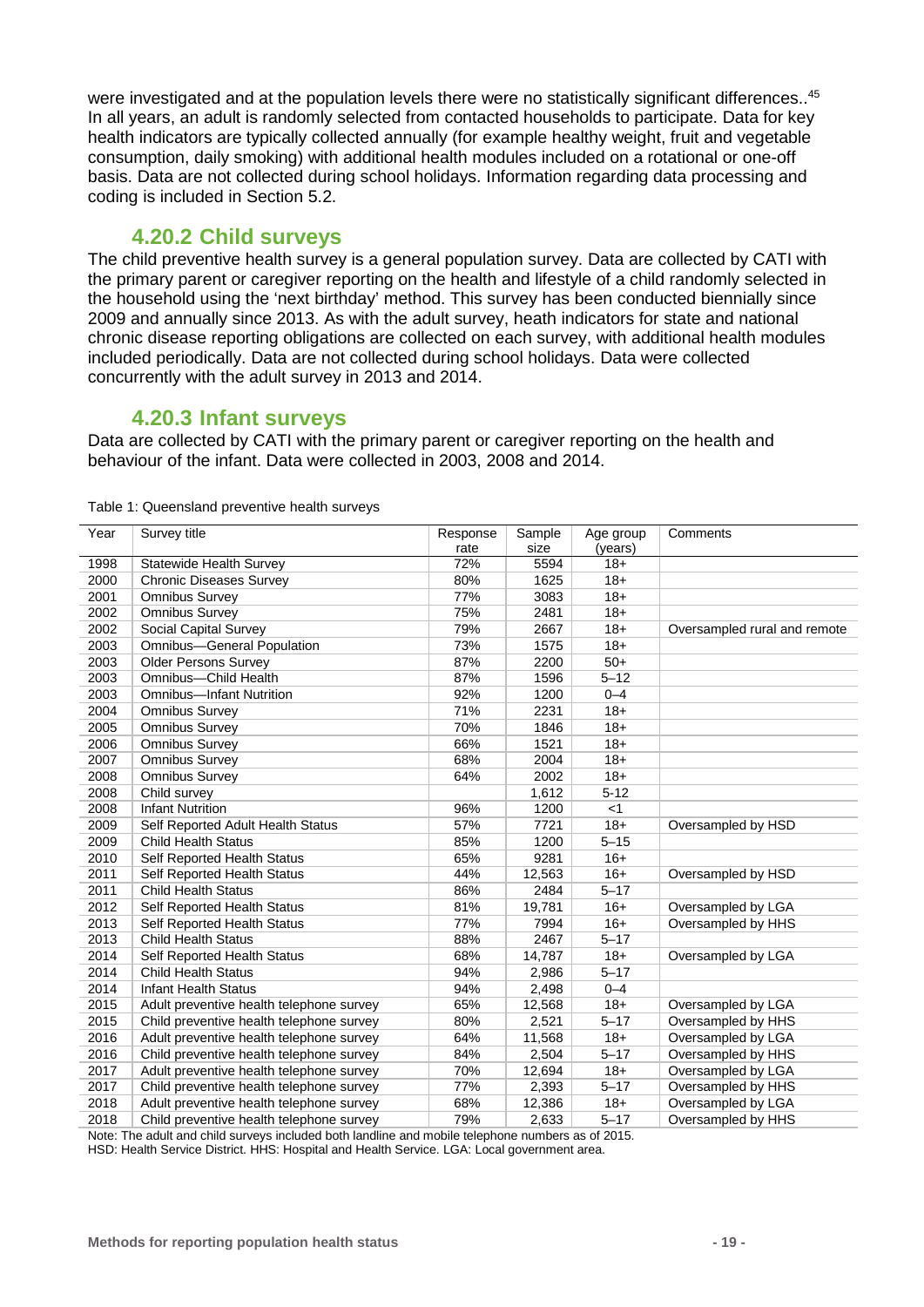were investigated and at the population levels there were no statistically significant differences..[45] In all years, an adult is randomly selected from contacted households to participate. Data for key health indicators are typically collected annually (for example healthy weight, fruit and vegetable consumption, daily smoking) with additional health modules included on a rotational or one-off basis. Data are not collected during school holidays. Information regarding data processing and coding is included in Section 5.2.

### 4.20.2 Child surveys

The child preventive health survey is a general population survey. Data are collected by CATI with the primary parent or caregiver reporting on the health and lifestyle of a child randomly selected in the household using the 'next birthday' method. This survey has been conducted biennially since 2009 and annually since 2013. As with the adult survey, heath indicators for state and national chronic disease reporting obligations are collected on each survey, with additional health modules included periodically. Data are not collected during school holidays. Data were collected concurrently with the adult survey in 2013 and 2014.

### 4.20.3 Infant surveys

Data are collected by CATI with the primary parent or caregiver reporting on the health and behaviour of the infant. Data were collected in 2003, 2008 and 2014.

Table 1: Queensland preventive health surveys

| Year | Survey title | Response rate | Sample size | Age group (years) | Comments |
|---|---|---|---|---|---|
| 1998 | Statewide Health Survey | 72% | 5594 | 18+ | |
| 2000 | Chronic Diseases Survey | 80% | 1625 | 18+ | |
| 2001 | Omnibus Survey | 77% | 3083 | 18+ | |
| 2002 | Omnibus Survey | 75% | 2481 | 18+ | |
| 2002 | Social Capital Survey | 79% | 2667 | 18+ | Oversampled rural and remote |
| 2003 | Omnibus—General Population | 73% | 1575 | 18+ | |
| 2003 | Older Persons Survey | 87% | 2200 | 50+ | |
| 2003 | Omnibus—Child Health | 87% | 1596 | 5–12 | |
| 2003 | Omnibus—Infant Nutrition | 92% | 1200 | 0–4 | |
| 2004 | Omnibus Survey | 71% | 2231 | 18+ | |
| 2005 | Omnibus Survey | 70% | 1846 | 18+ | |
| 2006 | Omnibus Survey | 66% | 1521 | 18+ | |
| 2007 | Omnibus Survey | 68% | 2004 | 18+ | |
| 2008 | Omnibus Survey | 64% | 2002 | 18+ | |
| 2008 | Child survey | | 1,612 | 5-12 | |
| 2008 | Infant Nutrition | 96% | 1200 | <1 | |
| 2009 | Self Reported Adult Health Status | 57% | 7721 | 18+ | Oversampled by HSD |
| 2009 | Child Health Status | 85% | 1200 | 5–15 | |
| 2010 | Self Reported Health Status | 65% | 9281 | 16+ | |
| 2011 | Self Reported Health Status | 44% | 12,563 | 16+ | Oversampled by HSD |
| 2011 | Child Health Status | 86% | 2484 | 5–17 | |
| 2012 | Self Reported Health Status | 81% | 19,781 | 16+ | Oversampled by LGA |
| 2013 | Self Reported Health Status | 77% | 7994 | 16+ | Oversampled by HHS |
| 2013 | Child Health Status | 88% | 2467 | 5–17 | |
| 2014 | Self Reported Health Status | 68% | 14,787 | 18+ | Oversampled by LGA |
| 2014 | Child Health Status | 94% | 2,986 | 5–17 | |
| 2014 | Infant Health Status | 94% | 2,498 | 0–4 | |
| 2015 | Adult preventive health telephone survey | 65% | 12,568 | 18+ | Oversampled by LGA |
| 2015 | Child preventive health telephone survey | 80% | 2,521 | 5–17 | Oversampled by HHS |
| 2016 | Adult preventive health telephone survey | 64% | 11,568 | 18+ | Oversampled by LGA |
| 2016 | Child preventive health telephone survey | 84% | 2,504 | 5–17 | Oversampled by HHS |
| 2017 | Adult preventive health telephone survey | 70% | 12,694 | 18+ | Oversampled by LGA |
| 2017 | Child preventive health telephone survey | 77% | 2,393 | 5–17 | Oversampled by HHS |
| 2018 | Adult preventive health telephone survey | 68% | 12,386 | 18+ | Oversampled by LGA |
| 2018 | Child preventive health telephone survey | 79% | 2,633 | 5–17 | Oversampled by HHS |

Note: The adult and child surveys included both landline and mobile telephone numbers as of 2015.
HSD: Health Service District. HHS: Hospital and Health Service. LGA: Local government area.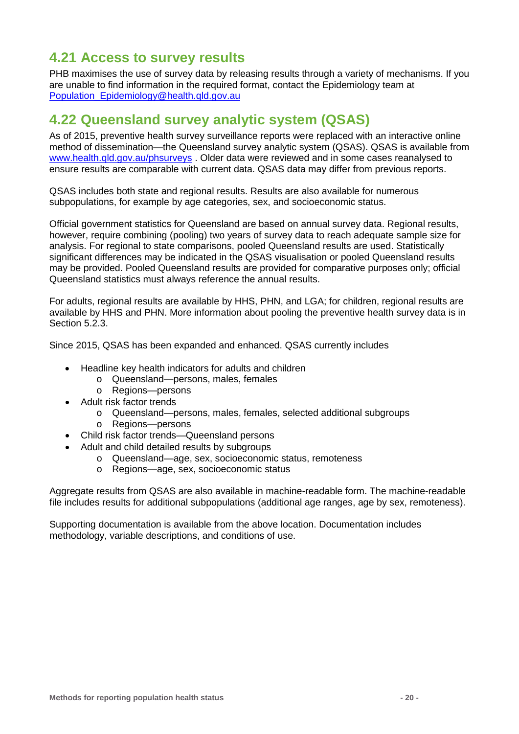## 4.21 Access to survey results

PHB maximises the use of survey data by releasing results through a variety of mechanisms. If you are unable to find information in the required format, contact the Epidemiology team at [Population_Epidemiology@health.qld.gov.au](mailto:Population_Epidemiology@health.qld.gov.au)

## 4.22 Queensland survey analytic system (QSAS)

As of 2015, preventive health survey surveillance reports were replaced with an interactive online method of dissemination—the Queensland survey analytic system (QSAS). QSAS is available from [www.health.qld.gov.au/phsurveys](http://www.health.qld.gov.au/phsurveys) . Older data were reviewed and in some cases reanalysed to ensure results are comparable with current data. QSAS data may differ from previous reports.

QSAS includes both state and regional results. Results are also available for numerous subpopulations, for example by age categories, sex, and socioeconomic status.

Official government statistics for Queensland are based on annual survey data. Regional results, however, require combining (pooling) two years of survey data to reach adequate sample size for analysis. For regional to state comparisons, pooled Queensland results are used. Statistically significant differences may be indicated in the QSAS visualisation or pooled Queensland results may be provided. Pooled Queensland results are provided for comparative purposes only; official Queensland statistics must always reference the annual results.

For adults, regional results are available by HHS, PHN, and LGA; for children, regional results are available by HHS and PHN. More information about pooling the preventive health survey data is in Section 5.2.3.

Since 2015, QSAS has been expanded and enhanced. QSAS currently includes

- Headline key health indicators for adults and children
  - Queensland—persons, males, females
  - Regions—persons
- Adult risk factor trends
  - Queensland—persons, males, females, selected additional subgroups
  - Regions—persons
- Child risk factor trends—Queensland persons
- Adult and child detailed results by subgroups
  - Queensland—age, sex, socioeconomic status, remoteness
  - Regions—age, sex, socioeconomic status

Aggregate results from QSAS are also available in machine-readable form. The machine-readable file includes results for additional subpopulations (additional age ranges, age by sex, remoteness).

Supporting documentation is available from the above location. Documentation includes methodology, variable descriptions, and conditions of use.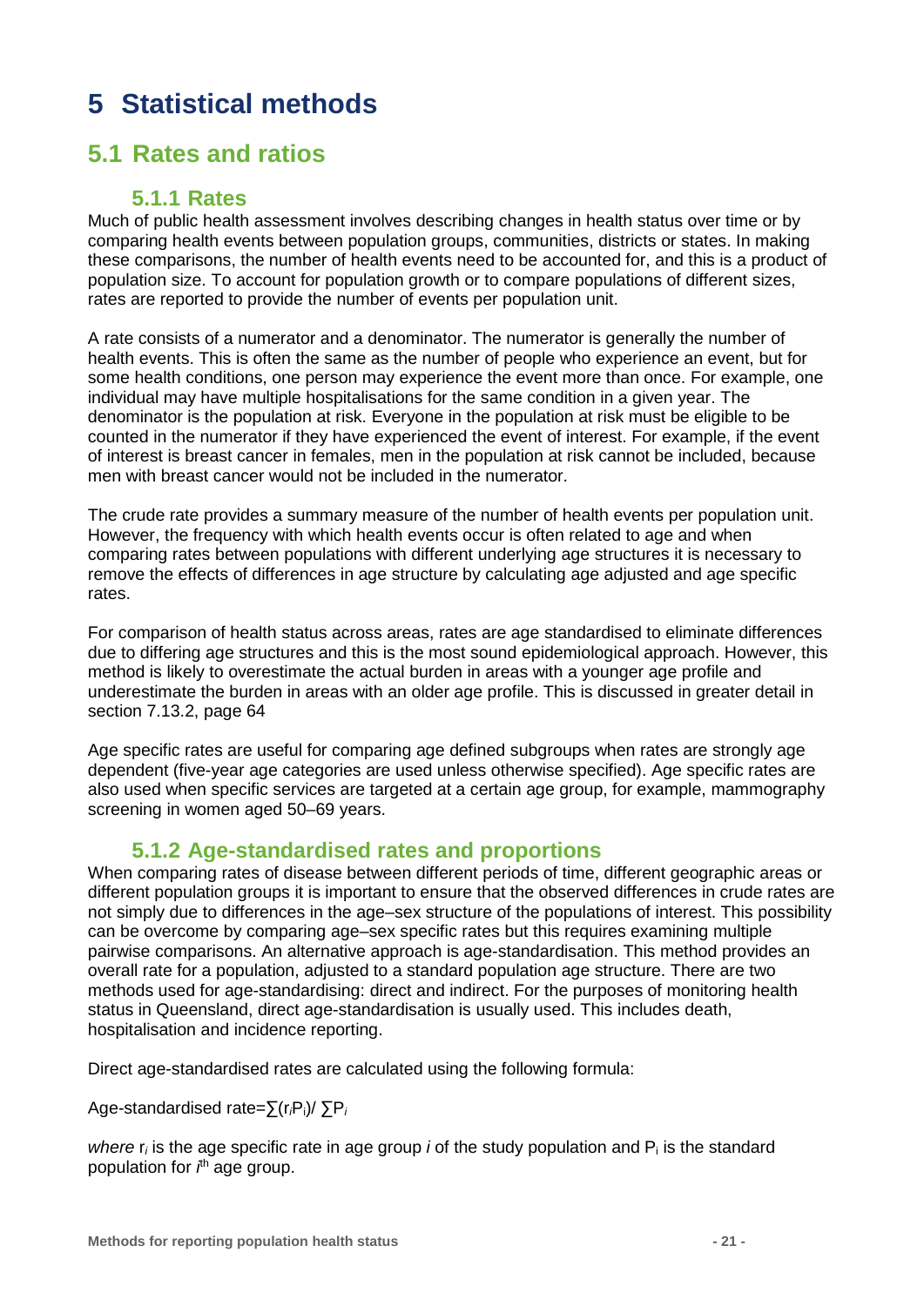# 5 Statistical methods

## 5.1 Rates and ratios

### 5.1.1 Rates

Much of public health assessment involves describing changes in health status over time or by comparing health events between population groups, communities, districts or states. In making these comparisons, the number of health events need to be accounted for, and this is a product of population size. To account for population growth or to compare populations of different sizes, rates are reported to provide the number of events per population unit.

A rate consists of a numerator and a denominator. The numerator is generally the number of health events. This is often the same as the number of people who experience an event, but for some health conditions, one person may experience the event more than once. For example, one individual may have multiple hospitalisations for the same condition in a given year. The denominator is the population at risk. Everyone in the population at risk must be eligible to be counted in the numerator if they have experienced the event of interest. For example, if the event of interest is breast cancer in females, men in the population at risk cannot be included, because men with breast cancer would not be included in the numerator.

The crude rate provides a summary measure of the number of health events per population unit. However, the frequency with which health events occur is often related to age and when comparing rates between populations with different underlying age structures it is necessary to remove the effects of differences in age structure by calculating age adjusted and age specific rates.

For comparison of health status across areas, rates are age standardised to eliminate differences due to differing age structures and this is the most sound epidemiological approach. However, this method is likely to overestimate the actual burden in areas with a younger age profile and underestimate the burden in areas with an older age profile. This is discussed in greater detail in section 7.13.2, page 64

Age specific rates are useful for comparing age defined subgroups when rates are strongly age dependent (five-year age categories are used unless otherwise specified). Age specific rates are also used when specific services are targeted at a certain age group, for example, mammography screening in women aged 50–69 years.

### 5.1.2 Age-standardised rates and proportions

When comparing rates of disease between different periods of time, different geographic areas or different population groups it is important to ensure that the observed differences in crude rates are not simply due to differences in the age–sex structure of the populations of interest. This possibility can be overcome by comparing age–sex specific rates but this requires examining multiple pairwise comparisons. An alternative approach is age-standardisation. This method provides an overall rate for a population, adjusted to a standard population age structure. There are two methods used for age-standardising: direct and indirect. For the purposes of monitoring health status in Queensland, direct age-standardisation is usually used. This includes death, hospitalisation and incidence reporting.

Direct age-standardised rates are calculated using the following formula:

$$\text{Age-standardised rate} = \sum(r_i P_i) / \sum P_i$$

*where* $r_i$ is the age specific rate in age group $i$ of the study population and $P_i$ is the standard population for $i^{th}$ age group.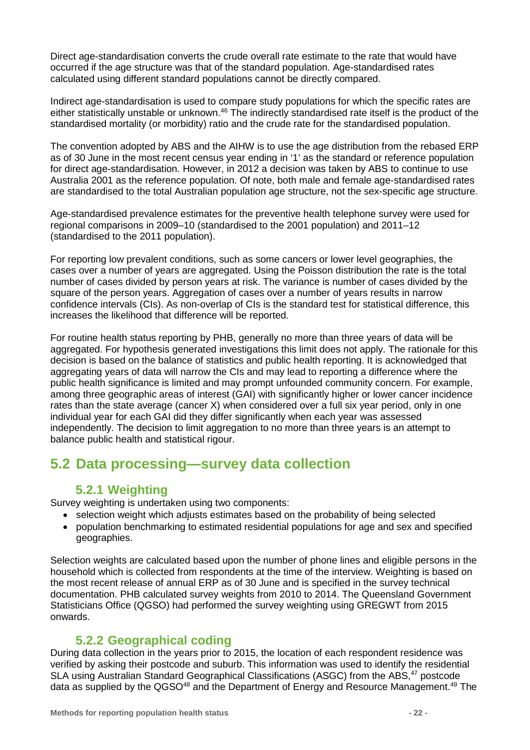Direct age-standardisation converts the crude overall rate estimate to the rate that would have occurred if the age structure was that of the standard population. Age-standardised rates calculated using different standard populations cannot be directly compared.

Indirect age-standardisation is used to compare study populations for which the specific rates are either statistically unstable or unknown.[46] The indirectly standardised rate itself is the product of the standardised mortality (or morbidity) ratio and the crude rate for the standardised population.

The convention adopted by ABS and the AIHW is to use the age distribution from the rebased ERP as of 30 June in the most recent census year ending in '1' as the standard or reference population for direct age-standardisation. However, in 2012 a decision was taken by ABS to continue to use Australia 2001 as the reference population. Of note, both male and female age-standardised rates are standardised to the total Australian population age structure, not the sex-specific age structure.

Age-standardised prevalence estimates for the preventive health telephone survey were used for regional comparisons in 2009–10 (standardised to the 2001 population) and 2011–12 (standardised to the 2011 population).

For reporting low prevalent conditions, such as some cancers or lower level geographies, the cases over a number of years are aggregated. Using the Poisson distribution the rate is the total number of cases divided by person years at risk. The variance is number of cases divided by the square of the person years. Aggregation of cases over a number of years results in narrow confidence intervals (CIs). As non-overlap of CIs is the standard test for statistical difference, this increases the likelihood that difference will be reported.

For routine health status reporting by PHB, generally no more than three years of data will be aggregated. For hypothesis generated investigations this limit does not apply. The rationale for this decision is based on the balance of statistics and public health reporting. It is acknowledged that aggregating years of data will narrow the CIs and may lead to reporting a difference where the public health significance is limited and may prompt unfounded community concern. For example, among three geographic areas of interest (GAI) with significantly higher or lower cancer incidence rates than the state average (cancer X) when considered over a full six year period, only in one individual year for each GAI did they differ significantly when each year was assessed independently. The decision to limit aggregation to no more than three years is an attempt to balance public health and statistical rigour.

## 5.2 Data processing—survey data collection

### 5.2.1 Weighting

Survey weighting is undertaken using two components:

- selection weight which adjusts estimates based on the probability of being selected
- population benchmarking to estimated residential populations for age and sex and specified geographies.

Selection weights are calculated based upon the number of phone lines and eligible persons in the household which is collected from respondents at the time of the interview. Weighting is based on the most recent release of annual ERP as of 30 June and is specified in the survey technical documentation. PHB calculated survey weights from 2010 to 2014. The Queensland Government Statisticians Office (QGSO) had performed the survey weighting using GREGWT from 2015 onwards.

### 5.2.2 Geographical coding

During data collection in the years prior to 2015, the location of each respondent residence was verified by asking their postcode and suburb. This information was used to identify the residential SLA using Australian Standard Geographical Classifications (ASGC) from the ABS,[47] postcode data as supplied by the QGSO[48] and the Department of Energy and Resource Management.[49] The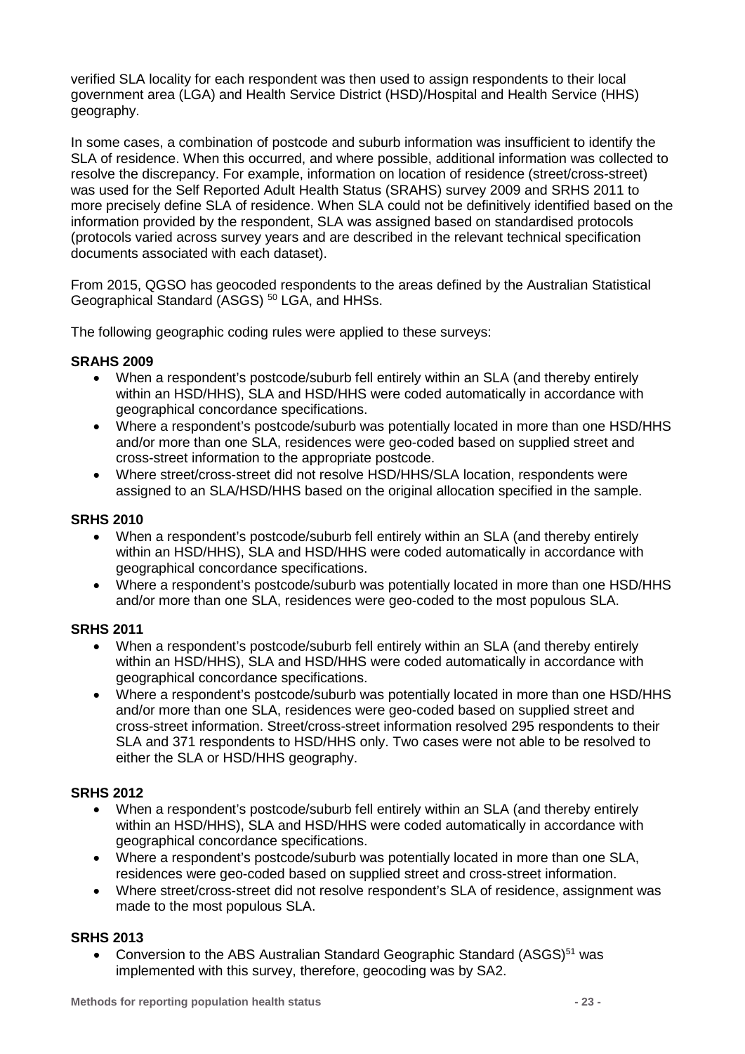verified SLA locality for each respondent was then used to assign respondents to their local government area (LGA) and Health Service District (HSD)/Hospital and Health Service (HHS) geography.

In some cases, a combination of postcode and suburb information was insufficient to identify the SLA of residence. When this occurred, and where possible, additional information was collected to resolve the discrepancy. For example, information on location of residence (street/cross-street) was used for the Self Reported Adult Health Status (SRAHS) survey 2009 and SRHS 2011 to more precisely define SLA of residence. When SLA could not be definitively identified based on the information provided by the respondent, SLA was assigned based on standardised protocols (protocols varied across survey years and are described in the relevant technical specification documents associated with each dataset).

From 2015, QGSO has geocoded respondents to the areas defined by the Australian Statistical Geographical Standard (ASGS) [50] LGA, and HHSs.

The following geographic coding rules were applied to these surveys:

**SRAHS 2009**

- When a respondent's postcode/suburb fell entirely within an SLA (and thereby entirely within an HSD/HHS), SLA and HSD/HHS were coded automatically in accordance with geographical concordance specifications.
- Where a respondent's postcode/suburb was potentially located in more than one HSD/HHS and/or more than one SLA, residences were geo-coded based on supplied street and cross-street information to the appropriate postcode.
- Where street/cross-street did not resolve HSD/HHS/SLA location, respondents were assigned to an SLA/HSD/HHS based on the original allocation specified in the sample.

**SRHS 2010**

- When a respondent's postcode/suburb fell entirely within an SLA (and thereby entirely within an HSD/HHS), SLA and HSD/HHS were coded automatically in accordance with geographical concordance specifications.
- Where a respondent's postcode/suburb was potentially located in more than one HSD/HHS and/or more than one SLA, residences were geo-coded to the most populous SLA.

**SRHS 2011**

- When a respondent's postcode/suburb fell entirely within an SLA (and thereby entirely within an HSD/HHS), SLA and HSD/HHS were coded automatically in accordance with geographical concordance specifications.
- Where a respondent's postcode/suburb was potentially located in more than one HSD/HHS and/or more than one SLA, residences were geo-coded based on supplied street and cross-street information. Street/cross-street information resolved 295 respondents to their SLA and 371 respondents to HSD/HHS only. Two cases were not able to be resolved to either the SLA or HSD/HHS geography.

**SRHS 2012**

- When a respondent's postcode/suburb fell entirely within an SLA (and thereby entirely within an HSD/HHS), SLA and HSD/HHS were coded automatically in accordance with geographical concordance specifications.
- Where a respondent's postcode/suburb was potentially located in more than one SLA, residences were geo-coded based on supplied street and cross-street information.
- Where street/cross-street did not resolve respondent's SLA of residence, assignment was made to the most populous SLA.

**SRHS 2013**

- Conversion to the ABS Australian Standard Geographic Standard (ASGS)[51] was implemented with this survey, therefore, geocoding was by SA2.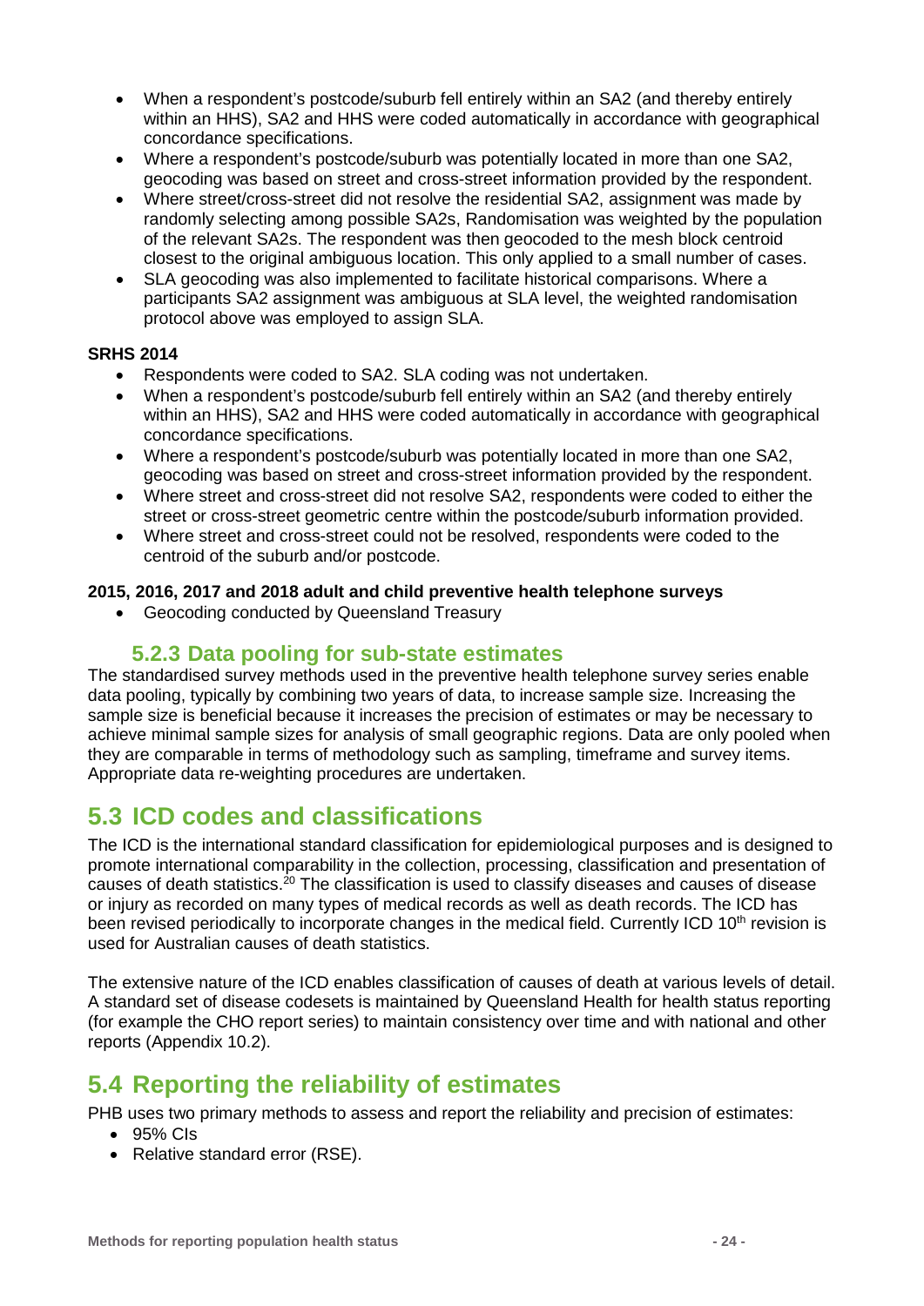- When a respondent's postcode/suburb fell entirely within an SA2 (and thereby entirely within an HHS), SA2 and HHS were coded automatically in accordance with geographical concordance specifications.
- Where a respondent's postcode/suburb was potentially located in more than one SA2, geocoding was based on street and cross-street information provided by the respondent.
- Where street/cross-street did not resolve the residential SA2, assignment was made by randomly selecting among possible SA2s, Randomisation was weighted by the population of the relevant SA2s. The respondent was then geocoded to the mesh block centroid closest to the original ambiguous location. This only applied to a small number of cases.
- SLA geocoding was also implemented to facilitate historical comparisons. Where a participants SA2 assignment was ambiguous at SLA level, the weighted randomisation protocol above was employed to assign SLA.

**SRHS 2014**

- Respondents were coded to SA2. SLA coding was not undertaken.
- When a respondent's postcode/suburb fell entirely within an SA2 (and thereby entirely within an HHS), SA2 and HHS were coded automatically in accordance with geographical concordance specifications.
- Where a respondent's postcode/suburb was potentially located in more than one SA2, geocoding was based on street and cross-street information provided by the respondent.
- Where street and cross-street did not resolve SA2, respondents were coded to either the street or cross-street geometric centre within the postcode/suburb information provided.
- Where street and cross-street could not be resolved, respondents were coded to the centroid of the suburb and/or postcode.

**2015, 2016, 2017 and 2018 adult and child preventive health telephone surveys**

- Geocoding conducted by Queensland Treasury

### 5.2.3 Data pooling for sub-state estimates

The standardised survey methods used in the preventive health telephone survey series enable data pooling, typically by combining two years of data, to increase sample size. Increasing the sample size is beneficial because it increases the precision of estimates or may be necessary to achieve minimal sample sizes for analysis of small geographic regions. Data are only pooled when they are comparable in terms of methodology such as sampling, timeframe and survey items. Appropriate data re-weighting procedures are undertaken.

## 5.3 ICD codes and classifications

The ICD is the international standard classification for epidemiological purposes and is designed to promote international comparability in the collection, processing, classification and presentation of causes of death statistics.[20] The classification is used to classify diseases and causes of disease or injury as recorded on many types of medical records as well as death records. The ICD has been revised periodically to incorporate changes in the medical field. Currently ICD 10th revision is used for Australian causes of death statistics.

The extensive nature of the ICD enables classification of causes of death at various levels of detail. A standard set of disease codesets is maintained by Queensland Health for health status reporting (for example the CHO report series) to maintain consistency over time and with national and other reports (Appendix 10.2).

## 5.4 Reporting the reliability of estimates

PHB uses two primary methods to assess and report the reliability and precision of estimates:

- 95% CIs
- Relative standard error (RSE).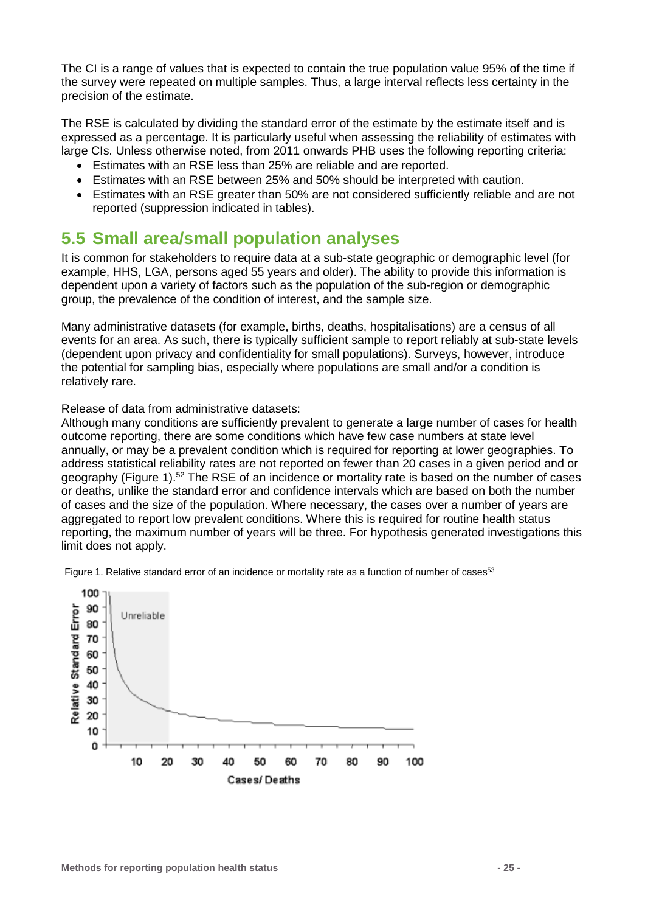The CI is a range of values that is expected to contain the true population value 95% of the time if the survey were repeated on multiple samples. Thus, a large interval reflects less certainty in the precision of the estimate.

The RSE is calculated by dividing the standard error of the estimate by the estimate itself and is expressed as a percentage. It is particularly useful when assessing the reliability of estimates with large CIs. Unless otherwise noted, from 2011 onwards PHB uses the following reporting criteria:

- Estimates with an RSE less than 25% are reliable and are reported.
- Estimates with an RSE between 25% and 50% should be interpreted with caution.
- Estimates with an RSE greater than 50% are not considered sufficiently reliable and are not reported (suppression indicated in tables).

## 5.5 Small area/small population analyses

It is common for stakeholders to require data at a sub-state geographic or demographic level (for example, HHS, LGA, persons aged 55 years and older). The ability to provide this information is dependent upon a variety of factors such as the population of the sub-region or demographic group, the prevalence of the condition of interest, and the sample size.

Many administrative datasets (for example, births, deaths, hospitalisations) are a census of all events for an area. As such, there is typically sufficient sample to report reliably at sub-state levels (dependent upon privacy and confidentiality for small populations). Surveys, however, introduce the potential for sampling bias, especially where populations are small and/or a condition is relatively rare.

Release of data from administrative datasets:

Although many conditions are sufficiently prevalent to generate a large number of cases for health outcome reporting, there are some conditions which have few case numbers at state level annually, or may be a prevalent condition which is required for reporting at lower geographies. To address statistical reliability rates are not reported on fewer than 20 cases in a given period and or geography (Figure 1).[52] The RSE of an incidence or mortality rate is based on the number of cases or deaths, unlike the standard error and confidence intervals which are based on both the number of cases and the size of the population. Where necessary, the cases over a number of years are aggregated to report low prevalent conditions. Where this is required for routine health status reporting, the maximum number of years will be three. For hypothesis generated investigations this limit does not apply.

Figure 1. Relative standard error of an incidence or mortality rate as a function of number of cases[53]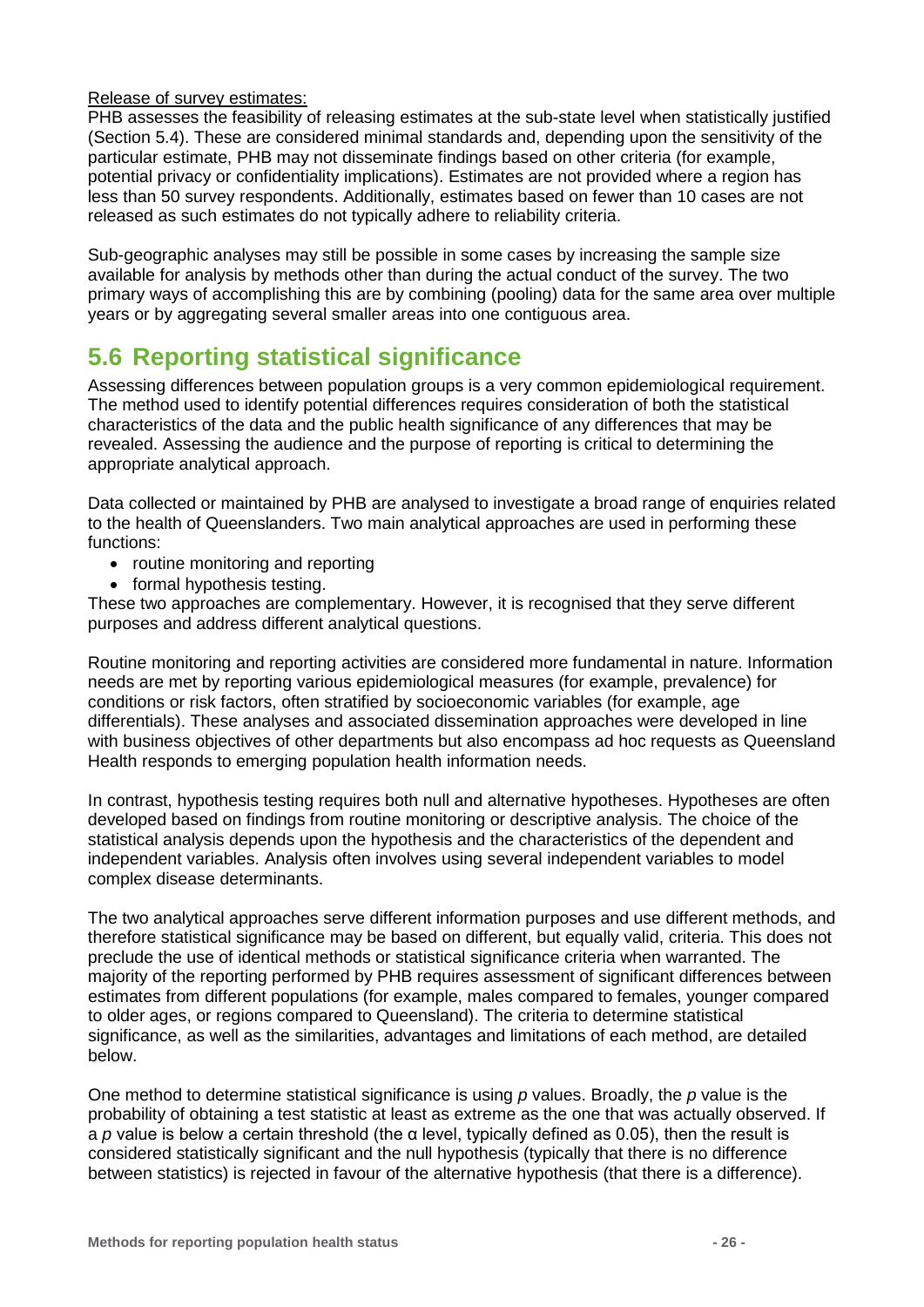Release of survey estimates:

PHB assesses the feasibility of releasing estimates at the sub-state level when statistically justified (Section 5.4). These are considered minimal standards and, depending upon the sensitivity of the particular estimate, PHB may not disseminate findings based on other criteria (for example, potential privacy or confidentiality implications). Estimates are not provided where a region has less than 50 survey respondents. Additionally, estimates based on fewer than 10 cases are not released as such estimates do not typically adhere to reliability criteria.

Sub-geographic analyses may still be possible in some cases by increasing the sample size available for analysis by methods other than during the actual conduct of the survey. The two primary ways of accomplishing this are by combining (pooling) data for the same area over multiple years or by aggregating several smaller areas into one contiguous area.

## 5.6 Reporting statistical significance

Assessing differences between population groups is a very common epidemiological requirement. The method used to identify potential differences requires consideration of both the statistical characteristics of the data and the public health significance of any differences that may be revealed. Assessing the audience and the purpose of reporting is critical to determining the appropriate analytical approach.

Data collected or maintained by PHB are analysed to investigate a broad range of enquiries related to the health of Queenslanders. Two main analytical approaches are used in performing these functions:

- routine monitoring and reporting
- formal hypothesis testing.

These two approaches are complementary. However, it is recognised that they serve different purposes and address different analytical questions.

Routine monitoring and reporting activities are considered more fundamental in nature. Information needs are met by reporting various epidemiological measures (for example, prevalence) for conditions or risk factors, often stratified by socioeconomic variables (for example, age differentials). These analyses and associated dissemination approaches were developed in line with business objectives of other departments but also encompass ad hoc requests as Queensland Health responds to emerging population health information needs.

In contrast, hypothesis testing requires both null and alternative hypotheses. Hypotheses are often developed based on findings from routine monitoring or descriptive analysis. The choice of the statistical analysis depends upon the hypothesis and the characteristics of the dependent and independent variables. Analysis often involves using several independent variables to model complex disease determinants.

The two analytical approaches serve different information purposes and use different methods, and therefore statistical significance may be based on different, but equally valid, criteria. This does not preclude the use of identical methods or statistical significance criteria when warranted. The majority of the reporting performed by PHB requires assessment of significant differences between estimates from different populations (for example, males compared to females, younger compared to older ages, or regions compared to Queensland). The criteria to determine statistical significance, as well as the similarities, advantages and limitations of each method, are detailed below.

One method to determine statistical significance is using $p$ values. Broadly, the $p$ value is the probability of obtaining a test statistic at least as extreme as the one that was actually observed. If a $p$ value is below a certain threshold (the $\alpha$ level, typically defined as 0.05), then the result is considered statistically significant and the null hypothesis (typically that there is no difference between statistics) is rejected in favour of the alternative hypothesis (that there is a difference).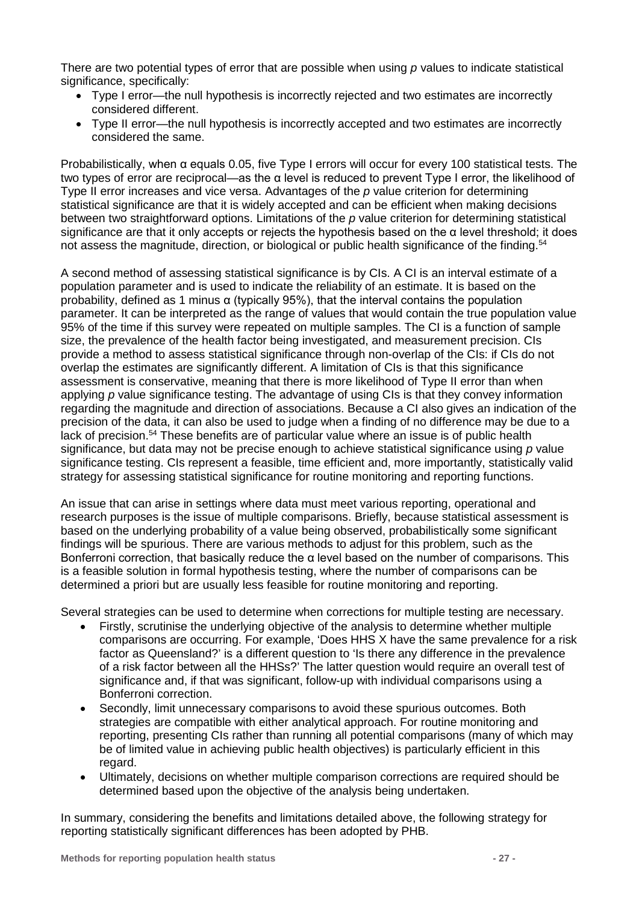There are two potential types of error that are possible when using *p* values to indicate statistical significance, specifically:

- Type I error—the null hypothesis is incorrectly rejected and two estimates are incorrectly considered different.
- Type II error—the null hypothesis is incorrectly accepted and two estimates are incorrectly considered the same.

Probabilistically, when α equals 0.05, five Type I errors will occur for every 100 statistical tests. The two types of error are reciprocal—as the α level is reduced to prevent Type I error, the likelihood of Type II error increases and vice versa. Advantages of the *p* value criterion for determining statistical significance are that it is widely accepted and can be efficient when making decisions between two straightforward options. Limitations of the *p* value criterion for determining statistical significance are that it only accepts or rejects the hypothesis based on the α level threshold; it does not assess the magnitude, direction, or biological or public health significance of the finding.[54]

A second method of assessing statistical significance is by CIs. A CI is an interval estimate of a population parameter and is used to indicate the reliability of an estimate. It is based on the probability, defined as 1 minus α (typically 95%), that the interval contains the population parameter. It can be interpreted as the range of values that would contain the true population value 95% of the time if this survey were repeated on multiple samples. The CI is a function of sample size, the prevalence of the health factor being investigated, and measurement precision. CIs provide a method to assess statistical significance through non-overlap of the CIs: if CIs do not overlap the estimates are significantly different. A limitation of CIs is that this significance assessment is conservative, meaning that there is more likelihood of Type II error than when applying *p* value significance testing. The advantage of using CIs is that they convey information regarding the magnitude and direction of associations. Because a CI also gives an indication of the precision of the data, it can also be used to judge when a finding of no difference may be due to a lack of precision.[54] These benefits are of particular value where an issue is of public health significance, but data may not be precise enough to achieve statistical significance using *p* value significance testing. CIs represent a feasible, time efficient and, more importantly, statistically valid strategy for assessing statistical significance for routine monitoring and reporting functions.

An issue that can arise in settings where data must meet various reporting, operational and research purposes is the issue of multiple comparisons. Briefly, because statistical assessment is based on the underlying probability of a value being observed, probabilistically some significant findings will be spurious. There are various methods to adjust for this problem, such as the Bonferroni correction, that basically reduce the α level based on the number of comparisons. This is a feasible solution in formal hypothesis testing, where the number of comparisons can be determined a priori but are usually less feasible for routine monitoring and reporting.

Several strategies can be used to determine when corrections for multiple testing are necessary.

- Firstly, scrutinise the underlying objective of the analysis to determine whether multiple comparisons are occurring. For example, 'Does HHS X have the same prevalence for a risk factor as Queensland?' is a different question to 'Is there any difference in the prevalence of a risk factor between all the HHSs?' The latter question would require an overall test of significance and, if that was significant, follow-up with individual comparisons using a Bonferroni correction.
- Secondly, limit unnecessary comparisons to avoid these spurious outcomes. Both strategies are compatible with either analytical approach. For routine monitoring and reporting, presenting CIs rather than running all potential comparisons (many of which may be of limited value in achieving public health objectives) is particularly efficient in this regard.
- Ultimately, decisions on whether multiple comparison corrections are required should be determined based upon the objective of the analysis being undertaken.

In summary, considering the benefits and limitations detailed above, the following strategy for reporting statistically significant differences has been adopted by PHB.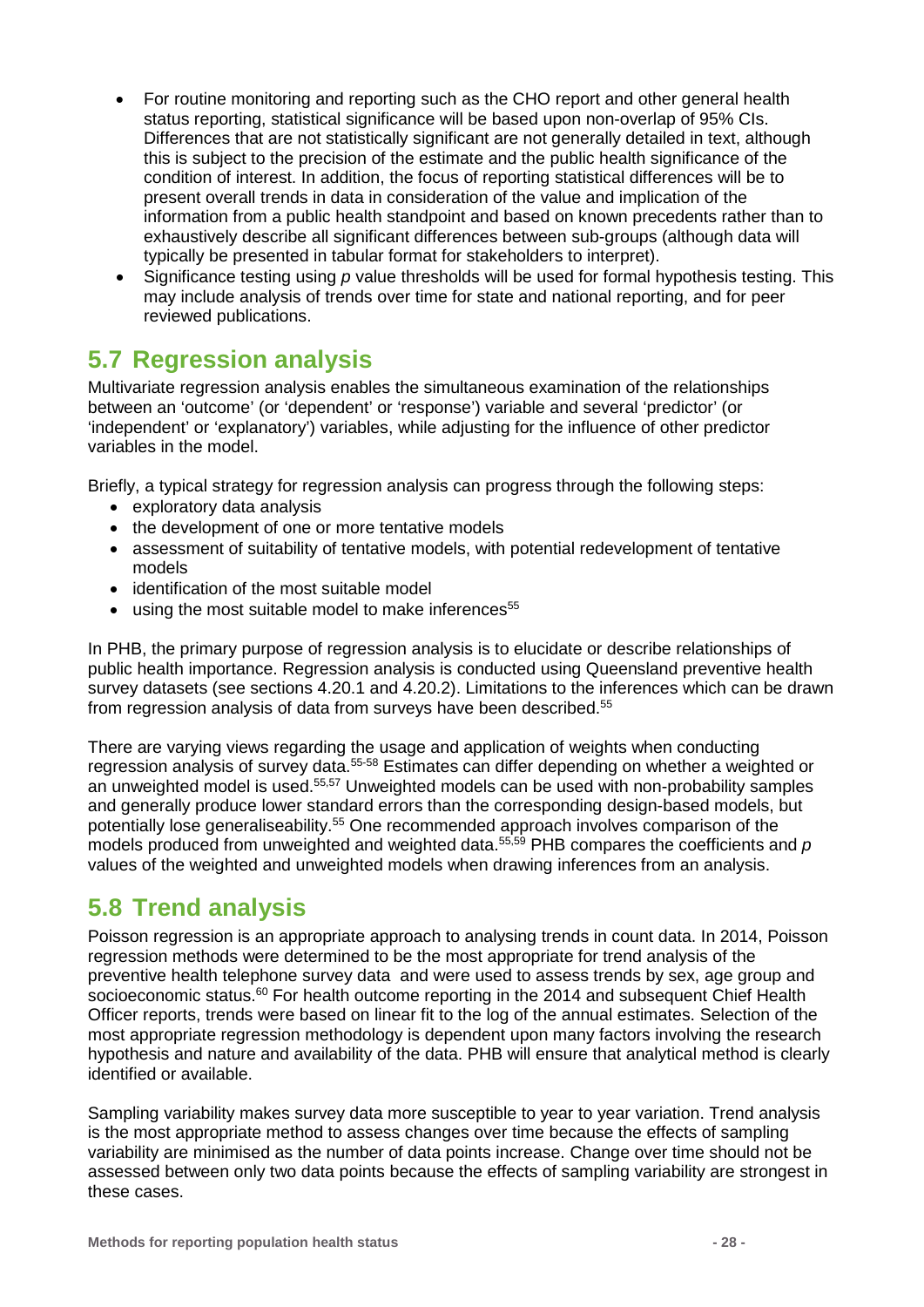- For routine monitoring and reporting such as the CHO report and other general health status reporting, statistical significance will be based upon non-overlap of 95% CIs. Differences that are not statistically significant are not generally detailed in text, although this is subject to the precision of the estimate and the public health significance of the condition of interest. In addition, the focus of reporting statistical differences will be to present overall trends in data in consideration of the value and implication of the information from a public health standpoint and based on known precedents rather than to exhaustively describe all significant differences between sub-groups (although data will typically be presented in tabular format for stakeholders to interpret).
- Significance testing using $p$ value thresholds will be used for formal hypothesis testing. This may include analysis of trends over time for state and national reporting, and for peer reviewed publications.

## 5.7 Regression analysis

Multivariate regression analysis enables the simultaneous examination of the relationships between an 'outcome' (or 'dependent' or 'response') variable and several 'predictor' (or 'independent' or 'explanatory') variables, while adjusting for the influence of other predictor variables in the model.

Briefly, a typical strategy for regression analysis can progress through the following steps:

- exploratory data analysis
- the development of one or more tentative models
- assessment of suitability of tentative models, with potential redevelopment of tentative models
- identification of the most suitable model
- using the most suitable model to make inferences[55]

In PHB, the primary purpose of regression analysis is to elucidate or describe relationships of public health importance. Regression analysis is conducted using Queensland preventive health survey datasets (see sections 4.20.1 and 4.20.2). Limitations to the inferences which can be drawn from regression analysis of data from surveys have been described.[55]

There are varying views regarding the usage and application of weights when conducting regression analysis of survey data.[55-58] Estimates can differ depending on whether a weighted or an unweighted model is used.[55,57] Unweighted models can be used with non-probability samples and generally produce lower standard errors than the corresponding design-based models, but potentially lose generaliseability.[55] One recommended approach involves comparison of the models produced from unweighted and weighted data.[55,59] PHB compares the coefficients and $p$ values of the weighted and unweighted models when drawing inferences from an analysis.

## 5.8 Trend analysis

Poisson regression is an appropriate approach to analysing trends in count data. In 2014, Poisson regression methods were determined to be the most appropriate for trend analysis of the preventive health telephone survey data and were used to assess trends by sex, age group and socioeconomic status.[60] For health outcome reporting in the 2014 and subsequent Chief Health Officer reports, trends were based on linear fit to the log of the annual estimates. Selection of the most appropriate regression methodology is dependent upon many factors involving the research hypothesis and nature and availability of the data. PHB will ensure that analytical method is clearly identified or available.

Sampling variability makes survey data more susceptible to year to year variation. Trend analysis is the most appropriate method to assess changes over time because the effects of sampling variability are minimised as the number of data points increase. Change over time should not be assessed between only two data points because the effects of sampling variability are strongest in these cases.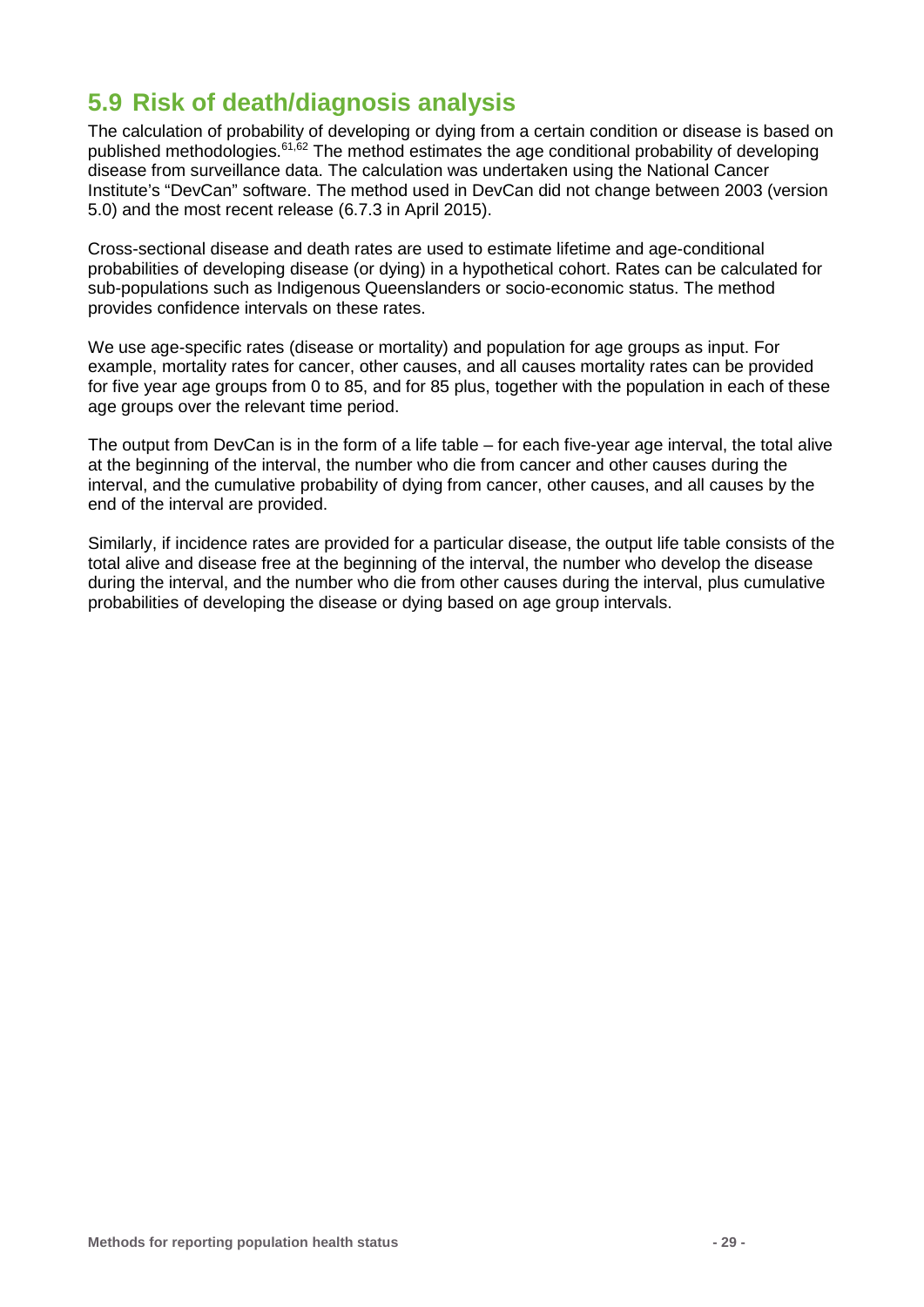## 5.9 Risk of death/diagnosis analysis

The calculation of probability of developing or dying from a certain condition or disease is based on published methodologies.[61,62] The method estimates the age conditional probability of developing disease from surveillance data. The calculation was undertaken using the National Cancer Institute's "DevCan" software. The method used in DevCan did not change between 2003 (version 5.0) and the most recent release (6.7.3 in April 2015).

Cross-sectional disease and death rates are used to estimate lifetime and age-conditional probabilities of developing disease (or dying) in a hypothetical cohort. Rates can be calculated for sub-populations such as Indigenous Queenslanders or socio-economic status. The method provides confidence intervals on these rates.

We use age-specific rates (disease or mortality) and population for age groups as input. For example, mortality rates for cancer, other causes, and all causes mortality rates can be provided for five year age groups from 0 to 85, and for 85 plus, together with the population in each of these age groups over the relevant time period.

The output from DevCan is in the form of a life table – for each five-year age interval, the total alive at the beginning of the interval, the number who die from cancer and other causes during the interval, and the cumulative probability of dying from cancer, other causes, and all causes by the end of the interval are provided.

Similarly, if incidence rates are provided for a particular disease, the output life table consists of the total alive and disease free at the beginning of the interval, the number who develop the disease during the interval, and the number who die from other causes during the interval, plus cumulative probabilities of developing the disease or dying based on age group intervals.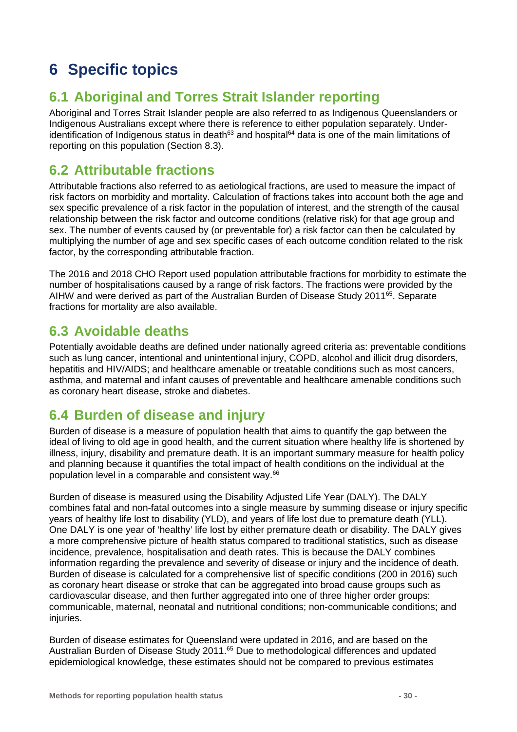# 6 Specific topics

## 6.1 Aboriginal and Torres Strait Islander reporting

Aboriginal and Torres Strait Islander people are also referred to as Indigenous Queenslanders or Indigenous Australians except where there is reference to either population separately. Under-identification of Indigenous status in death[63] and hospital[64] data is one of the main limitations of reporting on this population (Section 8.3).

## 6.2 Attributable fractions

Attributable fractions also referred to as aetiological fractions, are used to measure the impact of risk factors on morbidity and mortality. Calculation of fractions takes into account both the age and sex specific prevalence of a risk factor in the population of interest, and the strength of the causal relationship between the risk factor and outcome conditions (relative risk) for that age group and sex. The number of events caused by (or preventable for) a risk factor can then be calculated by multiplying the number of age and sex specific cases of each outcome condition related to the risk factor, by the corresponding attributable fraction.

The 2016 and 2018 CHO Report used population attributable fractions for morbidity to estimate the number of hospitalisations caused by a range of risk factors. The fractions were provided by the AIHW and were derived as part of the Australian Burden of Disease Study 2011[65]. Separate fractions for mortality are also available.

## 6.3 Avoidable deaths

Potentially avoidable deaths are defined under nationally agreed criteria as: preventable conditions such as lung cancer, intentional and unintentional injury, COPD, alcohol and illicit drug disorders, hepatitis and HIV/AIDS; and healthcare amenable or treatable conditions such as most cancers, asthma, and maternal and infant causes of preventable and healthcare amenable conditions such as coronary heart disease, stroke and diabetes.

## 6.4 Burden of disease and injury

Burden of disease is a measure of population health that aims to quantify the gap between the ideal of living to old age in good health, and the current situation where healthy life is shortened by illness, injury, disability and premature death. It is an important summary measure for health policy and planning because it quantifies the total impact of health conditions on the individual at the population level in a comparable and consistent way.[66]

Burden of disease is measured using the Disability Adjusted Life Year (DALY). The DALY combines fatal and non-fatal outcomes into a single measure by summing disease or injury specific years of healthy life lost to disability (YLD), and years of life lost due to premature death (YLL). One DALY is one year of 'healthy' life lost by either premature death or disability. The DALY gives a more comprehensive picture of health status compared to traditional statistics, such as disease incidence, prevalence, hospitalisation and death rates. This is because the DALY combines information regarding the prevalence and severity of disease or injury and the incidence of death. Burden of disease is calculated for a comprehensive list of specific conditions (200 in 2016) such as coronary heart disease or stroke that can be aggregated into broad cause groups such as cardiovascular disease, and then further aggregated into one of three higher order groups: communicable, maternal, neonatal and nutritional conditions; non-communicable conditions; and injuries.

Burden of disease estimates for Queensland were updated in 2016, and are based on the Australian Burden of Disease Study 2011.[65] Due to methodological differences and updated epidemiological knowledge, these estimates should not be compared to previous estimates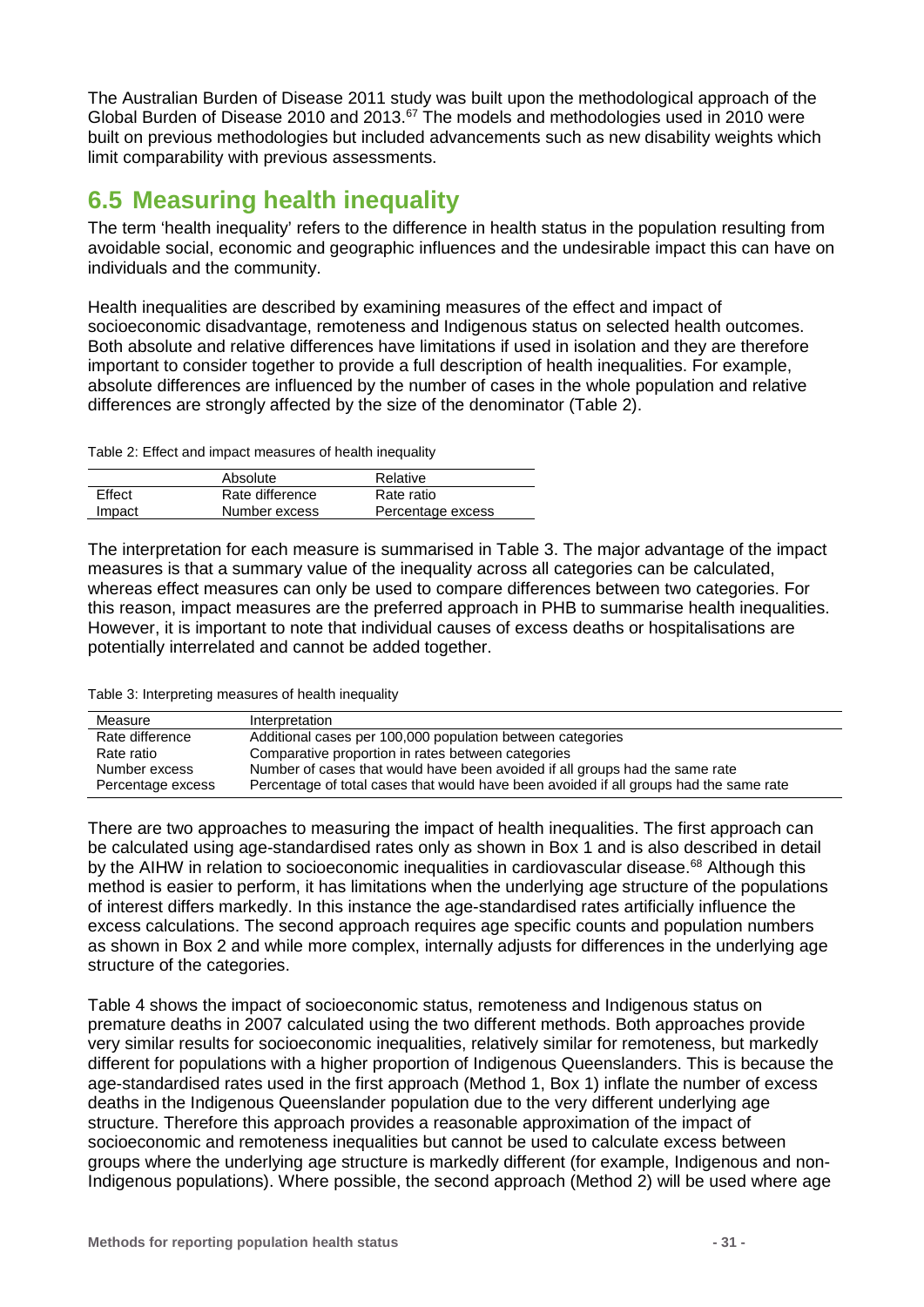The Australian Burden of Disease 2011 study was built upon the methodological approach of the Global Burden of Disease 2010 and 2013.[67] The models and methodologies used in 2010 were built on previous methodologies but included advancements such as new disability weights which limit comparability with previous assessments.

## 6.5 Measuring health inequality

The term 'health inequality' refers to the difference in health status in the population resulting from avoidable social, economic and geographic influences and the undesirable impact this can have on individuals and the community.

Health inequalities are described by examining measures of the effect and impact of socioeconomic disadvantage, remoteness and Indigenous status on selected health outcomes. Both absolute and relative differences have limitations if used in isolation and they are therefore important to consider together to provide a full description of health inequalities. For example, absolute differences are influenced by the number of cases in the whole population and relative differences are strongly affected by the size of the denominator (Table 2).

Table 2: Effect and impact measures of health inequality

| | Absolute | Relative |
|---|---|---|
| Effect | Rate difference | Rate ratio |
| Impact | Number excess | Percentage excess |

The interpretation for each measure is summarised in Table 3. The major advantage of the impact measures is that a summary value of the inequality across all categories can be calculated, whereas effect measures can only be used to compare differences between two categories. For this reason, impact measures are the preferred approach in PHB to summarise health inequalities. However, it is important to note that individual causes of excess deaths or hospitalisations are potentially interrelated and cannot be added together.

Table 3: Interpreting measures of health inequality

| Measure | Interpretation |
|---|---|
| Rate difference | Additional cases per 100,000 population between categories |
| Rate ratio | Comparative proportion in rates between categories |
| Number excess | Number of cases that would have been avoided if all groups had the same rate |
| Percentage excess | Percentage of total cases that would have been avoided if all groups had the same rate |

There are two approaches to measuring the impact of health inequalities. The first approach can be calculated using age-standardised rates only as shown in Box 1 and is also described in detail by the AIHW in relation to socioeconomic inequalities in cardiovascular disease.[68] Although this method is easier to perform, it has limitations when the underlying age structure of the populations of interest differs markedly. In this instance the age-standardised rates artificially influence the excess calculations. The second approach requires age specific counts and population numbers as shown in Box 2 and while more complex, internally adjusts for differences in the underlying age structure of the categories.

Table 4 shows the impact of socioeconomic status, remoteness and Indigenous status on premature deaths in 2007 calculated using the two different methods. Both approaches provide very similar results for socioeconomic inequalities, relatively similar for remoteness, but markedly different for populations with a higher proportion of Indigenous Queenslanders. This is because the age-standardised rates used in the first approach (Method 1, Box 1) inflate the number of excess deaths in the Indigenous Queenslander population due to the very different underlying age structure. Therefore this approach provides a reasonable approximation of the impact of socioeconomic and remoteness inequalities but cannot be used to calculate excess between groups where the underlying age structure is markedly different (for example, Indigenous and non-Indigenous populations). Where possible, the second approach (Method 2) will be used where age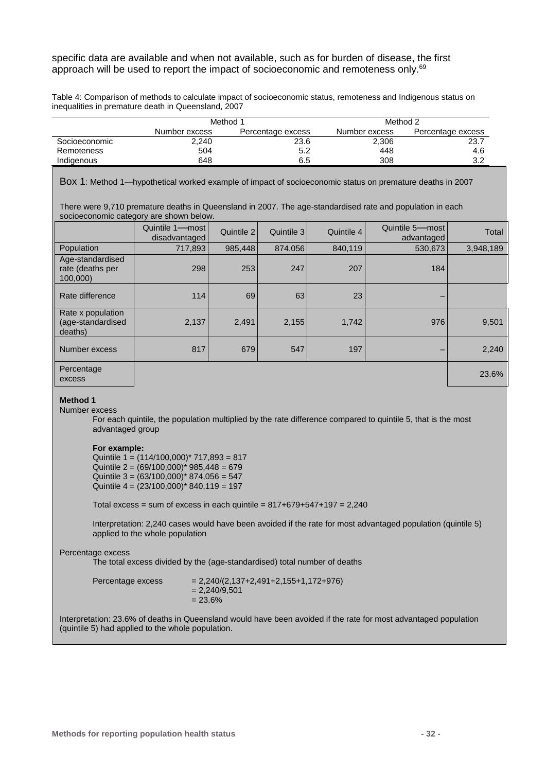specific data are available and when not available, such as for burden of disease, the first approach will be used to report the impact of socioeconomic and remoteness only.[69]

Table 4: Comparison of methods to calculate impact of socioeconomic status, remoteness and Indigenous status on inequalities in premature death in Queensland, 2007

| | Method 1 | | Method 2 | |
|---|---|---|---|---|
| | Number excess | Percentage excess | Number excess | Percentage excess |
| Socioeconomic | 2,240 | 23.6 | 2,306 | 23.7 |
| Remoteness | 504 | 5.2 | 448 | 4.6 |
| Indigenous | 648 | 6.5 | 308 | 3.2 |

Box 1: Method 1—hypothetical worked example of impact of socioeconomic status on premature deaths in 2007

There were 9,710 premature deaths in Queensland in 2007. The age-standardised rate and population in each socioeconomic category are shown below.

| | Quintile 1—most disadvantaged | Quintile 2 | Quintile 3 | Quintile 4 | Quintile 5—most advantaged | Total |
|---|---|---|---|---|---|---|
| Population | 717,893 | 985,448 | 874,056 | 840,119 | 530,673 | 3,948,189 |
| Age-standardised rate (deaths per 100,000) | 298 | 253 | 247 | 207 | 184 | |
| Rate difference | 114 | 69 | 63 | 23 | – | |
| Rate x population (age-standardised deaths) | 2,137 | 2,491 | 2,155 | 1,742 | 976 | 9,501 |
| Number excess | 817 | 679 | 547 | 197 | – | 2,240 |
| Percentage excess | | | | | | 23.6% |

**Method 1**

Number excess

For each quintile, the population multiplied by the rate difference compared to quintile 5, that is the most advantaged group

**For example:**

Quintile 1 = (114/100,000)* 717,893 = 817
Quintile 2 = (69/100,000)* 985,448 = 679
Quintile 3 = (63/100,000)* 874,056 = 547
Quintile 4 = (23/100,000)* 840,119 = 197

Total excess = sum of excess in each quintile = 817+679+547+197 = 2,240

Interpretation: 2,240 cases would have been avoided if the rate for most advantaged population (quintile 5) applied to the whole population

Percentage excess

The total excess divided by the (age-standardised) total number of deaths

Percentage excess = 2,240/(2,137+2,491+2,155+1,172+976)
= 2,240/9,501
= 23.6%

Interpretation: 23.6% of deaths in Queensland would have been avoided if the rate for most advantaged population (quintile 5) had applied to the whole population.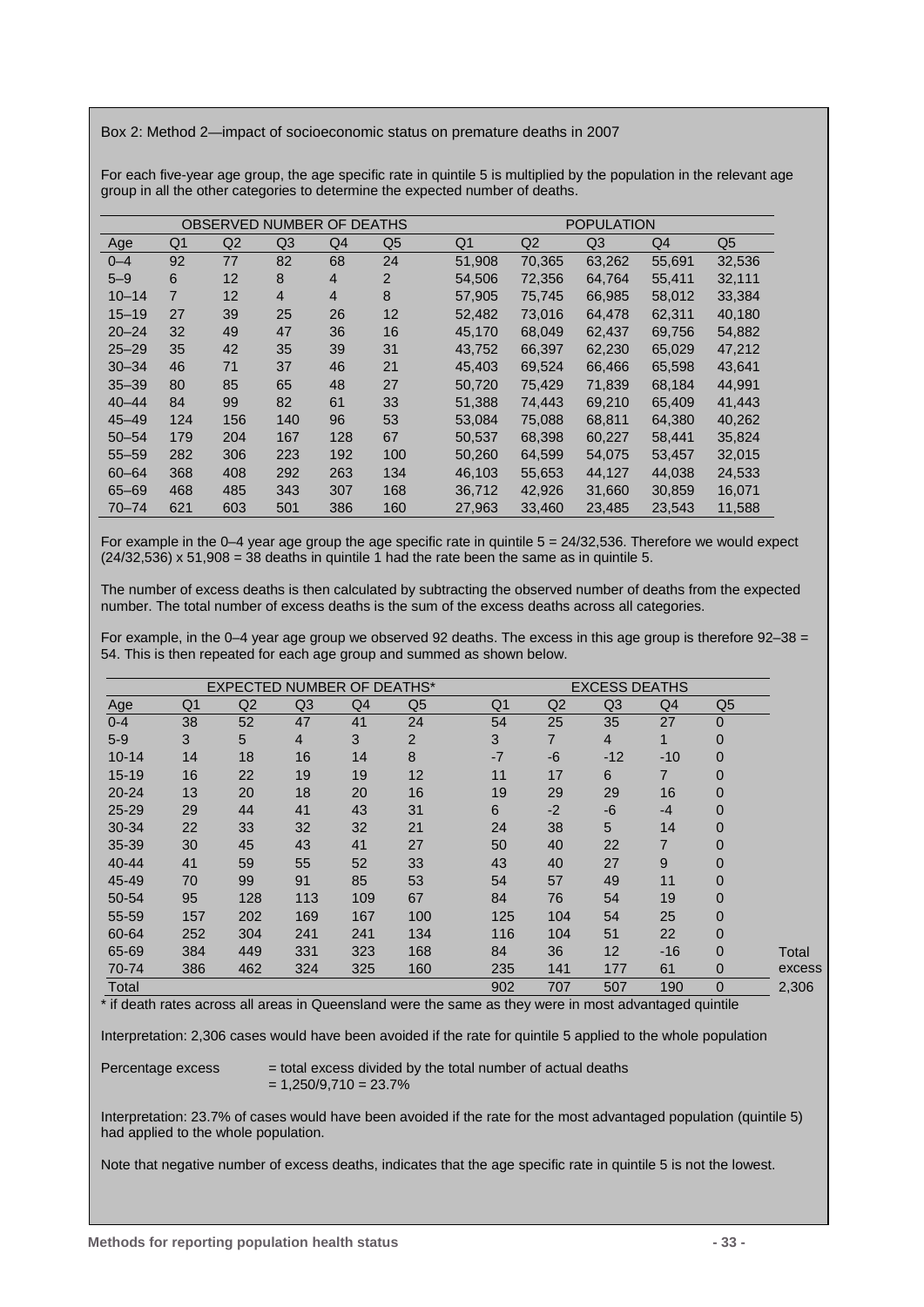Box 2: Method 2—impact of socioeconomic status on premature deaths in 2007

For each five-year age group, the age specific rate in quintile 5 is multiplied by the population in the relevant age group in all the other categories to determine the expected number of deaths.

| | OBSERVED NUMBER OF DEATHS | | | | | POPULATION | | | | |
|---|---|---|---|---|---|---|---|---|---|---|
| Age | Q1 | Q2 | Q3 | Q4 | Q5 | Q1 | Q2 | Q3 | Q4 | Q5 |
| 0–4 | 92 | 77 | 82 | 68 | 24 | 51,908 | 70,365 | 63,262 | 55,691 | 32,536 |
| 5–9 | 6 | 12 | 8 | 4 | 2 | 54,506 | 72,356 | 64,764 | 55,411 | 32,111 |
| 10–14 | 7 | 12 | 4 | 4 | 8 | 57,905 | 75,745 | 66,985 | 58,012 | 33,384 |
| 15–19 | 27 | 39 | 25 | 26 | 12 | 52,482 | 73,016 | 64,478 | 62,311 | 40,180 |
| 20–24 | 32 | 49 | 47 | 36 | 16 | 45,170 | 68,049 | 62,437 | 69,756 | 54,882 |
| 25–29 | 35 | 42 | 35 | 39 | 31 | 43,752 | 66,397 | 62,230 | 65,029 | 47,212 |
| 30–34 | 46 | 71 | 37 | 46 | 21 | 45,403 | 69,524 | 66,466 | 65,598 | 43,641 |
| 35–39 | 80 | 85 | 65 | 48 | 27 | 50,720 | 75,429 | 71,839 | 68,184 | 44,991 |
| 40–44 | 84 | 99 | 82 | 61 | 33 | 51,388 | 74,443 | 69,210 | 65,409 | 41,443 |
| 45–49 | 124 | 156 | 140 | 96 | 53 | 53,084 | 75,088 | 68,811 | 64,380 | 40,262 |
| 50–54 | 179 | 204 | 167 | 128 | 67 | 50,537 | 68,398 | 60,227 | 58,441 | 35,824 |
| 55–59 | 282 | 306 | 223 | 192 | 100 | 50,260 | 64,599 | 54,075 | 53,457 | 32,015 |
| 60–64 | 368 | 408 | 292 | 263 | 134 | 46,103 | 55,653 | 44,127 | 44,038 | 24,533 |
| 65–69 | 468 | 485 | 343 | 307 | 168 | 36,712 | 42,926 | 31,660 | 30,859 | 16,071 |
| 70–74 | 621 | 603 | 501 | 386 | 160 | 27,963 | 33,460 | 23,485 | 23,543 | 11,588 |

For example in the 0–4 year age group the age specific rate in quintile 5 = 24/32,536. Therefore we would expect (24/32,536) x 51,908 = 38 deaths in quintile 1 had the rate been the same as in quintile 5.

The number of excess deaths is then calculated by subtracting the observed number of deaths from the expected number. The total number of excess deaths is the sum of the excess deaths across all categories.

For example, in the 0–4 year age group we observed 92 deaths. The excess in this age group is therefore 92–38 = 54. This is then repeated for each age group and summed as shown below.

| | EXPECTED NUMBER OF DEATHS* | | | | | EXCESS DEATHS | | | | | |
|---|---|---|---|---|---|---|---|---|---|---|---|
| Age | Q1 | Q2 | Q3 | Q4 | Q5 | Q1 | Q2 | Q3 | Q4 | Q5 | |
| 0-4 | 38 | 52 | 47 | 41 | 24 | 54 | 25 | 35 | 27 | 0 | |
| 5-9 | 3 | 5 | 4 | 3 | 2 | 3 | 7 | 4 | 1 | 0 | |
| 10-14 | 14 | 18 | 16 | 14 | 8 | -7 | -6 | -12 | -10 | 0 | |
| 15-19 | 16 | 22 | 19 | 19 | 12 | 11 | 17 | 6 | 7 | 0 | |
| 20-24 | 13 | 20 | 18 | 20 | 16 | 19 | 29 | 29 | 16 | 0 | |
| 25-29 | 29 | 44 | 41 | 43 | 31 | 6 | -2 | -6 | -4 | 0 | |
| 30-34 | 22 | 33 | 32 | 32 | 21 | 24 | 38 | 5 | 14 | 0 | |
| 35-39 | 30 | 45 | 43 | 41 | 27 | 50 | 40 | 22 | 7 | 0 | |
| 40-44 | 41 | 59 | 55 | 52 | 33 | 43 | 40 | 27 | 9 | 0 | |
| 45-49 | 70 | 99 | 91 | 85 | 53 | 54 | 57 | 49 | 11 | 0 | |
| 50-54 | 95 | 128 | 113 | 109 | 67 | 84 | 76 | 54 | 19 | 0 | |
| 55-59 | 157 | 202 | 169 | 167 | 100 | 125 | 104 | 54 | 25 | 0 | |
| 60-64 | 252 | 304 | 241 | 241 | 134 | 116 | 104 | 51 | 22 | 0 | |
| 65-69 | 384 | 449 | 331 | 323 | 168 | 84 | 36 | 12 | -16 | 0 | Total |
| 70-74 | 386 | 462 | 324 | 325 | 160 | 235 | 141 | 177 | 61 | 0 | excess |
| Total | | | | | | 902 | 707 | 507 | 190 | 0 | 2,306 |

\* if death rates across all areas in Queensland were the same as they were in most advantaged quintile

Interpretation: 2,306 cases would have been avoided if the rate for quintile 5 applied to the whole population

Percentage excess = total excess divided by the total number of actual deaths
= 1,250/9,710 = 23.7%

Interpretation: 23.7% of cases would have been avoided if the rate for the most advantaged population (quintile 5) had applied to the whole population.

Note that negative number of excess deaths, indicates that the age specific rate in quintile 5 is not the lowest.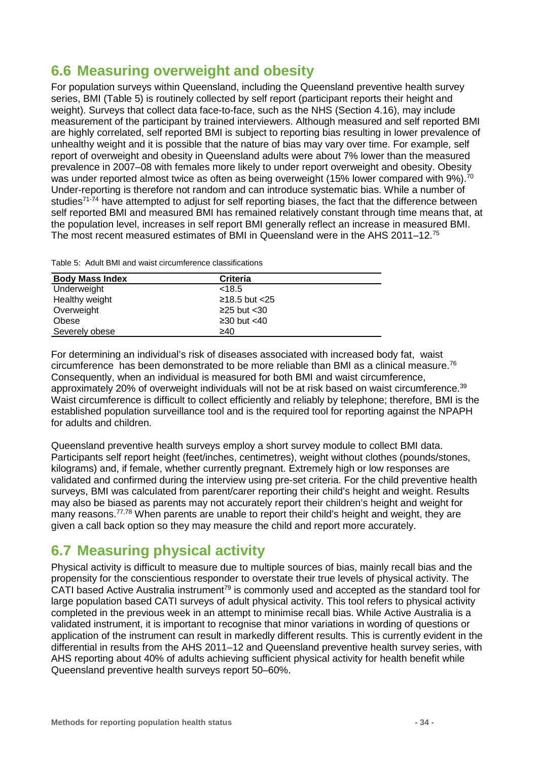## 6.6 Measuring overweight and obesity

For population surveys within Queensland, including the Queensland preventive health survey series, BMI (Table 5) is routinely collected by self report (participant reports their height and weight). Surveys that collect data face-to-face, such as the NHS (Section 4.16), may include measurement of the participant by trained interviewers. Although measured and self reported BMI are highly correlated, self reported BMI is subject to reporting bias resulting in lower prevalence of unhealthy weight and it is possible that the nature of bias may vary over time. For example, self report of overweight and obesity in Queensland adults were about 7% lower than the measured prevalence in 2007–08 with females more likely to under report overweight and obesity. Obesity was under reported almost twice as often as being overweight (15% lower compared with 9%).[70] Under-reporting is therefore not random and can introduce systematic bias. While a number of studies[71-74] have attempted to adjust for self reporting biases, the fact that the difference between self reported BMI and measured BMI has remained relatively constant through time means that, at the population level, increases in self report BMI generally reflect an increase in measured BMI. The most recent measured estimates of BMI in Queensland were in the AHS 2011–12.[75]

Table 5: Adult BMI and waist circumference classifications

| Body Mass Index | Criteria |
|---|---|
| Underweight | <18.5 |
| Healthy weight | ≥18.5 but <25 |
| Overweight | ≥25 but <30 |
| Obese | ≥30 but <40 |
| Severely obese | ≥40 |

For determining an individual's risk of diseases associated with increased body fat, waist circumference has been demonstrated to be more reliable than BMI as a clinical measure.[76] Consequently, when an individual is measured for both BMI and waist circumference, approximately 20% of overweight individuals will not be at risk based on waist circumference.[39] Waist circumference is difficult to collect efficiently and reliably by telephone; therefore, BMI is the established population surveillance tool and is the required tool for reporting against the NPAPH for adults and children.

Queensland preventive health surveys employ a short survey module to collect BMI data. Participants self report height (feet/inches, centimetres), weight without clothes (pounds/stones, kilograms) and, if female, whether currently pregnant. Extremely high or low responses are validated and confirmed during the interview using pre-set criteria. For the child preventive health surveys, BMI was calculated from parent/carer reporting their child's height and weight. Results may also be biased as parents may not accurately report their children's height and weight for many reasons.[77,78] When parents are unable to report their child's height and weight, they are given a call back option so they may measure the child and report more accurately.

## 6.7 Measuring physical activity

Physical activity is difficult to measure due to multiple sources of bias, mainly recall bias and the propensity for the conscientious responder to overstate their true levels of physical activity. The CATI based Active Australia instrument[79] is commonly used and accepted as the standard tool for large population based CATI surveys of adult physical activity. This tool refers to physical activity completed in the previous week in an attempt to minimise recall bias. While Active Australia is a validated instrument, it is important to recognise that minor variations in wording of questions or application of the instrument can result in markedly different results. This is currently evident in the differential in results from the AHS 2011–12 and Queensland preventive health survey series, with AHS reporting about 40% of adults achieving sufficient physical activity for health benefit while Queensland preventive health surveys report 50–60%.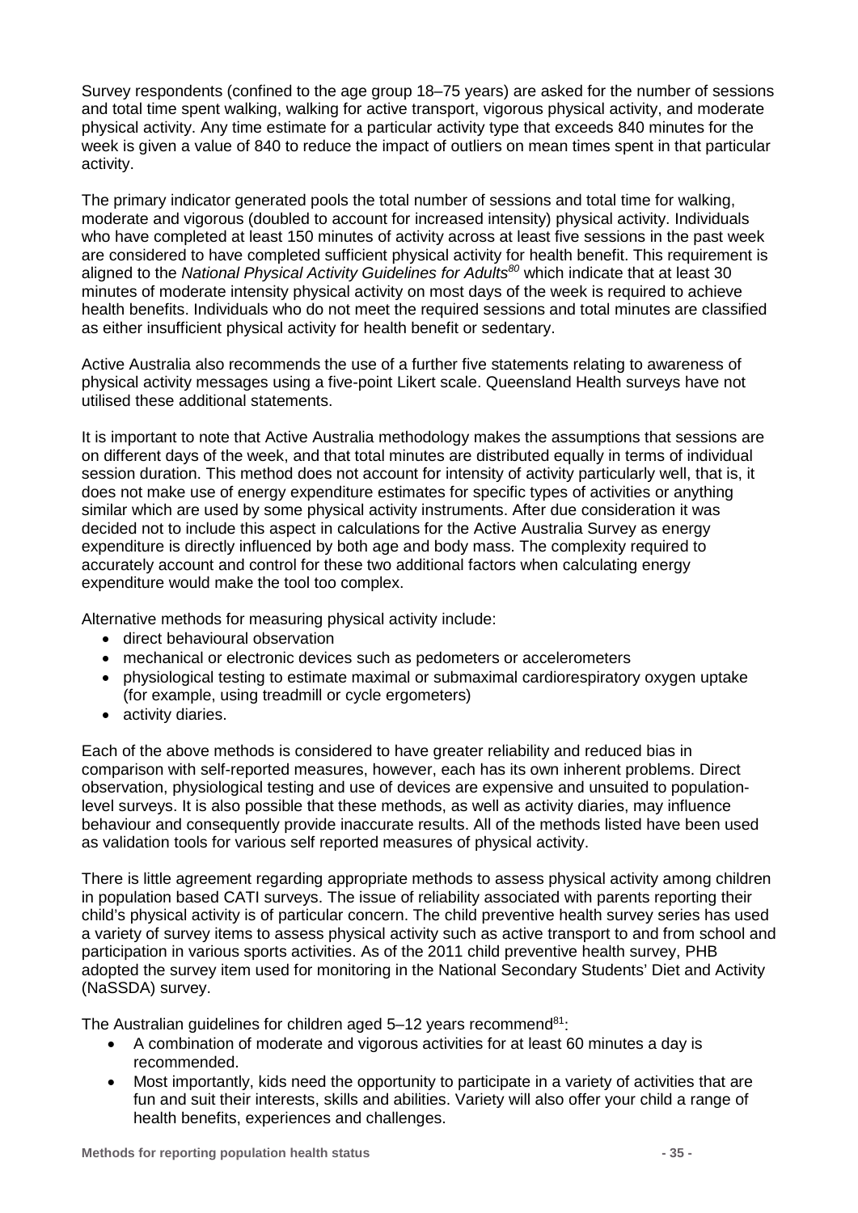Survey respondents (confined to the age group 18–75 years) are asked for the number of sessions and total time spent walking, walking for active transport, vigorous physical activity, and moderate physical activity. Any time estimate for a particular activity type that exceeds 840 minutes for the week is given a value of 840 to reduce the impact of outliers on mean times spent in that particular activity.

The primary indicator generated pools the total number of sessions and total time for walking, moderate and vigorous (doubled to account for increased intensity) physical activity. Individuals who have completed at least 150 minutes of activity across at least five sessions in the past week are considered to have completed sufficient physical activity for health benefit. This requirement is aligned to the *National Physical Activity Guidelines for Adults*[80] which indicate that at least 30 minutes of moderate intensity physical activity on most days of the week is required to achieve health benefits. Individuals who do not meet the required sessions and total minutes are classified as either insufficient physical activity for health benefit or sedentary.

Active Australia also recommends the use of a further five statements relating to awareness of physical activity messages using a five-point Likert scale. Queensland Health surveys have not utilised these additional statements.

It is important to note that Active Australia methodology makes the assumptions that sessions are on different days of the week, and that total minutes are distributed equally in terms of individual session duration. This method does not account for intensity of activity particularly well, that is, it does not make use of energy expenditure estimates for specific types of activities or anything similar which are used by some physical activity instruments. After due consideration it was decided not to include this aspect in calculations for the Active Australia Survey as energy expenditure is directly influenced by both age and body mass. The complexity required to accurately account and control for these two additional factors when calculating energy expenditure would make the tool too complex.

Alternative methods for measuring physical activity include:

- direct behavioural observation
- mechanical or electronic devices such as pedometers or accelerometers
- physiological testing to estimate maximal or submaximal cardiorespiratory oxygen uptake (for example, using treadmill or cycle ergometers)
- activity diaries.

Each of the above methods is considered to have greater reliability and reduced bias in comparison with self-reported measures, however, each has its own inherent problems. Direct observation, physiological testing and use of devices are expensive and unsuited to population-level surveys. It is also possible that these methods, as well as activity diaries, may influence behaviour and consequently provide inaccurate results. All of the methods listed have been used as validation tools for various self reported measures of physical activity.

There is little agreement regarding appropriate methods to assess physical activity among children in population based CATI surveys. The issue of reliability associated with parents reporting their child's physical activity is of particular concern. The child preventive health survey series has used a variety of survey items to assess physical activity such as active transport to and from school and participation in various sports activities. As of the 2011 child preventive health survey, PHB adopted the survey item used for monitoring in the National Secondary Students' Diet and Activity (NaSSDA) survey.

The Australian guidelines for children aged 5–12 years recommend[81]:

- A combination of moderate and vigorous activities for at least 60 minutes a day is recommended.
- Most importantly, kids need the opportunity to participate in a variety of activities that are fun and suit their interests, skills and abilities. Variety will also offer your child a range of health benefits, experiences and challenges.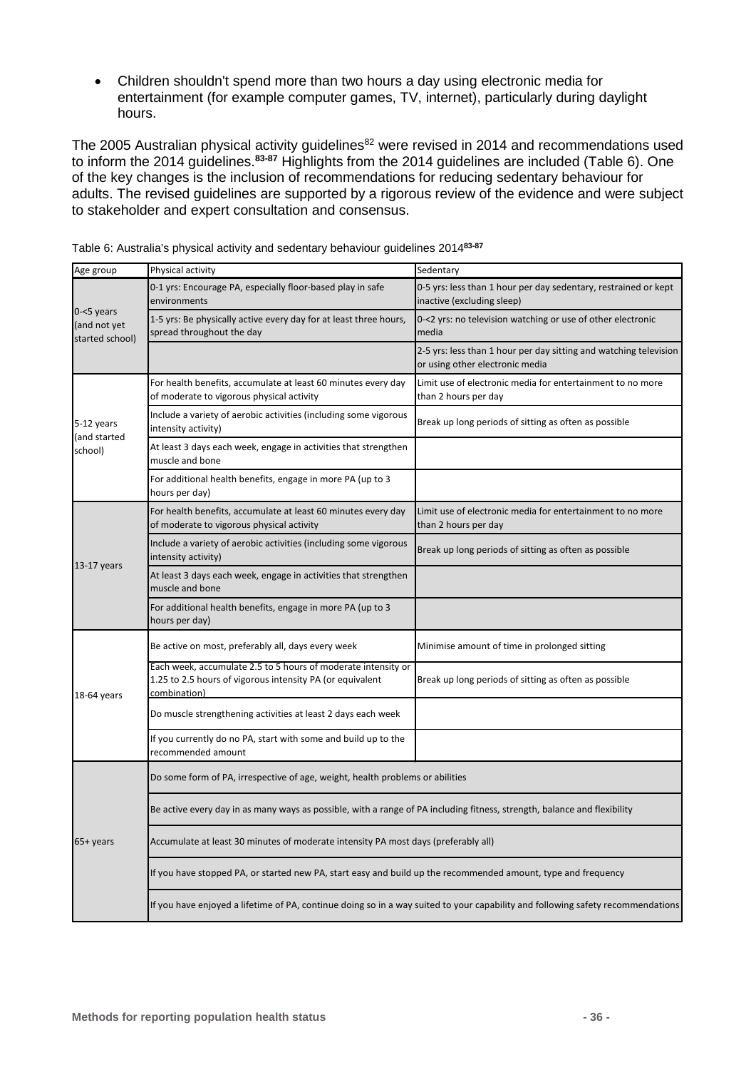- Children shouldn't spend more than two hours a day using electronic media for entertainment (for example computer games, TV, internet), particularly during daylight hours.

The 2005 Australian physical activity guidelines[82] were revised in 2014 and recommendations used to inform the 2014 guidelines.[83-87] Highlights from the 2014 guidelines are included (Table 6). One of the key changes is the inclusion of recommendations for reducing sedentary behaviour for adults. The revised guidelines are supported by a rigorous review of the evidence and were subject to stakeholder and expert consultation and consensus.

Table 6: Australia's physical activity and sedentary behaviour guidelines 2014[83-87]

| Age group | Physical activity | Sedentary |
|---|---|---|
| 0-<5 years (and not yet started school) | 0-1 yrs: Encourage PA, especially floor-based play in safe environments | 0-5 yrs: less than 1 hour per day sedentary, restrained or kept inactive (excluding sleep) |
| | 1-5 yrs: Be physically active every day for at least three hours, spread throughout the day | 0-<2 yrs: no television watching or use of other electronic media |
| | | 2-5 yrs: less than 1 hour per day sitting and watching television or using other electronic media |
| 5-12 years (and started school) | For health benefits, accumulate at least 60 minutes every day of moderate to vigorous physical activity | Limit use of electronic media for entertainment to no more than 2 hours per day |
| | Include a variety of aerobic activities (including some vigorous intensity activity) | Break up long periods of sitting as often as possible |
| | At least 3 days each week, engage in activities that strengthen muscle and bone | |
| | For additional health benefits, engage in more PA (up to 3 hours per day) | |
| 13-17 years | For health benefits, accumulate at least 60 minutes every day of moderate to vigorous physical activity | Limit use of electronic media for entertainment to no more than 2 hours per day |
| | Include a variety of aerobic activities (including some vigorous intensity activity) | Break up long periods of sitting as often as possible |
| | At least 3 days each week, engage in activities that strengthen muscle and bone | |
| | For additional health benefits, engage in more PA (up to 3 hours per day) | |
| 18-64 years | Be active on most, preferably all, days every week | Minimise amount of time in prolonged sitting |
| | Each week, accumulate 2.5 to 5 hours of moderate intensity or 1.25 to 2.5 hours of vigorous intensity PA (or equivalent combination) | Break up long periods of sitting as often as possible |
| | Do muscle strengthening activities at least 2 days each week | |
| | If you currently do no PA, start with some and build up to the recommended amount | |
| 65+ years | Do some form of PA, irrespective of age, weight, health problems or abilities | |
| | Be active every day in as many ways as possible, with a range of PA including fitness, strength, balance and flexibility | |
| | Accumulate at least 30 minutes of moderate intensity PA most days (preferably all) | |
| | If you have stopped PA, or started new PA, start easy and build up the recommended amount, type and frequency | |
| | If you have enjoyed a lifetime of PA, continue doing so in a way suited to your capability and following safety recommendations | |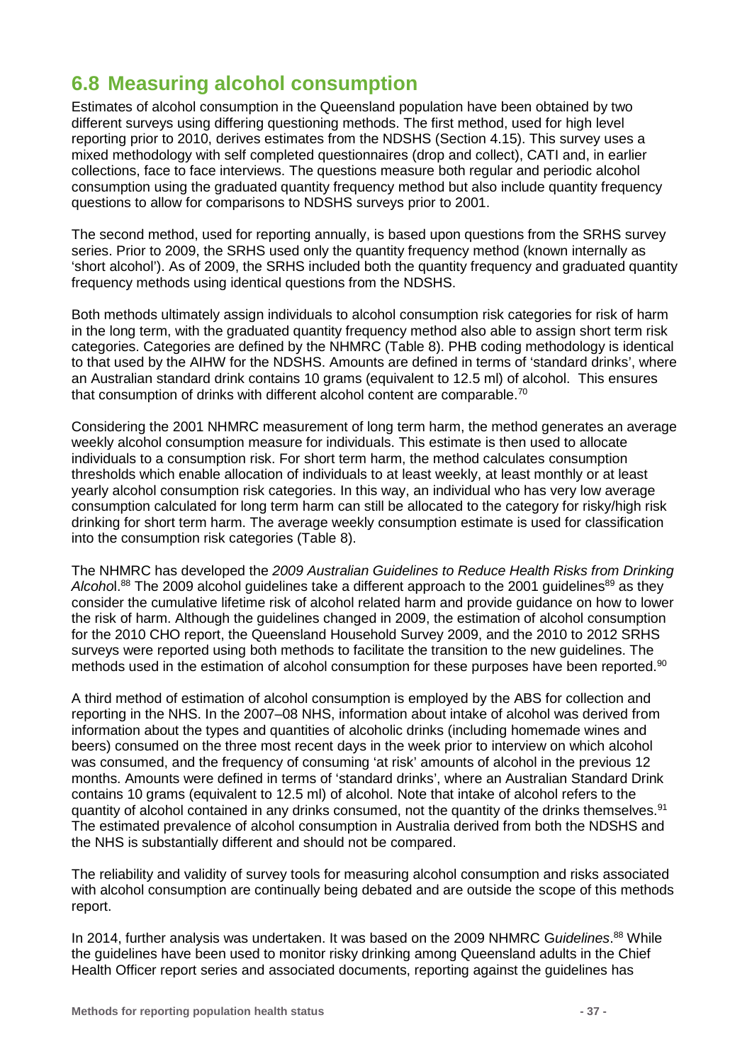## 6.8 Measuring alcohol consumption

Estimates of alcohol consumption in the Queensland population have been obtained by two different surveys using differing questioning methods. The first method, used for high level reporting prior to 2010, derives estimates from the NDSHS (Section 4.15). This survey uses a mixed methodology with self completed questionnaires (drop and collect), CATI and, in earlier collections, face to face interviews. The questions measure both regular and periodic alcohol consumption using the graduated quantity frequency method but also include quantity frequency questions to allow for comparisons to NDSHS surveys prior to 2001.

The second method, used for reporting annually, is based upon questions from the SRHS survey series. Prior to 2009, the SRHS used only the quantity frequency method (known internally as 'short alcohol'). As of 2009, the SRHS included both the quantity frequency and graduated quantity frequency methods using identical questions from the NDSHS.

Both methods ultimately assign individuals to alcohol consumption risk categories for risk of harm in the long term, with the graduated quantity frequency method also able to assign short term risk categories. Categories are defined by the NHMRC (Table 8). PHB coding methodology is identical to that used by the AIHW for the NDSHS. Amounts are defined in terms of 'standard drinks', where an Australian standard drink contains 10 grams (equivalent to 12.5 ml) of alcohol. This ensures that consumption of drinks with different alcohol content are comparable.[70]

Considering the 2001 NHMRC measurement of long term harm, the method generates an average weekly alcohol consumption measure for individuals. This estimate is then used to allocate individuals to a consumption risk. For short term harm, the method calculates consumption thresholds which enable allocation of individuals to at least weekly, at least monthly or at least yearly alcohol consumption risk categories. In this way, an individual who has very low average consumption calculated for long term harm can still be allocated to the category for risky/high risk drinking for short term harm. The average weekly consumption estimate is used for classification into the consumption risk categories (Table 8).

The NHMRC has developed the *2009 Australian Guidelines to Reduce Health Risks from Drinking Alcohol*.[88] The 2009 alcohol guidelines take a different approach to the 2001 guidelines[89] as they consider the cumulative lifetime risk of alcohol related harm and provide guidance on how to lower the risk of harm. Although the guidelines changed in 2009, the estimation of alcohol consumption for the 2010 CHO report, the Queensland Household Survey 2009, and the 2010 to 2012 SRHS surveys were reported using both methods to facilitate the transition to the new guidelines. The methods used in the estimation of alcohol consumption for these purposes have been reported.[90]

A third method of estimation of alcohol consumption is employed by the ABS for collection and reporting in the NHS. In the 2007–08 NHS, information about intake of alcohol was derived from information about the types and quantities of alcoholic drinks (including homemade wines and beers) consumed on the three most recent days in the week prior to interview on which alcohol was consumed, and the frequency of consuming 'at risk' amounts of alcohol in the previous 12 months. Amounts were defined in terms of 'standard drinks', where an Australian Standard Drink contains 10 grams (equivalent to 12.5 ml) of alcohol. Note that intake of alcohol refers to the quantity of alcohol contained in any drinks consumed, not the quantity of the drinks themselves.[91] The estimated prevalence of alcohol consumption in Australia derived from both the NDSHS and the NHS is substantially different and should not be compared.

The reliability and validity of survey tools for measuring alcohol consumption and risks associated with alcohol consumption are continually being debated and are outside the scope of this methods report.

In 2014, further analysis was undertaken. It was based on the 2009 NHMRC G*uidelines*.[88] While the guidelines have been used to monitor risky drinking among Queensland adults in the Chief Health Officer report series and associated documents, reporting against the guidelines has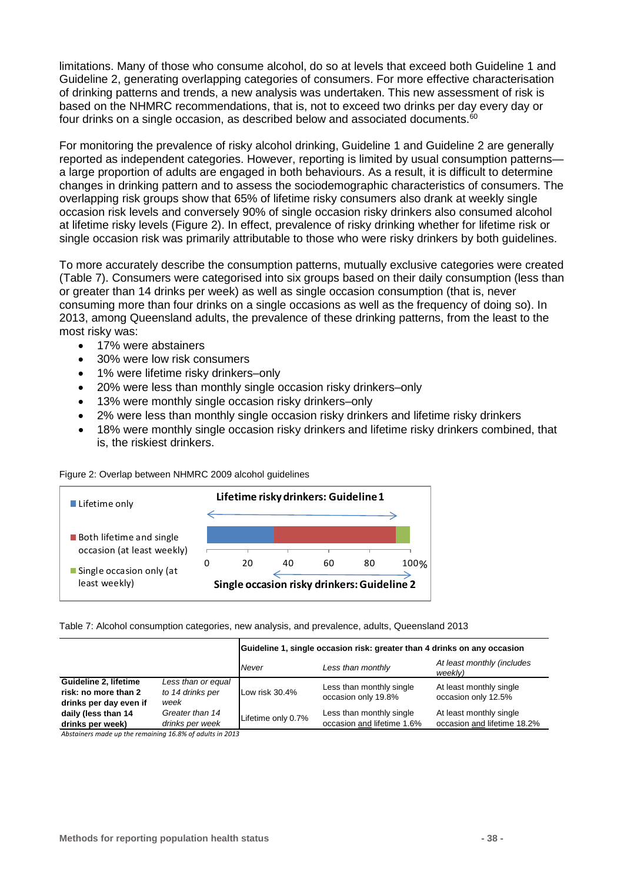limitations. Many of those who consume alcohol, do so at levels that exceed both Guideline 1 and Guideline 2, generating overlapping categories of consumers. For more effective characterisation of drinking patterns and trends, a new analysis was undertaken. This new assessment of risk is based on the NHMRC recommendations, that is, not to exceed two drinks per day every day or four drinks on a single occasion, as described below and associated documents.[60]

For monitoring the prevalence of risky alcohol drinking, Guideline 1 and Guideline 2 are generally reported as independent categories. However, reporting is limited by usual consumption patterns—a large proportion of adults are engaged in both behaviours. As a result, it is difficult to determine changes in drinking pattern and to assess the sociodemographic characteristics of consumers. The overlapping risk groups show that 65% of lifetime risky consumers also drank at weekly single occasion risk levels and conversely 90% of single occasion risky drinkers also consumed alcohol at lifetime risky levels (Figure 2). In effect, prevalence of risky drinking whether for lifetime risk or single occasion risk was primarily attributable to those who were risky drinkers by both guidelines.

To more accurately describe the consumption patterns, mutually exclusive categories were created (Table 7). Consumers were categorised into six groups based on their daily consumption (less than or greater than 14 drinks per week) as well as single occasion consumption (that is, never consuming more than four drinks on a single occasions as well as the frequency of doing so). In 2013, among Queensland adults, the prevalence of these drinking patterns, from the least to the most risky was:

- 17% were abstainers
- 30% were low risk consumers
- 1% were lifetime risky drinkers–only
- 20% were less than monthly single occasion risky drinkers–only
- 13% were monthly single occasion risky drinkers–only
- 2% were less than monthly single occasion risky drinkers and lifetime risky drinkers
- 18% were monthly single occasion risky drinkers and lifetime risky drinkers combined, that is, the riskiest drinkers.

Figure 2: Overlap between NHMRC 2009 alcohol guidelines

Table 7: Alcohol consumption categories, new analysis, and prevalence, adults, Queensland 2013

| | | Guideline 1, single occasion risk: greater than 4 drinks on any occasion | | |
|---|---|---|---|---|
| | | *Never* | *Less than monthly* | *At least monthly (includes weekly)* |
| **Guideline 2, lifetime risk: no more than 2 drinks per day even if daily (less than 14 drinks per week)** | *Less than or equal to 14 drinks per week* | Low risk 30.4% | Less than monthly single occasion only 19.8% | At least monthly single occasion only 12.5% |
| | *Greater than 14 drinks per week* | Lifetime only 0.7% | Less than monthly single occasion and lifetime 1.6% | At least monthly single occasion and lifetime 18.2% |

*Abstainers made up the remaining 16.8% of adults in 2013*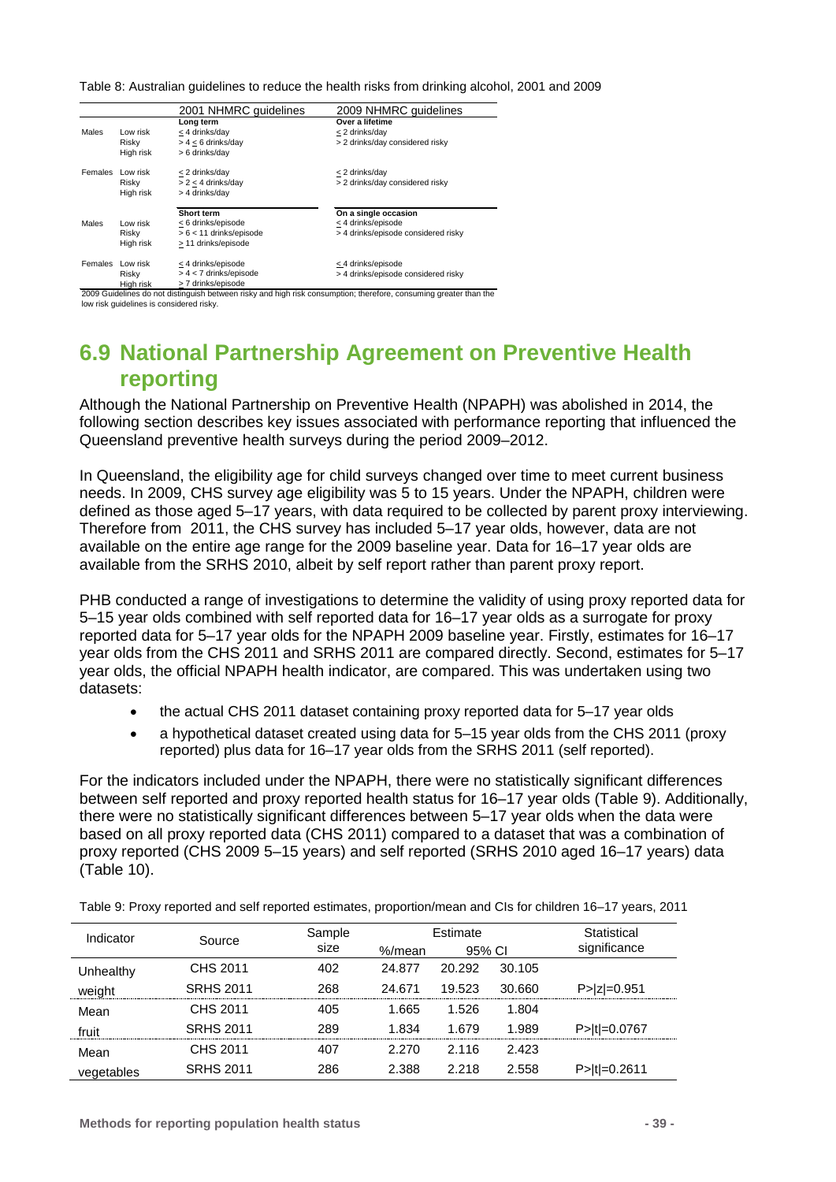Table 8: Australian guidelines to reduce the health risks from drinking alcohol, 2001 and 2009

| | | 2001 NHMRC guidelines | 2009 NHMRC guidelines |
|---|---|---|---|
| | | **Long term** | **Over a lifetime** |
| Males | Low risk | ≤ 4 drinks/day | ≤ 2 drinks/day |
| | Risky | > 4 ≤ 6 drinks/day | > 2 drinks/day considered risky |
| | High risk | > 6 drinks/day | |
| Females | Low risk | ≤ 2 drinks/day | ≤ 2 drinks/day |
| | Risky | > 2 ≤ 4 drinks/day | > 2 drinks/day considered risky |
| | High risk | > 4 drinks/day | |
| | | **Short term** | **On a single occasion** |
| Males | Low risk | ≤ 6 drinks/episode | ≤ 4 drinks/episode |
| | Risky | > 6 < 11 drinks/episode | > 4 drinks/episode considered risky |
| | High risk | ≥ 11 drinks/episode | |
| Females | Low risk | ≤ 4 drinks/episode | ≤ 4 drinks/episode |
| | Risky | > 4 < 7 drinks/episode | > 4 drinks/episode considered risky |
| | High risk | > 7 drinks/episode | |

2009 Guidelines do not distinguish between risky and high risk consumption; therefore, consuming greater than the low risk guidelines is considered risky.

## 6.9 National Partnership Agreement on Preventive Health reporting

Although the National Partnership on Preventive Health (NPAPH) was abolished in 2014, the following section describes key issues associated with performance reporting that influenced the Queensland preventive health surveys during the period 2009–2012.

In Queensland, the eligibility age for child surveys changed over time to meet current business needs. In 2009, CHS survey age eligibility was 5 to 15 years. Under the NPAPH, children were defined as those aged 5–17 years, with data required to be collected by parent proxy interviewing. Therefore from 2011, the CHS survey has included 5–17 year olds, however, data are not available on the entire age range for the 2009 baseline year. Data for 16–17 year olds are available from the SRHS 2010, albeit by self report rather than parent proxy report.

PHB conducted a range of investigations to determine the validity of using proxy reported data for 5–15 year olds combined with self reported data for 16–17 year olds as a surrogate for proxy reported data for 5–17 year olds for the NPAPH 2009 baseline year. Firstly, estimates for 16–17 year olds from the CHS 2011 and SRHS 2011 are compared directly. Second, estimates for 5–17 year olds, the official NPAPH health indicator, are compared. This was undertaken using two datasets:

- the actual CHS 2011 dataset containing proxy reported data for 5–17 year olds
- a hypothetical dataset created using data for 5–15 year olds from the CHS 2011 (proxy reported) plus data for 16–17 year olds from the SRHS 2011 (self reported).

For the indicators included under the NPAPH, there were no statistically significant differences between self reported and proxy reported health status for 16–17 year olds (Table 9). Additionally, there were no statistically significant differences between 5–17 year olds when the data were based on all proxy reported data (CHS 2011) compared to a dataset that was a combination of proxy reported (CHS 2009 5–15 years) and self reported (SRHS 2010 aged 16–17 years) data (Table 10).

Table 9: Proxy reported and self reported estimates, proportion/mean and CIs for children 16–17 years, 2011

| Indicator | Source | Sample size | Estimate %/mean | 95% CI | | Statistical significance |
|---|---|---|---|---|---|---|
| Unhealthy weight | CHS 2011 | 402 | 24.877 | 20.292 | 30.105 | |
| | SRHS 2011 | 268 | 24.671 | 19.523 | 30.660 | P>\|z\|=0.951 |
| Mean fruit | CHS 2011 | 405 | 1.665 | 1.526 | 1.804 | |
| | SRHS 2011 | 289 | 1.834 | 1.679 | 1.989 | P>\|t\|=0.0767 |
| Mean vegetables | CHS 2011 | 407 | 2.270 | 2.116 | 2.423 | |
| | SRHS 2011 | 286 | 2.388 | 2.218 | 2.558 | P>\|t\|=0.2611 |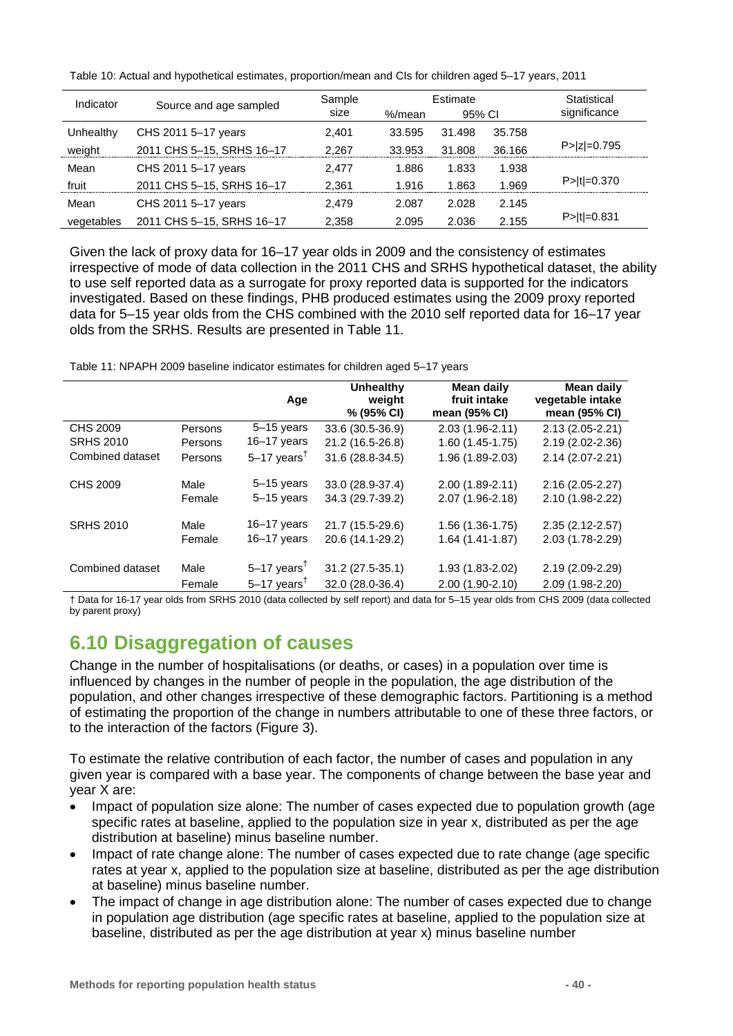Table 10: Actual and hypothetical estimates, proportion/mean and CIs for children aged 5–17 years, 2011

| Indicator | Source and age sampled | Sample size | Estimate %/mean | 95% CI | | Statistical significance |
|---|---|---|---|---|---|---|
| Unhealthy weight | CHS 2011 5–17 years | 2,401 | 33.595 | 31.498 | 35.758 | P>\|z\|=0.795 |
| | 2011 CHS 5–15, SRHS 16–17 | 2,267 | 33.953 | 31.808 | 36.166 | |
| Mean fruit | CHS 2011 5–17 years | 2,477 | 1.886 | 1.833 | 1.938 | P>\|t\|=0.370 |
| | 2011 CHS 5–15, SRHS 16–17 | 2,361 | 1.916 | 1.863 | 1.969 | |
| Mean vegetables | CHS 2011 5–17 years | 2,479 | 2.087 | 2.028 | 2.145 | P>\|t\|=0.831 |
| | 2011 CHS 5–15, SRHS 16–17 | 2,358 | 2.095 | 2.036 | 2.155 | |

Given the lack of proxy data for 16–17 year olds in 2009 and the consistency of estimates irrespective of mode of data collection in the 2011 CHS and SRHS hypothetical dataset, the ability to use self reported data as a surrogate for proxy reported data is supported for the indicators investigated. Based on these findings, PHB produced estimates using the 2009 proxy reported data for 5–15 year olds from the CHS combined with the 2010 self reported data for 16–17 year olds from the SRHS. Results are presented in Table 11.

Table 11: NPAPH 2009 baseline indicator estimates for children aged 5–17 years

| | | Age | Unhealthy weight % (95% CI) | Mean daily fruit intake mean (95% CI) | Mean daily vegetable intake mean (95% CI) |
|---|---|---|---|---|---|
| CHS 2009 | Persons | 5–15 years | 33.6 (30.5-36.9) | 2.03 (1.96-2.11) | 2.13 (2.05-2.21) |
| SRHS 2010 | Persons | 16–17 years | 21.2 (16.5-26.8) | 1.60 (1.45-1.75) | 2.19 (2.02-2.36) |
| Combined dataset | Persons | 5–17 years† | 31.6 (28.8-34.5) | 1.96 (1.89-2.03) | 2.14 (2.07-2.21) |
| CHS 2009 | Male | 5–15 years | 33.0 (28.9-37.4) | 2.00 (1.89-2.11) | 2.16 (2.05-2.27) |
| | Female | 5–15 years | 34.3 (29.7-39.2) | 2.07 (1.96-2.18) | 2.10 (1.98-2.22) |
| SRHS 2010 | Male | 16–17 years | 21.7 (15.5-29.6) | 1.56 (1.36-1.75) | 2.35 (2.12-2.57) |
| | Female | 16–17 years | 20.6 (14.1-29.2) | 1.64 (1.41-1.87) | 2.03 (1.78-2.29) |
| Combined dataset | Male | 5–17 years† | 31.2 (27.5-35.1) | 1.93 (1.83-2.02) | 2.19 (2.09-2.29) |
| | Female | 5–17 years† | 32.0 (28.0-36.4) | 2.00 (1.90-2.10) | 2.09 (1.98-2.20) |

† Data for 16-17 year olds from SRHS 2010 (data collected by self report) and data for 5–15 year olds from CHS 2009 (data collected by parent proxy)

## 6.10 Disaggregation of causes

Change in the number of hospitalisations (or deaths, or cases) in a population over time is influenced by changes in the number of people in the population, the age distribution of the population, and other changes irrespective of these demographic factors. Partitioning is a method of estimating the proportion of the change in numbers attributable to one of these three factors, or to the interaction of the factors (Figure 3).

To estimate the relative contribution of each factor, the number of cases and population in any given year is compared with a base year. The components of change between the base year and year X are:

- Impact of population size alone: The number of cases expected due to population growth (age specific rates at baseline, applied to the population size in year x, distributed as per the age distribution at baseline) minus baseline number.
- Impact of rate change alone: The number of cases expected due to rate change (age specific rates at year x, applied to the population size at baseline, distributed as per the age distribution at baseline) minus baseline number.
- The impact of change in age distribution alone: The number of cases expected due to change in population age distribution (age specific rates at baseline, applied to the population size at baseline, distributed as per the age distribution at year x) minus baseline number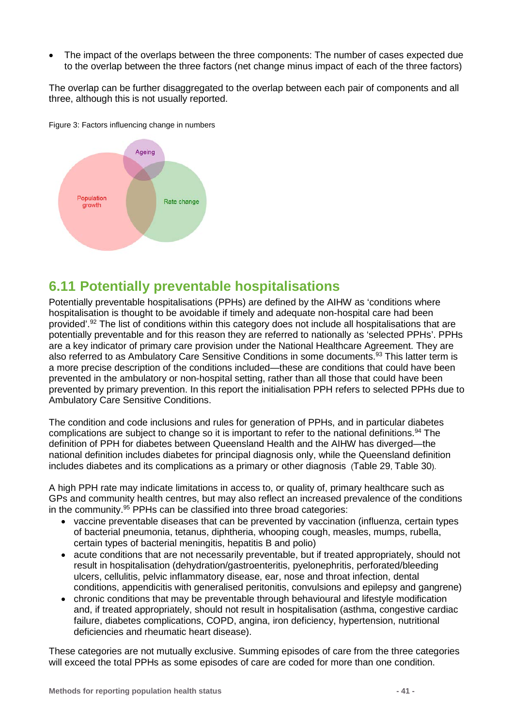- The impact of the overlaps between the three components: The number of cases expected due to the overlap between the three factors (net change minus impact of each of the three factors)

The overlap can be further disaggregated to the overlap between each pair of components and all three, although this is not usually reported.

Figure 3: Factors influencing change in numbers

## 6.11 Potentially preventable hospitalisations

Potentially preventable hospitalisations (PPHs) are defined by the AIHW as 'conditions where hospitalisation is thought to be avoidable if timely and adequate non-hospital care had been provided'.[92] The list of conditions within this category does not include all hospitalisations that are potentially preventable and for this reason they are referred to nationally as 'selected PPHs'. PPHs are a key indicator of primary care provision under the National Healthcare Agreement. They are also referred to as Ambulatory Care Sensitive Conditions in some documents.[93] This latter term is a more precise description of the conditions included—these are conditions that could have been prevented in the ambulatory or non-hospital setting, rather than all those that could have been prevented by primary prevention. In this report the initialisation PPH refers to selected PPHs due to Ambulatory Care Sensitive Conditions.

The condition and code inclusions and rules for generation of PPHs, and in particular diabetes complications are subject to change so it is important to refer to the national definitions.[94] The definition of PPH for diabetes between Queensland Health and the AIHW has diverged—the national definition includes diabetes for principal diagnosis only, while the Queensland definition includes diabetes and its complications as a primary or other diagnosis (Table 29, Table 30).

A high PPH rate may indicate limitations in access to, or quality of, primary healthcare such as GPs and community health centres, but may also reflect an increased prevalence of the conditions in the community.[95] PPHs can be classified into three broad categories:

- vaccine preventable diseases that can be prevented by vaccination (influenza, certain types of bacterial pneumonia, tetanus, diphtheria, whooping cough, measles, mumps, rubella, certain types of bacterial meningitis, hepatitis B and polio)
- acute conditions that are not necessarily preventable, but if treated appropriately, should not result in hospitalisation (dehydration/gastroenteritis, pyelonephritis, perforated/bleeding ulcers, cellulitis, pelvic inflammatory disease, ear, nose and throat infection, dental conditions, appendicitis with generalised peritonitis, convulsions and epilepsy and gangrene)
- chronic conditions that may be preventable through behavioural and lifestyle modification and, if treated appropriately, should not result in hospitalisation (asthma, congestive cardiac failure, diabetes complications, COPD, angina, iron deficiency, hypertension, nutritional deficiencies and rheumatic heart disease).

These categories are not mutually exclusive. Summing episodes of care from the three categories will exceed the total PPHs as some episodes of care are coded for more than one condition.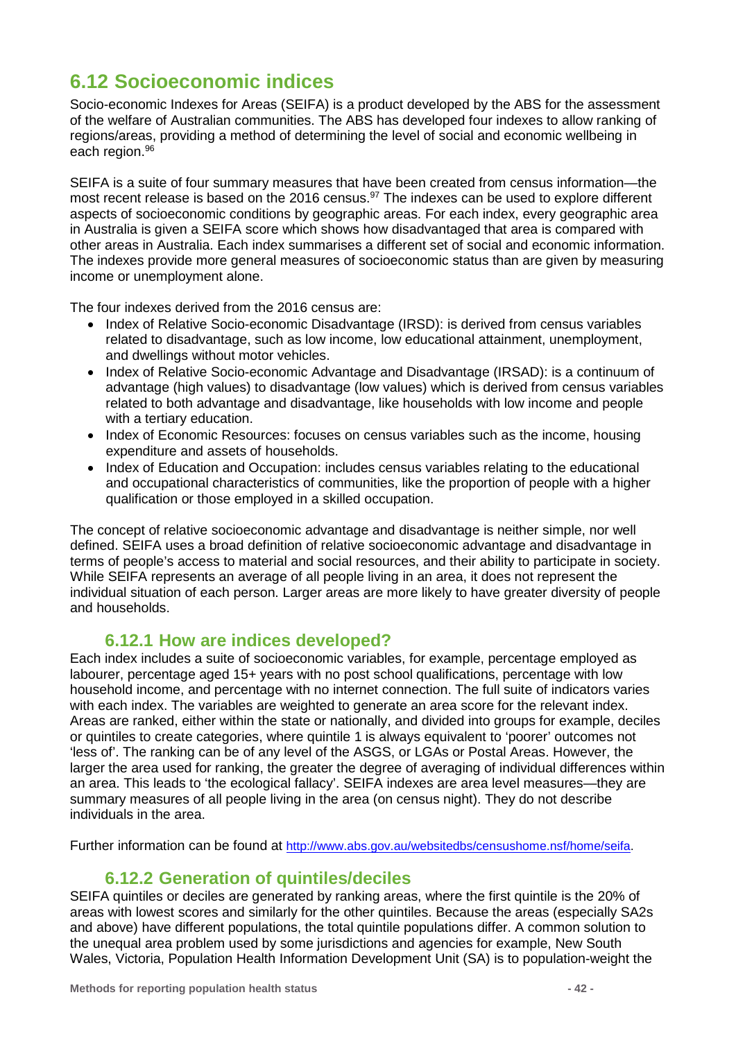## 6.12 Socioeconomic indices

Socio-economic Indexes for Areas (SEIFA) is a product developed by the ABS for the assessment of the welfare of Australian communities. The ABS has developed four indexes to allow ranking of regions/areas, providing a method of determining the level of social and economic wellbeing in each region.[96]

SEIFA is a suite of four summary measures that have been created from census information—the most recent release is based on the 2016 census.[97] The indexes can be used to explore different aspects of socioeconomic conditions by geographic areas. For each index, every geographic area in Australia is given a SEIFA score which shows how disadvantaged that area is compared with other areas in Australia. Each index summarises a different set of social and economic information. The indexes provide more general measures of socioeconomic status than are given by measuring income or unemployment alone.

The four indexes derived from the 2016 census are:

- Index of Relative Socio-economic Disadvantage (IRSD): is derived from census variables related to disadvantage, such as low income, low educational attainment, unemployment, and dwellings without motor vehicles.
- Index of Relative Socio-economic Advantage and Disadvantage (IRSAD): is a continuum of advantage (high values) to disadvantage (low values) which is derived from census variables related to both advantage and disadvantage, like households with low income and people with a tertiary education.
- Index of Economic Resources: focuses on census variables such as the income, housing expenditure and assets of households.
- Index of Education and Occupation: includes census variables relating to the educational and occupational characteristics of communities, like the proportion of people with a higher qualification or those employed in a skilled occupation.

The concept of relative socioeconomic advantage and disadvantage is neither simple, nor well defined. SEIFA uses a broad definition of relative socioeconomic advantage and disadvantage in terms of people's access to material and social resources, and their ability to participate in society. While SEIFA represents an average of all people living in an area, it does not represent the individual situation of each person. Larger areas are more likely to have greater diversity of people and households.

### 6.12.1 How are indices developed?

Each index includes a suite of socioeconomic variables, for example, percentage employed as labourer, percentage aged 15+ years with no post school qualifications, percentage with low household income, and percentage with no internet connection. The full suite of indicators varies with each index. The variables are weighted to generate an area score for the relevant index. Areas are ranked, either within the state or nationally, and divided into groups for example, deciles or quintiles to create categories, where quintile 1 is always equivalent to 'poorer' outcomes not 'less of'. The ranking can be of any level of the ASGS, or LGAs or Postal Areas. However, the larger the area used for ranking, the greater the degree of averaging of individual differences within an area. This leads to 'the ecological fallacy'. SEIFA indexes are area level measures—they are summary measures of all people living in the area (on census night). They do not describe individuals in the area.

Further information can be found at http://www.abs.gov.au/websitedbs/censushome.nsf/home/seifa.

### 6.12.2 Generation of quintiles/deciles

SEIFA quintiles or deciles are generated by ranking areas, where the first quintile is the 20% of areas with lowest scores and similarly for the other quintiles. Because the areas (especially SA2s and above) have different populations, the total quintile populations differ. A common solution to the unequal area problem used by some jurisdictions and agencies for example, New South Wales, Victoria, Population Health Information Development Unit (SA) is to population-weight the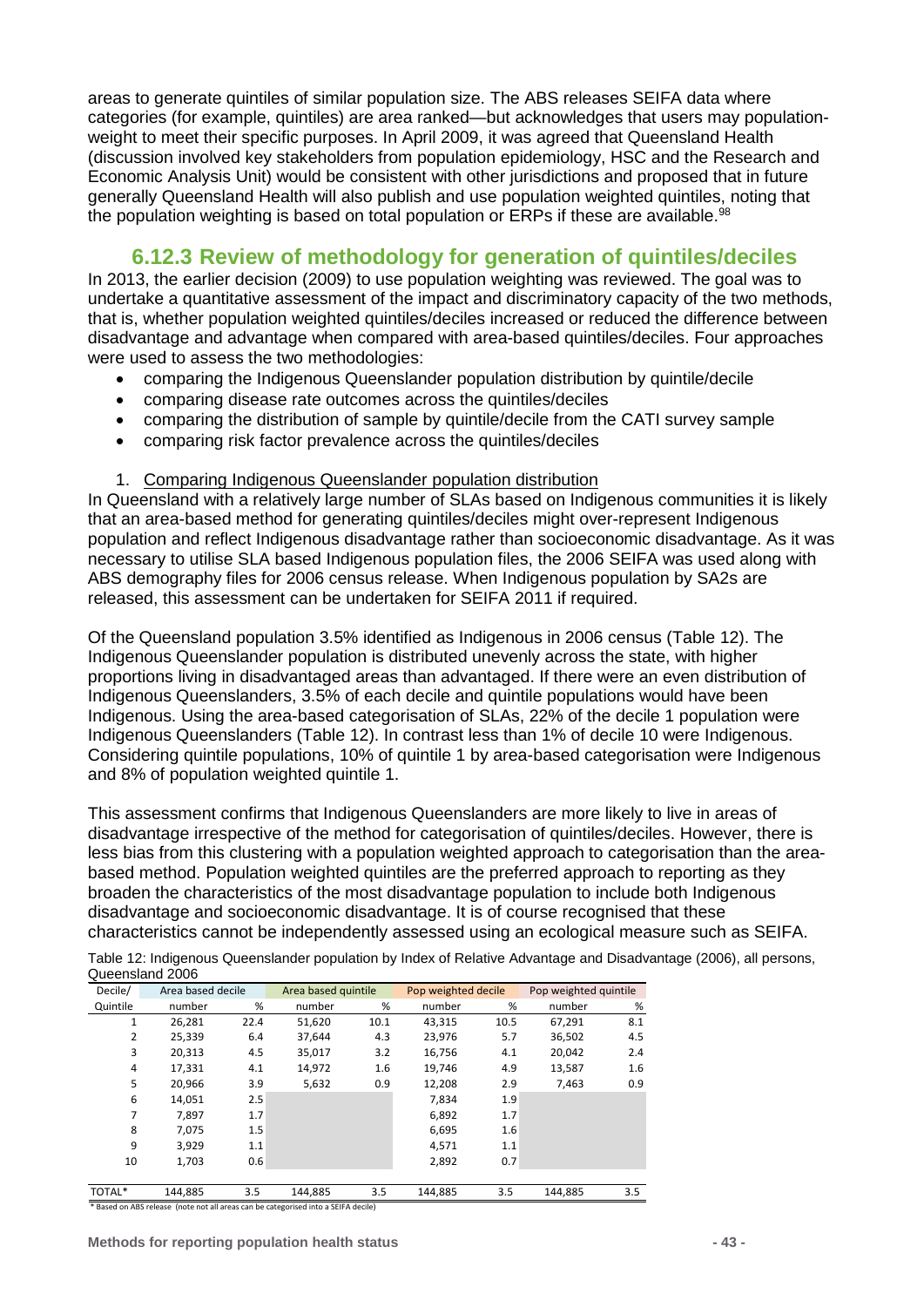areas to generate quintiles of similar population size. The ABS releases SEIFA data where categories (for example, quintiles) are area ranked—but acknowledges that users may population-weight to meet their specific purposes. In April 2009, it was agreed that Queensland Health (discussion involved key stakeholders from population epidemiology, HSC and the Research and Economic Analysis Unit) would be consistent with other jurisdictions and proposed that in future generally Queensland Health will also publish and use population weighted quintiles, noting that the population weighting is based on total population or ERPs if these are available.[98]

### 6.12.3 Review of methodology for generation of quintiles/deciles

In 2013, the earlier decision (2009) to use population weighting was reviewed. The goal was to undertake a quantitative assessment of the impact and discriminatory capacity of the two methods, that is, whether population weighted quintiles/deciles increased or reduced the difference between disadvantage and advantage when compared with area-based quintiles/deciles. Four approaches were used to assess the two methodologies:

- comparing the Indigenous Queenslander population distribution by quintile/decile
- comparing disease rate outcomes across the quintiles/deciles
- comparing the distribution of sample by quintile/decile from the CATI survey sample
- comparing risk factor prevalence across the quintiles/deciles

1. Comparing Indigenous Queenslander population distribution

In Queensland with a relatively large number of SLAs based on Indigenous communities it is likely that an area-based method for generating quintiles/deciles might over-represent Indigenous population and reflect Indigenous disadvantage rather than socioeconomic disadvantage. As it was necessary to utilise SLA based Indigenous population files, the 2006 SEIFA was used along with ABS demography files for 2006 census release. When Indigenous population by SA2s are released, this assessment can be undertaken for SEIFA 2011 if required.

Of the Queensland population 3.5% identified as Indigenous in 2006 census (Table 12). The Indigenous Queenslander population is distributed unevenly across the state, with higher proportions living in disadvantaged areas than advantaged. If there were an even distribution of Indigenous Queenslanders, 3.5% of each decile and quintile populations would have been Indigenous. Using the area-based categorisation of SLAs, 22% of the decile 1 population were Indigenous Queenslanders (Table 12). In contrast less than 1% of decile 10 were Indigenous. Considering quintile populations, 10% of quintile 1 by area-based categorisation were Indigenous and 8% of population weighted quintile 1.

This assessment confirms that Indigenous Queenslanders are more likely to live in areas of disadvantage irrespective of the method for categorisation of quintiles/deciles. However, there is less bias from this clustering with a population weighted approach to categorisation than the area-based method. Population weighted quintiles are the preferred approach to reporting as they broaden the characteristics of the most disadvantage population to include both Indigenous disadvantage and socioeconomic disadvantage. It is of course recognised that these characteristics cannot be independently assessed using an ecological measure such as SEIFA.

Table 12: Indigenous Queenslander population by Index of Relative Advantage and Disadvantage (2006), all persons, Queensland 2006

| Decile/ | Area based decile | | Area based quintile | | Pop weighted decile | | Pop weighted quintile | |
|---|---|---|---|---|---|---|---|---|
| Quintile | number | % | number | % | number | % | number | % |
| 1 | 26,281 | 22.4 | 51,620 | 10.1 | 43,315 | 10.5 | 67,291 | 8.1 |
| 2 | 25,339 | 6.4 | 37,644 | 4.3 | 23,976 | 5.7 | 36,502 | 4.5 |
| 3 | 20,313 | 4.5 | 35,017 | 3.2 | 16,756 | 4.1 | 20,042 | 2.4 |
| 4 | 17,331 | 4.1 | 14,972 | 1.6 | 19,746 | 4.9 | 13,587 | 1.6 |
| 5 | 20,966 | 3.9 | 5,632 | 0.9 | 12,208 | 2.9 | 7,463 | 0.9 |
| 6 | 14,051 | 2.5 | | | 7,834 | 1.9 | | |
| 7 | 7,897 | 1.7 | | | 6,892 | 1.7 | | |
| 8 | 7,075 | 1.5 | | | 6,695 | 1.6 | | |
| 9 | 3,929 | 1.1 | | | 4,571 | 1.1 | | |
| 10 | 1,703 | 0.6 | | | 2,892 | 0.7 | | |
| TOTAL* | 144,885 | 3.5 | 144,885 | 3.5 | 144,885 | 3.5 | 144,885 | 3.5 |

* Based on ABS release (note not all areas can be categorised into a SEIFA decile)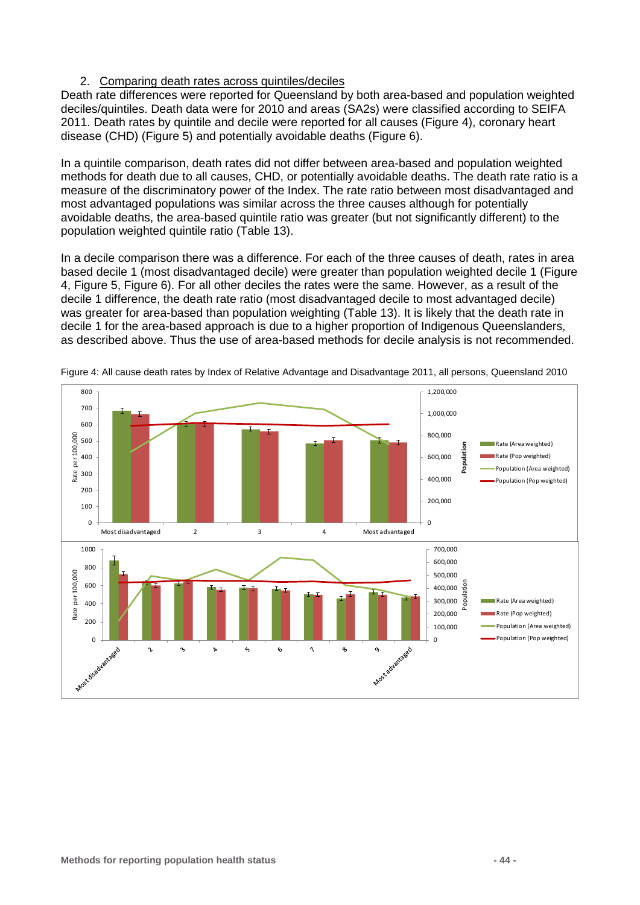2. Comparing death rates across quintiles/deciles

Death rate differences were reported for Queensland by both area-based and population weighted deciles/quintiles. Death data were for 2010 and areas (SA2s) were classified according to SEIFA 2011. Death rates by quintile and decile were reported for all causes (Figure 4), coronary heart disease (CHD) (Figure 5) and potentially avoidable deaths (Figure 6).

In a quintile comparison, death rates did not differ between area-based and population weighted methods for death due to all causes, CHD, or potentially avoidable deaths. The death rate ratio is a measure of the discriminatory power of the Index. The rate ratio between most disadvantaged and most advantaged populations was similar across the three causes although for potentially avoidable deaths, the area-based quintile ratio was greater (but not significantly different) to the population weighted quintile ratio (Table 13).

In a decile comparison there was a difference. For each of the three causes of death, rates in area based decile 1 (most disadvantaged decile) were greater than population weighted decile 1 (Figure 4, Figure 5, Figure 6). For all other deciles the rates were the same. However, as a result of the decile 1 difference, the death rate ratio (most disadvantaged decile to most advantaged decile) was greater for area-based than population weighting (Table 13). It is likely that the death rate in decile 1 for the area-based approach is due to a higher proportion of Indigenous Queenslanders, as described above. Thus the use of area-based methods for decile analysis is not recommended.

Figure 4: All cause death rates by Index of Relative Advantage and Disadvantage 2011, all persons, Queensland 2010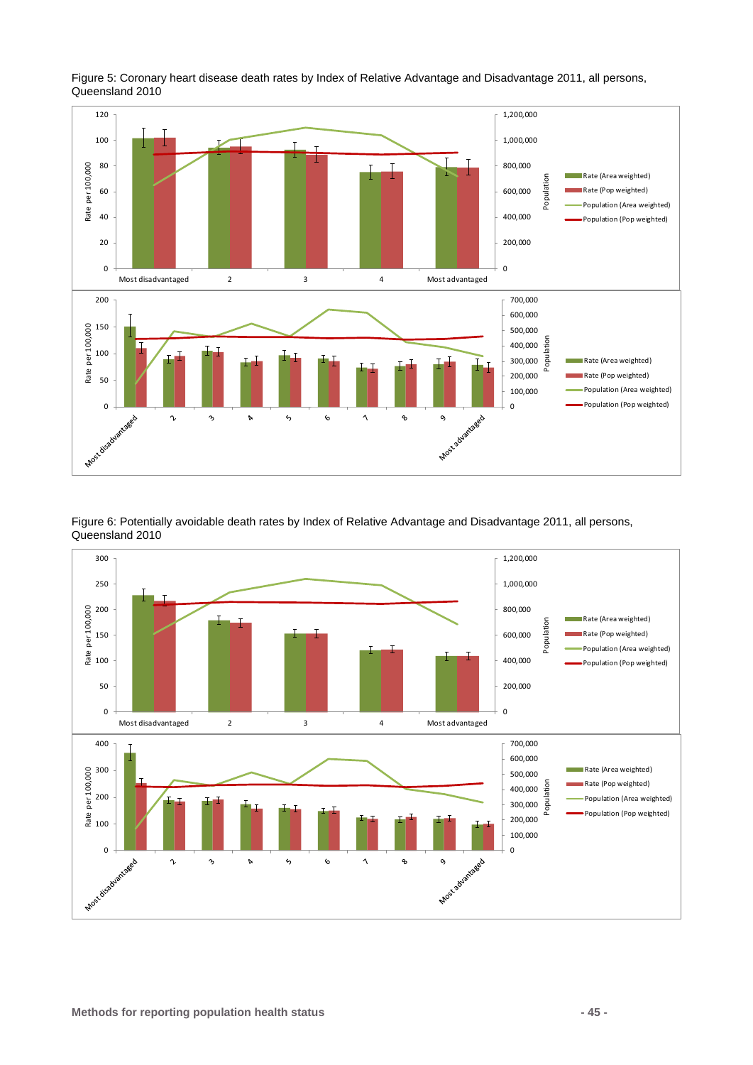Figure 5: Coronary heart disease death rates by Index of Relative Advantage and Disadvantage 2011, all persons, Queensland 2010

Figure 6: Potentially avoidable death rates by Index of Relative Advantage and Disadvantage 2011, all persons, Queensland 2010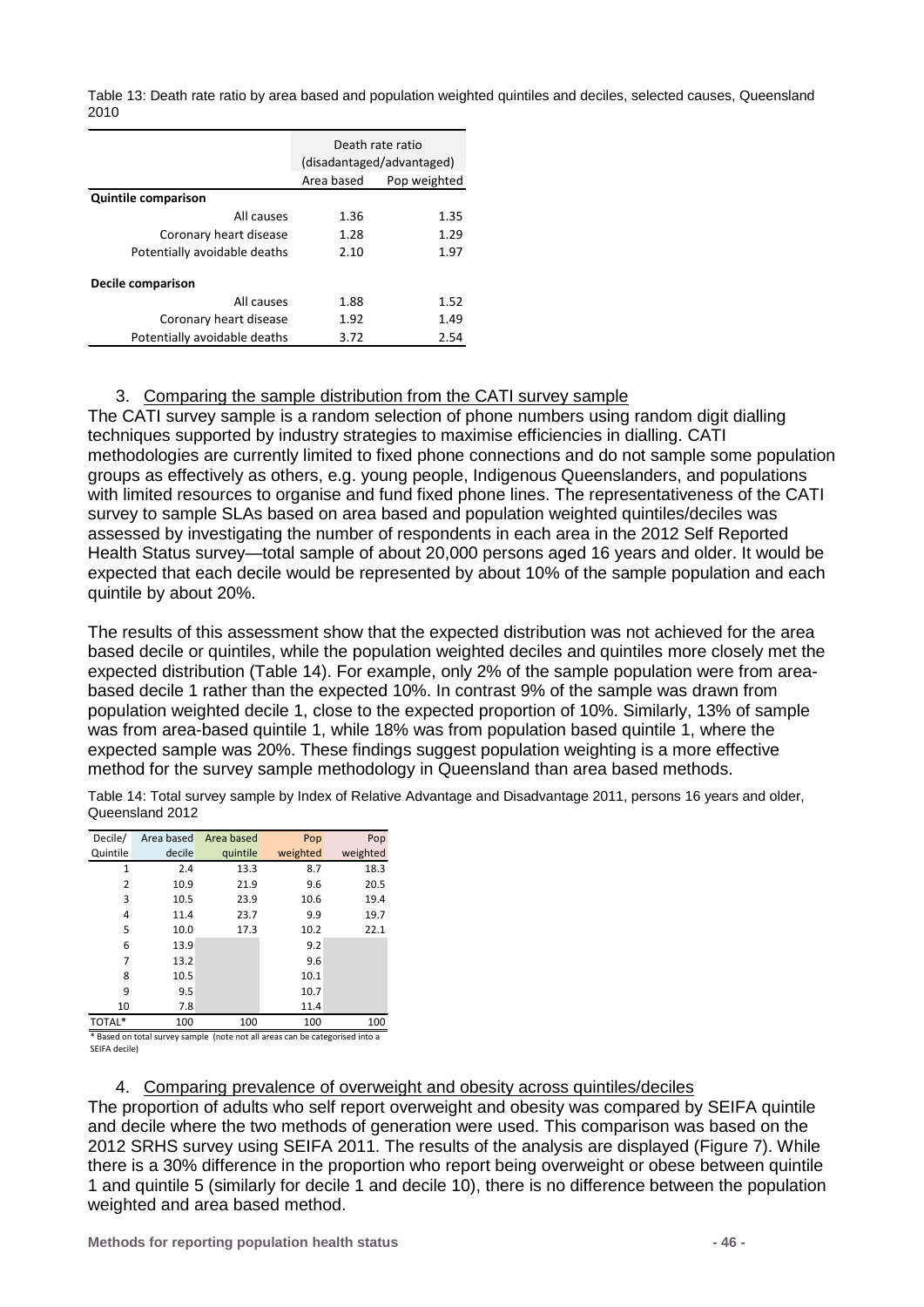Table 13: Death rate ratio by area based and population weighted quintiles and deciles, selected causes, Queensland 2010

| | Death rate ratio (disadvantaged/advantaged) | |
|---|---|---|
| | Area based | Pop weighted |
| **Quintile comparison** | | |
| All causes | 1.36 | 1.35 |
| Coronary heart disease | 1.28 | 1.29 |
| Potentially avoidable deaths | 2.10 | 1.97 |
| **Decile comparison** | | |
| All causes | 1.88 | 1.52 |
| Coronary heart disease | 1.92 | 1.49 |
| Potentially avoidable deaths | 3.72 | 2.54 |

3. Comparing the sample distribution from the CATI survey sample

The CATI survey sample is a random selection of phone numbers using random digit dialling techniques supported by industry strategies to maximise efficiencies in dialling. CATI methodologies are currently limited to fixed phone connections and do not sample some population groups as effectively as others, e.g. young people, Indigenous Queenslanders, and populations with limited resources to organise and fund fixed phone lines. The representativeness of the CATI survey to sample SLAs based on area based and population weighted quintiles/deciles was assessed by investigating the number of respondents in each area in the 2012 Self Reported Health Status survey—total sample of about 20,000 persons aged 16 years and older. It would be expected that each decile would be represented by about 10% of the sample population and each quintile by about 20%.

The results of this assessment show that the expected distribution was not achieved for the area based decile or quintiles, while the population weighted deciles and quintiles more closely met the expected distribution (Table 14). For example, only 2% of the sample population were from area-based decile 1 rather than the expected 10%. In contrast 9% of the sample was drawn from population weighted decile 1, close to the expected proportion of 10%. Similarly, 13% of sample was from area-based quintile 1, while 18% was from population based quintile 1, where the expected sample was 20%. These findings suggest population weighting is a more effective method for the survey sample methodology in Queensland than area based methods.

Table 14: Total survey sample by Index of Relative Advantage and Disadvantage 2011, persons 16 years and older, Queensland 2012

| Decile/ Quintile | Area based decile | Area based quintile | Pop weighted | Pop weighted |
|---|---|---|---|---|
| 1 | 2.4 | 13.3 | 8.7 | 18.3 |
| 2 | 10.9 | 21.9 | 9.6 | 20.5 |
| 3 | 10.5 | 23.9 | 10.6 | 19.4 |
| 4 | 11.4 | 23.7 | 9.9 | 19.7 |
| 5 | 10.0 | 17.3 | 10.2 | 22.1 |
| 6 | 13.9 | | 9.2 | |
| 7 | 13.2 | | 9.6 | |
| 8 | 10.5 | | 10.1 | |
| 9 | 9.5 | | 10.7 | |
| 10 | 7.8 | | 11.4 | |
| TOTAL* | 100 | 100 | 100 | 100 |

\* Based on total survey sample (note not all areas can be categorised into a SEIFA decile)

4. Comparing prevalence of overweight and obesity across quintiles/deciles

The proportion of adults who self report overweight and obesity was compared by SEIFA quintile and decile where the two methods of generation were used. This comparison was based on the 2012 SRHS survey using SEIFA 2011. The results of the analysis are displayed (Figure 7). While there is a 30% difference in the proportion who report being overweight or obese between quintile 1 and quintile 5 (similarly for decile 1 and decile 10), there is no difference between the population weighted and area based method.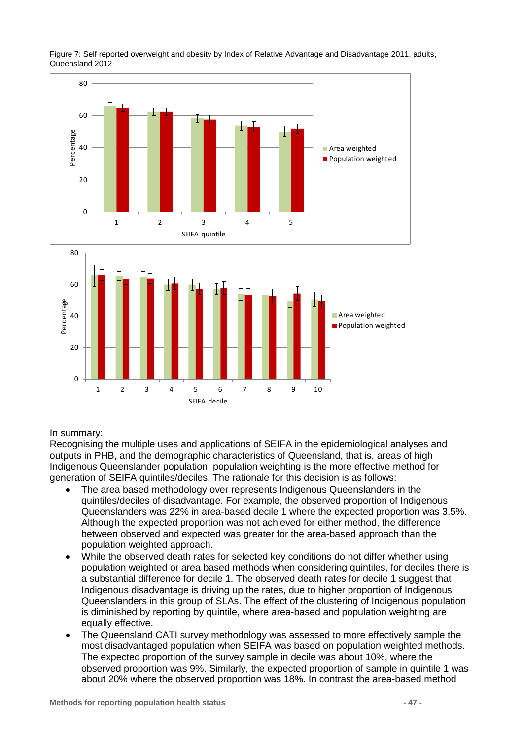Figure 7: Self reported overweight and obesity by Index of Relative Advantage and Disadvantage 2011, adults, Queensland 2012

In summary:

Recognising the multiple uses and applications of SEIFA in the epidemiological analyses and outputs in PHB, and the demographic characteristics of Queensland, that is, areas of high Indigenous Queenslander population, population weighting is the more effective method for generation of SEIFA quintiles/deciles. The rationale for this decision is as follows:

- The area based methodology over represents Indigenous Queenslanders in the quintiles/deciles of disadvantage. For example, the observed proportion of Indigenous Queenslanders was 22% in area-based decile 1 where the expected proportion was 3.5%. Although the expected proportion was not achieved for either method, the difference between observed and expected was greater for the area-based approach than the population weighted approach.
- While the observed death rates for selected key conditions do not differ whether using population weighted or area based methods when considering quintiles, for deciles there is a substantial difference for decile 1. The observed death rates for decile 1 suggest that Indigenous disadvantage is driving up the rates, due to higher proportion of Indigenous Queenslanders in this group of SLAs. The effect of the clustering of Indigenous population is diminished by reporting by quintile, where area-based and population weighting are equally effective.
- The Queensland CATI survey methodology was assessed to more effectively sample the most disadvantaged population when SEIFA was based on population weighted methods. The expected proportion of the survey sample in decile was about 10%, where the observed proportion was 9%. Similarly, the expected proportion of sample in quintile 1 was about 20% where the observed proportion was 18%. In contrast the area-based method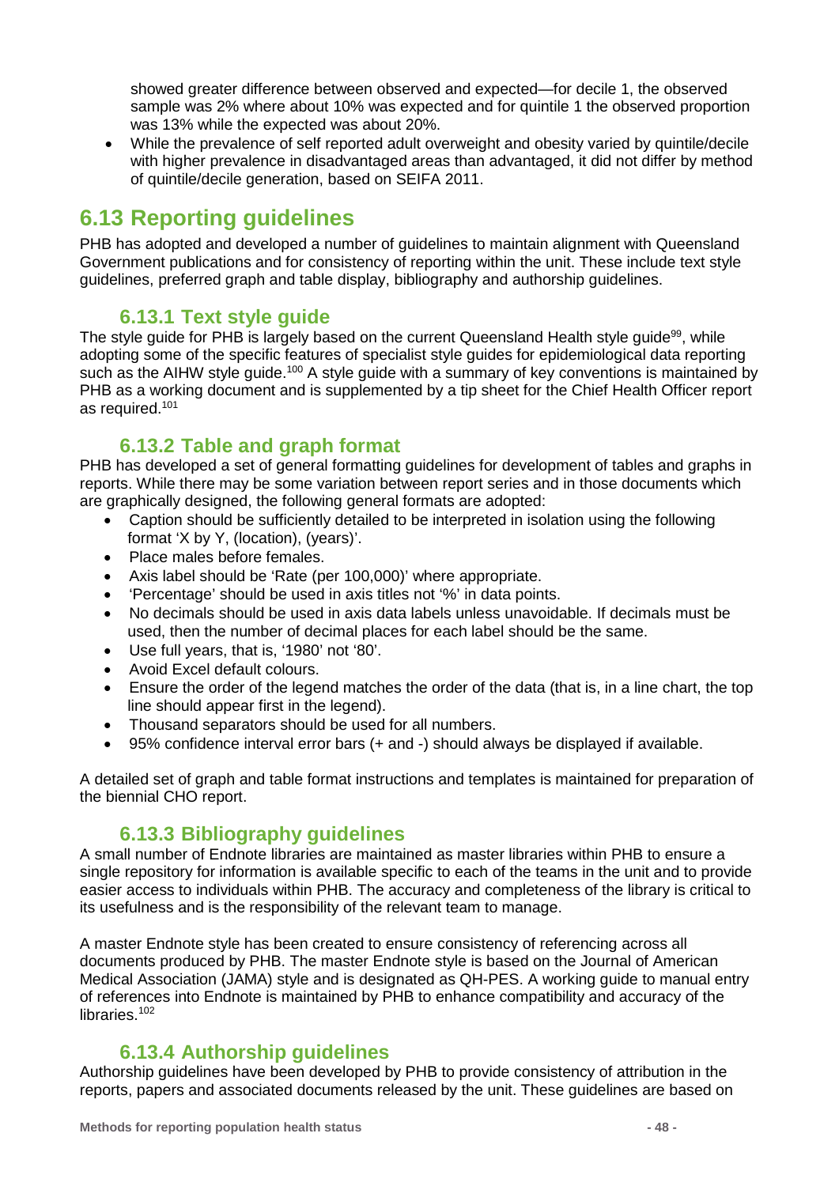showed greater difference between observed and expected—for decile 1, the observed sample was 2% where about 10% was expected and for quintile 1 the observed proportion was 13% while the expected was about 20%.

- While the prevalence of self reported adult overweight and obesity varied by quintile/decile with higher prevalence in disadvantaged areas than advantaged, it did not differ by method of quintile/decile generation, based on SEIFA 2011.

## 6.13 Reporting guidelines

PHB has adopted and developed a number of guidelines to maintain alignment with Queensland Government publications and for consistency of reporting within the unit. These include text style guidelines, preferred graph and table display, bibliography and authorship guidelines.

### 6.13.1 Text style guide

The style guide for PHB is largely based on the current Queensland Health style guide[99], while adopting some of the specific features of specialist style guides for epidemiological data reporting such as the AIHW style guide.[100] A style guide with a summary of key conventions is maintained by PHB as a working document and is supplemented by a tip sheet for the Chief Health Officer report as required.[101]

### 6.13.2 Table and graph format

PHB has developed a set of general formatting guidelines for development of tables and graphs in reports. While there may be some variation between report series and in those documents which are graphically designed, the following general formats are adopted:

- Caption should be sufficiently detailed to be interpreted in isolation using the following format 'X by Y, (location), (years)'.
- Place males before females.
- Axis label should be 'Rate (per 100,000)' where appropriate.
- 'Percentage' should be used in axis titles not '%' in data points.
- No decimals should be used in axis data labels unless unavoidable. If decimals must be used, then the number of decimal places for each label should be the same.
- Use full years, that is, '1980' not '80'.
- Avoid Excel default colours.
- Ensure the order of the legend matches the order of the data (that is, in a line chart, the top line should appear first in the legend).
- Thousand separators should be used for all numbers.
- 95% confidence interval error bars (+ and -) should always be displayed if available.

A detailed set of graph and table format instructions and templates is maintained for preparation of the biennial CHO report.

### 6.13.3 Bibliography guidelines

A small number of Endnote libraries are maintained as master libraries within PHB to ensure a single repository for information is available specific to each of the teams in the unit and to provide easier access to individuals within PHB. The accuracy and completeness of the library is critical to its usefulness and is the responsibility of the relevant team to manage.

A master Endnote style has been created to ensure consistency of referencing across all documents produced by PHB. The master Endnote style is based on the Journal of American Medical Association (JAMA) style and is designated as QH-PES. A working guide to manual entry of references into Endnote is maintained by PHB to enhance compatibility and accuracy of the libraries.[102]

### 6.13.4 Authorship guidelines

Authorship guidelines have been developed by PHB to provide consistency of attribution in the reports, papers and associated documents released by the unit. These guidelines are based on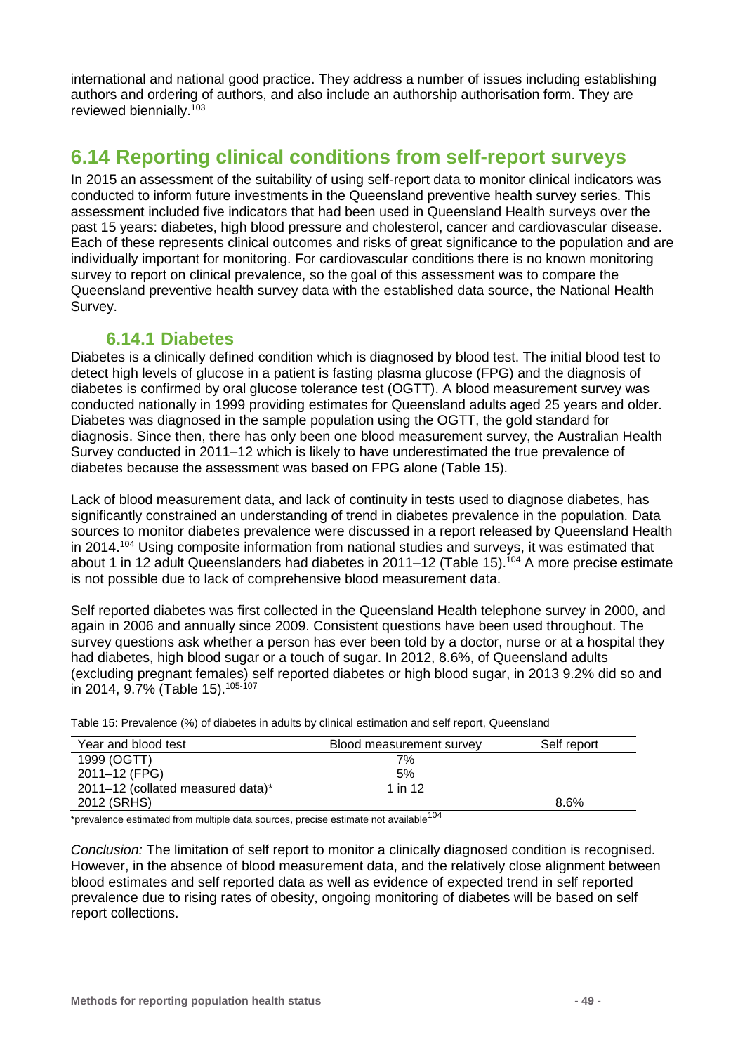international and national good practice. They address a number of issues including establishing authors and ordering of authors, and also include an authorship authorisation form. They are reviewed biennially.[103]

## 6.14 Reporting clinical conditions from self-report surveys

In 2015 an assessment of the suitability of using self-report data to monitor clinical indicators was conducted to inform future investments in the Queensland preventive health survey series. This assessment included five indicators that had been used in Queensland Health surveys over the past 15 years: diabetes, high blood pressure and cholesterol, cancer and cardiovascular disease. Each of these represents clinical outcomes and risks of great significance to the population and are individually important for monitoring. For cardiovascular conditions there is no known monitoring survey to report on clinical prevalence, so the goal of this assessment was to compare the Queensland preventive health survey data with the established data source, the National Health Survey.

### 6.14.1 Diabetes

Diabetes is a clinically defined condition which is diagnosed by blood test. The initial blood test to detect high levels of glucose in a patient is fasting plasma glucose (FPG) and the diagnosis of diabetes is confirmed by oral glucose tolerance test (OGTT). A blood measurement survey was conducted nationally in 1999 providing estimates for Queensland adults aged 25 years and older. Diabetes was diagnosed in the sample population using the OGTT, the gold standard for diagnosis. Since then, there has only been one blood measurement survey, the Australian Health Survey conducted in 2011–12 which is likely to have underestimated the true prevalence of diabetes because the assessment was based on FPG alone (Table 15).

Lack of blood measurement data, and lack of continuity in tests used to diagnose diabetes, has significantly constrained an understanding of trend in diabetes prevalence in the population. Data sources to monitor diabetes prevalence were discussed in a report released by Queensland Health in 2014.[104] Using composite information from national studies and surveys, it was estimated that about 1 in 12 adult Queenslanders had diabetes in 2011–12 (Table 15).[104] A more precise estimate is not possible due to lack of comprehensive blood measurement data.

Self reported diabetes was first collected in the Queensland Health telephone survey in 2000, and again in 2006 and annually since 2009. Consistent questions have been used throughout. The survey questions ask whether a person has ever been told by a doctor, nurse or at a hospital they had diabetes, high blood sugar or a touch of sugar. In 2012, 8.6%, of Queensland adults (excluding pregnant females) self reported diabetes or high blood sugar, in 2013 9.2% did so and in 2014, 9.7% (Table 15).[105-107]

Table 15: Prevalence (%) of diabetes in adults by clinical estimation and self report, Queensland

| Year and blood test | Blood measurement survey | Self report |
|---|---|---|
| 1999 (OGTT) | 7% | |
| 2011–12 (FPG) | 5% | |
| 2011–12 (collated measured data)* | 1 in 12 | |
| 2012 (SRHS) | | 8.6% |

*prevalence estimated from multiple data sources, precise estimate not available[104]

*Conclusion:* The limitation of self report to monitor a clinically diagnosed condition is recognised. However, in the absence of blood measurement data, and the relatively close alignment between blood estimates and self reported data as well as evidence of expected trend in self reported prevalence due to rising rates of obesity, ongoing monitoring of diabetes will be based on self report collections.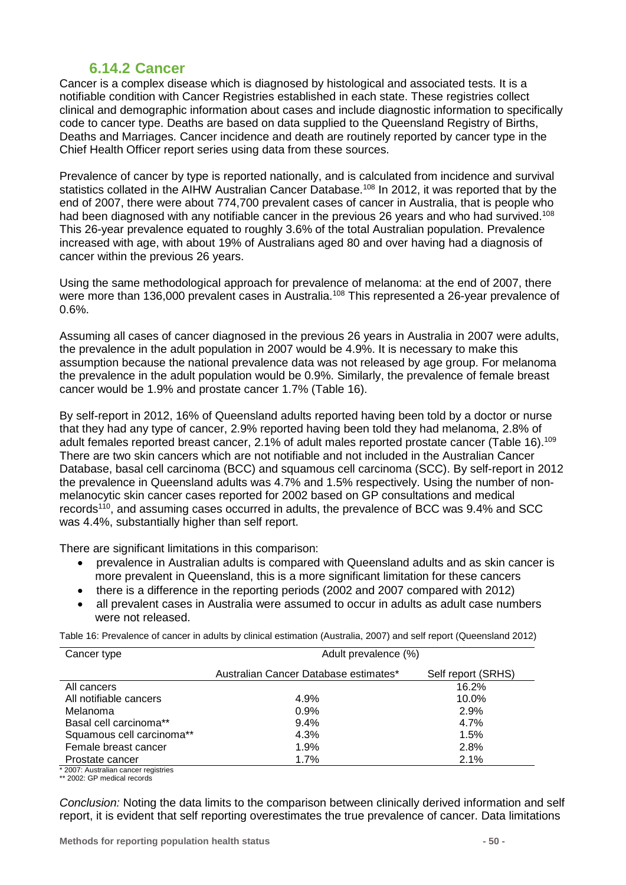### 6.14.2 Cancer

Cancer is a complex disease which is diagnosed by histological and associated tests. It is a notifiable condition with Cancer Registries established in each state. These registries collect clinical and demographic information about cases and include diagnostic information to specifically code to cancer type. Deaths are based on data supplied to the Queensland Registry of Births, Deaths and Marriages. Cancer incidence and death are routinely reported by cancer type in the Chief Health Officer report series using data from these sources.

Prevalence of cancer by type is reported nationally, and is calculated from incidence and survival statistics collated in the AIHW Australian Cancer Database.[108] In 2012, it was reported that by the end of 2007, there were about 774,700 prevalent cases of cancer in Australia, that is people who had been diagnosed with any notifiable cancer in the previous 26 years and who had survived.[108] This 26-year prevalence equated to roughly 3.6% of the total Australian population. Prevalence increased with age, with about 19% of Australians aged 80 and over having had a diagnosis of cancer within the previous 26 years.

Using the same methodological approach for prevalence of melanoma: at the end of 2007, there were more than 136,000 prevalent cases in Australia.[108] This represented a 26-year prevalence of 0.6%.

Assuming all cases of cancer diagnosed in the previous 26 years in Australia in 2007 were adults, the prevalence in the adult population in 2007 would be 4.9%. It is necessary to make this assumption because the national prevalence data was not released by age group. For melanoma the prevalence in the adult population would be 0.9%. Similarly, the prevalence of female breast cancer would be 1.9% and prostate cancer 1.7% (Table 16).

By self-report in 2012, 16% of Queensland adults reported having been told by a doctor or nurse that they had any type of cancer, 2.9% reported having been told they had melanoma, 2.8% of adult females reported breast cancer, 2.1% of adult males reported prostate cancer (Table 16).[109] There are two skin cancers which are not notifiable and not included in the Australian Cancer Database, basal cell carcinoma (BCC) and squamous cell carcinoma (SCC). By self-report in 2012 the prevalence in Queensland adults was 4.7% and 1.5% respectively. Using the number of non-melanocytic skin cancer cases reported for 2002 based on GP consultations and medical records[110], and assuming cases occurred in adults, the prevalence of BCC was 9.4% and SCC was 4.4%, substantially higher than self report.

There are significant limitations in this comparison:

- prevalence in Australian adults is compared with Queensland adults and as skin cancer is more prevalent in Queensland, this is a more significant limitation for these cancers
- there is a difference in the reporting periods (2002 and 2007 compared with 2012)
- all prevalent cases in Australia were assumed to occur in adults as adult case numbers were not released.

Table 16: Prevalence of cancer in adults by clinical estimation (Australia, 2007) and self report (Queensland 2012)

| Cancer type | Adult prevalence (%) | |
|---|---|---|
| | Australian Cancer Database estimates* | Self report (SRHS) |
| All cancers | | 16.2% |
| All notifiable cancers | 4.9% | 10.0% |
| Melanoma | 0.9% | 2.9% |
| Basal cell carcinoma** | 9.4% | 4.7% |
| Squamous cell carcinoma** | 4.3% | 1.5% |
| Female breast cancer | 1.9% | 2.8% |
| Prostate cancer | 1.7% | 2.1% |

\* 2007: Australian cancer registries
\** 2002: GP medical records

*Conclusion:* Noting the data limits to the comparison between clinically derived information and self report, it is evident that self reporting overestimates the true prevalence of cancer. Data limitations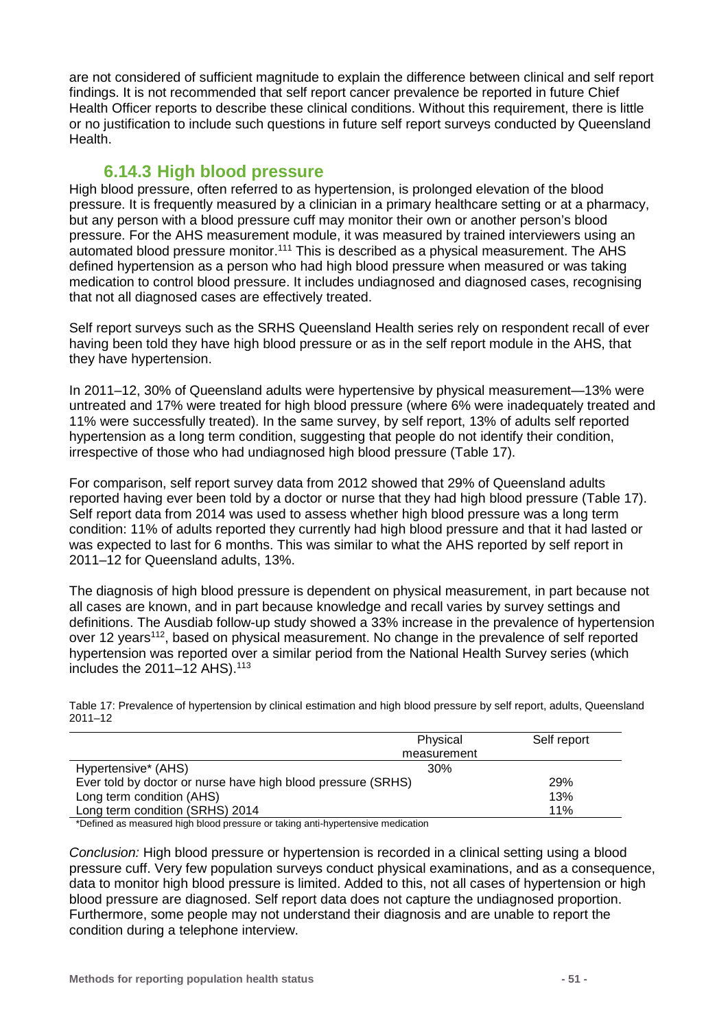are not considered of sufficient magnitude to explain the difference between clinical and self report findings. It is not recommended that self report cancer prevalence be reported in future Chief Health Officer reports to describe these clinical conditions. Without this requirement, there is little or no justification to include such questions in future self report surveys conducted by Queensland Health.

### 6.14.3 High blood pressure

High blood pressure, often referred to as hypertension, is prolonged elevation of the blood pressure. It is frequently measured by a clinician in a primary healthcare setting or at a pharmacy, but any person with a blood pressure cuff may monitor their own or another person's blood pressure. For the AHS measurement module, it was measured by trained interviewers using an automated blood pressure monitor.[111] This is described as a physical measurement. The AHS defined hypertension as a person who had high blood pressure when measured or was taking medication to control blood pressure. It includes undiagnosed and diagnosed cases, recognising that not all diagnosed cases are effectively treated.

Self report surveys such as the SRHS Queensland Health series rely on respondent recall of ever having been told they have high blood pressure or as in the self report module in the AHS, that they have hypertension.

In 2011–12, 30% of Queensland adults were hypertensive by physical measurement—13% were untreated and 17% were treated for high blood pressure (where 6% were inadequately treated and 11% were successfully treated). In the same survey, by self report, 13% of adults self reported hypertension as a long term condition, suggesting that people do not identify their condition, irrespective of those who had undiagnosed high blood pressure (Table 17).

For comparison, self report survey data from 2012 showed that 29% of Queensland adults reported having ever been told by a doctor or nurse that they had high blood pressure (Table 17). Self report data from 2014 was used to assess whether high blood pressure was a long term condition: 11% of adults reported they currently had high blood pressure and that it had lasted or was expected to last for 6 months. This was similar to what the AHS reported by self report in 2011–12 for Queensland adults, 13%.

The diagnosis of high blood pressure is dependent on physical measurement, in part because not all cases are known, and in part because knowledge and recall varies by survey settings and definitions. The Ausdiab follow-up study showed a 33% increase in the prevalence of hypertension over 12 years[112], based on physical measurement. No change in the prevalence of self reported hypertension was reported over a similar period from the National Health Survey series (which includes the 2011–12 AHS).[113]

Table 17: Prevalence of hypertension by clinical estimation and high blood pressure by self report, adults, Queensland 2011–12

| | Physical measurement | Self report |
|---|---|---|
| Hypertensive* (AHS) | 30% | |
| Ever told by doctor or nurse have high blood pressure (SRHS) | | 29% |
| Long term condition (AHS) | | 13% |
| Long term condition (SRHS) 2014 | | 11% |

*Defined as measured high blood pressure or taking anti-hypertensive medication

*Conclusion:* High blood pressure or hypertension is recorded in a clinical setting using a blood pressure cuff. Very few population surveys conduct physical examinations, and as a consequence, data to monitor high blood pressure is limited. Added to this, not all cases of hypertension or high blood pressure are diagnosed. Self report data does not capture the undiagnosed proportion. Furthermore, some people may not understand their diagnosis and are unable to report the condition during a telephone interview.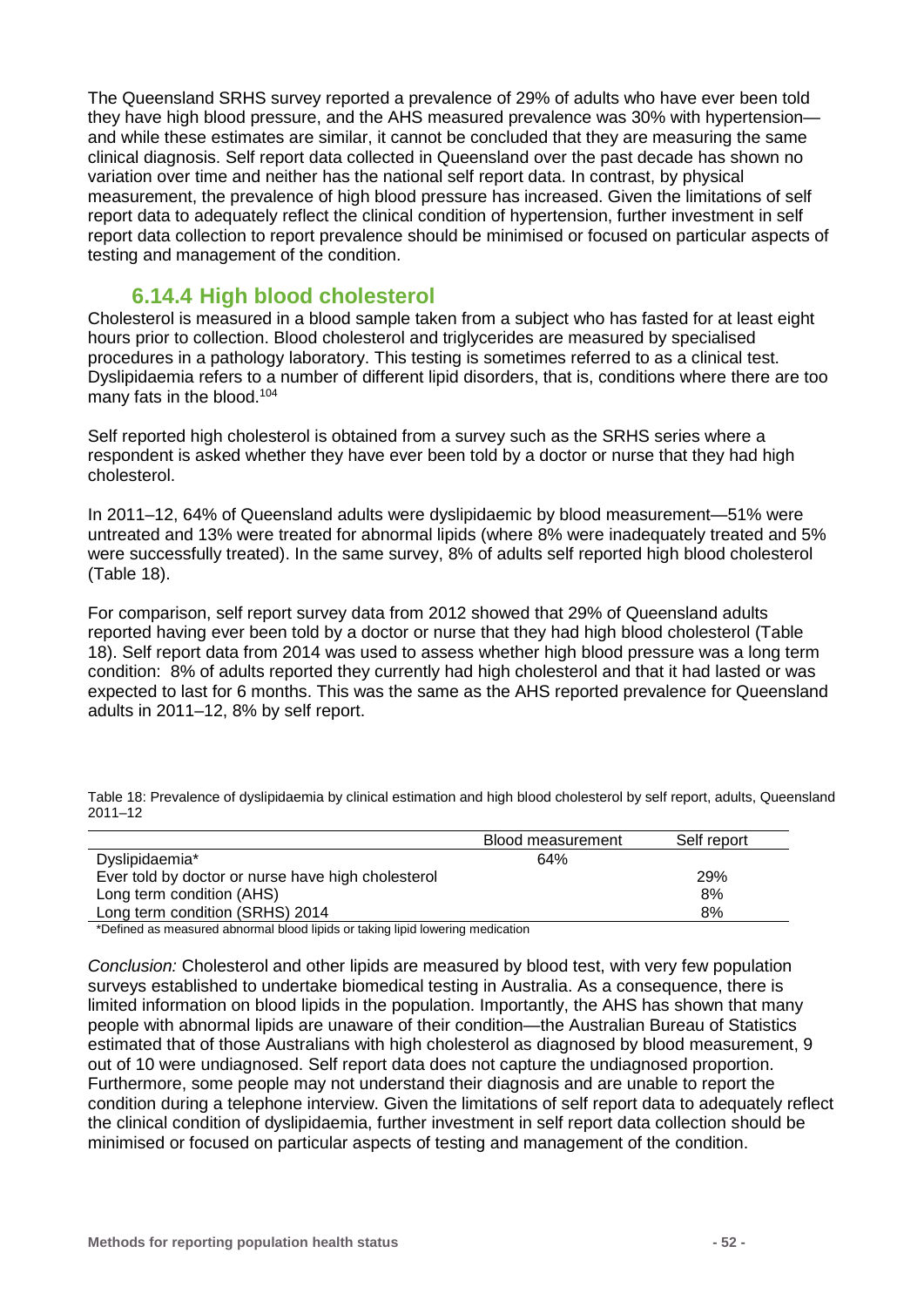The Queensland SRHS survey reported a prevalence of 29% of adults who have ever been told they have high blood pressure, and the AHS measured prevalence was 30% with hypertension—and while these estimates are similar, it cannot be concluded that they are measuring the same clinical diagnosis. Self report data collected in Queensland over the past decade has shown no variation over time and neither has the national self report data. In contrast, by physical measurement, the prevalence of high blood pressure has increased. Given the limitations of self report data to adequately reflect the clinical condition of hypertension, further investment in self report data collection to report prevalence should be minimised or focused on particular aspects of testing and management of the condition.

### 6.14.4 High blood cholesterol

Cholesterol is measured in a blood sample taken from a subject who has fasted for at least eight hours prior to collection. Blood cholesterol and triglycerides are measured by specialised procedures in a pathology laboratory. This testing is sometimes referred to as a clinical test. Dyslipidaemia refers to a number of different lipid disorders, that is, conditions where there are too many fats in the blood.[104]

Self reported high cholesterol is obtained from a survey such as the SRHS series where a respondent is asked whether they have ever been told by a doctor or nurse that they had high cholesterol.

In 2011–12, 64% of Queensland adults were dyslipidaemic by blood measurement—51% were untreated and 13% were treated for abnormal lipids (where 8% were inadequately treated and 5% were successfully treated). In the same survey, 8% of adults self reported high blood cholesterol (Table 18).

For comparison, self report survey data from 2012 showed that 29% of Queensland adults reported having ever been told by a doctor or nurse that they had high blood cholesterol (Table 18). Self report data from 2014 was used to assess whether high blood pressure was a long term condition: 8% of adults reported they currently had high cholesterol and that it had lasted or was expected to last for 6 months. This was the same as the AHS reported prevalence for Queensland adults in 2011–12, 8% by self report.

Table 18: Prevalence of dyslipidaemia by clinical estimation and high blood cholesterol by self report, adults, Queensland 2011–12

| | Blood measurement | Self report |
|---|---|---|
| Dyslipidaemia* | 64% | |
| Ever told by doctor or nurse have high cholesterol | | 29% |
| Long term condition (AHS) | | 8% |
| Long term condition (SRHS) 2014 | | 8% |

*Defined as measured abnormal blood lipids or taking lipid lowering medication

*Conclusion:* Cholesterol and other lipids are measured by blood test, with very few population surveys established to undertake biomedical testing in Australia. As a consequence, there is limited information on blood lipids in the population. Importantly, the AHS has shown that many people with abnormal lipids are unaware of their condition—the Australian Bureau of Statistics estimated that of those Australians with high cholesterol as diagnosed by blood measurement, 9 out of 10 were undiagnosed. Self report data does not capture the undiagnosed proportion. Furthermore, some people may not understand their diagnosis and are unable to report the condition during a telephone interview. Given the limitations of self report data to adequately reflect the clinical condition of dyslipidaemia, further investment in self report data collection should be minimised or focused on particular aspects of testing and management of the condition.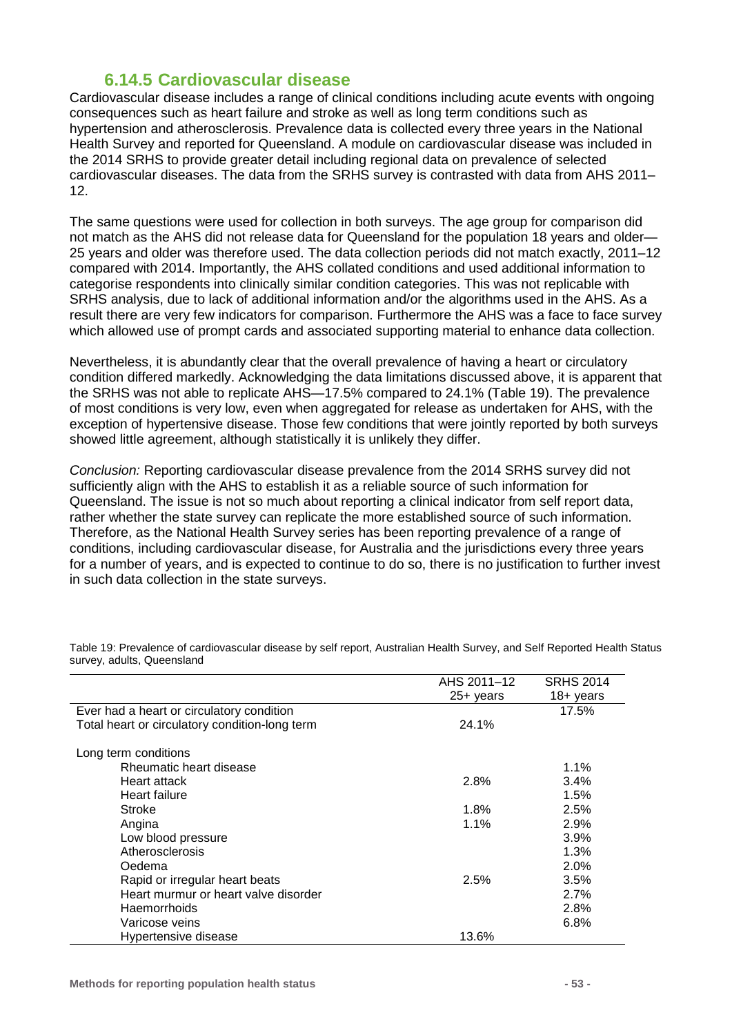### 6.14.5 Cardiovascular disease

Cardiovascular disease includes a range of clinical conditions including acute events with ongoing consequences such as heart failure and stroke as well as long term conditions such as hypertension and atherosclerosis. Prevalence data is collected every three years in the National Health Survey and reported for Queensland. A module on cardiovascular disease was included in the 2014 SRHS to provide greater detail including regional data on prevalence of selected cardiovascular diseases. The data from the SRHS survey is contrasted with data from AHS 2011–12.

The same questions were used for collection in both surveys. The age group for comparison did not match as the AHS did not release data for Queensland for the population 18 years and older—25 years and older was therefore used. The data collection periods did not match exactly, 2011–12 compared with 2014. Importantly, the AHS collated conditions and used additional information to categorise respondents into clinically similar condition categories. This was not replicable with SRHS analysis, due to lack of additional information and/or the algorithms used in the AHS. As a result there are very few indicators for comparison. Furthermore the AHS was a face to face survey which allowed use of prompt cards and associated supporting material to enhance data collection.

Nevertheless, it is abundantly clear that the overall prevalence of having a heart or circulatory condition differed markedly. Acknowledging the data limitations discussed above, it is apparent that the SRHS was not able to replicate AHS—17.5% compared to 24.1% (Table 19). The prevalence of most conditions is very low, even when aggregated for release as undertaken for AHS, with the exception of hypertensive disease. Those few conditions that were jointly reported by both surveys showed little agreement, although statistically it is unlikely they differ.

*Conclusion:* Reporting cardiovascular disease prevalence from the 2014 SRHS survey did not sufficiently align with the AHS to establish it as a reliable source of such information for Queensland. The issue is not so much about reporting a clinical indicator from self report data, rather whether the state survey can replicate the more established source of such information. Therefore, as the National Health Survey series has been reporting prevalence of a range of conditions, including cardiovascular disease, for Australia and the jurisdictions every three years for a number of years, and is expected to continue to do so, there is no justification to further invest in such data collection in the state surveys.

Table 19: Prevalence of cardiovascular disease by self report, Australian Health Survey, and Self Reported Health Status survey, adults, Queensland

| | AHS 2011–12 25+ years | SRHS 2014 18+ years |
|---|---|---|
| Ever had a heart or circulatory condition | | 17.5% |
| Total heart or circulatory condition-long term | 24.1% | |
| Long term conditions | | |
| Rheumatic heart disease | | 1.1% |
| Heart attack | 2.8% | 3.4% |
| Heart failure | | 1.5% |
| Stroke | 1.8% | 2.5% |
| Angina | 1.1% | 2.9% |
| Low blood pressure | | 3.9% |
| Atherosclerosis | | 1.3% |
| Oedema | | 2.0% |
| Rapid or irregular heart beats | 2.5% | 3.5% |
| Heart murmur or heart valve disorder | | 2.7% |
| Haemorrhoids | | 2.8% |
| Varicose veins | | 6.8% |
| Hypertensive disease | 13.6% | |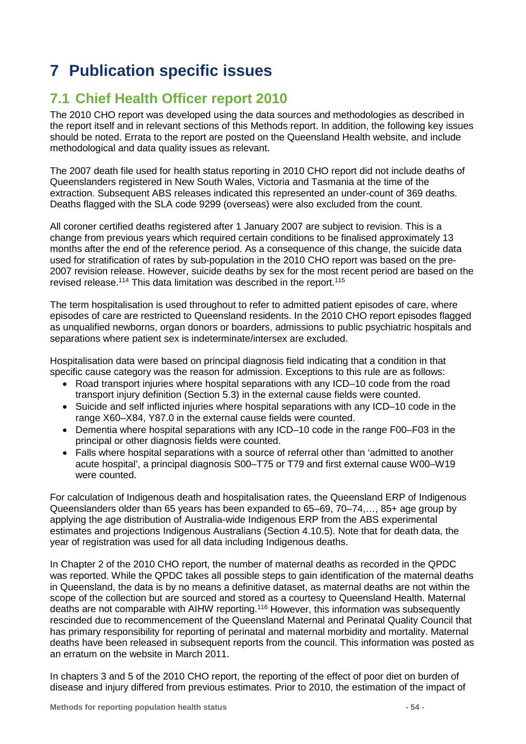# 7 Publication specific issues

## 7.1 Chief Health Officer report 2010

The 2010 CHO report was developed using the data sources and methodologies as described in the report itself and in relevant sections of this Methods report. In addition, the following key issues should be noted. Errata to the report are posted on the Queensland Health website, and include methodological and data quality issues as relevant.

The 2007 death file used for health status reporting in 2010 CHO report did not include deaths of Queenslanders registered in New South Wales, Victoria and Tasmania at the time of the extraction. Subsequent ABS releases indicated this represented an under-count of 369 deaths. Deaths flagged with the SLA code 9299 (overseas) were also excluded from the count.

All coroner certified deaths registered after 1 January 2007 are subject to revision. This is a change from previous years which required certain conditions to be finalised approximately 13 months after the end of the reference period. As a consequence of this change, the suicide data used for stratification of rates by sub-population in the 2010 CHO report was based on the pre-2007 revision release. However, suicide deaths by sex for the most recent period are based on the revised release.[114] This data limitation was described in the report.[115]

The term hospitalisation is used throughout to refer to admitted patient episodes of care, where episodes of care are restricted to Queensland residents. In the 2010 CHO report episodes flagged as unqualified newborns, organ donors or boarders, admissions to public psychiatric hospitals and separations where patient sex is indeterminate/intersex are excluded.

Hospitalisation data were based on principal diagnosis field indicating that a condition in that specific cause category was the reason for admission. Exceptions to this rule are as follows:

- Road transport injuries where hospital separations with any ICD–10 code from the road transport injury definition (Section 5.3) in the external cause fields were counted.
- Suicide and self inflicted injuries where hospital separations with any ICD–10 code in the range X60–X84, Y87.0 in the external cause fields were counted.
- Dementia where hospital separations with any ICD–10 code in the range F00–F03 in the principal or other diagnosis fields were counted.
- Falls where hospital separations with a source of referral other than 'admitted to another acute hospital', a principal diagnosis S00–T75 or T79 and first external cause W00–W19 were counted.

For calculation of Indigenous death and hospitalisation rates, the Queensland ERP of Indigenous Queenslanders older than 65 years has been expanded to 65–69, 70–74,…, 85+ age group by applying the age distribution of Australia-wide Indigenous ERP from the ABS experimental estimates and projections Indigenous Australians (Section 4.10.5). Note that for death data, the year of registration was used for all data including Indigenous deaths.

In Chapter 2 of the 2010 CHO report, the number of maternal deaths as recorded in the QPDC was reported. While the QPDC takes all possible steps to gain identification of the maternal deaths in Queensland, the data is by no means a definitive dataset, as maternal deaths are not within the scope of the collection but are sourced and stored as a courtesy to Queensland Health. Maternal deaths are not comparable with AIHW reporting.[116] However, this information was subsequently rescinded due to recommencement of the Queensland Maternal and Perinatal Quality Council that has primary responsibility for reporting of perinatal and maternal morbidity and mortality. Maternal deaths have been released in subsequent reports from the council. This information was posted as an erratum on the website in March 2011.

In chapters 3 and 5 of the 2010 CHO report, the reporting of the effect of poor diet on burden of disease and injury differed from previous estimates. Prior to 2010, the estimation of the impact of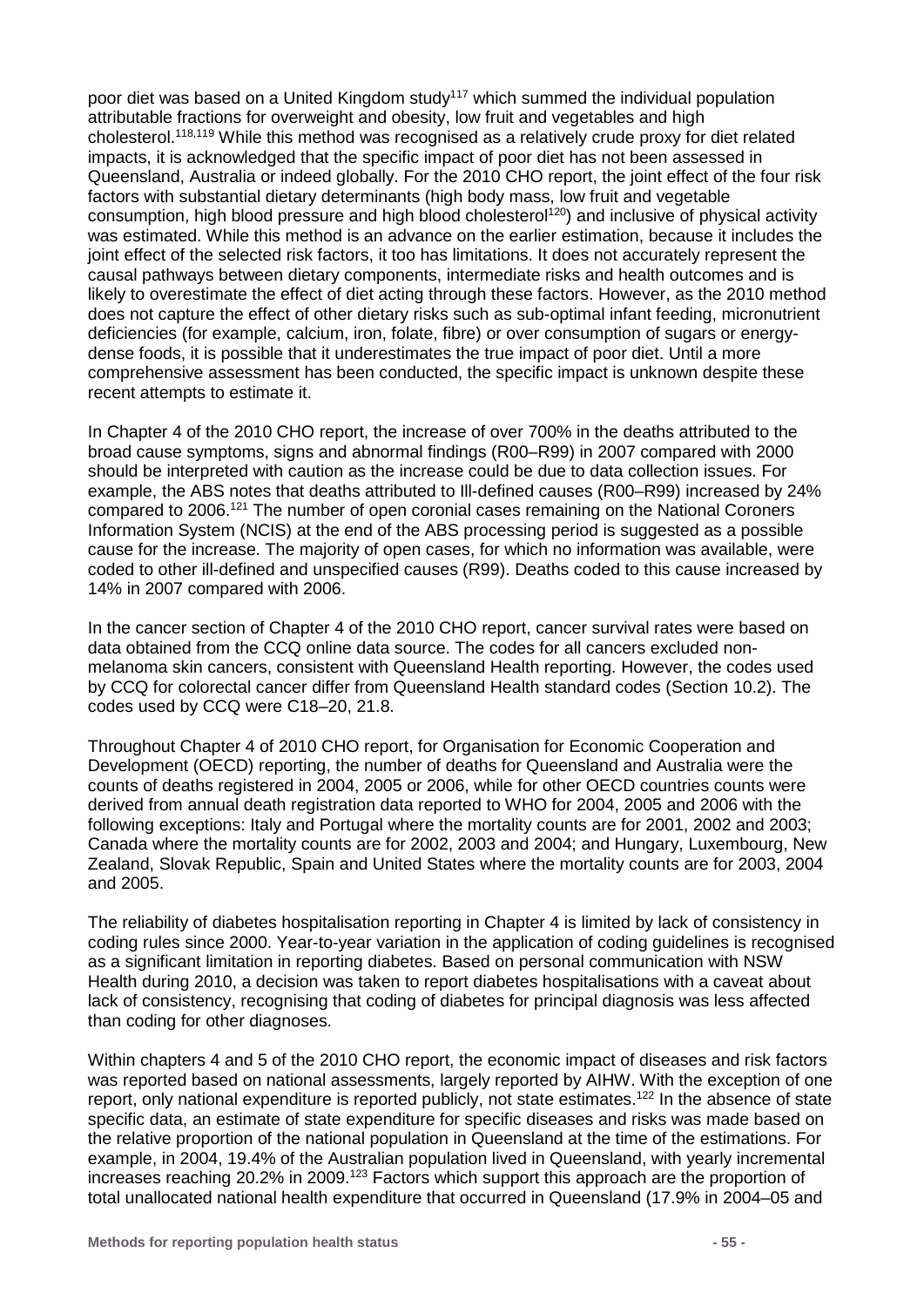poor diet was based on a United Kingdom study[117] which summed the individual population attributable fractions for overweight and obesity, low fruit and vegetables and high cholesterol.[118,119] While this method was recognised as a relatively crude proxy for diet related impacts, it is acknowledged that the specific impact of poor diet has not been assessed in Queensland, Australia or indeed globally. For the 2010 CHO report, the joint effect of the four risk factors with substantial dietary determinants (high body mass, low fruit and vegetable consumption, high blood pressure and high blood cholesterol[120]) and inclusive of physical activity was estimated. While this method is an advance on the earlier estimation, because it includes the joint effect of the selected risk factors, it too has limitations. It does not accurately represent the causal pathways between dietary components, intermediate risks and health outcomes and is likely to overestimate the effect of diet acting through these factors. However, as the 2010 method does not capture the effect of other dietary risks such as sub-optimal infant feeding, micronutrient deficiencies (for example, calcium, iron, folate, fibre) or over consumption of sugars or energy-dense foods, it is possible that it underestimates the true impact of poor diet. Until a more comprehensive assessment has been conducted, the specific impact is unknown despite these recent attempts to estimate it.

In Chapter 4 of the 2010 CHO report, the increase of over 700% in the deaths attributed to the broad cause symptoms, signs and abnormal findings (R00–R99) in 2007 compared with 2000 should be interpreted with caution as the increase could be due to data collection issues. For example, the ABS notes that deaths attributed to Ill-defined causes (R00–R99) increased by 24% compared to 2006.[121] The number of open coronial cases remaining on the National Coroners Information System (NCIS) at the end of the ABS processing period is suggested as a possible cause for the increase. The majority of open cases, for which no information was available, were coded to other ill-defined and unspecified causes (R99). Deaths coded to this cause increased by 14% in 2007 compared with 2006.

In the cancer section of Chapter 4 of the 2010 CHO report, cancer survival rates were based on data obtained from the CCQ online data source. The codes for all cancers excluded non-melanoma skin cancers, consistent with Queensland Health reporting. However, the codes used by CCQ for colorectal cancer differ from Queensland Health standard codes (Section 10.2). The codes used by CCQ were C18–20, 21.8.

Throughout Chapter 4 of 2010 CHO report, for Organisation for Economic Cooperation and Development (OECD) reporting, the number of deaths for Queensland and Australia were the counts of deaths registered in 2004, 2005 or 2006, while for other OECD countries counts were derived from annual death registration data reported to WHO for 2004, 2005 and 2006 with the following exceptions: Italy and Portugal where the mortality counts are for 2001, 2002 and 2003; Canada where the mortality counts are for 2002, 2003 and 2004; and Hungary, Luxembourg, New Zealand, Slovak Republic, Spain and United States where the mortality counts are for 2003, 2004 and 2005.

The reliability of diabetes hospitalisation reporting in Chapter 4 is limited by lack of consistency in coding rules since 2000. Year-to-year variation in the application of coding guidelines is recognised as a significant limitation in reporting diabetes. Based on personal communication with NSW Health during 2010, a decision was taken to report diabetes hospitalisations with a caveat about lack of consistency, recognising that coding of diabetes for principal diagnosis was less affected than coding for other diagnoses.

Within chapters 4 and 5 of the 2010 CHO report, the economic impact of diseases and risk factors was reported based on national assessments, largely reported by AIHW. With the exception of one report, only national expenditure is reported publicly, not state estimates.[122] In the absence of state specific data, an estimate of state expenditure for specific diseases and risks was made based on the relative proportion of the national population in Queensland at the time of the estimations. For example, in 2004, 19.4% of the Australian population lived in Queensland, with yearly incremental increases reaching 20.2% in 2009.[123] Factors which support this approach are the proportion of total unallocated national health expenditure that occurred in Queensland (17.9% in 2004–05 and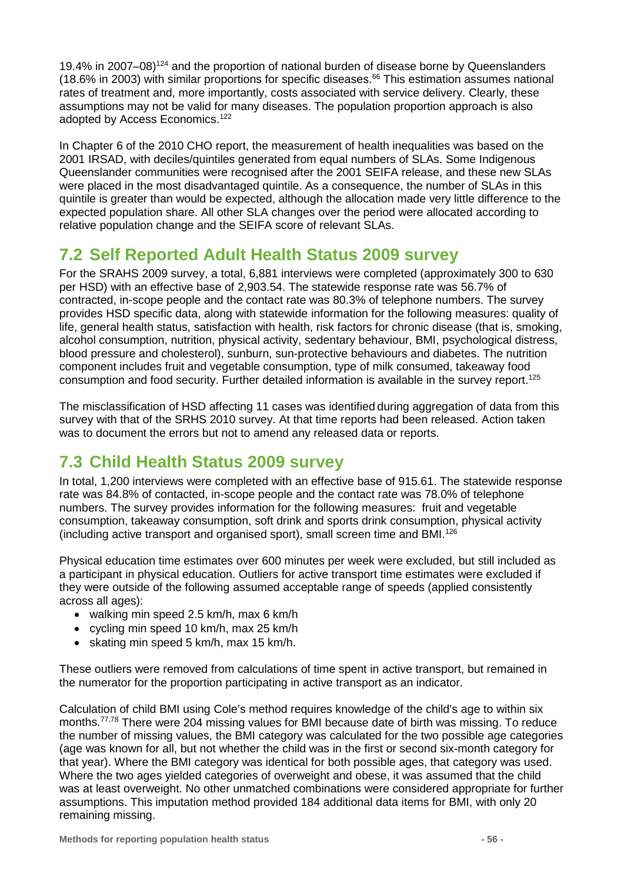19.4% in 2007–08)[124] and the proportion of national burden of disease borne by Queenslanders (18.6% in 2003) with similar proportions for specific diseases.[66] This estimation assumes national rates of treatment and, more importantly, costs associated with service delivery. Clearly, these assumptions may not be valid for many diseases. The population proportion approach is also adopted by Access Economics.[122]

In Chapter 6 of the 2010 CHO report, the measurement of health inequalities was based on the 2001 IRSAD, with deciles/quintiles generated from equal numbers of SLAs. Some Indigenous Queenslander communities were recognised after the 2001 SEIFA release, and these new SLAs were placed in the most disadvantaged quintile. As a consequence, the number of SLAs in this quintile is greater than would be expected, although the allocation made very little difference to the expected population share. All other SLA changes over the period were allocated according to relative population change and the SEIFA score of relevant SLAs.

## 7.2 Self Reported Adult Health Status 2009 survey

For the SRAHS 2009 survey, a total, 6,881 interviews were completed (approximately 300 to 630 per HSD) with an effective base of 2,903.54. The statewide response rate was 56.7% of contracted, in-scope people and the contact rate was 80.3% of telephone numbers. The survey provides HSD specific data, along with statewide information for the following measures: quality of life, general health status, satisfaction with health, risk factors for chronic disease (that is, smoking, alcohol consumption, nutrition, physical activity, sedentary behaviour, BMI, psychological distress, blood pressure and cholesterol), sunburn, sun-protective behaviours and diabetes. The nutrition component includes fruit and vegetable consumption, type of milk consumed, takeaway food consumption and food security. Further detailed information is available in the survey report.[125]

The misclassification of HSD affecting 11 cases was identified during aggregation of data from this survey with that of the SRHS 2010 survey. At that time reports had been released. Action taken was to document the errors but not to amend any released data or reports.

## 7.3 Child Health Status 2009 survey

In total, 1,200 interviews were completed with an effective base of 915.61. The statewide response rate was 84.8% of contacted, in-scope people and the contact rate was 78.0% of telephone numbers. The survey provides information for the following measures: fruit and vegetable consumption, takeaway consumption, soft drink and sports drink consumption, physical activity (including active transport and organised sport), small screen time and BMI.[126]

Physical education time estimates over 600 minutes per week were excluded, but still included as a participant in physical education. Outliers for active transport time estimates were excluded if they were outside of the following assumed acceptable range of speeds (applied consistently across all ages):

- walking min speed 2.5 km/h, max 6 km/h
- cycling min speed 10 km/h, max 25 km/h
- skating min speed 5 km/h, max 15 km/h.

These outliers were removed from calculations of time spent in active transport, but remained in the numerator for the proportion participating in active transport as an indicator.

Calculation of child BMI using Cole's method requires knowledge of the child's age to within six months.[77,78] There were 204 missing values for BMI because date of birth was missing. To reduce the number of missing values, the BMI category was calculated for the two possible age categories (age was known for all, but not whether the child was in the first or second six-month category for that year). Where the BMI category was identical for both possible ages, that category was used. Where the two ages yielded categories of overweight and obese, it was assumed that the child was at least overweight. No other unmatched combinations were considered appropriate for further assumptions. This imputation method provided 184 additional data items for BMI, with only 20 remaining missing.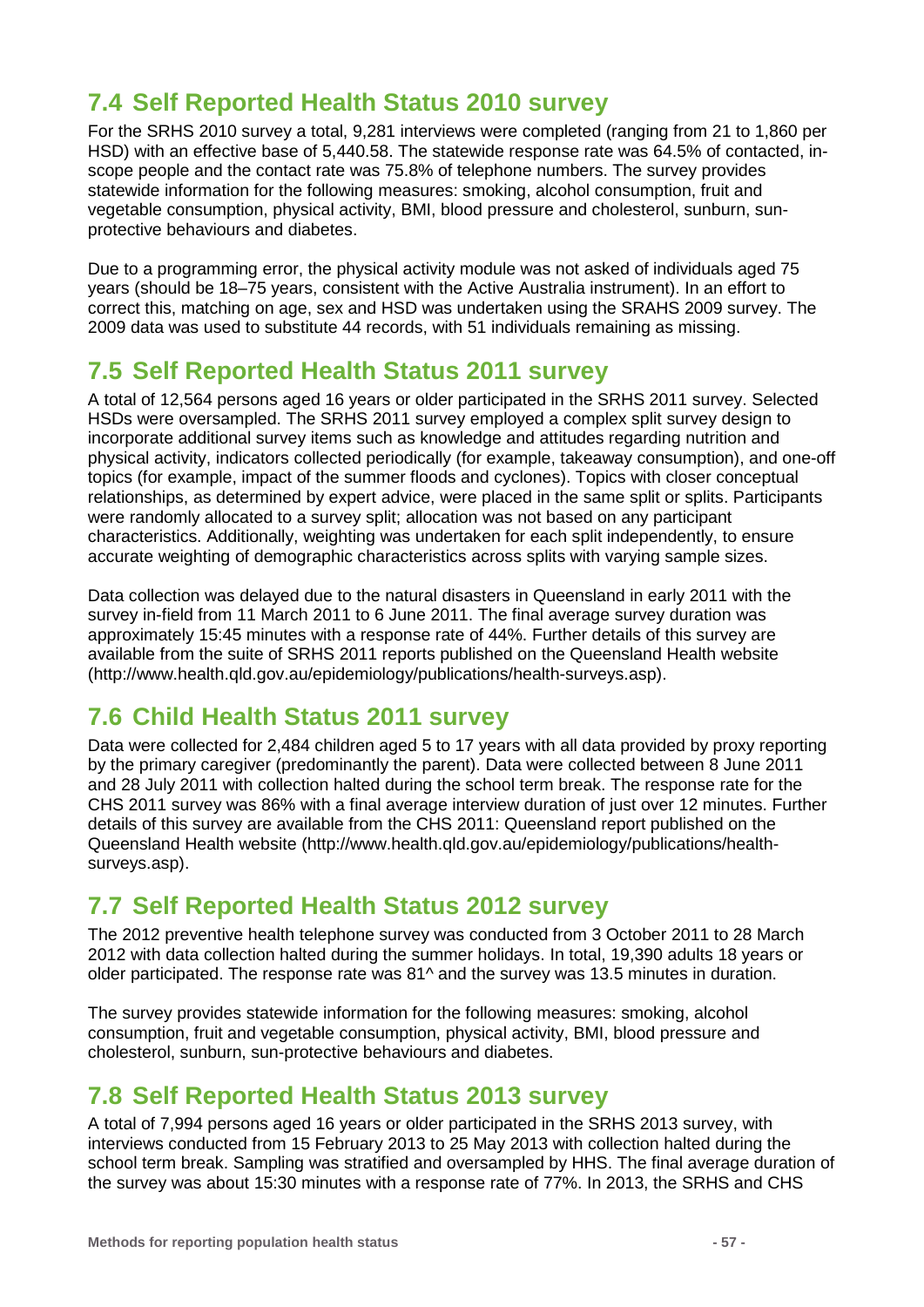## 7.4 Self Reported Health Status 2010 survey

For the SRHS 2010 survey a total, 9,281 interviews were completed (ranging from 21 to 1,860 per HSD) with an effective base of 5,440.58. The statewide response rate was 64.5% of contacted, in-scope people and the contact rate was 75.8% of telephone numbers. The survey provides statewide information for the following measures: smoking, alcohol consumption, fruit and vegetable consumption, physical activity, BMI, blood pressure and cholesterol, sunburn, sun-protective behaviours and diabetes.

Due to a programming error, the physical activity module was not asked of individuals aged 75 years (should be 18–75 years, consistent with the Active Australia instrument). In an effort to correct this, matching on age, sex and HSD was undertaken using the SRAHS 2009 survey. The 2009 data was used to substitute 44 records, with 51 individuals remaining as missing.

## 7.5 Self Reported Health Status 2011 survey

A total of 12,564 persons aged 16 years or older participated in the SRHS 2011 survey. Selected HSDs were oversampled. The SRHS 2011 survey employed a complex split survey design to incorporate additional survey items such as knowledge and attitudes regarding nutrition and physical activity, indicators collected periodically (for example, takeaway consumption), and one-off topics (for example, impact of the summer floods and cyclones). Topics with closer conceptual relationships, as determined by expert advice, were placed in the same split or splits. Participants were randomly allocated to a survey split; allocation was not based on any participant characteristics. Additionally, weighting was undertaken for each split independently, to ensure accurate weighting of demographic characteristics across splits with varying sample sizes.

Data collection was delayed due to the natural disasters in Queensland in early 2011 with the survey in-field from 11 March 2011 to 6 June 2011. The final average survey duration was approximately 15:45 minutes with a response rate of 44%. Further details of this survey are available from the suite of SRHS 2011 reports published on the Queensland Health website (http://www.health.qld.gov.au/epidemiology/publications/health-surveys.asp).

## 7.6 Child Health Status 2011 survey

Data were collected for 2,484 children aged 5 to 17 years with all data provided by proxy reporting by the primary caregiver (predominantly the parent). Data were collected between 8 June 2011 and 28 July 2011 with collection halted during the school term break. The response rate for the CHS 2011 survey was 86% with a final average interview duration of just over 12 minutes. Further details of this survey are available from the CHS 2011: Queensland report published on the Queensland Health website (http://www.health.qld.gov.au/epidemiology/publications/health-surveys.asp).

## 7.7 Self Reported Health Status 2012 survey

The 2012 preventive health telephone survey was conducted from 3 October 2011 to 28 March 2012 with data collection halted during the summer holidays. In total, 19,390 adults 18 years or older participated. The response rate was 81^ and the survey was 13.5 minutes in duration.

The survey provides statewide information for the following measures: smoking, alcohol consumption, fruit and vegetable consumption, physical activity, BMI, blood pressure and cholesterol, sunburn, sun-protective behaviours and diabetes.

## 7.8 Self Reported Health Status 2013 survey

A total of 7,994 persons aged 16 years or older participated in the SRHS 2013 survey, with interviews conducted from 15 February 2013 to 25 May 2013 with collection halted during the school term break. Sampling was stratified and oversampled by HHS. The final average duration of the survey was about 15:30 minutes with a response rate of 77%. In 2013, the SRHS and CHS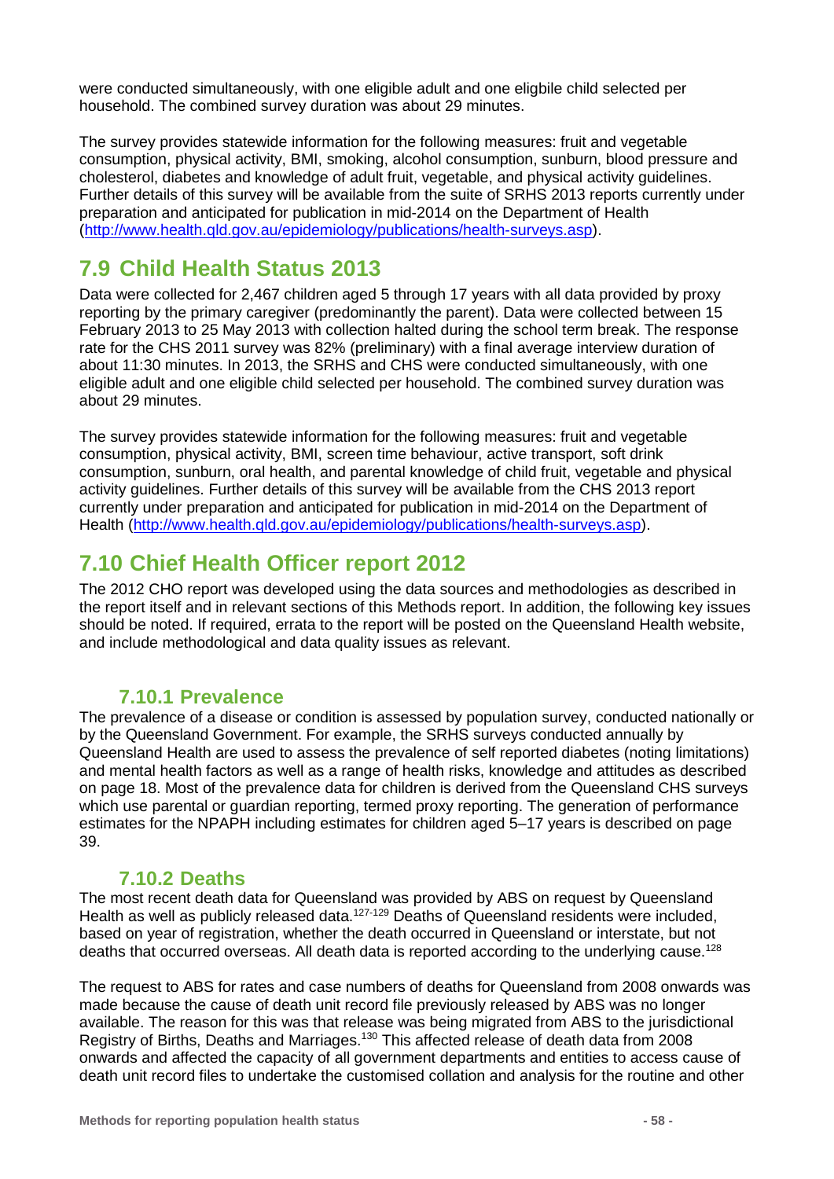were conducted simultaneously, with one eligible adult and one eligbile child selected per household. The combined survey duration was about 29 minutes.

The survey provides statewide information for the following measures: fruit and vegetable consumption, physical activity, BMI, smoking, alcohol consumption, sunburn, blood pressure and cholesterol, diabetes and knowledge of adult fruit, vegetable, and physical activity guidelines. Further details of this survey will be available from the suite of SRHS 2013 reports currently under preparation and anticipated for publication in mid-2014 on the Department of Health (http://www.health.qld.gov.au/epidemiology/publications/health-surveys.asp).

## 7.9 Child Health Status 2013

Data were collected for 2,467 children aged 5 through 17 years with all data provided by proxy reporting by the primary caregiver (predominantly the parent). Data were collected between 15 February 2013 to 25 May 2013 with collection halted during the school term break. The response rate for the CHS 2011 survey was 82% (preliminary) with a final average interview duration of about 11:30 minutes. In 2013, the SRHS and CHS were conducted simultaneously, with one eligible adult and one eligible child selected per household. The combined survey duration was about 29 minutes.

The survey provides statewide information for the following measures: fruit and vegetable consumption, physical activity, BMI, screen time behaviour, active transport, soft drink consumption, sunburn, oral health, and parental knowledge of child fruit, vegetable and physical activity guidelines. Further details of this survey will be available from the CHS 2013 report currently under preparation and anticipated for publication in mid-2014 on the Department of Health (http://www.health.qld.gov.au/epidemiology/publications/health-surveys.asp).

## 7.10 Chief Health Officer report 2012

The 2012 CHO report was developed using the data sources and methodologies as described in the report itself and in relevant sections of this Methods report. In addition, the following key issues should be noted. If required, errata to the report will be posted on the Queensland Health website, and include methodological and data quality issues as relevant.

### 7.10.1 Prevalence

The prevalence of a disease or condition is assessed by population survey, conducted nationally or by the Queensland Government. For example, the SRHS surveys conducted annually by Queensland Health are used to assess the prevalence of self reported diabetes (noting limitations) and mental health factors as well as a range of health risks, knowledge and attitudes as described on page 18. Most of the prevalence data for children is derived from the Queensland CHS surveys which use parental or guardian reporting, termed proxy reporting. The generation of performance estimates for the NPAPH including estimates for children aged 5–17 years is described on page 39.

### 7.10.2 Deaths

The most recent death data for Queensland was provided by ABS on request by Queensland Health as well as publicly released data.[127-129] Deaths of Queensland residents were included, based on year of registration, whether the death occurred in Queensland or interstate, but not deaths that occurred overseas. All death data is reported according to the underlying cause.[128]

The request to ABS for rates and case numbers of deaths for Queensland from 2008 onwards was made because the cause of death unit record file previously released by ABS was no longer available. The reason for this was that release was being migrated from ABS to the jurisdictional Registry of Births, Deaths and Marriages.[130] This affected release of death data from 2008 onwards and affected the capacity of all government departments and entities to access cause of death unit record files to undertake the customised collation and analysis for the routine and other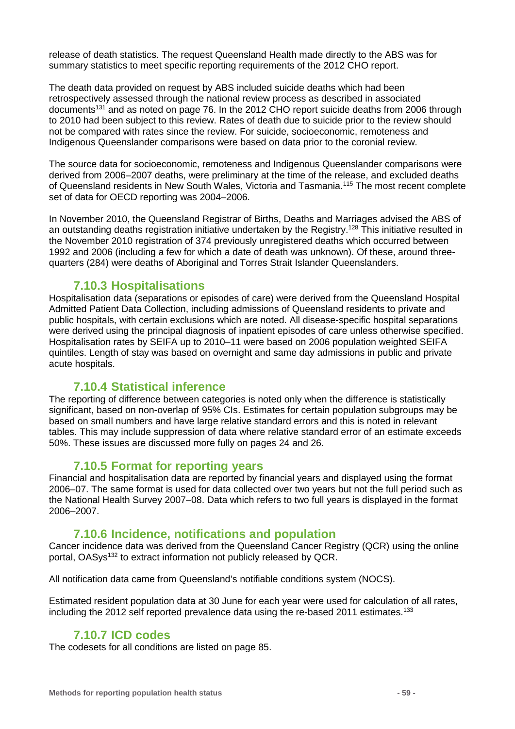release of death statistics. The request Queensland Health made directly to the ABS was for summary statistics to meet specific reporting requirements of the 2012 CHO report.

The death data provided on request by ABS included suicide deaths which had been retrospectively assessed through the national review process as described in associated documents[131] and as noted on page 76. In the 2012 CHO report suicide deaths from 2006 through to 2010 had been subject to this review. Rates of death due to suicide prior to the review should not be compared with rates since the review. For suicide, socioeconomic, remoteness and Indigenous Queenslander comparisons were based on data prior to the coronial review.

The source data for socioeconomic, remoteness and Indigenous Queenslander comparisons were derived from 2006–2007 deaths, were preliminary at the time of the release, and excluded deaths of Queensland residents in New South Wales, Victoria and Tasmania.[115] The most recent complete set of data for OECD reporting was 2004–2006.

In November 2010, the Queensland Registrar of Births, Deaths and Marriages advised the ABS of an outstanding deaths registration initiative undertaken by the Registry.[128] This initiative resulted in the November 2010 registration of 374 previously unregistered deaths which occurred between 1992 and 2006 (including a few for which a date of death was unknown). Of these, around three-quarters (284) were deaths of Aboriginal and Torres Strait Islander Queenslanders.

### 7.10.3 Hospitalisations

Hospitalisation data (separations or episodes of care) were derived from the Queensland Hospital Admitted Patient Data Collection, including admissions of Queensland residents to private and public hospitals, with certain exclusions which are noted. All disease-specific hospital separations were derived using the principal diagnosis of inpatient episodes of care unless otherwise specified. Hospitalisation rates by SEIFA up to 2010–11 were based on 2006 population weighted SEIFA quintiles. Length of stay was based on overnight and same day admissions in public and private acute hospitals.

### 7.10.4 Statistical inference

The reporting of difference between categories is noted only when the difference is statistically significant, based on non-overlap of 95% CIs. Estimates for certain population subgroups may be based on small numbers and have large relative standard errors and this is noted in relevant tables. This may include suppression of data where relative standard error of an estimate exceeds 50%. These issues are discussed more fully on pages 24 and 26.

### 7.10.5 Format for reporting years

Financial and hospitalisation data are reported by financial years and displayed using the format 2006–07. The same format is used for data collected over two years but not the full period such as the National Health Survey 2007–08. Data which refers to two full years is displayed in the format 2006–2007.

### 7.10.6 Incidence, notifications and population

Cancer incidence data was derived from the Queensland Cancer Registry (QCR) using the online portal, OASys[132] to extract information not publicly released by QCR.

All notification data came from Queensland's notifiable conditions system (NOCS).

Estimated resident population data at 30 June for each year were used for calculation of all rates, including the 2012 self reported prevalence data using the re-based 2011 estimates.[133]

### 7.10.7 ICD codes

The codesets for all conditions are listed on page 85.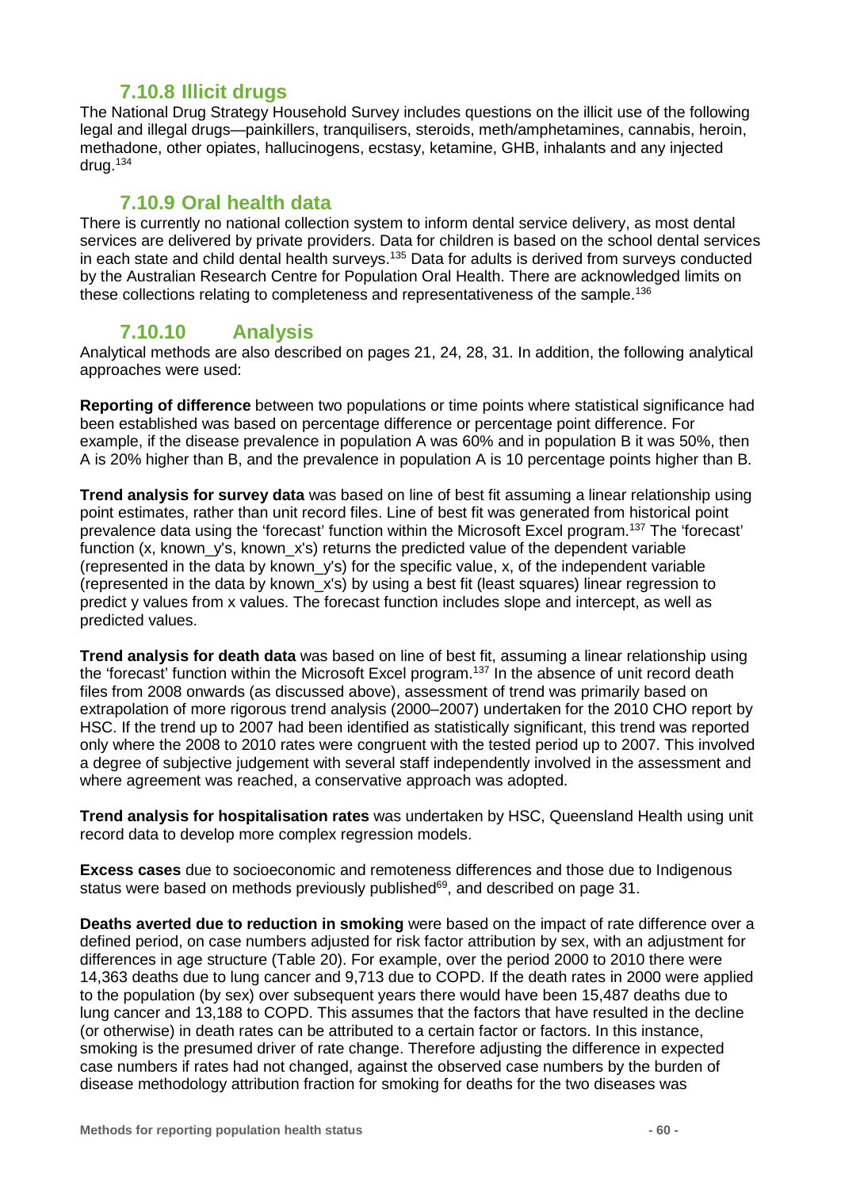### 7.10.8 Illicit drugs

The National Drug Strategy Household Survey includes questions on the illicit use of the following legal and illegal drugs—painkillers, tranquilisers, steroids, meth/amphetamines, cannabis, heroin, methadone, other opiates, hallucinogens, ecstasy, ketamine, GHB, inhalants and any injected drug.[134]

### 7.10.9 Oral health data

There is currently no national collection system to inform dental service delivery, as most dental services are delivered by private providers. Data for children is based on the school dental services in each state and child dental health surveys.[135] Data for adults is derived from surveys conducted by the Australian Research Centre for Population Oral Health. There are acknowledged limits on these collections relating to completeness and representativeness of the sample.[136]

### 7.10.10 Analysis

Analytical methods are also described on pages 21, 24, 28, 31. In addition, the following analytical approaches were used:

**Reporting of difference** between two populations or time points where statistical significance had been established was based on percentage difference or percentage point difference. For example, if the disease prevalence in population A was 60% and in population B it was 50%, then A is 20% higher than B, and the prevalence in population A is 10 percentage points higher than B.

**Trend analysis for survey data** was based on line of best fit assuming a linear relationship using point estimates, rather than unit record files. Line of best fit was generated from historical point prevalence data using the 'forecast' function within the Microsoft Excel program.[137] The 'forecast' function (x, known_y's, known_x's) returns the predicted value of the dependent variable (represented in the data by known_y's) for the specific value, x, of the independent variable (represented in the data by known_x's) by using a best fit (least squares) linear regression to predict y values from x values. The forecast function includes slope and intercept, as well as predicted values.

**Trend analysis for death data** was based on line of best fit, assuming a linear relationship using the 'forecast' function within the Microsoft Excel program.[137] In the absence of unit record death files from 2008 onwards (as discussed above), assessment of trend was primarily based on extrapolation of more rigorous trend analysis (2000–2007) undertaken for the 2010 CHO report by HSC. If the trend up to 2007 had been identified as statistically significant, this trend was reported only where the 2008 to 2010 rates were congruent with the tested period up to 2007. This involved a degree of subjective judgement with several staff independently involved in the assessment and where agreement was reached, a conservative approach was adopted.

**Trend analysis for hospitalisation rates** was undertaken by HSC, Queensland Health using unit record data to develop more complex regression models.

**Excess cases** due to socioeconomic and remoteness differences and those due to Indigenous status were based on methods previously published[69], and described on page 31.

**Deaths averted due to reduction in smoking** were based on the impact of rate difference over a defined period, on case numbers adjusted for risk factor attribution by sex, with an adjustment for differences in age structure (Table 20). For example, over the period 2000 to 2010 there were 14,363 deaths due to lung cancer and 9,713 due to COPD. If the death rates in 2000 were applied to the population (by sex) over subsequent years there would have been 15,487 deaths due to lung cancer and 13,188 to COPD. This assumes that the factors that have resulted in the decline (or otherwise) in death rates can be attributed to a certain factor or factors. In this instance, smoking is the presumed driver of rate change. Therefore adjusting the difference in expected case numbers if rates had not changed, against the observed case numbers by the burden of disease methodology attribution fraction for smoking for deaths for the two diseases was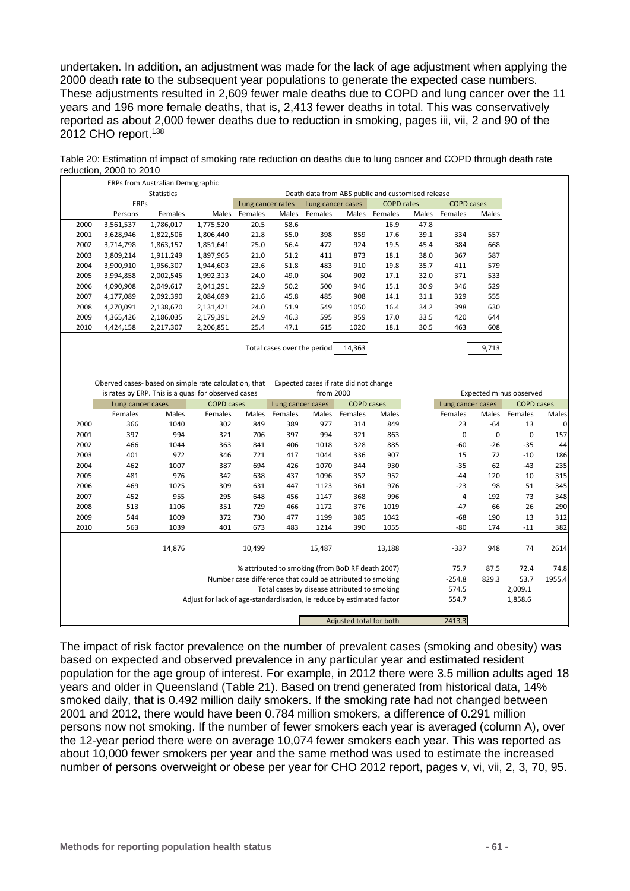undertaken. In addition, an adjustment was made for the lack of age adjustment when applying the 2000 death rate to the subsequent year populations to generate the expected case numbers. These adjustments resulted in 2,609 fewer male deaths due to COPD and lung cancer over the 11 years and 196 more female deaths, that is, 2,413 fewer deaths in total. This was conservatively reported as about 2,000 fewer deaths due to reduction in smoking, pages iii, vii, 2 and 90 of the 2012 CHO report.[138]

Table 20: Estimation of impact of smoking rate reduction on deaths due to lung cancer and COPD through death rate reduction, 2000 to 2010

| | ERPs from Australian Demographic Statistics | | | Death data from ABS public and customised release | | | | | | | |
|---|---|---|---|---|---|---|---|---|---|---|---|
| | ERPs | | | Lung cancer rates | | Lung cancer cases | | COPD rates | | COPD cases | |
| | Persons | Females | Males | Females | Males | Females | Males | Females | Males | Females | Males |
| 2000 | 3,561,537 | 1,786,017 | 1,775,520 | 20.5 | 58.6 | | | 16.9 | 47.8 | | |
| 2001 | 3,628,946 | 1,822,506 | 1,806,440 | 21.8 | 55.0 | 398 | 859 | 17.6 | 39.1 | 334 | 557 |
| 2002 | 3,714,798 | 1,863,157 | 1,851,641 | 25.0 | 56.4 | 472 | 924 | 19.5 | 45.4 | 384 | 668 |
| 2003 | 3,809,214 | 1,911,249 | 1,897,965 | 21.0 | 51.2 | 411 | 873 | 18.1 | 38.0 | 367 | 587 |
| 2004 | 3,900,910 | 1,956,307 | 1,944,603 | 23.6 | 51.8 | 483 | 910 | 19.8 | 35.7 | 411 | 579 |
| 2005 | 3,994,858 | 2,002,545 | 1,992,313 | 24.0 | 49.0 | 504 | 902 | 17.1 | 32.0 | 371 | 533 |
| 2006 | 4,090,908 | 2,049,617 | 2,041,291 | 22.9 | 50.2 | 500 | 946 | 15.1 | 30.9 | 346 | 529 |
| 2007 | 4,177,089 | 2,092,390 | 2,084,699 | 21.6 | 45.8 | 485 | 908 | 14.1 | 31.1 | 329 | 555 |
| 2008 | 4,270,091 | 2,138,670 | 2,131,421 | 24.0 | 51.9 | 549 | 1050 | 16.4 | 34.2 | 398 | 630 |
| 2009 | 4,365,426 | 2,186,035 | 2,179,391 | 24.9 | 46.3 | 595 | 959 | 17.0 | 33.5 | 420 | 644 |
| 2010 | 4,424,158 | 2,217,307 | 2,206,851 | 25.4 | 47.1 | 615 | 1020 | 18.1 | 30.5 | 463 | 608 |
| | | | | Total cases over the period | | | 14,363 | | | | 9,713 |

| | Oberved cases- based on simple rate calculation, that is rates by ERP. This is a quasi for observed cases | | | | Expected cases if rate did not change from 2000 | | | | Expected minus observed | | | |
|---|---|---|---|---|---|---|---|---|---|---|---|---|
| | Lung cancer cases | | COPD cases | | Lung cancer cases | | COPD cases | | Lung cancer cases | | COPD cases | |
| | Females | Males | Females | Males | Females | Males | Females | Males | Females | Males | Females | Males |
| 2000 | 366 | 1040 | 302 | 849 | 389 | 977 | 314 | 849 | 23 | -64 | 13 | 0 |
| 2001 | 397 | 994 | 321 | 706 | 397 | 994 | 321 | 863 | 0 | 0 | 0 | 157 |
| 2002 | 466 | 1044 | 363 | 841 | 406 | 1018 | 328 | 885 | -60 | -26 | -35 | 44 |
| 2003 | 401 | 972 | 346 | 721 | 417 | 1044 | 336 | 907 | 15 | 72 | -10 | 186 |
| 2004 | 462 | 1007 | 387 | 694 | 426 | 1070 | 344 | 930 | -35 | 62 | -43 | 235 |
| 2005 | 481 | 976 | 342 | 638 | 437 | 1096 | 352 | 952 | -44 | 120 | 10 | 315 |
| 2006 | 469 | 1025 | 309 | 631 | 447 | 1123 | 361 | 976 | -23 | 98 | 51 | 345 |
| 2007 | 452 | 955 | 295 | 648 | 456 | 1147 | 368 | 996 | 4 | 192 | 73 | 348 |
| 2008 | 513 | 1106 | 351 | 729 | 466 | 1172 | 376 | 1019 | -47 | 66 | 26 | 290 |
| 2009 | 544 | 1009 | 372 | 730 | 477 | 1199 | 385 | 1042 | -68 | 190 | 13 | 312 |
| 2010 | 563 | 1039 | 401 | 673 | 483 | 1214 | 390 | 1055 | -80 | 174 | -11 | 382 |
| | | 14,876 | | 10,499 | | 15,487 | | 13,188 | -337 | 948 | 74 | 2614 |
| | % attributed to smoking (from BoD RF death 2007) | | | | | | | | 75.7 | 87.5 | 72.4 | 74.8 |
| | Number case difference that could be attributed to smoking | | | | | | | | -254.8 | 829.3 | 53.7 | 1955.4 |
| | Total cases by disease attributed to smoking | | | | | | | | 574.5 | | 2,009.1 | |
| | Adjust for lack of age-standardisation, ie reduce by estimated factor | | | | | | | | 554.7 | | 1,858.6 | |
| | Adjusted total for both | | | | | | | | 2413.3 | | | |

The impact of risk factor prevalence on the number of prevalent cases (smoking and obesity) was based on expected and observed prevalence in any particular year and estimated resident population for the age group of interest. For example, in 2012 there were 3.5 million adults aged 18 years and older in Queensland (Table 21). Based on trend generated from historical data, 14% smoked daily, that is 0.492 million daily smokers. If the smoking rate had not changed between 2001 and 2012, there would have been 0.784 million smokers, a difference of 0.291 million persons now not smoking. If the number of fewer smokers each year is averaged (column A), over the 12-year period there were on average 10,074 fewer smokers each year. This was reported as about 10,000 fewer smokers per year and the same method was used to estimate the increased number of persons overweight or obese per year for CHO 2012 report, pages v, vi, vii, 2, 3, 70, 95.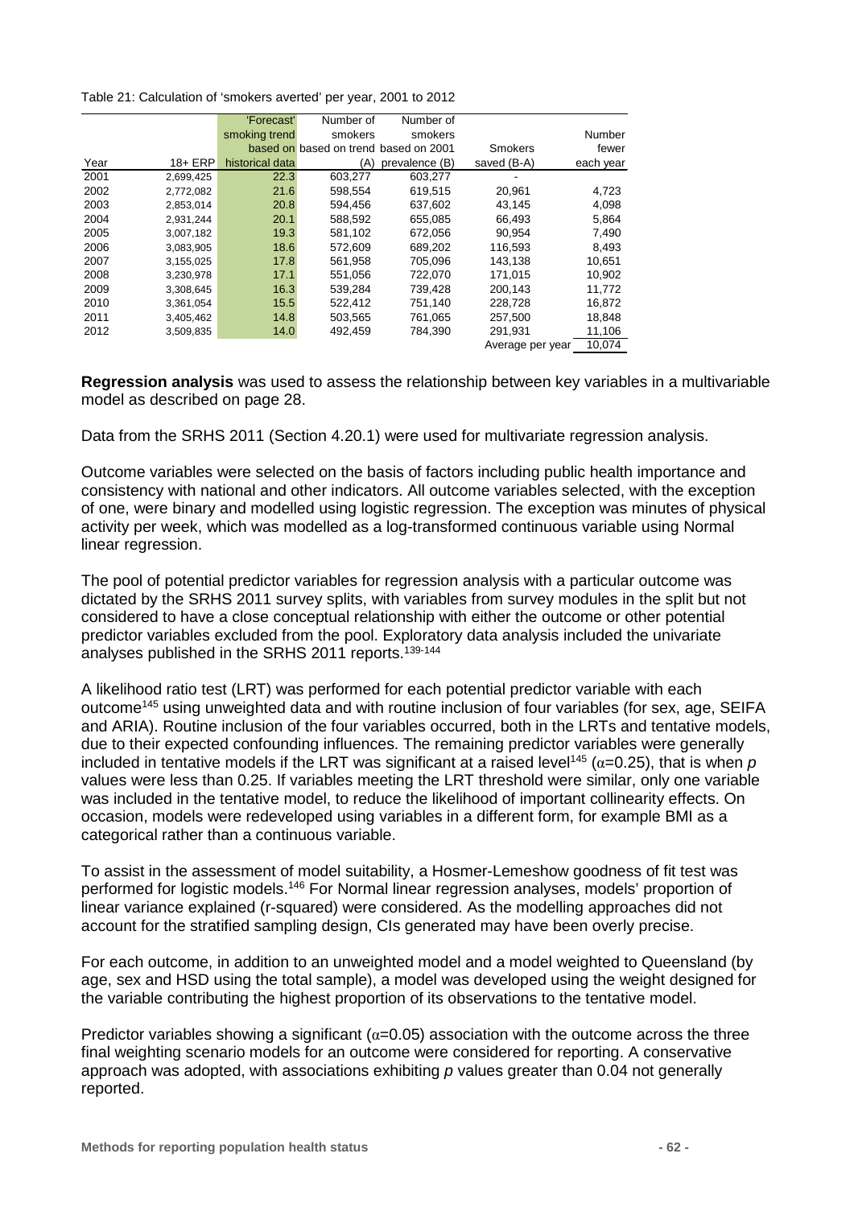Table 21: Calculation of 'smokers averted' per year, 2001 to 2012

| Year | 18+ ERP | 'Forecast' smoking trend based on historical data | Number of smokers based on trend (A) | Number of smokers based on 2001 prevalence (B) | Smokers saved (B-A) | Number fewer each year |
|---|---|---|---|---|---|---|
| 2001 | 2,699,425 | 22.3 | 603,277 | 603,277 | - | |
| 2002 | 2,772,082 | 21.6 | 598,554 | 619,515 | 20,961 | 4,723 |
| 2003 | 2,853,014 | 20.8 | 594,456 | 637,602 | 43,145 | 4,098 |
| 2004 | 2,931,244 | 20.1 | 588,592 | 655,085 | 66,493 | 5,864 |
| 2005 | 3,007,182 | 19.3 | 581,102 | 672,056 | 90,954 | 7,490 |
| 2006 | 3,083,905 | 18.6 | 572,609 | 689,202 | 116,593 | 8,493 |
| 2007 | 3,155,025 | 17.8 | 561,958 | 705,096 | 143,138 | 10,651 |
| 2008 | 3,230,978 | 17.1 | 551,056 | 722,070 | 171,015 | 10,902 |
| 2009 | 3,308,645 | 16.3 | 539,284 | 739,428 | 200,143 | 11,772 |
| 2010 | 3,361,054 | 15.5 | 522,412 | 751,140 | 228,728 | 16,872 |
| 2011 | 3,405,462 | 14.8 | 503,565 | 761,065 | 257,500 | 18,848 |
| 2012 | 3,509,835 | 14.0 | 492,459 | 784,390 | 291,931 | 11,106 |
| | | | | | Average per year | 10,074 |

**Regression analysis** was used to assess the relationship between key variables in a multivariable model as described on page 28.

Data from the SRHS 2011 (Section 4.20.1) were used for multivariate regression analysis.

Outcome variables were selected on the basis of factors including public health importance and consistency with national and other indicators. All outcome variables selected, with the exception of one, were binary and modelled using logistic regression. The exception was minutes of physical activity per week, which was modelled as a log-transformed continuous variable using Normal linear regression.

The pool of potential predictor variables for regression analysis with a particular outcome was dictated by the SRHS 2011 survey splits, with variables from survey modules in the split but not considered to have a close conceptual relationship with either the outcome or other potential predictor variables excluded from the pool. Exploratory data analysis included the univariate analyses published in the SRHS 2011 reports.[139-144]

A likelihood ratio test (LRT) was performed for each potential predictor variable with each outcome[145] using unweighted data and with routine inclusion of four variables (for sex, age, SEIFA and ARIA). Routine inclusion of the four variables occurred, both in the LRTs and tentative models, due to their expected confounding influences. The remaining predictor variables were generally included in tentative models if the LRT was significant at a raised level[145] ($\alpha$=0.25), that is when *p* values were less than 0.25. If variables meeting the LRT threshold were similar, only one variable was included in the tentative model, to reduce the likelihood of important collinearity effects. On occasion, models were redeveloped using variables in a different form, for example BMI as a categorical rather than a continuous variable.

To assist in the assessment of model suitability, a Hosmer-Lemeshow goodness of fit test was performed for logistic models.[146] For Normal linear regression analyses, models' proportion of linear variance explained (r-squared) were considered. As the modelling approaches did not account for the stratified sampling design, CIs generated may have been overly precise.

For each outcome, in addition to an unweighted model and a model weighted to Queensland (by age, sex and HSD using the total sample), a model was developed using the weight designed for the variable contributing the highest proportion of its observations to the tentative model.

Predictor variables showing a significant ($\alpha$=0.05) association with the outcome across the three final weighting scenario models for an outcome were considered for reporting. A conservative approach was adopted, with associations exhibiting *p* values greater than 0.04 not generally reported.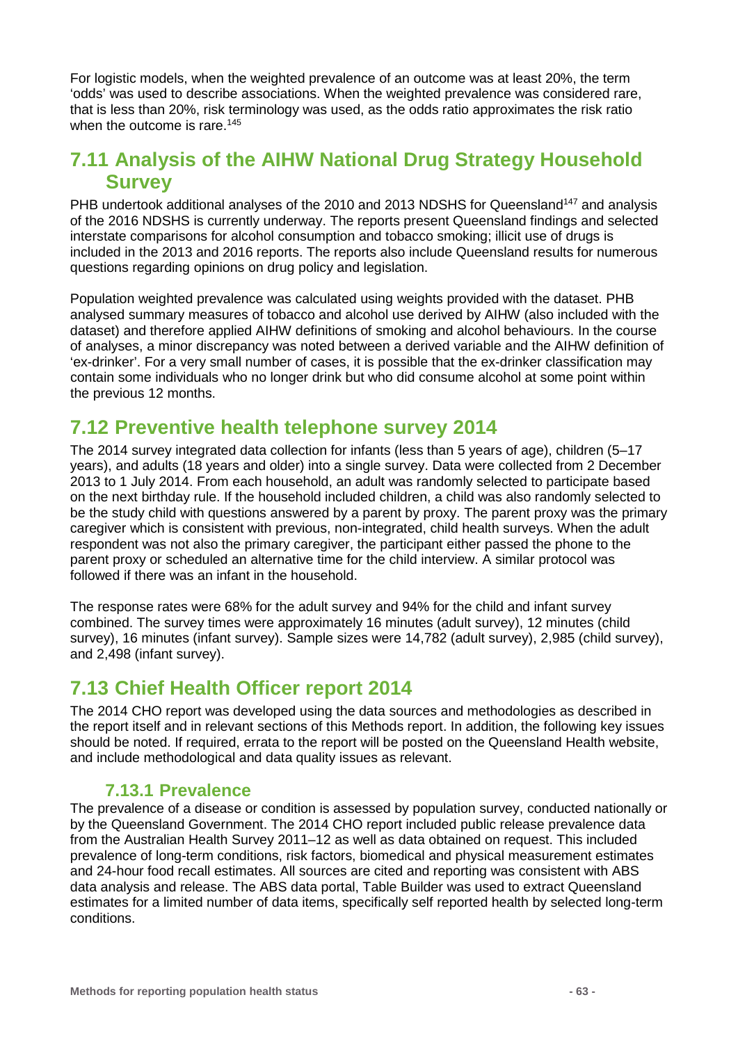For logistic models, when the weighted prevalence of an outcome was at least 20%, the term 'odds' was used to describe associations. When the weighted prevalence was considered rare, that is less than 20%, risk terminology was used, as the odds ratio approximates the risk ratio when the outcome is rare.[145]

## 7.11 Analysis of the AIHW National Drug Strategy Household Survey

PHB undertook additional analyses of the 2010 and 2013 NDSHS for Queensland[147] and analysis of the 2016 NDSHS is currently underway. The reports present Queensland findings and selected interstate comparisons for alcohol consumption and tobacco smoking; illicit use of drugs is included in the 2013 and 2016 reports. The reports also include Queensland results for numerous questions regarding opinions on drug policy and legislation.

Population weighted prevalence was calculated using weights provided with the dataset. PHB analysed summary measures of tobacco and alcohol use derived by AIHW (also included with the dataset) and therefore applied AIHW definitions of smoking and alcohol behaviours. In the course of analyses, a minor discrepancy was noted between a derived variable and the AIHW definition of 'ex-drinker'. For a very small number of cases, it is possible that the ex-drinker classification may contain some individuals who no longer drink but who did consume alcohol at some point within the previous 12 months.

## 7.12 Preventive health telephone survey 2014

The 2014 survey integrated data collection for infants (less than 5 years of age), children (5–17 years), and adults (18 years and older) into a single survey. Data were collected from 2 December 2013 to 1 July 2014. From each household, an adult was randomly selected to participate based on the next birthday rule. If the household included children, a child was also randomly selected to be the study child with questions answered by a parent by proxy. The parent proxy was the primary caregiver which is consistent with previous, non-integrated, child health surveys. When the adult respondent was not also the primary caregiver, the participant either passed the phone to the parent proxy or scheduled an alternative time for the child interview. A similar protocol was followed if there was an infant in the household.

The response rates were 68% for the adult survey and 94% for the child and infant survey combined. The survey times were approximately 16 minutes (adult survey), 12 minutes (child survey), 16 minutes (infant survey). Sample sizes were 14,782 (adult survey), 2,985 (child survey), and 2,498 (infant survey).

## 7.13 Chief Health Officer report 2014

The 2014 CHO report was developed using the data sources and methodologies as described in the report itself and in relevant sections of this Methods report. In addition, the following key issues should be noted. If required, errata to the report will be posted on the Queensland Health website, and include methodological and data quality issues as relevant.

### 7.13.1 Prevalence

The prevalence of a disease or condition is assessed by population survey, conducted nationally or by the Queensland Government. The 2014 CHO report included public release prevalence data from the Australian Health Survey 2011–12 as well as data obtained on request. This included prevalence of long-term conditions, risk factors, biomedical and physical measurement estimates and 24-hour food recall estimates. All sources are cited and reporting was consistent with ABS data analysis and release. The ABS data portal, Table Builder was used to extract Queensland estimates for a limited number of data items, specifically self reported health by selected long-term conditions.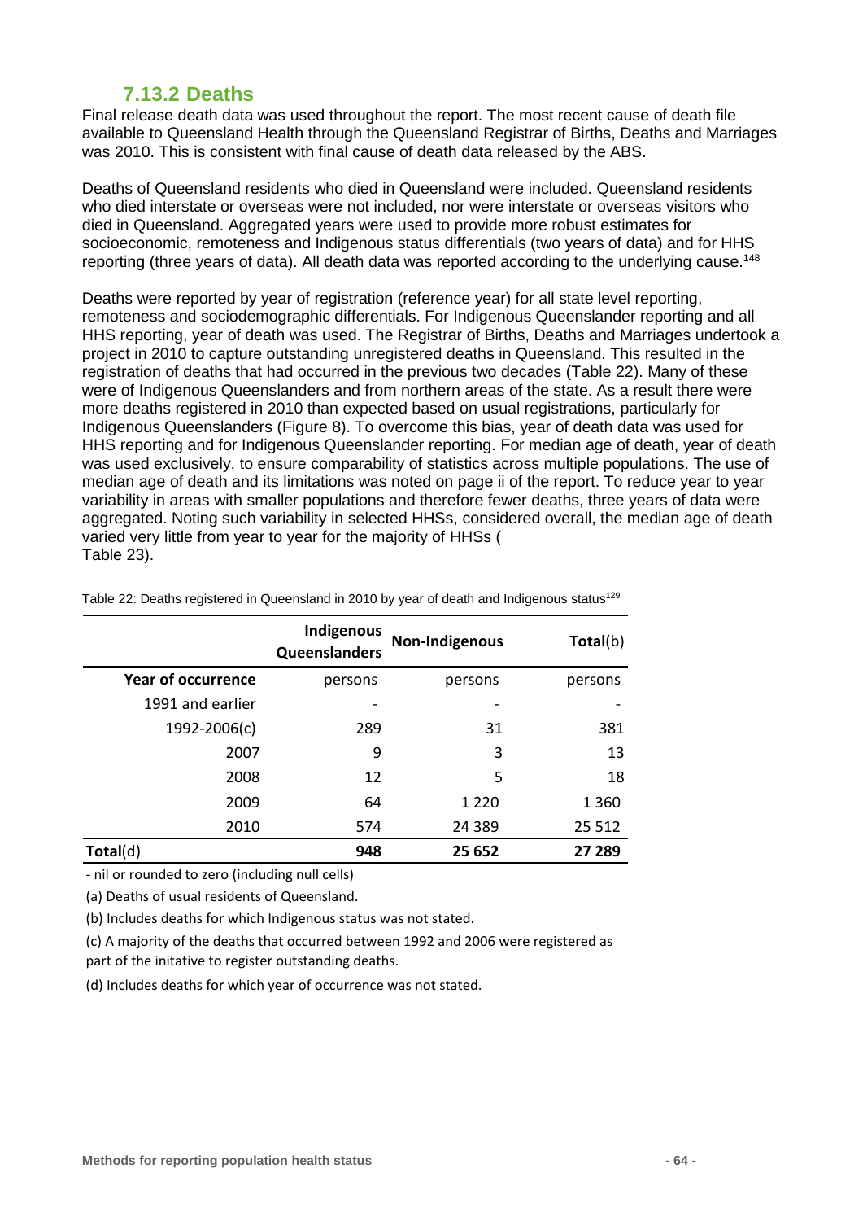### 7.13.2 Deaths

Final release death data was used throughout the report. The most recent cause of death file available to Queensland Health through the Queensland Registrar of Births, Deaths and Marriages was 2010. This is consistent with final cause of death data released by the ABS.

Deaths of Queensland residents who died in Queensland were included. Queensland residents who died interstate or overseas were not included, nor were interstate or overseas visitors who died in Queensland. Aggregated years were used to provide more robust estimates for socioeconomic, remoteness and Indigenous status differentials (two years of data) and for HHS reporting (three years of data). All death data was reported according to the underlying cause.[148]

Deaths were reported by year of registration (reference year) for all state level reporting, remoteness and sociodemographic differentials. For Indigenous Queenslander reporting and all HHS reporting, year of death was used. The Registrar of Births, Deaths and Marriages undertook a project in 2010 to capture outstanding unregistered deaths in Queensland. This resulted in the registration of deaths that had occurred in the previous two decades (Table 22). Many of these were of Indigenous Queenslanders and from northern areas of the state. As a result there were more deaths registered in 2010 than expected based on usual registrations, particularly for Indigenous Queenslanders (Figure 8). To overcome this bias, year of death data was used for HHS reporting and for Indigenous Queenslander reporting. For median age of death, year of death was used exclusively, to ensure comparability of statistics across multiple populations. The use of median age of death and its limitations was noted on page ii of the report. To reduce year to year variability in areas with smaller populations and therefore fewer deaths, three years of data were aggregated. Noting such variability in selected HHSs, considered overall, the median age of death varied very little from year to year for the majority of HHSs (
Table 23).

Table 22: Deaths registered in Queensland in 2010 by year of death and Indigenous status[129]

| | **Indigenous Queenslanders** | **Non-Indigenous** | **Total**(b) |
|---|---|---|---|
| **Year of occurrence** | persons | persons | persons |
| 1991 and earlier | - | - | - |
| 1992-2006(c) | 289 | 31 | 381 |
| 2007 | 9 | 3 | 13 |
| 2008 | 12 | 5 | 18 |
| 2009 | 64 | 1 220 | 1 360 |
| 2010 | 574 | 24 389 | 25 512 |
| **Total**(d) | **948** | **25 652** | **27 289** |

- nil or rounded to zero (including null cells)

(a) Deaths of usual residents of Queensland.

(b) Includes deaths for which Indigenous status was not stated.

(c) A majority of the deaths that occurred between 1992 and 2006 were registered as part of the initative to register outstanding deaths.

(d) Includes deaths for which year of occurrence was not stated.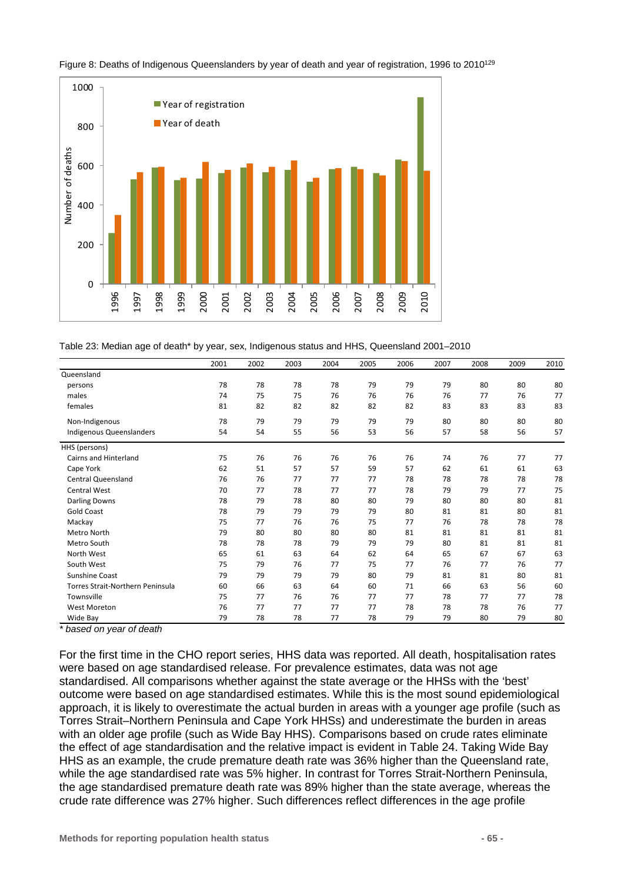Figure 8: Deaths of Indigenous Queenslanders by year of death and year of registration, 1996 to 2010[129]

Table 23: Median age of death* by year, sex, Indigenous status and HHS, Queensland 2001–2010

| | 2001 | 2002 | 2003 | 2004 | 2005 | 2006 | 2007 | 2008 | 2009 | 2010 |
|---|---|---|---|---|---|---|---|---|---|---|
| Queensland | | | | | | | | | | |
| persons | 78 | 78 | 78 | 78 | 79 | 79 | 79 | 80 | 80 | 80 |
| males | 74 | 75 | 75 | 76 | 76 | 76 | 76 | 77 | 76 | 77 |
| females | 81 | 82 | 82 | 82 | 82 | 82 | 83 | 83 | 83 | 83 |
| Non-Indigenous | 78 | 79 | 79 | 79 | 79 | 79 | 80 | 80 | 80 | 80 |
| Indigenous Queenslanders | 54 | 54 | 55 | 56 | 53 | 56 | 57 | 58 | 56 | 57 |
| HHS (persons) | | | | | | | | | | |
| Cairns and Hinterland | 75 | 76 | 76 | 76 | 76 | 76 | 74 | 76 | 77 | 77 |
| Cape York | 62 | 51 | 57 | 57 | 59 | 57 | 62 | 61 | 61 | 63 |
| Central Queensland | 76 | 76 | 77 | 77 | 77 | 78 | 78 | 78 | 78 | 78 |
| Central West | 70 | 77 | 78 | 77 | 77 | 78 | 79 | 79 | 77 | 75 |
| Darling Downs | 78 | 79 | 78 | 80 | 80 | 79 | 80 | 80 | 80 | 81 |
| Gold Coast | 78 | 79 | 79 | 79 | 79 | 80 | 81 | 81 | 80 | 81 |
| Mackay | 75 | 77 | 76 | 76 | 75 | 77 | 76 | 78 | 78 | 78 |
| Metro North | 79 | 80 | 80 | 80 | 80 | 81 | 81 | 81 | 81 | 81 |
| Metro South | 78 | 78 | 78 | 79 | 79 | 79 | 80 | 81 | 81 | 81 |
| North West | 65 | 61 | 63 | 64 | 62 | 64 | 65 | 67 | 67 | 63 |
| South West | 75 | 79 | 76 | 77 | 75 | 77 | 76 | 77 | 76 | 77 |
| Sunshine Coast | 79 | 79 | 79 | 79 | 80 | 79 | 81 | 81 | 80 | 81 |
| Torres Strait-Northern Peninsula | 60 | 66 | 63 | 64 | 60 | 71 | 66 | 63 | 56 | 60 |
| Townsville | 75 | 77 | 76 | 76 | 77 | 77 | 78 | 77 | 77 | 78 |
| West Moreton | 76 | 77 | 77 | 77 | 77 | 78 | 78 | 78 | 76 | 77 |
| Wide Bay | 79 | 78 | 78 | 77 | 78 | 79 | 79 | 80 | 79 | 80 |

*\* based on year of death*

For the first time in the CHO report series, HHS data was reported. All death, hospitalisation rates were based on age standardised release. For prevalence estimates, data was not age standardised. All comparisons whether against the state average or the HHSs with the 'best' outcome were based on age standardised estimates. While this is the most sound epidemiological approach, it is likely to overestimate the actual burden in areas with a younger age profile (such as Torres Strait–Northern Peninsula and Cape York HHSs) and underestimate the burden in areas with an older age profile (such as Wide Bay HHS). Comparisons based on crude rates eliminate the effect of age standardisation and the relative impact is evident in Table 24. Taking Wide Bay HHS as an example, the crude premature death rate was 36% higher than the Queensland rate, while the age standardised rate was 5% higher. In contrast for Torres Strait-Northern Peninsula, the age standardised premature death rate was 89% higher than the state average, whereas the crude rate difference was 27% higher. Such differences reflect differences in the age profile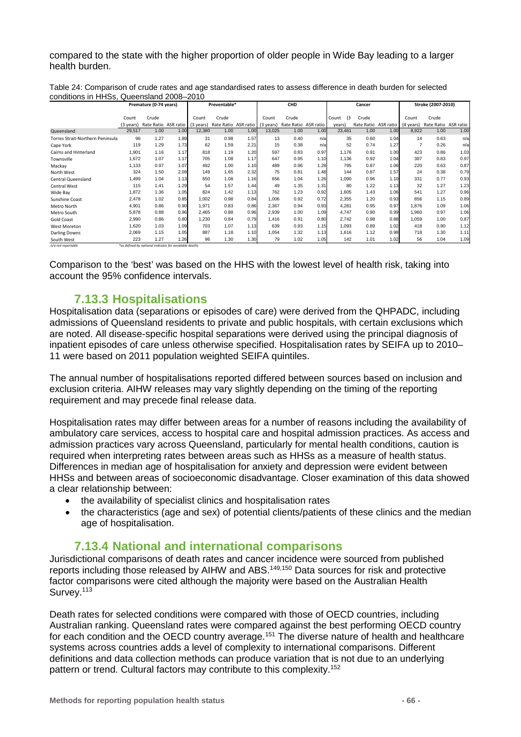compared to the state with the higher proportion of older people in Wide Bay leading to a larger health burden.

Table 24: Comparison of crude rates and age standardised rates to assess difference in death burden for selected conditions in HHSs, Queensland 2008–2010

| | Premature (0-74 years) | | | Preventable* | | | CHD | | | Cancer | | | Stroke (2007-2010) | | |
|---|---|---|---|---|---|---|---|---|---|---|---|---|---|---|---|
| | Count (3 years) | Crude Rate Ratio | ASR ratio | Count (3 years) | Crude Rate Ratio | ASR ratio | Count (3 years) | Crude Rate Ratio | ASR ratio | Count (3 years) | Crude Rate Ratio | ASR ratio | Count (4 years) | Crude Rate Ratio | ASR ratio |
| Queensland | 29,517 | 1.00 | 1.00 | 12,380 | 1.00 | 1.00 | 13,025 | 1.00 | 1.00 | 23,461 | 1.00 | 1.00 | 8,922 | 1.00 | 1.00 |
| Torres Strait-Northern Peninsula | 96 | 1.27 | 1.89 | 31 | 0.98 | 1.57 | 13 | 0.40 | n/a | 35 | 0.60 | 1.04 | 14 | 0.63 | n/a |
| Cape York | 119 | 1.29 | 1.73 | 62 | 1.59 | 2.21 | 15 | 0.38 | n/a | 52 | 0.74 | 1.27 | 7 | 0.26 | n/a |
| Cairns and Hinterland | 1,901 | 1.16 | 1.17 | 818 | 1.19 | 1.20 | 597 | 0.83 | 0.97 | 1,176 | 0.91 | 1.00 | 423 | 0.86 | 1.03 |
| Townsville | 1,672 | 1.07 | 1.17 | 705 | 1.08 | 1.17 | 647 | 0.95 | 1.10 | 1,136 | 0.92 | 1.04 | 387 | 0.83 | 0.97 |
| Mackay | 1,133 | 0.97 | 1.07 | 492 | 1.00 | 1.10 | 489 | 0.96 | 1.28 | 795 | 0.87 | 1.06 | 220 | 0.63 | 0.87 |
| North West | 324 | 1.50 | 2.09 | 149 | 1.65 | 2.32 | 75 | 0.81 | 1.48 | 144 | 0.87 | 1.57 | 24 | 0.38 | 0.79 |
| Central Queensland | 1,499 | 1.04 | 1.13 | 650 | 1.08 | 1.16 | 656 | 1.04 | 1.26 | 1,090 | 0.96 | 1.10 | 331 | 0.77 | 0.93 |
| Central West | 115 | 1.41 | 1.29 | 54 | 1.57 | 1.44 | 49 | 1.35 | 1.31 | 80 | 1.22 | 1.13 | 32 | 1.27 | 1.23 |
| Wide Bay | 1,872 | 1.36 | 1.05 | 824 | 1.42 | 1.13 | 762 | 1.23 | 0.92 | 1,605 | 1.43 | 1.06 | 541 | 1.27 | 0.96 |
| Sunshine Coast | 2,478 | 1.02 | 0.85 | 1,002 | 0.98 | 0.84 | 1,006 | 0.92 | 0.72 | 2,355 | 1.20 | 0.93 | 856 | 1.15 | 0.89 |
| Metro North | 4,901 | 0.86 | 0.90 | 1,971 | 0.83 | 0.86 | 2,367 | 0.94 | 0.93 | 4,281 | 0.95 | 0.97 | 1,876 | 1.09 | 1.06 |
| Metro South | 5,878 | 0.88 | 0.96 | 2,465 | 0.88 | 0.96 | 2,939 | 1.00 | 1.09 | 4,747 | 0.90 | 0.99 | 1,960 | 0.97 | 1.06 |
| Gold Coast | 2,990 | 0.86 | 0.80 | 1,230 | 0.84 | 0.79 | 1,416 | 0.91 | 0.80 | 2,742 | 0.98 | 0.88 | 1,059 | 1.00 | 0.87 |
| West Moreton | 1,620 | 1.03 | 1.09 | 703 | 1.07 | 1.13 | 639 | 0.93 | 1.15 | 1,093 | 0.89 | 1.02 | 418 | 0.90 | 1.12 |
| Darling Downs | 2,069 | 1.15 | 1.05 | 887 | 1.18 | 1.10 | 1,054 | 1.32 | 1.13 | 1,616 | 1.12 | 0.98 | 718 | 1.30 | 1.11 |
| South West | 223 | 1.27 | 1.26 | 96 | 1.30 | 1.30 | 79 | 1.02 | 1.05 | 142 | 1.01 | 1.02 | 56 | 1.04 | 1.09 |

n/a not reportable    *as defined by national indicator for avoidable deaths

Comparison to the 'best' was based on the HHS with the lowest level of health risk, taking into account the 95% confidence intervals.

### 7.13.3 Hospitalisations

Hospitalisation data (separations or episodes of care) were derived from the QHPADC, including admissions of Queensland residents to private and public hospitals, with certain exclusions which are noted. All disease-specific hospital separations were derived using the principal diagnosis of inpatient episodes of care unless otherwise specified. Hospitalisation rates by SEIFA up to 2010–11 were based on 2011 population weighted SEIFA quintiles.

The annual number of hospitalisations reported differed between sources based on inclusion and exclusion criteria. AIHW releases may vary slightly depending on the timing of the reporting requirement and may precede final release data.

Hospitalisation rates may differ between areas for a number of reasons including the availability of ambulatory care services, access to hospital care and hospital admission practices. As access and admission practices vary across Queensland, particularly for mental health conditions, caution is required when interpreting rates between areas such as HHSs as a measure of health status. Differences in median age of hospitalisation for anxiety and depression were evident between HHSs and between areas of socioeconomic disadvantage. Closer examination of this data showed a clear relationship between:

- the availability of specialist clinics and hospitalisation rates
- the characteristics (age and sex) of potential clients/patients of these clinics and the median age of hospitalisation.

### 7.13.4 National and international comparisons

Jurisdictional comparisons of death rates and cancer incidence were sourced from published reports including those released by AIHW and ABS.[149,150] Data sources for risk and protective factor comparisons were cited although the majority were based on the Australian Health Survey.[113]

Death rates for selected conditions were compared with those of OECD countries, including Australian ranking. Queensland rates were compared against the best performing OECD country for each condition and the OECD country average.[151] The diverse nature of health and healthcare systems across countries adds a level of complexity to international comparisons. Different definitions and data collection methods can produce variation that is not due to an underlying pattern or trend. Cultural factors may contribute to this complexity.[152]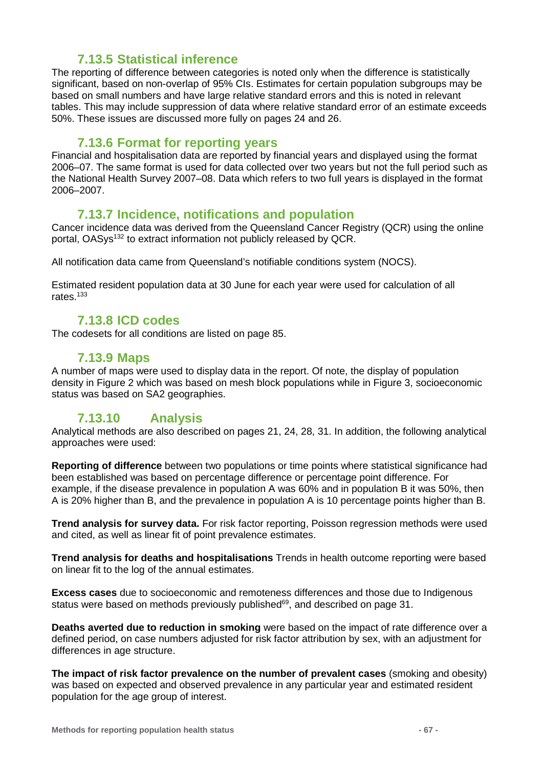### 7.13.5 Statistical inference

The reporting of difference between categories is noted only when the difference is statistically significant, based on non-overlap of 95% CIs. Estimates for certain population subgroups may be based on small numbers and have large relative standard errors and this is noted in relevant tables. This may include suppression of data where relative standard error of an estimate exceeds 50%. These issues are discussed more fully on pages 24 and 26.

### 7.13.6 Format for reporting years

Financial and hospitalisation data are reported by financial years and displayed using the format 2006–07. The same format is used for data collected over two years but not the full period such as the National Health Survey 2007–08. Data which refers to two full years is displayed in the format 2006–2007.

### 7.13.7 Incidence, notifications and population

Cancer incidence data was derived from the Queensland Cancer Registry (QCR) using the online portal, OASys[132] to extract information not publicly released by QCR.

All notification data came from Queensland's notifiable conditions system (NOCS).

Estimated resident population data at 30 June for each year were used for calculation of all rates.[133]

### 7.13.8 ICD codes

The codesets for all conditions are listed on page 85.

### 7.13.9 Maps

A number of maps were used to display data in the report. Of note, the display of population density in Figure 2 which was based on mesh block populations while in Figure 3, socioeconomic status was based on SA2 geographies.

### 7.13.10 Analysis

Analytical methods are also described on pages 21, 24, 28, 31. In addition, the following analytical approaches were used:

**Reporting of difference** between two populations or time points where statistical significance had been established was based on percentage difference or percentage point difference. For example, if the disease prevalence in population A was 60% and in population B it was 50%, then A is 20% higher than B, and the prevalence in population A is 10 percentage points higher than B.

**Trend analysis for survey data.** For risk factor reporting, Poisson regression methods were used and cited, as well as linear fit of point prevalence estimates.

**Trend analysis for deaths and hospitalisations** Trends in health outcome reporting were based on linear fit to the log of the annual estimates.

**Excess cases** due to socioeconomic and remoteness differences and those due to Indigenous status were based on methods previously published[69], and described on page 31.

**Deaths averted due to reduction in smoking** were based on the impact of rate difference over a defined period, on case numbers adjusted for risk factor attribution by sex, with an adjustment for differences in age structure.

**The impact of risk factor prevalence on the number of prevalent cases** (smoking and obesity) was based on expected and observed prevalence in any particular year and estimated resident population for the age group of interest.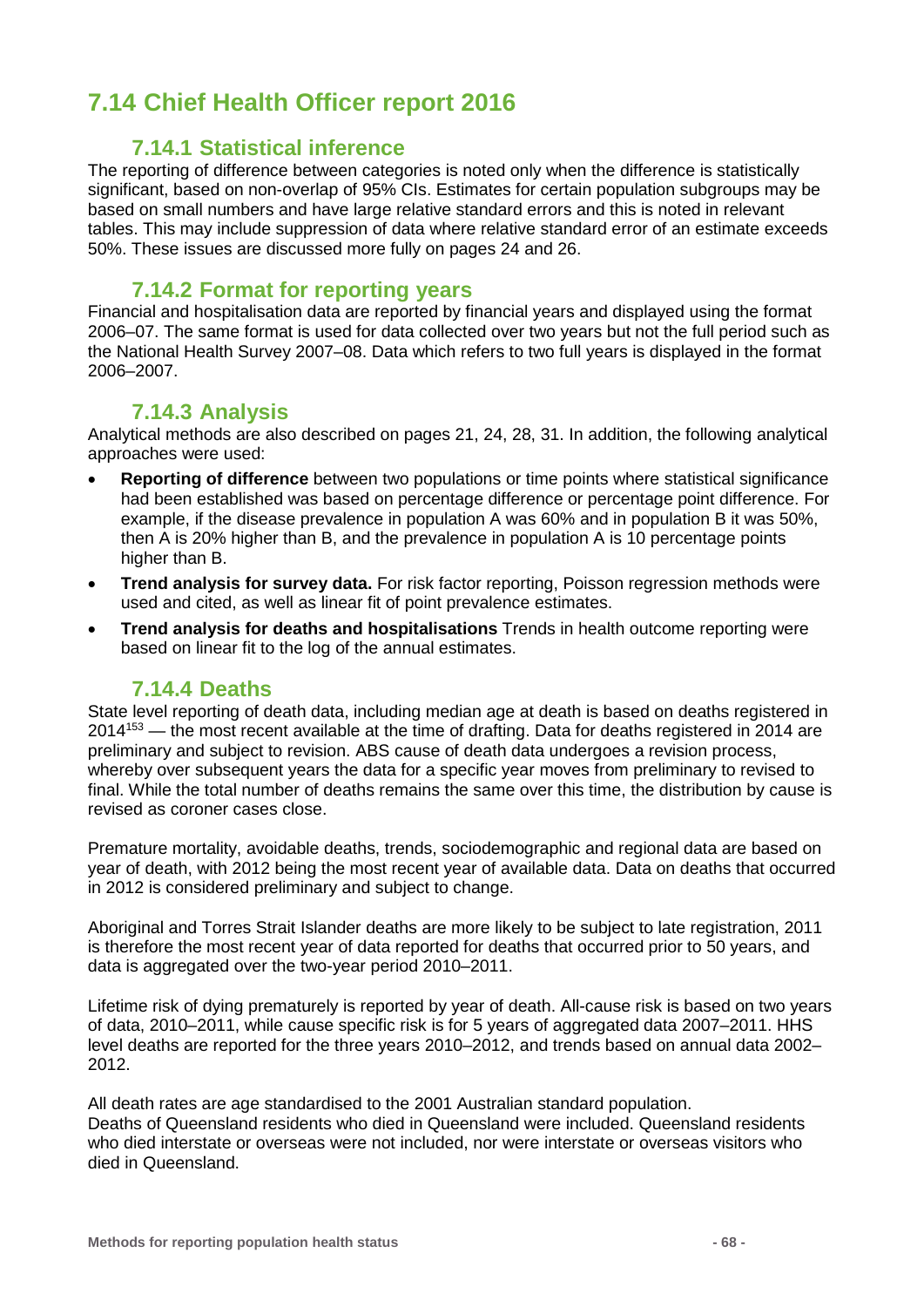## 7.14 Chief Health Officer report 2016

### 7.14.1 Statistical inference

The reporting of difference between categories is noted only when the difference is statistically significant, based on non-overlap of 95% CIs. Estimates for certain population subgroups may be based on small numbers and have large relative standard errors and this is noted in relevant tables. This may include suppression of data where relative standard error of an estimate exceeds 50%. These issues are discussed more fully on pages 24 and 26.

### 7.14.2 Format for reporting years

Financial and hospitalisation data are reported by financial years and displayed using the format 2006–07. The same format is used for data collected over two years but not the full period such as the National Health Survey 2007–08. Data which refers to two full years is displayed in the format 2006–2007.

### 7.14.3 Analysis

Analytical methods are also described on pages 21, 24, 28, 31. In addition, the following analytical approaches were used:

- **Reporting of difference** between two populations or time points where statistical significance had been established was based on percentage difference or percentage point difference. For example, if the disease prevalence in population A was 60% and in population B it was 50%, then A is 20% higher than B, and the prevalence in population A is 10 percentage points higher than B.
- **Trend analysis for survey data.** For risk factor reporting, Poisson regression methods were used and cited, as well as linear fit of point prevalence estimates.
- **Trend analysis for deaths and hospitalisations** Trends in health outcome reporting were based on linear fit to the log of the annual estimates.

### 7.14.4 Deaths

State level reporting of death data, including median age at death is based on deaths registered in 2014[153] — the most recent available at the time of drafting. Data for deaths registered in 2014 are preliminary and subject to revision. ABS cause of death data undergoes a revision process, whereby over subsequent years the data for a specific year moves from preliminary to revised to final. While the total number of deaths remains the same over this time, the distribution by cause is revised as coroner cases close.

Premature mortality, avoidable deaths, trends, sociodemographic and regional data are based on year of death, with 2012 being the most recent year of available data. Data on deaths that occurred in 2012 is considered preliminary and subject to change.

Aboriginal and Torres Strait Islander deaths are more likely to be subject to late registration, 2011 is therefore the most recent year of data reported for deaths that occurred prior to 50 years, and data is aggregated over the two-year period 2010–2011.

Lifetime risk of dying prematurely is reported by year of death. All-cause risk is based on two years of data, 2010–2011, while cause specific risk is for 5 years of aggregated data 2007–2011. HHS level deaths are reported for the three years 2010–2012, and trends based on annual data 2002–2012.

All death rates are age standardised to the 2001 Australian standard population.
Deaths of Queensland residents who died in Queensland were included. Queensland residents who died interstate or overseas were not included, nor were interstate or overseas visitors who died in Queensland.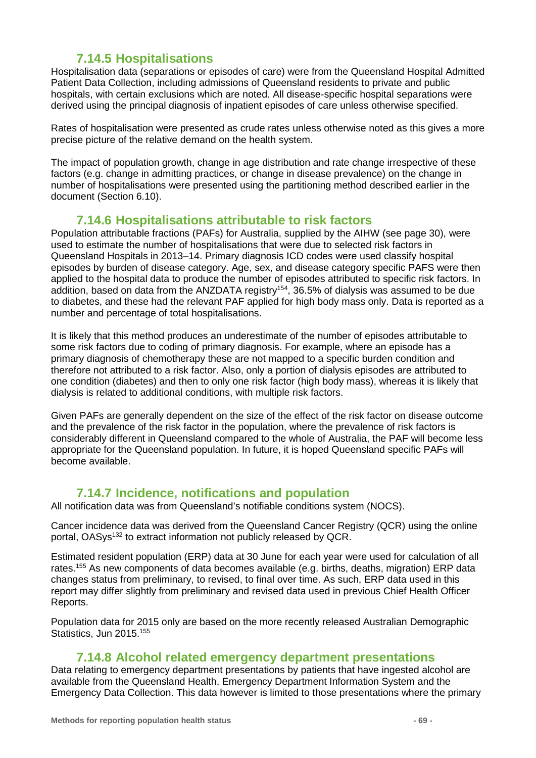### 7.14.5 Hospitalisations

Hospitalisation data (separations or episodes of care) were from the Queensland Hospital Admitted Patient Data Collection, including admissions of Queensland residents to private and public hospitals, with certain exclusions which are noted. All disease-specific hospital separations were derived using the principal diagnosis of inpatient episodes of care unless otherwise specified.

Rates of hospitalisation were presented as crude rates unless otherwise noted as this gives a more precise picture of the relative demand on the health system.

The impact of population growth, change in age distribution and rate change irrespective of these factors (e.g. change in admitting practices, or change in disease prevalence) on the change in number of hospitalisations were presented using the partitioning method described earlier in the document (Section 6.10).

### 7.14.6 Hospitalisations attributable to risk factors

Population attributable fractions (PAFs) for Australia, supplied by the AIHW (see page 30), were used to estimate the number of hospitalisations that were due to selected risk factors in Queensland Hospitals in 2013–14. Primary diagnosis ICD codes were used classify hospital episodes by burden of disease category. Age, sex, and disease category specific PAFS were then applied to the hospital data to produce the number of episodes attributed to specific risk factors. In addition, based on data from the ANZDATA registry[154], 36.5% of dialysis was assumed to be due to diabetes, and these had the relevant PAF applied for high body mass only. Data is reported as a number and percentage of total hospitalisations.

It is likely that this method produces an underestimate of the number of episodes attributable to some risk factors due to coding of primary diagnosis. For example, where an episode has a primary diagnosis of chemotherapy these are not mapped to a specific burden condition and therefore not attributed to a risk factor. Also, only a portion of dialysis episodes are attributed to one condition (diabetes) and then to only one risk factor (high body mass), whereas it is likely that dialysis is related to additional conditions, with multiple risk factors.

Given PAFs are generally dependent on the size of the effect of the risk factor on disease outcome and the prevalence of the risk factor in the population, where the prevalence of risk factors is considerably different in Queensland compared to the whole of Australia, the PAF will become less appropriate for the Queensland population. In future, it is hoped Queensland specific PAFs will become available.

### 7.14.7 Incidence, notifications and population

All notification data was from Queensland's notifiable conditions system (NOCS).

Cancer incidence data was derived from the Queensland Cancer Registry (QCR) using the online portal, OASys[132] to extract information not publicly released by QCR.

Estimated resident population (ERP) data at 30 June for each year were used for calculation of all rates.[155] As new components of data becomes available (e.g. births, deaths, migration) ERP data changes status from preliminary, to revised, to final over time. As such, ERP data used in this report may differ slightly from preliminary and revised data used in previous Chief Health Officer Reports.

Population data for 2015 only are based on the more recently released Australian Demographic Statistics, Jun 2015.[155]

### 7.14.8 Alcohol related emergency department presentations

Data relating to emergency department presentations by patients that have ingested alcohol are available from the Queensland Health, Emergency Department Information System and the Emergency Data Collection. This data however is limited to those presentations where the primary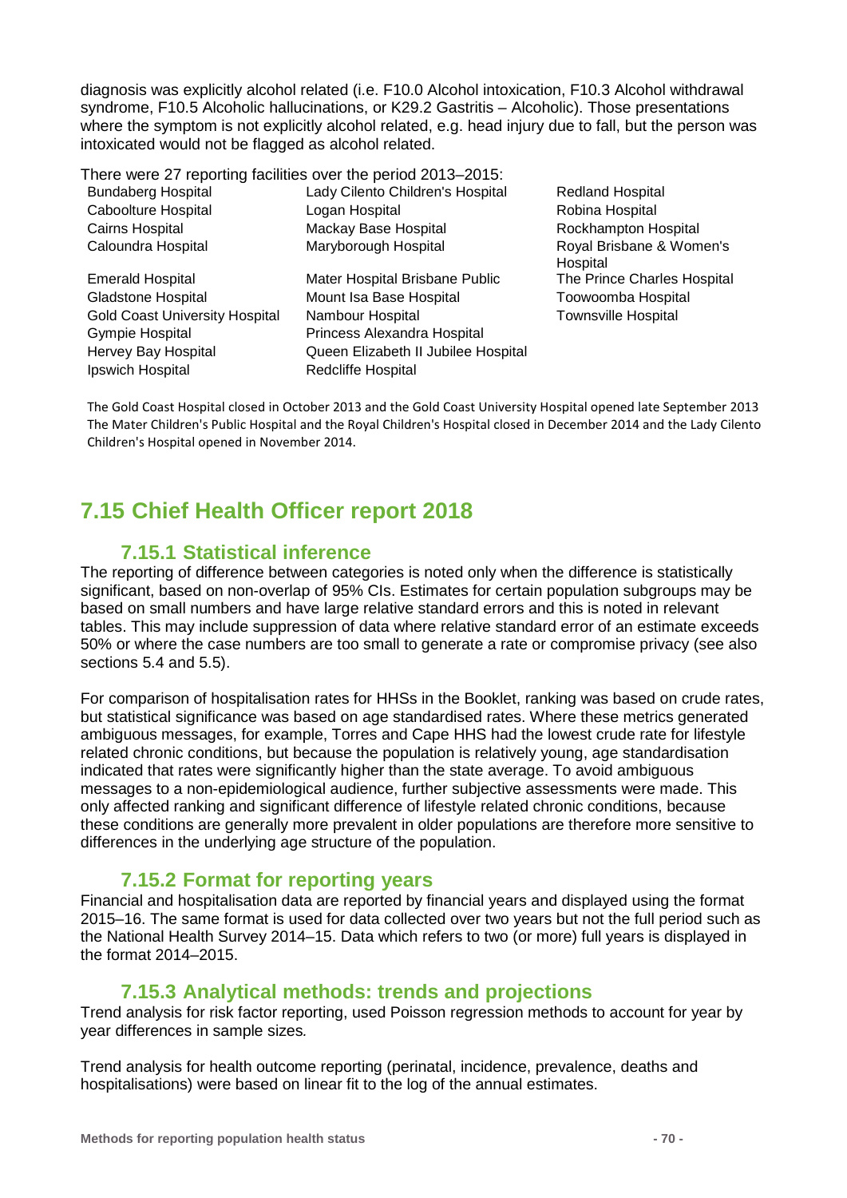diagnosis was explicitly alcohol related (i.e. F10.0 Alcohol intoxication, F10.3 Alcohol withdrawal syndrome, F10.5 Alcoholic hallucinations, or K29.2 Gastritis – Alcoholic). Those presentations where the symptom is not explicitly alcohol related, e.g. head injury due to fall, but the person was intoxicated would not be flagged as alcohol related.

There were 27 reporting facilities over the period 2013–2015:

| | | |
|---|---|---|
| Bundaberg Hospital | Lady Cilento Children's Hospital | Redland Hospital |
| Caboolture Hospital | Logan Hospital | Robina Hospital |
| Cairns Hospital | Mackay Base Hospital | Rockhampton Hospital |
| Caloundra Hospital | Maryborough Hospital | Royal Brisbane & Women's Hospital |
| Emerald Hospital | Mater Hospital Brisbane Public | The Prince Charles Hospital |
| Gladstone Hospital | Mount Isa Base Hospital | Toowoomba Hospital |
| Gold Coast University Hospital | Nambour Hospital | Townsville Hospital |
| Gympie Hospital | Princess Alexandra Hospital | |
| Hervey Bay Hospital | Queen Elizabeth II Jubilee Hospital | |
| Ipswich Hospital | Redcliffe Hospital | |

The Gold Coast Hospital closed in October 2013 and the Gold Coast University Hospital opened late September 2013
The Mater Children's Public Hospital and the Royal Children's Hospital closed in December 2014 and the Lady Cilento Children's Hospital opened in November 2014.

## 7.15 Chief Health Officer report 2018

### 7.15.1 Statistical inference

The reporting of difference between categories is noted only when the difference is statistically significant, based on non-overlap of 95% CIs. Estimates for certain population subgroups may be based on small numbers and have large relative standard errors and this is noted in relevant tables. This may include suppression of data where relative standard error of an estimate exceeds 50% or where the case numbers are too small to generate a rate or compromise privacy (see also sections 5.4 and 5.5).

For comparison of hospitalisation rates for HHSs in the Booklet, ranking was based on crude rates, but statistical significance was based on age standardised rates. Where these metrics generated ambiguous messages, for example, Torres and Cape HHS had the lowest crude rate for lifestyle related chronic conditions, but because the population is relatively young, age standardisation indicated that rates were significantly higher than the state average. To avoid ambiguous messages to a non-epidemiological audience, further subjective assessments were made. This only affected ranking and significant difference of lifestyle related chronic conditions, because these conditions are generally more prevalent in older populations are therefore more sensitive to differences in the underlying age structure of the population.

### 7.15.2 Format for reporting years

Financial and hospitalisation data are reported by financial years and displayed using the format 2015–16. The same format is used for data collected over two years but not the full period such as the National Health Survey 2014–15. Data which refers to two (or more) full years is displayed in the format 2014–2015.

### 7.15.3 Analytical methods: trends and projections

Trend analysis for risk factor reporting, used Poisson regression methods to account for year by year differences in sample sizes*.*

Trend analysis for health outcome reporting (perinatal, incidence, prevalence, deaths and hospitalisations) were based on linear fit to the log of the annual estimates.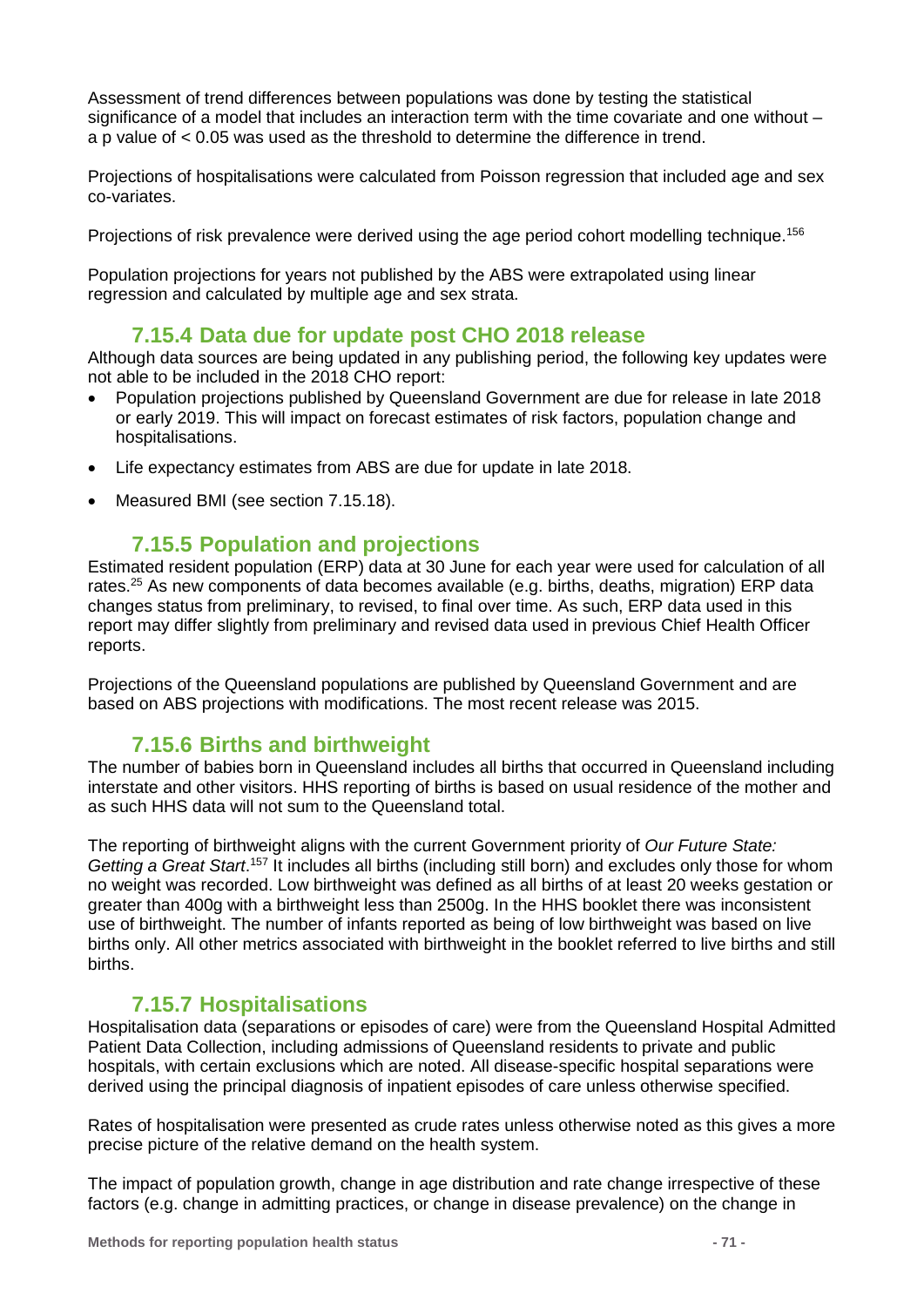Assessment of trend differences between populations was done by testing the statistical significance of a model that includes an interaction term with the time covariate and one without – a p value of $< 0.05$ was used as the threshold to determine the difference in trend.

Projections of hospitalisations were calculated from Poisson regression that included age and sex co-variates.

Projections of risk prevalence were derived using the age period cohort modelling technique.[156]

Population projections for years not published by the ABS were extrapolated using linear regression and calculated by multiple age and sex strata.

### 7.15.4 Data due for update post CHO 2018 release

Although data sources are being updated in any publishing period, the following key updates were not able to be included in the 2018 CHO report:

- Population projections published by Queensland Government are due for release in late 2018 or early 2019. This will impact on forecast estimates of risk factors, population change and hospitalisations.
- Life expectancy estimates from ABS are due for update in late 2018.
- Measured BMI (see section 7.15.18).

### 7.15.5 Population and projections

Estimated resident population (ERP) data at 30 June for each year were used for calculation of all rates.[25] As new components of data becomes available (e.g. births, deaths, migration) ERP data changes status from preliminary, to revised, to final over time. As such, ERP data used in this report may differ slightly from preliminary and revised data used in previous Chief Health Officer reports.

Projections of the Queensland populations are published by Queensland Government and are based on ABS projections with modifications. The most recent release was 2015.

### 7.15.6 Births and birthweight

The number of babies born in Queensland includes all births that occurred in Queensland including interstate and other visitors. HHS reporting of births is based on usual residence of the mother and as such HHS data will not sum to the Queensland total.

The reporting of birthweight aligns with the current Government priority of *Our Future State: Getting a Great Start*.[157] It includes all births (including still born) and excludes only those for whom no weight was recorded. Low birthweight was defined as all births of at least 20 weeks gestation or greater than 400g with a birthweight less than 2500g. In the HHS booklet there was inconsistent use of birthweight. The number of infants reported as being of low birthweight was based on live births only. All other metrics associated with birthweight in the booklet referred to live births and still births.

### 7.15.7 Hospitalisations

Hospitalisation data (separations or episodes of care) were from the Queensland Hospital Admitted Patient Data Collection, including admissions of Queensland residents to private and public hospitals, with certain exclusions which are noted. All disease-specific hospital separations were derived using the principal diagnosis of inpatient episodes of care unless otherwise specified.

Rates of hospitalisation were presented as crude rates unless otherwise noted as this gives a more precise picture of the relative demand on the health system.

The impact of population growth, change in age distribution and rate change irrespective of these factors (e.g. change in admitting practices, or change in disease prevalence) on the change in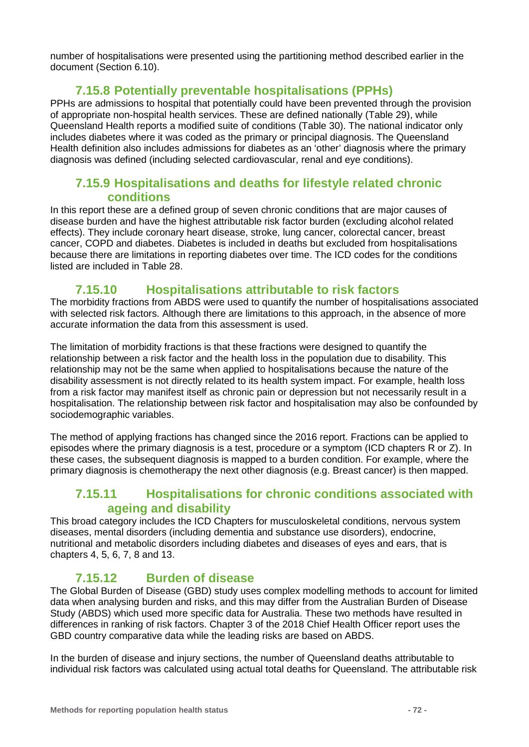number of hospitalisations were presented using the partitioning method described earlier in the document (Section 6.10).

### 7.15.8 Potentially preventable hospitalisations (PPHs)

PPHs are admissions to hospital that potentially could have been prevented through the provision of appropriate non-hospital health services. These are defined nationally (Table 29), while Queensland Health reports a modified suite of conditions (Table 30). The national indicator only includes diabetes where it was coded as the primary or principal diagnosis. The Queensland Health definition also includes admissions for diabetes as an 'other' diagnosis where the primary diagnosis was defined (including selected cardiovascular, renal and eye conditions).

### 7.15.9 Hospitalisations and deaths for lifestyle related chronic conditions

In this report these are a defined group of seven chronic conditions that are major causes of disease burden and have the highest attributable risk factor burden (excluding alcohol related effects). They include coronary heart disease, stroke, lung cancer, colorectal cancer, breast cancer, COPD and diabetes. Diabetes is included in deaths but excluded from hospitalisations because there are limitations in reporting diabetes over time. The ICD codes for the conditions listed are included in Table 28.

### 7.15.10 Hospitalisations attributable to risk factors

The morbidity fractions from ABDS were used to quantify the number of hospitalisations associated with selected risk factors. Although there are limitations to this approach, in the absence of more accurate information the data from this assessment is used.

The limitation of morbidity fractions is that these fractions were designed to quantify the relationship between a risk factor and the health loss in the population due to disability. This relationship may not be the same when applied to hospitalisations because the nature of the disability assessment is not directly related to its health system impact. For example, health loss from a risk factor may manifest itself as chronic pain or depression but not necessarily result in a hospitalisation. The relationship between risk factor and hospitalisation may also be confounded by sociodemographic variables.

The method of applying fractions has changed since the 2016 report. Fractions can be applied to episodes where the primary diagnosis is a test, procedure or a symptom (ICD chapters R or Z). In these cases, the subsequent diagnosis is mapped to a burden condition. For example, where the primary diagnosis is chemotherapy the next other diagnosis (e.g. Breast cancer) is then mapped.

### 7.15.11 Hospitalisations for chronic conditions associated with ageing and disability

This broad category includes the ICD Chapters for musculoskeletal conditions, nervous system diseases, mental disorders (including dementia and substance use disorders), endocrine, nutritional and metabolic disorders including diabetes and diseases of eyes and ears, that is chapters 4, 5, 6, 7, 8 and 13.

### 7.15.12 Burden of disease

The Global Burden of Disease (GBD) study uses complex modelling methods to account for limited data when analysing burden and risks, and this may differ from the Australian Burden of Disease Study (ABDS) which used more specific data for Australia. These two methods have resulted in differences in ranking of risk factors. Chapter 3 of the 2018 Chief Health Officer report uses the GBD country comparative data while the leading risks are based on ABDS.

In the burden of disease and injury sections, the number of Queensland deaths attributable to individual risk factors was calculated using actual total deaths for Queensland. The attributable risk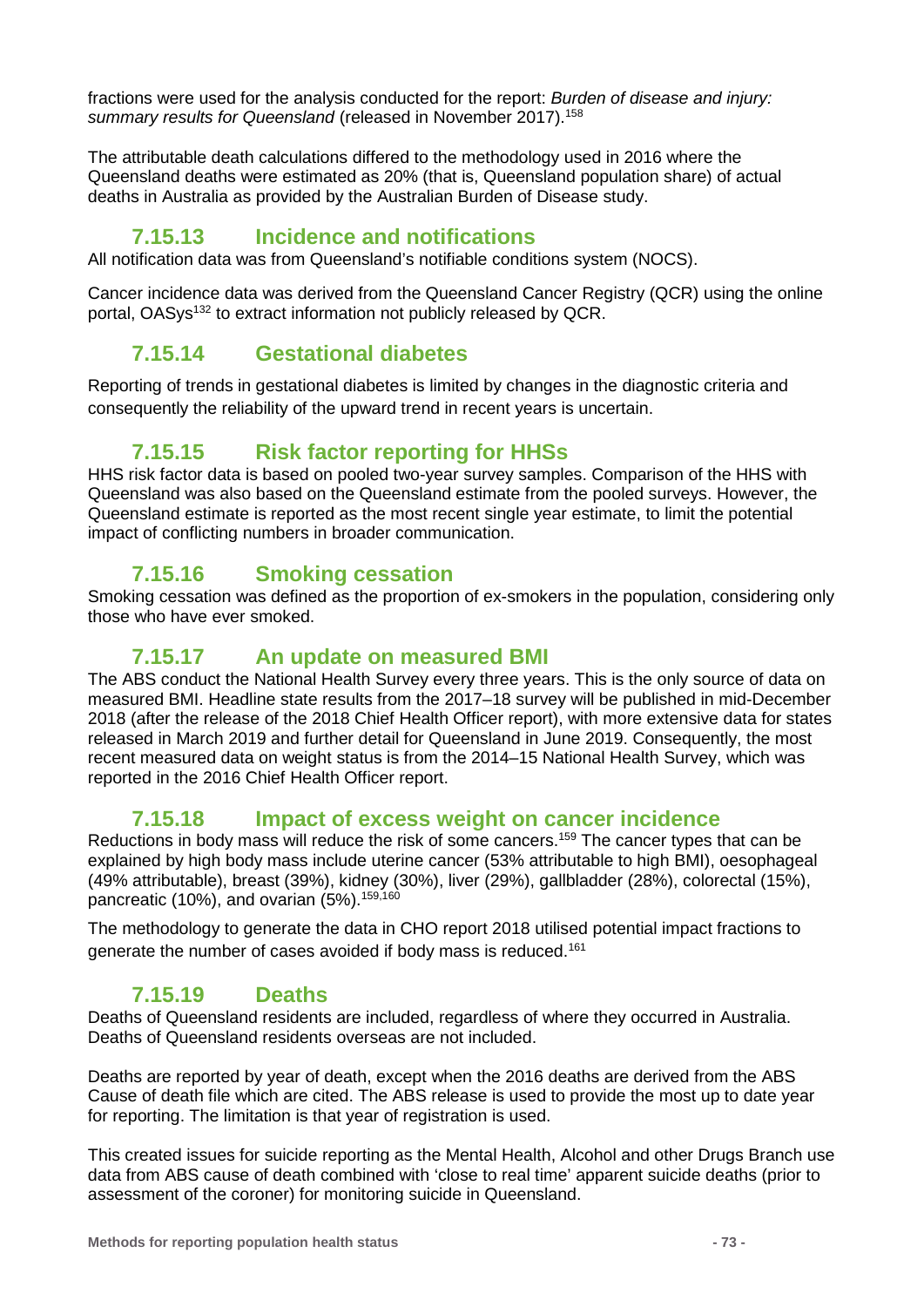fractions were used for the analysis conducted for the report: *Burden of disease and injury: summary results for Queensland* (released in November 2017).[158]

The attributable death calculations differed to the methodology used in 2016 where the Queensland deaths were estimated as 20% (that is, Queensland population share) of actual deaths in Australia as provided by the Australian Burden of Disease study.

### 7.15.13 Incidence and notifications

All notification data was from Queensland's notifiable conditions system (NOCS).

Cancer incidence data was derived from the Queensland Cancer Registry (QCR) using the online portal, OASys[132] to extract information not publicly released by QCR.

### 7.15.14 Gestational diabetes

Reporting of trends in gestational diabetes is limited by changes in the diagnostic criteria and consequently the reliability of the upward trend in recent years is uncertain.

### 7.15.15 Risk factor reporting for HHSs

HHS risk factor data is based on pooled two-year survey samples. Comparison of the HHS with Queensland was also based on the Queensland estimate from the pooled surveys. However, the Queensland estimate is reported as the most recent single year estimate, to limit the potential impact of conflicting numbers in broader communication.

### 7.15.16 Smoking cessation

Smoking cessation was defined as the proportion of ex-smokers in the population, considering only those who have ever smoked.

### 7.15.17 An update on measured BMI

The ABS conduct the National Health Survey every three years. This is the only source of data on measured BMI. Headline state results from the 2017–18 survey will be published in mid-December 2018 (after the release of the 2018 Chief Health Officer report), with more extensive data for states released in March 2019 and further detail for Queensland in June 2019. Consequently, the most recent measured data on weight status is from the 2014–15 National Health Survey, which was reported in the 2016 Chief Health Officer report.

### 7.15.18 Impact of excess weight on cancer incidence

Reductions in body mass will reduce the risk of some cancers.[159] The cancer types that can be explained by high body mass include uterine cancer (53% attributable to high BMI), oesophageal (49% attributable), breast (39%), kidney (30%), liver (29%), gallbladder (28%), colorectal (15%), pancreatic (10%), and ovarian (5%).[159,160]

The methodology to generate the data in CHO report 2018 utilised potential impact fractions to generate the number of cases avoided if body mass is reduced.[161]

### 7.15.19 Deaths

Deaths of Queensland residents are included, regardless of where they occurred in Australia. Deaths of Queensland residents overseas are not included.

Deaths are reported by year of death, except when the 2016 deaths are derived from the ABS Cause of death file which are cited. The ABS release is used to provide the most up to date year for reporting. The limitation is that year of registration is used.

This created issues for suicide reporting as the Mental Health, Alcohol and other Drugs Branch use data from ABS cause of death combined with 'close to real time' apparent suicide deaths (prior to assessment of the coroner) for monitoring suicide in Queensland.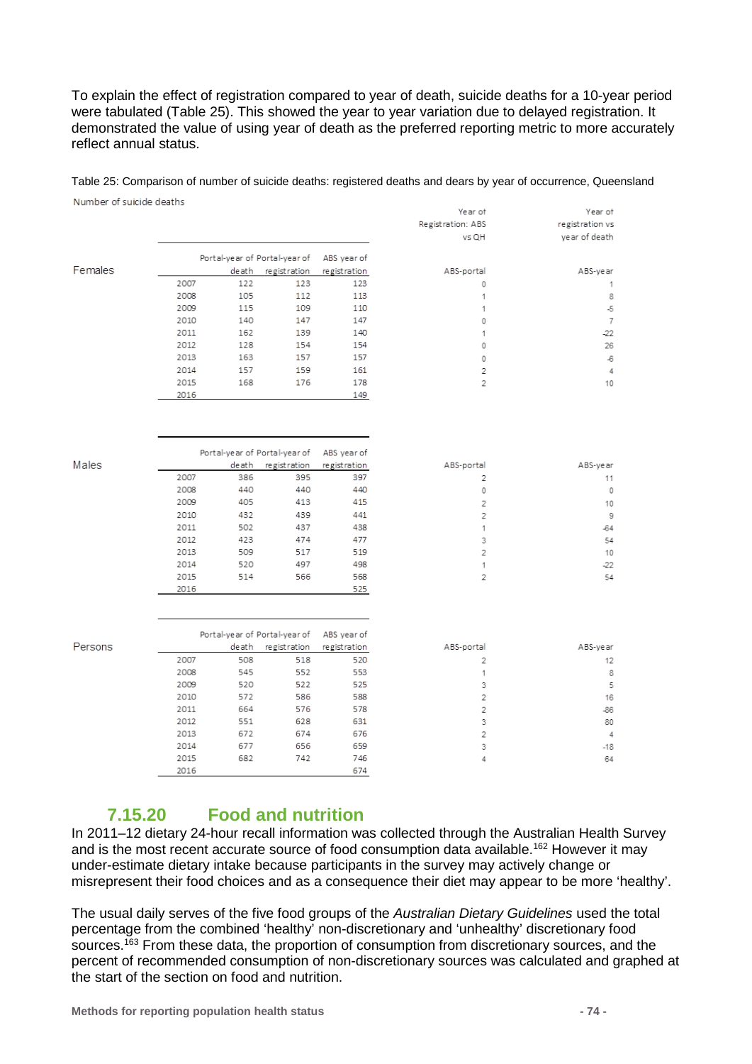To explain the effect of registration compared to year of death, suicide deaths for a 10-year period were tabulated (Table 25). This showed the year to year variation due to delayed registration. It demonstrated the value of using year of death as the preferred reporting metric to more accurately reflect annual status.

Table 25: Comparison of number of suicide deaths: registered deaths and dears by year of occurrence, Queensland

Number of suicide deaths

| Females | | Portal-year of death | Portal-year of registration | ABS year of registration | Year of Registration: ABS vs QH<br>ABS-portal | Year of registration vs year of death<br>ABS-year |
|---|---|---|---|---|---|---|
| | 2007 | 122 | 123 | 123 | 0 | 1 |
| | 2008 | 105 | 112 | 113 | 1 | 8 |
| | 2009 | 115 | 109 | 110 | 1 | -5 |
| | 2010 | 140 | 147 | 147 | 0 | 7 |
| | 2011 | 162 | 139 | 140 | 1 | -22 |
| | 2012 | 128 | 154 | 154 | 0 | 26 |
| | 2013 | 163 | 157 | 157 | 0 | -6 |
| | 2014 | 157 | 159 | 161 | 2 | 4 |
| | 2015 | 168 | 176 | 178 | 2 | 10 |
| | 2016 | | | 149 | | |

| Males | | Portal-year of death | Portal-year of registration | ABS year of registration | ABS-portal | ABS-year |
|---|---|---|---|---|---|---|
| | 2007 | 386 | 395 | 397 | 2 | 11 |
| | 2008 | 440 | 440 | 440 | 0 | 0 |
| | 2009 | 405 | 413 | 415 | 2 | 10 |
| | 2010 | 432 | 439 | 441 | 2 | 9 |
| | 2011 | 502 | 437 | 438 | 1 | -64 |
| | 2012 | 423 | 474 | 477 | 3 | 54 |
| | 2013 | 509 | 517 | 519 | 2 | 10 |
| | 2014 | 520 | 497 | 498 | 1 | -22 |
| | 2015 | 514 | 566 | 568 | 2 | 54 |
| | 2016 | | | 525 | | |

| Persons | | Portal-year of death | Portal-year of registration | ABS year of registration | ABS-portal | ABS-year |
|---|---|---|---|---|---|---|
| | 2007 | 508 | 518 | 520 | 2 | 12 |
| | 2008 | 545 | 552 | 553 | 1 | 8 |
| | 2009 | 520 | 522 | 525 | 3 | 5 |
| | 2010 | 572 | 586 | 588 | 2 | 16 |
| | 2011 | 664 | 576 | 578 | 2 | -86 |
| | 2012 | 551 | 628 | 631 | 3 | 80 |
| | 2013 | 672 | 674 | 676 | 2 | 4 |
| | 2014 | 677 | 656 | 659 | 3 | -18 |
| | 2015 | 682 | 742 | 746 | 4 | 64 |
| | 2016 | | | 674 | | |

## 7.15.20 Food and nutrition

In 2011–12 dietary 24-hour recall information was collected through the Australian Health Survey and is the most recent accurate source of food consumption data available.[162] However it may under-estimate dietary intake because participants in the survey may actively change or misrepresent their food choices and as a consequence their diet may appear to be more 'healthy'.

The usual daily serves of the five food groups of the *Australian Dietary Guidelines* used the total percentage from the combined 'healthy' non-discretionary and 'unhealthy' discretionary food sources.[163] From these data, the proportion of consumption from discretionary sources, and the percent of recommended consumption of non-discretionary sources was calculated and graphed at the start of the section on food and nutrition.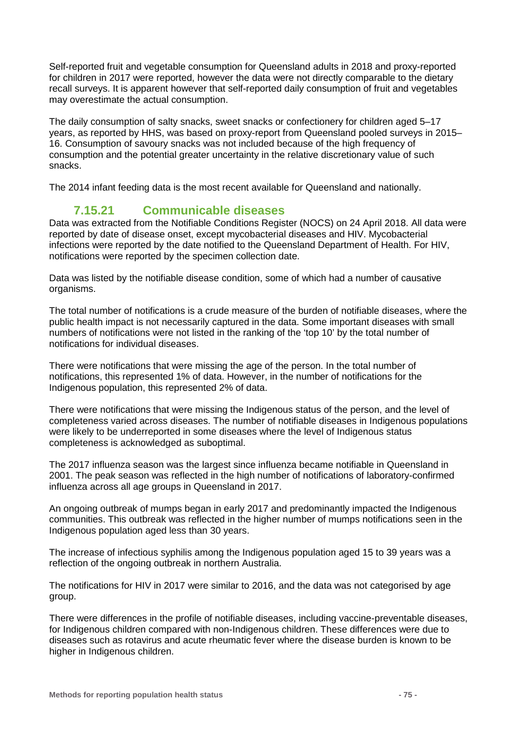Self-reported fruit and vegetable consumption for Queensland adults in 2018 and proxy-reported for children in 2017 were reported, however the data were not directly comparable to the dietary recall surveys. It is apparent however that self-reported daily consumption of fruit and vegetables may overestimate the actual consumption.

The daily consumption of salty snacks, sweet snacks or confectionery for children aged 5–17 years, as reported by HHS, was based on proxy-report from Queensland pooled surveys in 2015–16. Consumption of savoury snacks was not included because of the high frequency of consumption and the potential greater uncertainty in the relative discretionary value of such snacks.

The 2014 infant feeding data is the most recent available for Queensland and nationally.

### 7.15.21 Communicable diseases

Data was extracted from the Notifiable Conditions Register (NOCS) on 24 April 2018. All data were reported by date of disease onset, except mycobacterial diseases and HIV. Mycobacterial infections were reported by the date notified to the Queensland Department of Health. For HIV, notifications were reported by the specimen collection date.

Data was listed by the notifiable disease condition, some of which had a number of causative organisms.

The total number of notifications is a crude measure of the burden of notifiable diseases, where the public health impact is not necessarily captured in the data. Some important diseases with small numbers of notifications were not listed in the ranking of the 'top 10' by the total number of notifications for individual diseases.

There were notifications that were missing the age of the person. In the total number of notifications, this represented 1% of data. However, in the number of notifications for the Indigenous population, this represented 2% of data.

There were notifications that were missing the Indigenous status of the person, and the level of completeness varied across diseases. The number of notifiable diseases in Indigenous populations were likely to be underreported in some diseases where the level of Indigenous status completeness is acknowledged as suboptimal.

The 2017 influenza season was the largest since influenza became notifiable in Queensland in 2001. The peak season was reflected in the high number of notifications of laboratory-confirmed influenza across all age groups in Queensland in 2017.

An ongoing outbreak of mumps began in early 2017 and predominantly impacted the Indigenous communities. This outbreak was reflected in the higher number of mumps notifications seen in the Indigenous population aged less than 30 years.

The increase of infectious syphilis among the Indigenous population aged 15 to 39 years was a reflection of the ongoing outbreak in northern Australia.

The notifications for HIV in 2017 were similar to 2016, and the data was not categorised by age group.

There were differences in the profile of notifiable diseases, including vaccine-preventable diseases, for Indigenous children compared with non-Indigenous children. These differences were due to diseases such as rotavirus and acute rheumatic fever where the disease burden is known to be higher in Indigenous children.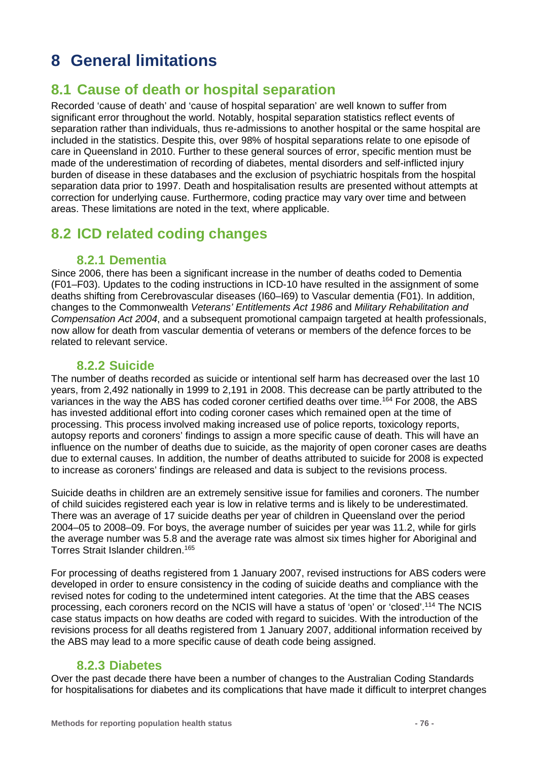# 8 General limitations

## 8.1 Cause of death or hospital separation

Recorded 'cause of death' and 'cause of hospital separation' are well known to suffer from significant error throughout the world. Notably, hospital separation statistics reflect events of separation rather than individuals, thus re-admissions to another hospital or the same hospital are included in the statistics. Despite this, over 98% of hospital separations relate to one episode of care in Queensland in 2010. Further to these general sources of error, specific mention must be made of the underestimation of recording of diabetes, mental disorders and self-inflicted injury burden of disease in these databases and the exclusion of psychiatric hospitals from the hospital separation data prior to 1997. Death and hospitalisation results are presented without attempts at correction for underlying cause. Furthermore, coding practice may vary over time and between areas. These limitations are noted in the text, where applicable.

## 8.2 ICD related coding changes

### 8.2.1 Dementia

Since 2006, there has been a significant increase in the number of deaths coded to Dementia (F01–F03). Updates to the coding instructions in ICD-10 have resulted in the assignment of some deaths shifting from Cerebrovascular diseases (I60–I69) to Vascular dementia (F01). In addition, changes to the Commonwealth *Veterans' Entitlements Act 1986* and *Military Rehabilitation and Compensation Act 2004*, and a subsequent promotional campaign targeted at health professionals, now allow for death from vascular dementia of veterans or members of the defence forces to be related to relevant service.

### 8.2.2 Suicide

The number of deaths recorded as suicide or intentional self harm has decreased over the last 10 years, from 2,492 nationally in 1999 to 2,191 in 2008. This decrease can be partly attributed to the variances in the way the ABS has coded coroner certified deaths over time.[164] For 2008, the ABS has invested additional effort into coding coroner cases which remained open at the time of processing. This process involved making increased use of police reports, toxicology reports, autopsy reports and coroners' findings to assign a more specific cause of death. This will have an influence on the number of deaths due to suicide, as the majority of open coroner cases are deaths due to external causes. In addition, the number of deaths attributed to suicide for 2008 is expected to increase as coroners' findings are released and data is subject to the revisions process.

Suicide deaths in children are an extremely sensitive issue for families and coroners. The number of child suicides registered each year is low in relative terms and is likely to be underestimated. There was an average of 17 suicide deaths per year of children in Queensland over the period 2004–05 to 2008–09. For boys, the average number of suicides per year was 11.2, while for girls the average number was 5.8 and the average rate was almost six times higher for Aboriginal and Torres Strait Islander children.[165]

For processing of deaths registered from 1 January 2007, revised instructions for ABS coders were developed in order to ensure consistency in the coding of suicide deaths and compliance with the revised notes for coding to the undetermined intent categories. At the time that the ABS ceases processing, each coroners record on the NCIS will have a status of 'open' or 'closed'.[114] The NCIS case status impacts on how deaths are coded with regard to suicides. With the introduction of the revisions process for all deaths registered from 1 January 2007, additional information received by the ABS may lead to a more specific cause of death code being assigned.

### 8.2.3 Diabetes

Over the past decade there have been a number of changes to the Australian Coding Standards for hospitalisations for diabetes and its complications that have made it difficult to interpret changes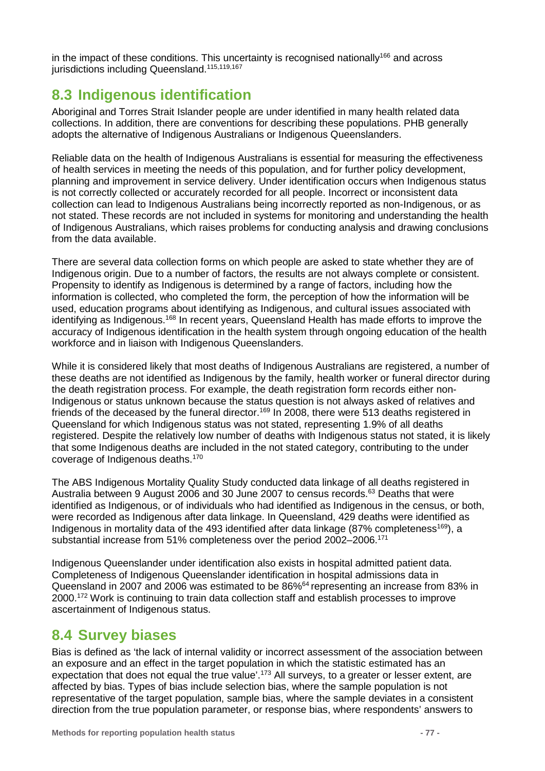in the impact of these conditions. This uncertainty is recognised nationally[166] and across jurisdictions including Queensland.[115,119,167]

## 8.3 Indigenous identification

Aboriginal and Torres Strait Islander people are under identified in many health related data collections. In addition, there are conventions for describing these populations. PHB generally adopts the alternative of Indigenous Australians or Indigenous Queenslanders.

Reliable data on the health of Indigenous Australians is essential for measuring the effectiveness of health services in meeting the needs of this population, and for further policy development, planning and improvement in service delivery. Under identification occurs when Indigenous status is not correctly collected or accurately recorded for all people. Incorrect or inconsistent data collection can lead to Indigenous Australians being incorrectly reported as non-Indigenous, or as not stated. These records are not included in systems for monitoring and understanding the health of Indigenous Australians, which raises problems for conducting analysis and drawing conclusions from the data available.

There are several data collection forms on which people are asked to state whether they are of Indigenous origin. Due to a number of factors, the results are not always complete or consistent. Propensity to identify as Indigenous is determined by a range of factors, including how the information is collected, who completed the form, the perception of how the information will be used, education programs about identifying as Indigenous, and cultural issues associated with identifying as Indigenous.[168] In recent years, Queensland Health has made efforts to improve the accuracy of Indigenous identification in the health system through ongoing education of the health workforce and in liaison with Indigenous Queenslanders.

While it is considered likely that most deaths of Indigenous Australians are registered, a number of these deaths are not identified as Indigenous by the family, health worker or funeral director during the death registration process. For example, the death registration form records either non-Indigenous or status unknown because the status question is not always asked of relatives and friends of the deceased by the funeral director.[169] In 2008, there were 513 deaths registered in Queensland for which Indigenous status was not stated, representing 1.9% of all deaths registered. Despite the relatively low number of deaths with Indigenous status not stated, it is likely that some Indigenous deaths are included in the not stated category, contributing to the under coverage of Indigenous deaths.[170]

The ABS Indigenous Mortality Quality Study conducted data linkage of all deaths registered in Australia between 9 August 2006 and 30 June 2007 to census records.[63] Deaths that were identified as Indigenous, or of individuals who had identified as Indigenous in the census, or both, were recorded as Indigenous after data linkage. In Queensland, 429 deaths were identified as Indigenous in mortality data of the 493 identified after data linkage (87% completeness[169]), a substantial increase from 51% completeness over the period 2002–2006.[171]

Indigenous Queenslander under identification also exists in hospital admitted patient data. Completeness of Indigenous Queenslander identification in hospital admissions data in Queensland in 2007 and 2006 was estimated to be 86%[64] representing an increase from 83% in 2000.[172] Work is continuing to train data collection staff and establish processes to improve ascertainment of Indigenous status.

## 8.4 Survey biases

Bias is defined as 'the lack of internal validity or incorrect assessment of the association between an exposure and an effect in the target population in which the statistic estimated has an expectation that does not equal the true value'.[173] All surveys, to a greater or lesser extent, are affected by bias. Types of bias include selection bias, where the sample population is not representative of the target population, sample bias, where the sample deviates in a consistent direction from the true population parameter, or response bias, where respondents' answers to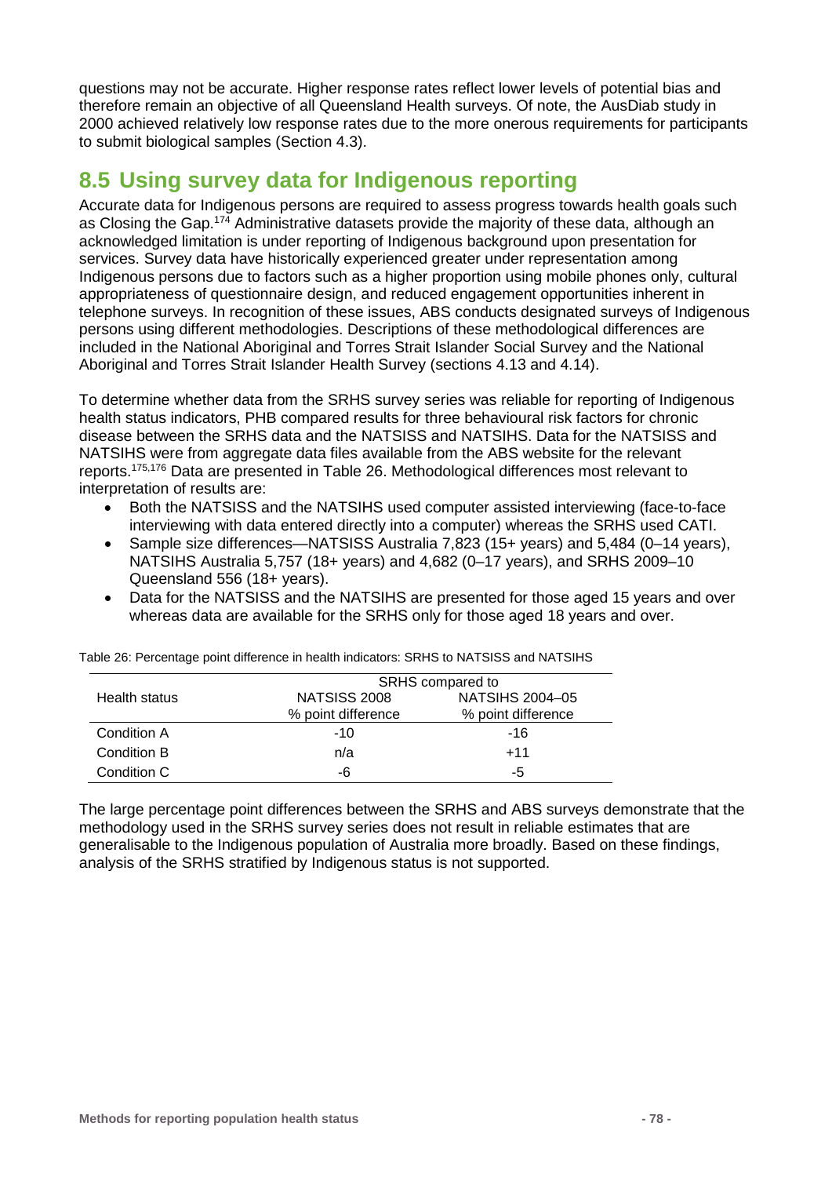questions may not be accurate. Higher response rates reflect lower levels of potential bias and therefore remain an objective of all Queensland Health surveys. Of note, the AusDiab study in 2000 achieved relatively low response rates due to the more onerous requirements for participants to submit biological samples (Section 4.3).

## 8.5 Using survey data for Indigenous reporting

Accurate data for Indigenous persons are required to assess progress towards health goals such as Closing the Gap.[174] Administrative datasets provide the majority of these data, although an acknowledged limitation is under reporting of Indigenous background upon presentation for services. Survey data have historically experienced greater under representation among Indigenous persons due to factors such as a higher proportion using mobile phones only, cultural appropriateness of questionnaire design, and reduced engagement opportunities inherent in telephone surveys. In recognition of these issues, ABS conducts designated surveys of Indigenous persons using different methodologies. Descriptions of these methodological differences are included in the National Aboriginal and Torres Strait Islander Social Survey and the National Aboriginal and Torres Strait Islander Health Survey (sections 4.13 and 4.14).

To determine whether data from the SRHS survey series was reliable for reporting of Indigenous health status indicators, PHB compared results for three behavioural risk factors for chronic disease between the SRHS data and the NATSISS and NATSIHS. Data for the NATSISS and NATSIHS were from aggregate data files available from the ABS website for the relevant reports.[175,176] Data are presented in Table 26. Methodological differences most relevant to interpretation of results are:

- Both the NATSISS and the NATSIHS used computer assisted interviewing (face-to-face interviewing with data entered directly into a computer) whereas the SRHS used CATI.
- Sample size differences—NATSISS Australia 7,823 (15+ years) and 5,484 (0–14 years), NATSIHS Australia 5,757 (18+ years) and 4,682 (0–17 years), and SRHS 2009–10 Queensland 556 (18+ years).
- Data for the NATSISS and the NATSIHS are presented for those aged 15 years and over whereas data are available for the SRHS only for those aged 18 years and over.

Table 26: Percentage point difference in health indicators: SRHS to NATSISS and NATSIHS

| Health status | SRHS compared to | |
|---|---|---|
| | NATSISS 2008 | NATSIHS 2004–05 |
| | % point difference | % point difference |
| Condition A | -10 | -16 |
| Condition B | n/a | +11 |
| Condition C | -6 | -5 |

The large percentage point differences between the SRHS and ABS surveys demonstrate that the methodology used in the SRHS survey series does not result in reliable estimates that are generalisable to the Indigenous population of Australia more broadly. Based on these findings, analysis of the SRHS stratified by Indigenous status is not supported.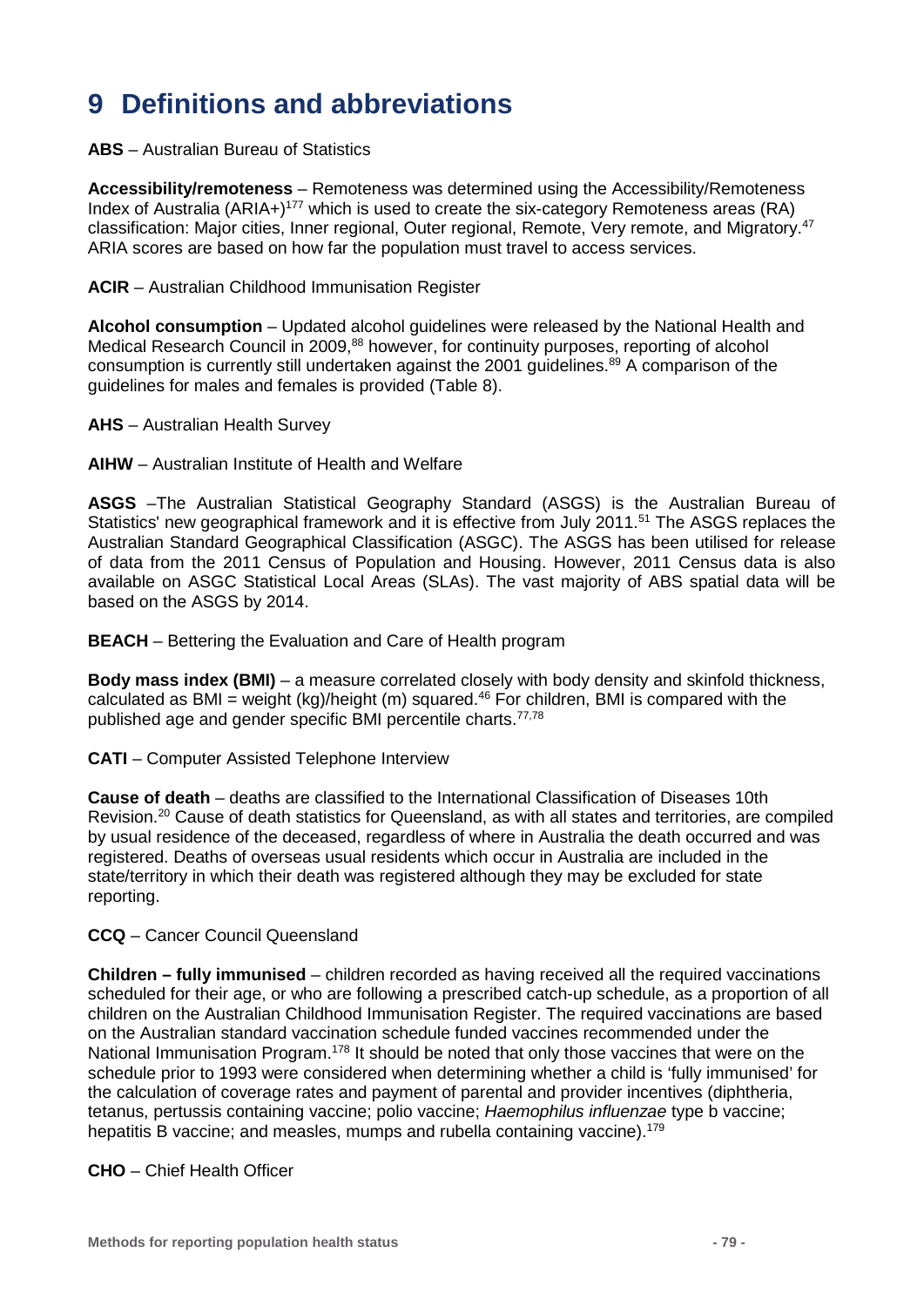# 9 Definitions and abbreviations

**ABS** – Australian Bureau of Statistics

**Accessibility/remoteness** – Remoteness was determined using the Accessibility/Remoteness Index of Australia (ARIA+)[177] which is used to create the six-category Remoteness areas (RA) classification: Major cities, Inner regional, Outer regional, Remote, Very remote, and Migratory.[47] ARIA scores are based on how far the population must travel to access services.

**ACIR** – Australian Childhood Immunisation Register

**Alcohol consumption** – Updated alcohol guidelines were released by the National Health and Medical Research Council in 2009,[88] however, for continuity purposes, reporting of alcohol consumption is currently still undertaken against the 2001 guidelines.[89] A comparison of the guidelines for males and females is provided (Table 8).

**AHS** – Australian Health Survey

**AIHW** – Australian Institute of Health and Welfare

**ASGS** –The Australian Statistical Geography Standard (ASGS) is the Australian Bureau of Statistics' new geographical framework and it is effective from July 2011.[51] The ASGS replaces the Australian Standard Geographical Classification (ASGC). The ASGS has been utilised for release of data from the 2011 Census of Population and Housing. However, 2011 Census data is also available on ASGC Statistical Local Areas (SLAs). The vast majority of ABS spatial data will be based on the ASGS by 2014.

**BEACH** – Bettering the Evaluation and Care of Health program

**Body mass index (BMI)** – a measure correlated closely with body density and skinfold thickness, calculated as BMI = weight (kg)/height (m) squared.[46] For children, BMI is compared with the published age and gender specific BMI percentile charts.[77,78]

**CATI** – Computer Assisted Telephone Interview

**Cause of death** – deaths are classified to the International Classification of Diseases 10th Revision.[20] Cause of death statistics for Queensland, as with all states and territories, are compiled by usual residence of the deceased, regardless of where in Australia the death occurred and was registered. Deaths of overseas usual residents which occur in Australia are included in the state/territory in which their death was registered although they may be excluded for state reporting.

**CCQ** – Cancer Council Queensland

**Children – fully immunised** – children recorded as having received all the required vaccinations scheduled for their age, or who are following a prescribed catch-up schedule, as a proportion of all children on the Australian Childhood Immunisation Register. The required vaccinations are based on the Australian standard vaccination schedule funded vaccines recommended under the National Immunisation Program.[178] It should be noted that only those vaccines that were on the schedule prior to 1993 were considered when determining whether a child is 'fully immunised' for the calculation of coverage rates and payment of parental and provider incentives (diphtheria, tetanus, pertussis containing vaccine; polio vaccine; *Haemophilus influenzae* type b vaccine; hepatitis B vaccine; and measles, mumps and rubella containing vaccine).[179]

**CHO** – Chief Health Officer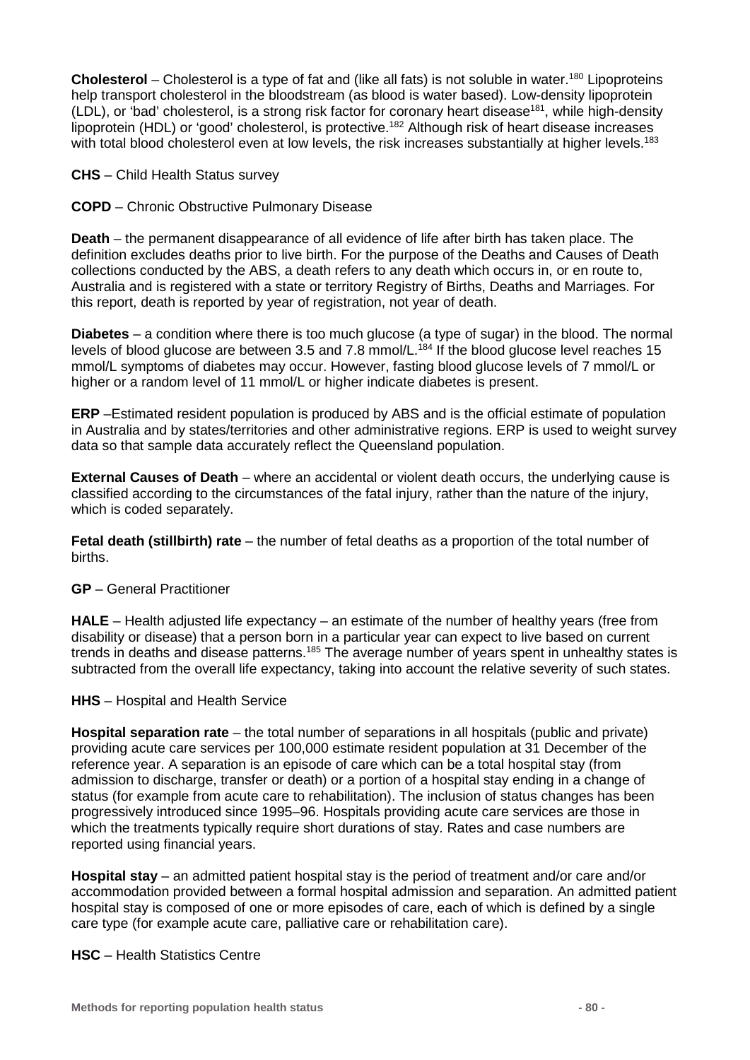**Cholesterol** – Cholesterol is a type of fat and (like all fats) is not soluble in water.[180] Lipoproteins help transport cholesterol in the bloodstream (as blood is water based). Low-density lipoprotein (LDL), or 'bad' cholesterol, is a strong risk factor for coronary heart disease[181], while high-density lipoprotein (HDL) or 'good' cholesterol, is protective.[182] Although risk of heart disease increases with total blood cholesterol even at low levels, the risk increases substantially at higher levels.[183]

**CHS** – Child Health Status survey

**COPD** – Chronic Obstructive Pulmonary Disease

**Death** – the permanent disappearance of all evidence of life after birth has taken place. The definition excludes deaths prior to live birth. For the purpose of the Deaths and Causes of Death collections conducted by the ABS, a death refers to any death which occurs in, or en route to, Australia and is registered with a state or territory Registry of Births, Deaths and Marriages. For this report, death is reported by year of registration, not year of death.

**Diabetes** – a condition where there is too much glucose (a type of sugar) in the blood. The normal levels of blood glucose are between 3.5 and 7.8 mmol/L.[184] If the blood glucose level reaches 15 mmol/L symptoms of diabetes may occur. However, fasting blood glucose levels of 7 mmol/L or higher or a random level of 11 mmol/L or higher indicate diabetes is present.

**ERP** –Estimated resident population is produced by ABS and is the official estimate of population in Australia and by states/territories and other administrative regions. ERP is used to weight survey data so that sample data accurately reflect the Queensland population.

**External Causes of Death** – where an accidental or violent death occurs, the underlying cause is classified according to the circumstances of the fatal injury, rather than the nature of the injury, which is coded separately.

**Fetal death (stillbirth) rate** – the number of fetal deaths as a proportion of the total number of births.

**GP** – General Practitioner

**HALE** – Health adjusted life expectancy – an estimate of the number of healthy years (free from disability or disease) that a person born in a particular year can expect to live based on current trends in deaths and disease patterns.[185] The average number of years spent in unhealthy states is subtracted from the overall life expectancy, taking into account the relative severity of such states.

**HHS** – Hospital and Health Service

**Hospital separation rate** – the total number of separations in all hospitals (public and private) providing acute care services per 100,000 estimate resident population at 31 December of the reference year. A separation is an episode of care which can be a total hospital stay (from admission to discharge, transfer or death) or a portion of a hospital stay ending in a change of status (for example from acute care to rehabilitation). The inclusion of status changes has been progressively introduced since 1995–96. Hospitals providing acute care services are those in which the treatments typically require short durations of stay. Rates and case numbers are reported using financial years.

**Hospital stay** – an admitted patient hospital stay is the period of treatment and/or care and/or accommodation provided between a formal hospital admission and separation. An admitted patient hospital stay is composed of one or more episodes of care, each of which is defined by a single care type (for example acute care, palliative care or rehabilitation care).

**HSC** – Health Statistics Centre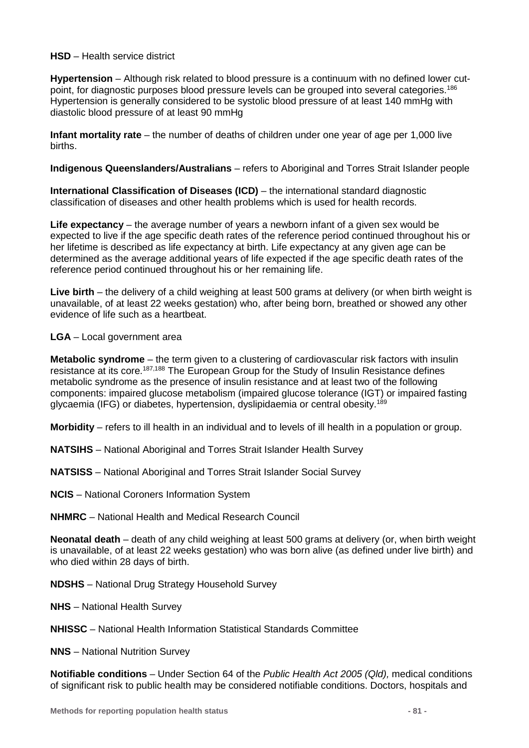**HSD** – Health service district

**Hypertension** – Although risk related to blood pressure is a continuum with no defined lower cut-point, for diagnostic purposes blood pressure levels can be grouped into several categories.[186] Hypertension is generally considered to be systolic blood pressure of at least 140 mmHg with diastolic blood pressure of at least 90 mmHg

**Infant mortality rate** – the number of deaths of children under one year of age per 1,000 live births.

**Indigenous Queenslanders/Australians** – refers to Aboriginal and Torres Strait Islander people

**International Classification of Diseases (ICD)** – the international standard diagnostic classification of diseases and other health problems which is used for health records.

**Life expectancy** – the average number of years a newborn infant of a given sex would be expected to live if the age specific death rates of the reference period continued throughout his or her lifetime is described as life expectancy at birth. Life expectancy at any given age can be determined as the average additional years of life expected if the age specific death rates of the reference period continued throughout his or her remaining life.

**Live birth** – the delivery of a child weighing at least 500 grams at delivery (or when birth weight is unavailable, of at least 22 weeks gestation) who, after being born, breathed or showed any other evidence of life such as a heartbeat.

**LGA** – Local government area

**Metabolic syndrome** – the term given to a clustering of cardiovascular risk factors with insulin resistance at its core.[187,188] The European Group for the Study of Insulin Resistance defines metabolic syndrome as the presence of insulin resistance and at least two of the following components: impaired glucose metabolism (impaired glucose tolerance (IGT) or impaired fasting glycaemia (IFG) or diabetes, hypertension, dyslipidaemia or central obesity.[189]

**Morbidity** – refers to ill health in an individual and to levels of ill health in a population or group.

**NATSIHS** – National Aboriginal and Torres Strait Islander Health Survey

**NATSISS** – National Aboriginal and Torres Strait Islander Social Survey

**NCIS** – National Coroners Information System

**NHMRC** – National Health and Medical Research Council

**Neonatal death** – death of any child weighing at least 500 grams at delivery (or, when birth weight is unavailable, of at least 22 weeks gestation) who was born alive (as defined under live birth) and who died within 28 days of birth.

**NDSHS** – National Drug Strategy Household Survey

**NHS** – National Health Survey

**NHISSC** – National Health Information Statistical Standards Committee

**NNS** – National Nutrition Survey

**Notifiable conditions** – Under Section 64 of the *Public Health Act 2005 (Qld),* medical conditions of significant risk to public health may be considered notifiable conditions. Doctors, hospitals and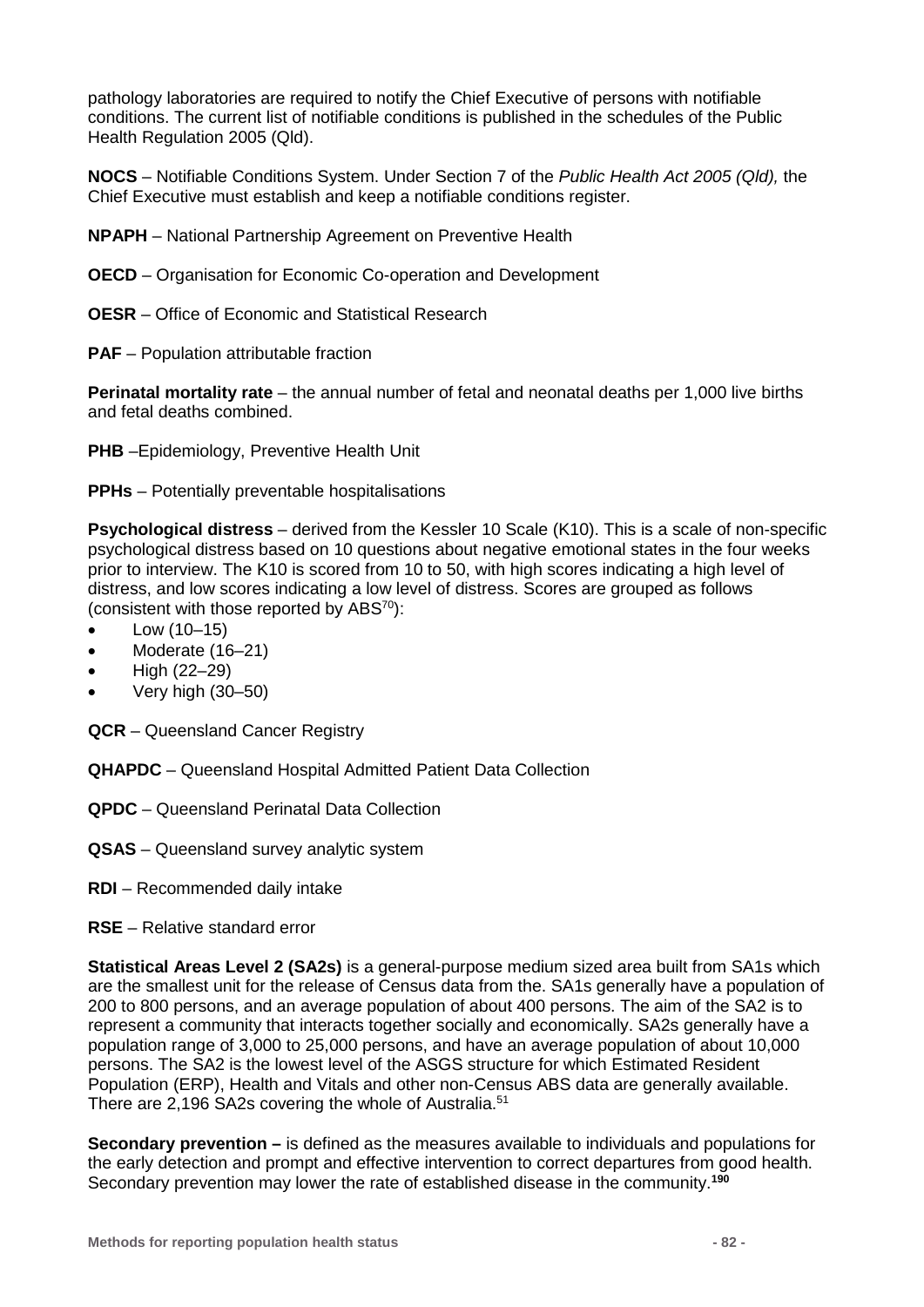pathology laboratories are required to notify the Chief Executive of persons with notifiable conditions. The current list of notifiable conditions is published in the schedules of the Public Health Regulation 2005 (Qld).

**NOCS** – Notifiable Conditions System. Under Section 7 of the *Public Health Act 2005 (Qld),* the Chief Executive must establish and keep a notifiable conditions register.

**NPAPH** – National Partnership Agreement on Preventive Health

**OECD** – Organisation for Economic Co-operation and Development

**OESR** – Office of Economic and Statistical Research

**PAF** – Population attributable fraction

**Perinatal mortality rate** – the annual number of fetal and neonatal deaths per 1,000 live births and fetal deaths combined.

**PHB** –Epidemiology, Preventive Health Unit

**PPHs** – Potentially preventable hospitalisations

**Psychological distress** – derived from the Kessler 10 Scale (K10). This is a scale of non-specific psychological distress based on 10 questions about negative emotional states in the four weeks prior to interview. The K10 is scored from 10 to 50, with high scores indicating a high level of distress, and low scores indicating a low level of distress. Scores are grouped as follows (consistent with those reported by ABS[70]):

- Low (10–15)
- Moderate (16–21)
- High (22–29)
- Very high (30–50)

**QCR** – Queensland Cancer Registry

**QHAPDC** – Queensland Hospital Admitted Patient Data Collection

**QPDC** – Queensland Perinatal Data Collection

**QSAS** – Queensland survey analytic system

**RDI** – Recommended daily intake

**RSE** – Relative standard error

**Statistical Areas Level 2 (SA2s)** is a general-purpose medium sized area built from SA1s which are the smallest unit for the release of Census data from the. SA1s generally have a population of 200 to 800 persons, and an average population of about 400 persons. The aim of the SA2 is to represent a community that interacts together socially and economically. SA2s generally have a population range of 3,000 to 25,000 persons, and have an average population of about 10,000 persons. The SA2 is the lowest level of the ASGS structure for which Estimated Resident Population (ERP), Health and Vitals and other non-Census ABS data are generally available. There are 2,196 SA2s covering the whole of Australia.[51]

**Secondary prevention –** is defined as the measures available to individuals and populations for the early detection and prompt and effective intervention to correct departures from good health. Secondary prevention may lower the rate of established disease in the community.[190]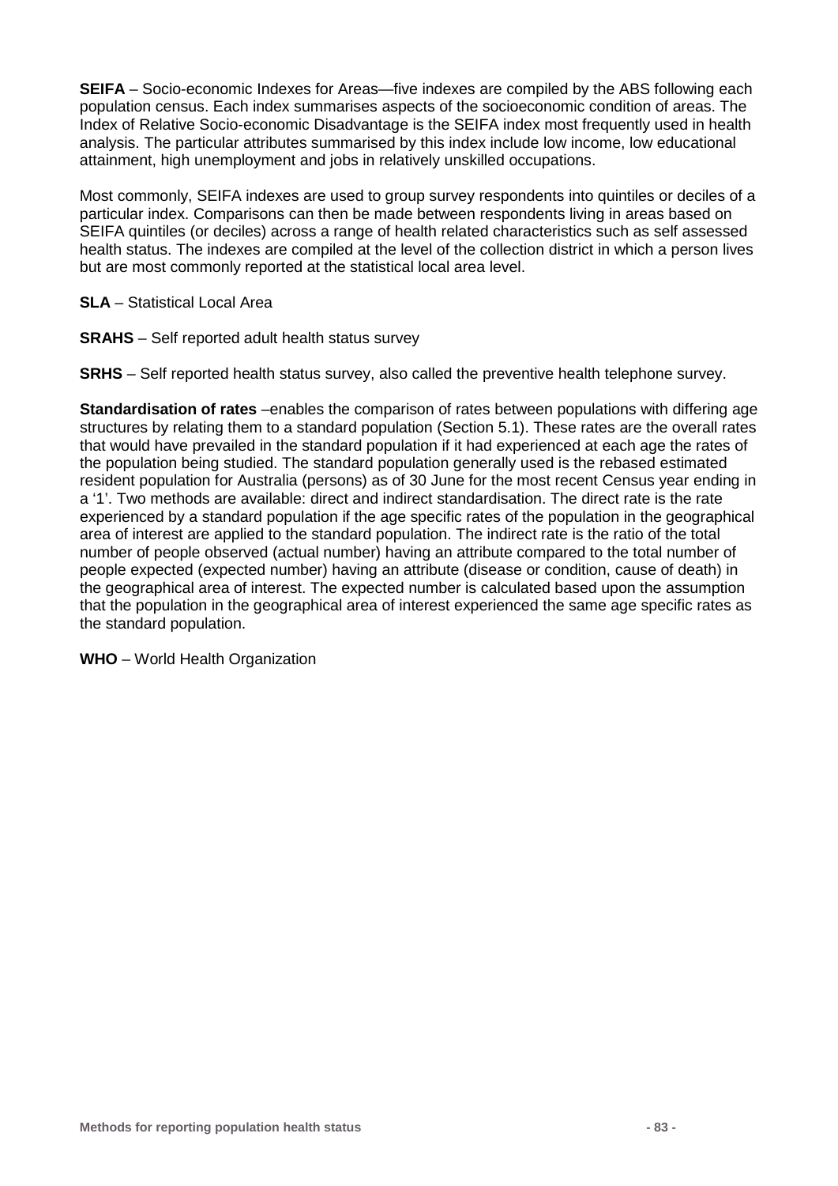**SEIFA** – Socio-economic Indexes for Areas—five indexes are compiled by the ABS following each population census. Each index summarises aspects of the socioeconomic condition of areas. The Index of Relative Socio-economic Disadvantage is the SEIFA index most frequently used in health analysis. The particular attributes summarised by this index include low income, low educational attainment, high unemployment and jobs in relatively unskilled occupations.

Most commonly, SEIFA indexes are used to group survey respondents into quintiles or deciles of a particular index. Comparisons can then be made between respondents living in areas based on SEIFA quintiles (or deciles) across a range of health related characteristics such as self assessed health status. The indexes are compiled at the level of the collection district in which a person lives but are most commonly reported at the statistical local area level.

**SLA** – Statistical Local Area

**SRAHS** – Self reported adult health status survey

**SRHS** – Self reported health status survey, also called the preventive health telephone survey.

**Standardisation of rates** –enables the comparison of rates between populations with differing age structures by relating them to a standard population (Section 5.1). These rates are the overall rates that would have prevailed in the standard population if it had experienced at each age the rates of the population being studied. The standard population generally used is the rebased estimated resident population for Australia (persons) as of 30 June for the most recent Census year ending in a '1'. Two methods are available: direct and indirect standardisation. The direct rate is the rate experienced by a standard population if the age specific rates of the population in the geographical area of interest are applied to the standard population. The indirect rate is the ratio of the total number of people observed (actual number) having an attribute compared to the total number of people expected (expected number) having an attribute (disease or condition, cause of death) in the geographical area of interest. The expected number is calculated based upon the assumption that the population in the geographical area of interest experienced the same age specific rates as the standard population.

**WHO** – World Health Organization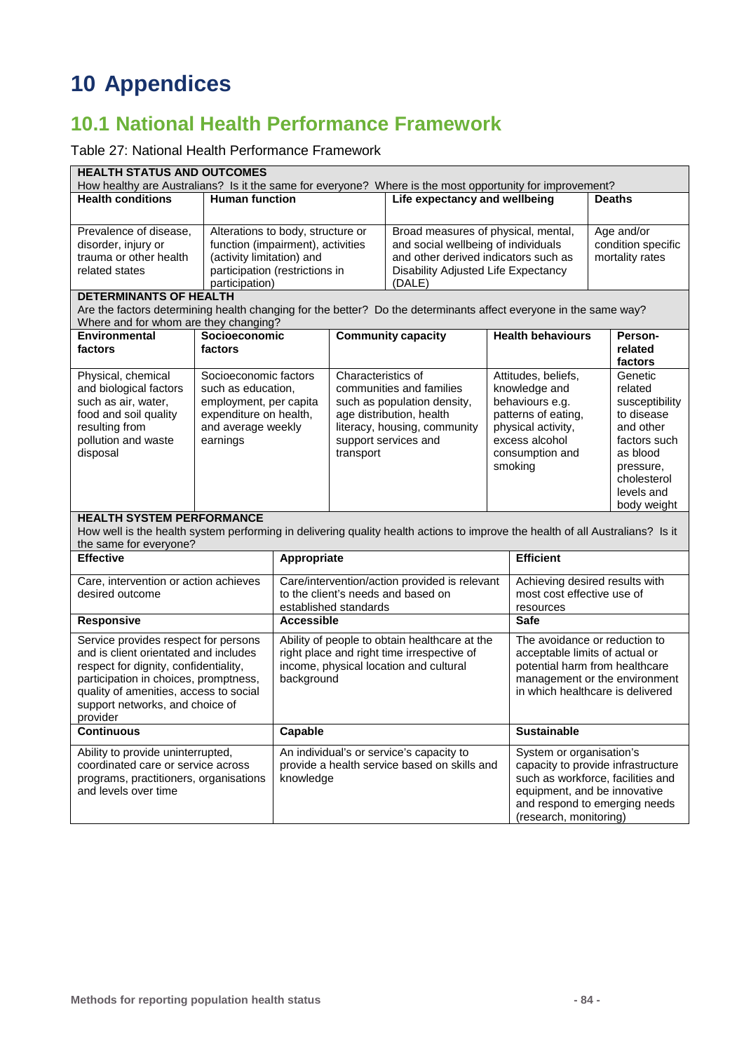# 10 Appendices

## 10.1 National Health Performance Framework

Table 27: National Health Performance Framework

| **HEALTH STATUS AND OUTCOMES** | | | |
|---|---|---|---|
| How healthy are Australians? Is it the same for everyone? Where is the most opportunity for improvement? | | | |
| **Health conditions** | **Human function** | **Life expectancy and wellbeing** | **Deaths** |
| Prevalence of disease, disorder, injury or trauma or other health related states | Alterations to body, structure or function (impairment), activities (activity limitation) and participation (restrictions in participation) | Broad measures of physical, mental, and social wellbeing of individuals and other derived indicators such as Disability Adjusted Life Expectancy (DALE) | Age and/or condition specific mortality rates |

| **DETERMINANTS OF HEALTH** | | | | |
|---|---|---|---|---|
| Are the factors determining health changing for the better? Do the determinants affect everyone in the same way? Where and for whom are they changing? | | | | |
| **Environmental factors** | **Socioeconomic factors** | **Community capacity** | **Health behaviours** | **Person-related factors** |
| Physical, chemical and biological factors such as air, water, food and soil quality resulting from pollution and waste disposal | Socioeconomic factors such as education, employment, per capita expenditure on health, and average weekly earnings | Characteristics of communities and families such as population density, age distribution, health literacy, housing, community support services and transport | Attitudes, beliefs, knowledge and behaviours e.g. patterns of eating, physical activity, excess alcohol consumption and smoking | Genetic related susceptibility to disease and other factors such as blood pressure, cholesterol levels and body weight |

| **HEALTH SYSTEM PERFORMANCE** | | |
|---|---|---|
| How well is the health system performing in delivering quality health actions to improve the health of all Australians? Is it the same for everyone? | | |
| **Effective** | **Appropriate** | **Efficient** |
| Care, intervention or action achieves desired outcome | Care/intervention/action provided is relevant to the client's needs and based on established standards | Achieving desired results with most cost effective use of resources |
| **Responsive** | **Accessible** | **Safe** |
| Service provides respect for persons and is client orientated and includes respect for dignity, confidentiality, participation in choices, promptness, quality of amenities, access to social support networks, and choice of provider | Ability of people to obtain healthcare at the right place and right time irrespective of income, physical location and cultural background | The avoidance or reduction to acceptable limits of actual or potential harm from healthcare management or the environment in which healthcare is delivered |
| **Continuous** | **Capable** | **Sustainable** |
| Ability to provide uninterrupted, coordinated care or service across programs, practitioners, organisations and levels over time | An individual's or service's capacity to provide a health service based on skills and knowledge | System or organisation's capacity to provide infrastructure such as workforce, facilities and equipment, and be innovative and respond to emerging needs (research, monitoring) |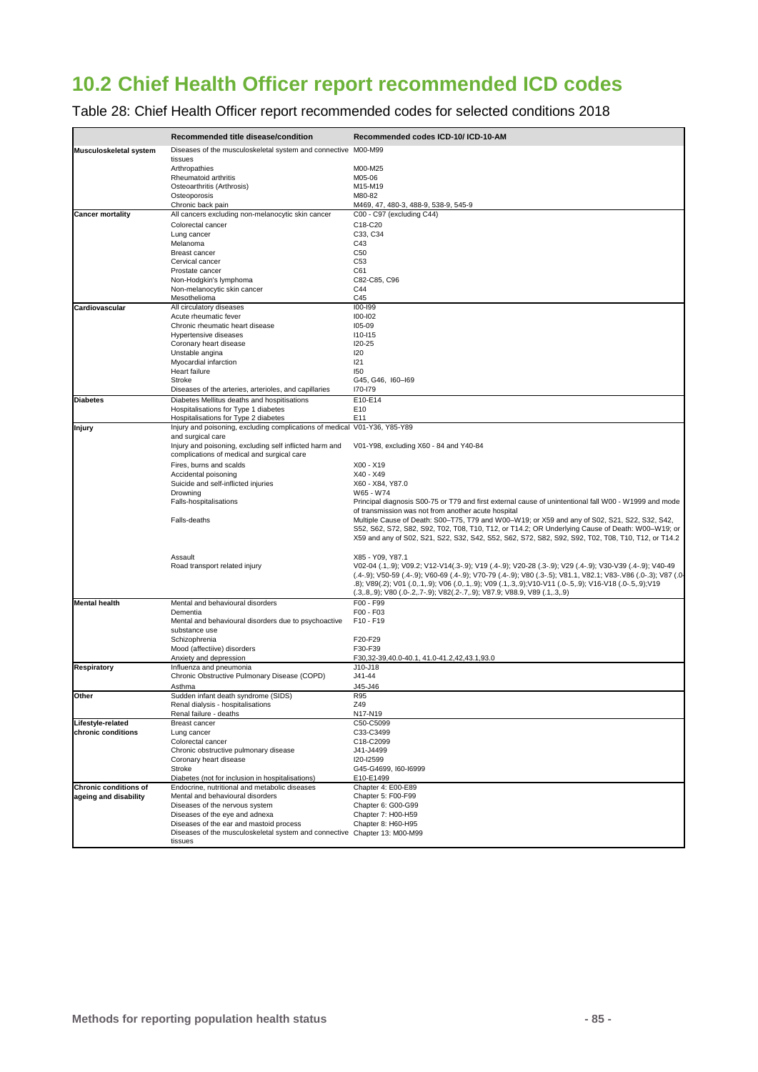# 10.2 Chief Health Officer report recommended ICD codes

Table 28: Chief Health Officer report recommended codes for selected conditions 2018

| | Recommended title disease/condition | Recommended codes ICD-10/ ICD-10-AM |
|---|---|---|
| **Musculoskeletal system** | Diseases of the musculoskeletal system and connective tissues | M00-M99 |
| | Arthropathies | M00-M25 |
| | Rheumatoid arthritis | M05-06 |
| | Osteoarthritis (Arthrosis) | M15-M19 |
| | Osteoporosis | M80-82 |
| | Chronic back pain | M469, 47, 480-3, 488-9, 538-9, 545-9 |
| **Cancer mortality** | All cancers excluding non-melanocytic skin cancer | C00 - C97 (excluding C44) |
| | Colorectal cancer | C18-C20 |
| | Lung cancer | C33, C34 |
| | Melanoma | C43 |
| | Breast cancer | C50 |
| | Cervical cancer | C53 |
| | Prostate cancer | C61 |
| | Non-Hodgkin's lymphoma | C82-C85, C96 |
| | Non-melanocytic skin cancer | C44 |
| | Mesothelioma | C45 |
| **Cardiovascular** | All circulatory diseases | I00-I99 |
| | Acute rheumatic fever | I00-I02 |
| | Chronic rheumatic heart disease | I05-09 |
| | Hypertensive diseases | I10-I15 |
| | Coronary heart disease | I20-25 |
| | Unstable angina | I20 |
| | Myocardial infarction | I21 |
| | Heart failure | I50 |
| | Stroke | G45, G46, I60–I69 |
| | Diseases of the arteries, arterioles, and capillaries | I70-I79 |
| **Diabetes** | Diabetes Mellitus deaths and hospitisations | E10-E14 |
| | Hospitalisations for Type 1 diabetes | E10 |
| | Hospitalisations for Type 2 diabetes | E11 |
| **Injury** | Injury and poisoning, excluding complications of medical and surgical care | V01-Y36, Y85-Y89 |
| | Injury and poisoning, excluding self inflicted harm and complications of medical and surgical care | V01-Y98, excluding X60 - 84 and Y40-84 |
| | Fires, burns and scalds | X00 - X19 |
| | Accidental poisoning | X40 - X49 |
| | Suicide and self-inflicted injuries | X60 - X84, Y87.0 |
| | Drowning | W65 - W74 |
| | Falls-hospitalisations | Principal diagnosis S00-75 or T79 and first external cause of unintentional fall W00 - W1999 and mode of transmission was not from another acute hospital |
| | Falls-deaths | Multiple Cause of Death: S00–T75, T79 and W00–W19; or X59 and any of S02, S21, S22, S32, S42, S52, S62, S72, S82, S92, T02, T08, T10, T12, or T14.2; OR Underlying Cause of Death: W00–W19; or X59 and any of S02, S21, S22, S32, S42, S52, S62, S72, S82, S92, T02, T08, T10, T12, or T14.2 |
| | Assault | X85 - Y09, Y87.1 |
| | Road transport related injury | V02-04 (.1,.9); V09.2; V12-V14(.3-.9); V19 (.4-.9); V20-28 (.3-.9); V29 (.4-.9); V30-V39 (.4-.9); V40-49 (.4-.9); V50-59 (.4-.9); V60-69 (.4-.9); V70-79 (.4-.9); V80 (.3-.5); V81.1, V82.1; V83-.V86 (.0-.3); V87 (.0-.8); V89(.2); V01 (.0,.1,.9); V06 (.0,.1,.9); V09 (.1,.3,.9);V10-V11 (.0-.5,.9); V16-V18 (.0-.5,.9);V19 (.3,.8,.9); V80 (.0-.2,.7-.9); V82(.2-.7,.9); V87.9; V88.9, V89 (.1,.3,.9) |
| **Mental health** | Mental and behavioural disorders | F00 - F99 |
| | Dementia | F00 - F03 |
| | Mental and behavioural disorders due to psychoactive substance use | F10 - F19 |
| | Schizophrenia | F20-F29 |
| | Mood (affectiive) disorders | F30-F39 |
| | Anxiety and depression | F30,32-39,40.0-40.1, 41.0-41.2,42,43.1,93.0 |
| **Respiratory** | Influenza and pneumonia | J10-J18 |
| | Chronic Obstructive Pulmonary Disease (COPD) | J41-44 |
| | Asthma | J45-J46 |
| **Other** | Sudden infant death syndrome (SIDS) | R95 |
| | Renal dialysis - hospitalisations | Z49 |
| | Renal failure - deaths | N17-N19 |
| **Lifestyle-related chronic conditions** | Breast cancer | C50-C5099 |
| | Lung cancer | C33-C3499 |
| | Colorectal cancer | C18-C2099 |
| | Chronic obstructive pulmonary disease | J41-J4499 |
| | Coronary heart disease | I20-I2599 |
| | Stroke | G45-G4699, I60-I6999 |
| | Diabetes (not for inclusion in hospitalisations) | E10-E1499 |
| **Chronic conditions of ageing and disability** | Endocrine, nutritional and metabolic diseases | Chapter 4: E00-E89 |
| | Mental and behavioural disorders | Chapter 5: F00-F99 |
| | Diseases of the nervous system | Chapter 6: G00-G99 |
| | Diseases of the eye and adnexa | Chapter 7: H00-H59 |
| | Diseases of the ear and mastoid process | Chapter 8: H60-H95 |
| | Diseases of the musculoskeletal system and connective tissues | Chapter 13: M00-M99 |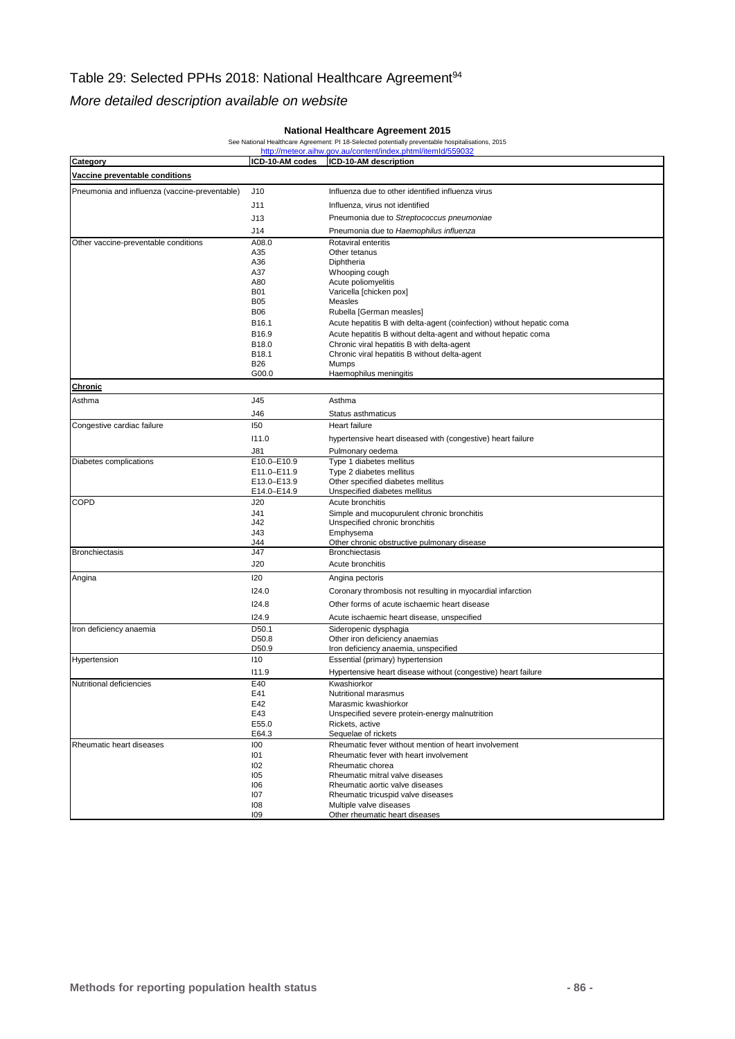# Table 29: Selected PPHs 2018: National Healthcare Agreement[94]

## *More detailed description available on website*

**National Healthcare Agreement 2015**

See National Healthcare Agreement: PI 18-Selected potentially preventable hospitalisations, 2015

http://meteor.aihw.gov.au/content/index.phtml/itemId/559032

| Category | ICD-10-AM codes | ICD-10-AM description |
|---|---|---|
| **Vaccine preventable conditions** | | |
| Pneumonia and influenza (vaccine-preventable) | J10 | Influenza due to other identified influenza virus |
| | J11 | Influenza, virus not identified |
| | J13 | Pneumonia due to *Streptococcus pneumoniae* |
| | J14 | Pneumonia due to *Haemophilus influenza* |
| Other vaccine-preventable conditions | A08.0 | Rotaviral enteritis |
| | A35 | Other tetanus |
| | A36 | Diphtheria |
| | A37 | Whooping cough |
| | A80 | Acute poliomyelitis |
| | B01 | Varicella [chicken pox] |
| | B05 | Measles |
| | B06 | Rubella [German measles] |
| | B16.1 | Acute hepatitis B with delta-agent (coinfection) without hepatic coma |
| | B16.9 | Acute hepatitis B without delta-agent and without hepatic coma |
| | B18.0 | Chronic viral hepatitis B with delta-agent |
| | B18.1 | Chronic viral hepatitis B without delta-agent |
| | B26 | Mumps |
| | G00.0 | Haemophilus meningitis |
| **Chronic** | | |
| Asthma | J45 | Asthma |
| | J46 | Status asthmaticus |
| Congestive cardiac failure | I50 | Heart failure |
| | I11.0 | hypertensive heart diseased with (congestive) heart failure |
| | J81 | Pulmonary oedema |
| Diabetes complications | E10.0–E10.9 | Type 1 diabetes mellitus |
| | E11.0–E11.9 | Type 2 diabetes mellitus |
| | E13.0–E13.9 | Other specified diabetes mellitus |
| | E14.0–E14.9 | Unspecified diabetes mellitus |
| COPD | J20 | Acute bronchitis |
| | J41 | Simple and mucopurulent chronic bronchitis |
| | J42 | Unspecified chronic bronchitis |
| | J43 | Emphysema |
| | J44 | Other chronic obstructive pulmonary disease |
| Bronchiectasis | J47 | Bronchiectasis |
| | J20 | Acute bronchitis |
| Angina | I20 | Angina pectoris |
| | I24.0 | Coronary thrombosis not resulting in myocardial infarction |
| | I24.8 | Other forms of acute ischaemic heart disease |
| | I24.9 | Acute ischaemic heart disease, unspecified |
| Iron deficiency anaemia | D50.1 | Sideropenic dysphagia |
| | D50.8 | Other iron deficiency anaemias |
| | D50.9 | Iron deficiency anaemia, unspecified |
| Hypertension | I10 | Essential (primary) hypertension |
| | I11.9 | Hypertensive heart disease without (congestive) heart failure |
| Nutritional deficiencies | E40 | Kwashiorkor |
| | E41 | Nutritional marasmus |
| | E42 | Marasmic kwashiorkor |
| | E43 | Unspecified severe protein-energy malnutrition |
| | E55.0 | Rickets, active |
| | E64.3 | Sequelae of rickets |
| Rheumatic heart diseases | I00 | Rheumatic fever without mention of heart involvement |
| | I01 | Rheumatic fever with heart involvement |
| | I02 | Rheumatic chorea |
| | I05 | Rheumatic mitral valve diseases |
| | I06 | Rheumatic aortic valve diseases |
| | I07 | Rheumatic tricuspid valve diseases |
| | I08 | Multiple valve diseases |
| | I09 | Other rheumatic heart diseases |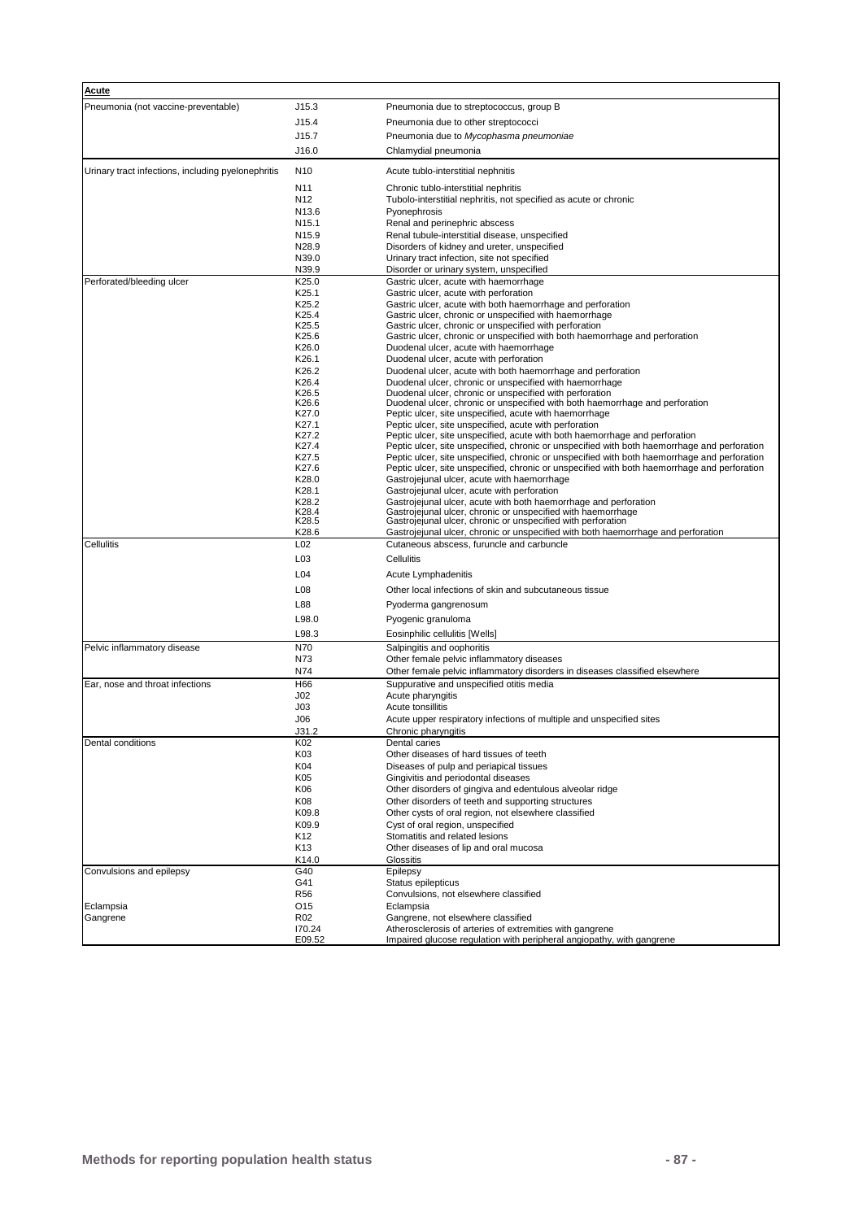| **Acute** | | |
|---|---|---|
| Pneumonia (not vaccine-preventable) | J15.3 | Pneumonia due to streptococcus, group B |
| | J15.4 | Pneumonia due to other streptococci |
| | J15.7 | Pneumonia due to *Mycophasma pneumoniae* |
| | J16.0 | Chlamydial pneumonia |
| Urinary tract infections, including pyelonephritis | N10 | Acute tublo-interstitial nephritis |
| | N11 | Chronic tublo-interstitial nephritis |
| | N12 | Tubolo-interstitial nephritis, not specified as acute or chronic |
| | N13.6 | Pyonephrosis |
| | N15.1 | Renal and perinephric abscess |
| | N15.9 | Renal tubule-interstitial disease, unspecified |
| | N28.9 | Disorders of kidney and ureter, unspecified |
| | N39.0 | Urinary tract infection, site not specified |
| | N39.9 | Disorder or urinary system, unspecified |
| Perforated/bleeding ulcer | K25.0 | Gastric ulcer, acute with haemorrhage |
| | K25.1 | Gastric ulcer, acute with perforation |
| | K25.2 | Gastric ulcer, acute with both haemorrhage and perforation |
| | K25.4 | Gastric ulcer, chronic or unspecified with haemorrhage |
| | K25.5 | Gastric ulcer, chronic or unspecified with perforation |
| | K25.6 | Gastric ulcer, chronic or unspecified with both haemorrhage and perforation |
| | K26.0 | Duodenal ulcer, acute with haemorrhage |
| | K26.1 | Duodenal ulcer, acute with perforation |
| | K26.2 | Duodenal ulcer, acute with both haemorrhage and perforation |
| | K26.4 | Duodenal ulcer, chronic or unspecified with haemorrhage |
| | K26.5 | Duodenal ulcer, chronic or unspecified with perforation |
| | K26.6 | Duodenal ulcer, chronic or unspecified with both haemorrhage and perforation |
| | K27.0 | Peptic ulcer, site unspecified, acute with haemorrhage |
| | K27.1 | Peptic ulcer, site unspecified, acute with perforation |
| | K27.2 | Peptic ulcer, site unspecified, acute with both haemorrhage and perforation |
| | K27.4 | Peptic ulcer, site unspecified, chronic or unspecified with both haemorrhage and perforation |
| | K27.5 | Peptic ulcer, site unspecified, chronic or unspecified with both haemorrhage and perforation |
| | K27.6 | Peptic ulcer, site unspecified, chronic or unspecified with both haemorrhage and perforation |
| | K28.0 | Gastrojejunal ulcer, acute with haemorrhage |
| | K28.1 | Gastrojejunal ulcer, acute with perforation |
| | K28.2 | Gastrojejunal ulcer, acute with both haemorrhage and perforation |
| | K28.4 | Gastrojejunal ulcer, chronic or unspecified with haemorrhage |
| | K28.5 | Gastrojejunal ulcer, chronic or unspecified with perforation |
| | K28.6 | Gastrojejunal ulcer, chronic or unspecified with both haemorrhage and perforation |
| Cellulitis | L02 | Cutaneous abscess, furuncle and carbuncle |
| | L03 | Cellulitis |
| | L04 | Acute Lymphadenitis |
| | L08 | Other local infections of skin and subcutaneous tissue |
| | L88 | Pyoderma gangrenosum |
| | L98.0 | Pyogenic granuloma |
| | L98.3 | Eosinphilic cellulitis [Wells] |
| Pelvic inflammatory disease | N70 | Salpingitis and oophoritis |
| | N73 | Other female pelvic inflammatory diseases |
| | N74 | Other female pelvic inflammatory disorders in diseases classified elsewhere |
| Ear, nose and throat infections | H66 | Suppurative and unspecified otitis media |
| | J02 | Acute pharyngitis |
| | J03 | Acute tonsillitis |
| | J06 | Acute upper respiratory infections of multiple and unspecified sites |
| | J31.2 | Chronic pharyngitis |
| Dental conditions | K02 | Dental caries |
| | K03 | Other diseases of hard tissues of teeth |
| | K04 | Diseases of pulp and periapical tissues |
| | K05 | Gingivitis and periodontal diseases |
| | K06 | Other disorders of gingiva and edentulous alveolar ridge |
| | K08 | Other disorders of teeth and supporting structures |
| | K09.8 | Other cysts of oral region, not elsewhere classified |
| | K09.9 | Cyst of oral region, unspecified |
| | K12 | Stomatitis and related lesions |
| | K13 | Other diseases of lip and oral mucosa |
| | K14.0 | Glossitis |
| Convulsions and epilepsy | G40 | Epilepsy |
| | G41 | Status epilepticus |
| | R56 | Convulsions, not elsewhere classified |
| Eclampsia | O15 | Eclampsia |
| Gangrene | R02 | Gangrene, not elsewhere classified |
| | I70.24 | Atherosclerosis of arteries of extremities with gangrene |
| | E09.52 | Impaired glucose regulation with peripheral angiopathy, with gangrene |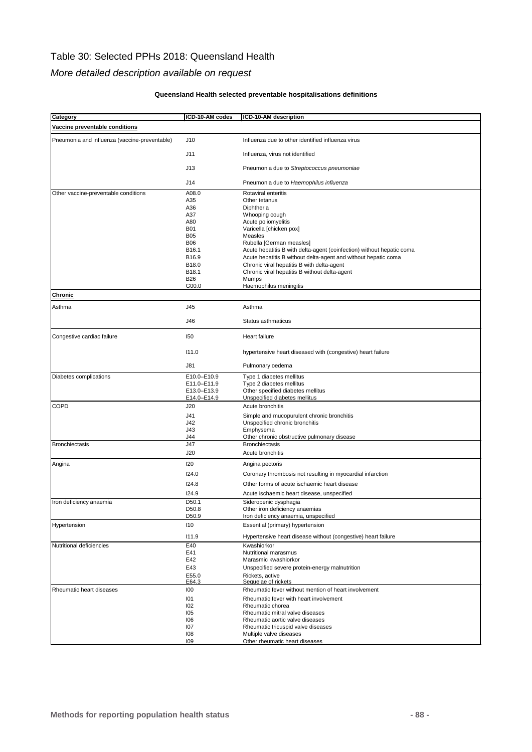# Table 30: Selected PPHs 2018: Queensland Health

*More detailed description available on request*

**Queensland Health selected preventable hospitalisations definitions**

| Category | ICD-10-AM codes | ICD-10-AM description |
|---|---|---|
| **Vaccine preventable conditions** | | |
| Pneumonia and influenza (vaccine-preventable) | J10 | Influenza due to other identified influenza virus |
| | J11 | Influenza, virus not identified |
| | J13 | Pneumonia due to *Streptococcus pneumoniae* |
| | J14 | Pneumonia due to *Haemophilus influenza* |
| Other vaccine-preventable conditions | A08.0 | Rotaviral enteritis |
| | A35 | Other tetanus |
| | A36 | Diphtheria |
| | A37 | Whooping cough |
| | A80 | Acute poliomyelitis |
| | B01 | Varicella [chicken pox] |
| | B05 | Measles |
| | B06 | Rubella [German measles] |
| | B16.1 | Acute hepatitis B with delta-agent (coinfection) without hepatic coma |
| | B16.9 | Acute hepatitis B without delta-agent and without hepatic coma |
| | B18.0 | Chronic viral hepatitis B with delta-agent |
| | B18.1 | Chronic viral hepatitis B without delta-agent |
| | B26 | Mumps |
| | G00.0 | Haemophilus meningitis |
| **Chronic** | | |
| Asthma | J45 | Asthma |
| | J46 | Status asthmaticus |
| Congestive cardiac failure | I50 | Heart failure |
| | I11.0 | hypertensive heart diseased with (congestive) heart failure |
| | J81 | Pulmonary oedema |
| Diabetes complications | E10.0–E10.9 | Type 1 diabetes mellitus |
| | E11.0–E11.9 | Type 2 diabetes mellitus |
| | E13.0–E13.9 | Other specified diabetes mellitus |
| | E14.0–E14.9 | Unspecified diabetes mellitus |
| COPD | J20 | Acute bronchitis |
| | J41 | Simple and mucopurulent chronic bronchitis |
| | J42 | Unspecified chronic bronchitis |
| | J43 | Emphysema |
| | J44 | Other chronic obstructive pulmonary disease |
| Bronchiectasis | J47 | Bronchiectasis |
| | J20 | Acute bronchitis |
| Angina | I20 | Angina pectoris |
| | I24.0 | Coronary thrombosis not resulting in myocardial infarction |
| | I24.8 | Other forms of acute ischaemic heart disease |
| | I24.9 | Acute ischaemic heart disease, unspecified |
| Iron deficiency anaemia | D50.1 | Sideropenic dysphagia |
| | D50.8 | Other iron deficiency anaemias |
| | D50.9 | Iron deficiency anaemia, unspecified |
| Hypertension | I10 | Essential (primary) hypertension |
| | I11.9 | Hypertensive heart disease without (congestive) heart failure |
| Nutritional deficiencies | E40 | Kwashiorkor |
| | E41 | Nutritional marasmus |
| | E42 | Marasmic kwashiorkor |
| | E43 | Unspecified severe protein-energy malnutrition |
| | E55.0 | Rickets, active |
| | E64.3 | Sequelae of rickets |
| Rheumatic heart diseases | I00 | Rheumatic fever without mention of heart involvement |
| | I01 | Rheumatic fever with heart involvement |
| | I02 | Rheumatic chorea |
| | I05 | Rheumatic mitral valve diseases |
| | I06 | Rheumatic aortic valve diseases |
| | I07 | Rheumatic tricuspid valve diseases |
| | I08 | Multiple valve diseases |
| | I09 | Other rheumatic heart diseases |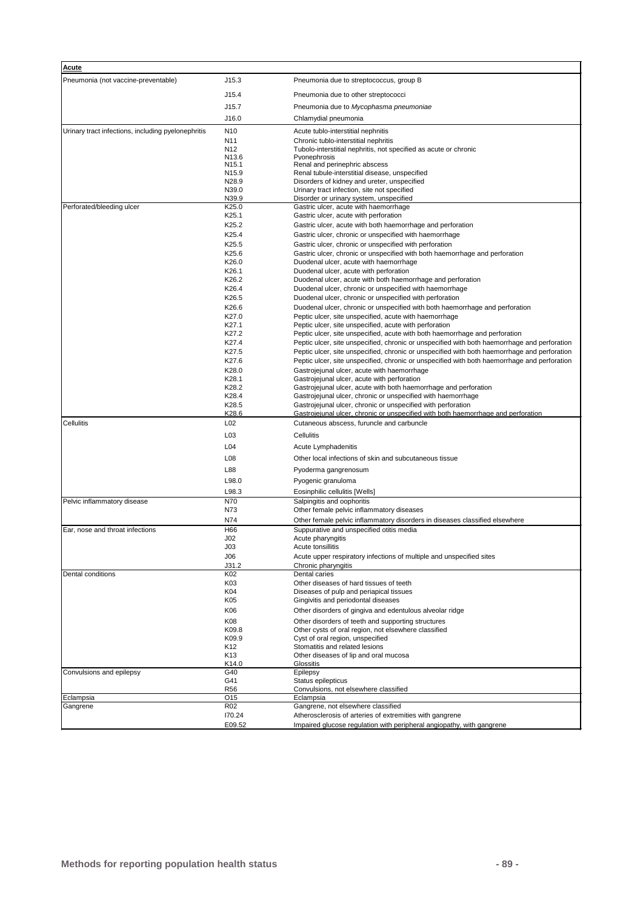| **Acute** | | |
|---|---|---|
| Pneumonia (not vaccine-preventable) | J15.3 | Pneumonia due to streptococcus, group B |
| | J15.4 | Pneumonia due to other streptococci |
| | J15.7 | Pneumonia due to *Mycophasma pneumoniae* |
| | J16.0 | Chlamydial pneumonia |
| Urinary tract infections, including pyelonephritis | N10 | Acute tublo-interstitial nephnitis |
| | N11 | Chronic tublo-interstitial nephritis |
| | N12 | Tubolo-interstitial nephritis, not specified as acute or chronic |
| | N13.6 | Pyonephrosis |
| | N15.1 | Renal and perinephric abscess |
| | N15.9 | Renal tubule-interstitial disease, unspecified |
| | N28.9 | Disorders of kidney and ureter, unspecified |
| | N39.0 | Urinary tract infection, site not specified |
| | N39.9 | Disorder or urinary system, unspecified |
| Perforated/bleeding ulcer | K25.0 | Gastric ulcer, acute with haemorrhage |
| | K25.1 | Gastric ulcer, acute with perforation |
| | K25.2 | Gastric ulcer, acute with both haemorrhage and perforation |
| | K25.4 | Gastric ulcer, chronic or unspecified with haemorrhage |
| | K25.5 | Gastric ulcer, chronic or unspecified with perforation |
| | K25.6 | Gastric ulcer, chronic or unspecified with both haemorrhage and perforation |
| | K26.0 | Duodenal ulcer, acute with haemorrhage |
| | K26.1 | Duodenal ulcer, acute with perforation |
| | K26.2 | Duodenal ulcer, acute with both haemorrhage and perforation |
| | K26.4 | Duodenal ulcer, chronic or unspecified with haemorrhage |
| | K26.5 | Duodenal ulcer, chronic or unspecified with perforation |
| | K26.6 | Duodenal ulcer, chronic or unspecified with both haemorrhage and perforation |
| | K27.0 | Peptic ulcer, site unspecified, acute with haemorrhage |
| | K27.1 | Peptic ulcer, site unspecified, acute with perforation |
| | K27.2 | Peptic ulcer, site unspecified, acute with both haemorrhage and perforation |
| | K27.4 | Peptic ulcer, site unspecified, chronic or unspecified with both haemorrhage and perforation |
| | K27.5 | Peptic ulcer, site unspecified, chronic or unspecified with both haemorrhage and perforation |
| | K27.6 | Peptic ulcer, site unspecified, chronic or unspecified with both haemorrhage and perforation |
| | K28.0 | Gastrojejunal ulcer, acute with haemorrhage |
| | K28.1 | Gastrojejunal ulcer, acute with perforation |
| | K28.2 | Gastrojejunal ulcer, acute with both haemorrhage and perforation |
| | K28.4 | Gastrojejunal ulcer, chronic or unspecified with haemorrhage |
| | K28.5 | Gastrojejunal ulcer, chronic or unspecified with perforation |
| | K28.6 | Gastrojejunal ulcer, chronic or unspecified with both haemorrhage and perforation |
| Cellulitis | L02 | Cutaneous abscess, furuncle and carbuncle |
| | L03 | Cellulitis |
| | L04 | Acute Lymphadenitis |
| | L08 | Other local infections of skin and subcutaneous tissue |
| | L88 | Pyoderma gangrenosum |
| | L98.0 | Pyogenic granuloma |
| | L98.3 | Eosinphilic cellulitis [Wells] |
| Pelvic inflammatory disease | N70 | Salpingitis and oophoritis |
| | N73 | Other female pelvic inflammatory diseases |
| | N74 | Other female pelvic inflammatory disorders in diseases classified elsewhere |
| Ear, nose and throat infections | H66 | Suppurative and unspecified otitis media |
| | J02 | Acute pharyngitis |
| | J03 | Acute tonsillitis |
| | J06 | Acute upper respiratory infections of multiple and unspecified sites |
| | J31.2 | Chronic pharyngitis |
| Dental conditions | K02 | Dental caries |
| | K03 | Other diseases of hard tissues of teeth |
| | K04 | Diseases of pulp and periapical tissues |
| | K05 | Gingivitis and periodontal diseases |
| | K06 | Other disorders of gingiva and edentulous alveolar ridge |
| | K08 | Other disorders of teeth and supporting structures |
| | K09.8 | Other cysts of oral region, not elsewhere classified |
| | K09.9 | Cyst of oral region, unspecified |
| | K12 | Stomatitis and related lesions |
| | K13 | Other diseases of lip and oral mucosa |
| | K14.0 | Glossitis |
| Convulsions and epilepsy | G40 | Epilepsy |
| | G41 | Status epilepticus |
| | R56 | Convulsions, not elsewhere classified |
| Eclampsia | O15 | Eclampsia |
| Gangrene | R02 | Gangrene, not elsewhere classified |
| | I70.24 | Atherosclerosis of arteries of extremities with gangrene |
| | E09.52 | Impaired glucose regulation with peripheral angiopathy, with gangrene |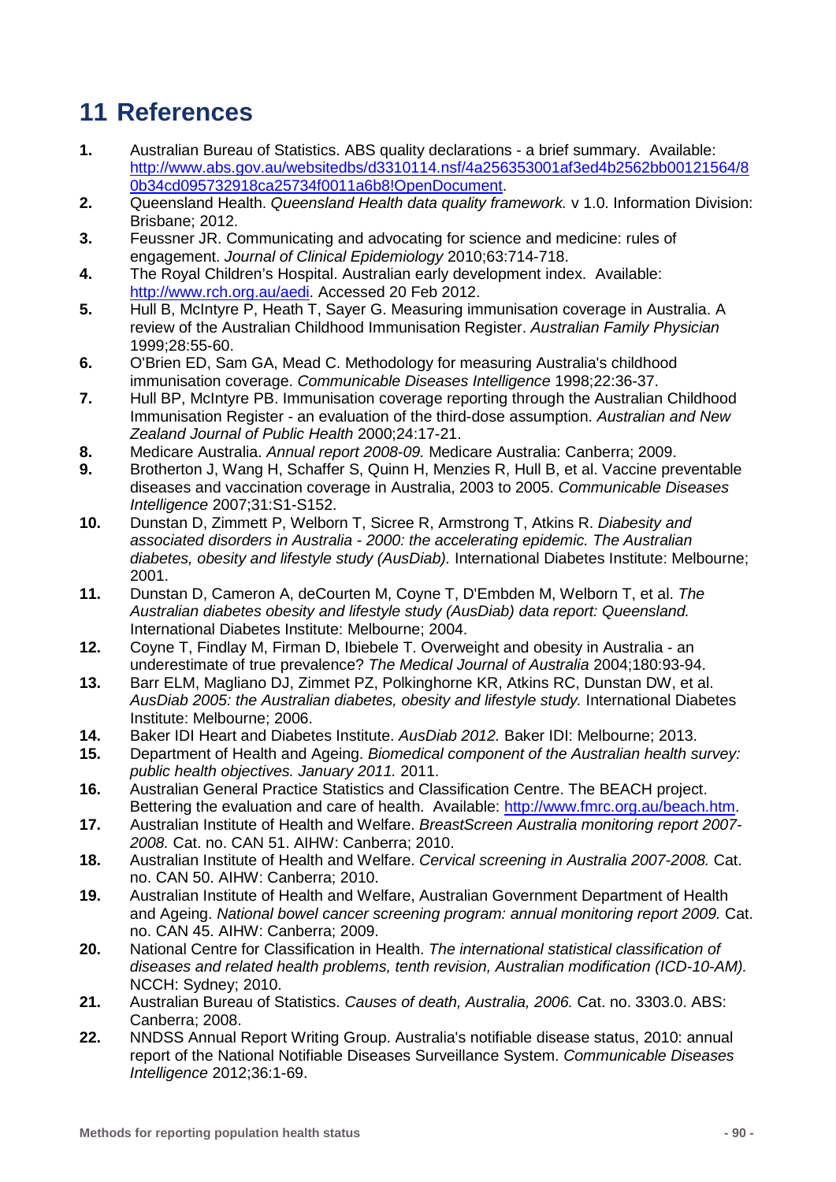# 11 References

1. Australian Bureau of Statistics. ABS quality declarations - a brief summary. Available: http://www.abs.gov.au/websitedbs/d3310114.nsf/4a256353001af3ed4b2562bb00121564/80b34cd095732918ca25734f0011a6b8!OpenDocument.
2. Queensland Health. *Queensland Health data quality framework.* v 1.0. Information Division: Brisbane; 2012.
3. Feussner JR. Communicating and advocating for science and medicine: rules of engagement. *Journal of Clinical Epidemiology* 2010;63:714-718.
4. The Royal Children's Hospital. Australian early development index. Available: http://www.rch.org.au/aedi. Accessed 20 Feb 2012.
5. Hull B, McIntyre P, Heath T, Sayer G. Measuring immunisation coverage in Australia. A review of the Australian Childhood Immunisation Register. *Australian Family Physician* 1999;28:55-60.
6. O'Brien ED, Sam GA, Mead C. Methodology for measuring Australia's childhood immunisation coverage. *Communicable Diseases Intelligence* 1998;22:36-37.
7. Hull BP, McIntyre PB. Immunisation coverage reporting through the Australian Childhood Immunisation Register - an evaluation of the third-dose assumption. *Australian and New Zealand Journal of Public Health* 2000;24:17-21.
8. Medicare Australia. *Annual report 2008-09.* Medicare Australia: Canberra; 2009.
9. Brotherton J, Wang H, Schaffer S, Quinn H, Menzies R, Hull B, et al. Vaccine preventable diseases and vaccination coverage in Australia, 2003 to 2005. *Communicable Diseases Intelligence* 2007;31:S1-S152.
10. Dunstan D, Zimmett P, Welborn T, Sicree R, Armstrong T, Atkins R. *Diabesity and associated disorders in Australia - 2000: the accelerating epidemic. The Australian diabetes, obesity and lifestyle study (AusDiab).* International Diabetes Institute: Melbourne; 2001.
11. Dunstan D, Cameron A, deCourten M, Coyne T, D'Embden M, Welborn T, et al. *The Australian diabetes obesity and lifestyle study (AusDiab) data report: Queensland.* International Diabetes Institute: Melbourne; 2004.
12. Coyne T, Findlay M, Firman D, Ibiebele T. Overweight and obesity in Australia - an underestimate of true prevalence? *The Medical Journal of Australia* 2004;180:93-94.
13. Barr ELM, Magliano DJ, Zimmet PZ, Polkinghorne KR, Atkins RC, Dunstan DW, et al. *AusDiab 2005: the Australian diabetes, obesity and lifestyle study.* International Diabetes Institute: Melbourne; 2006.
14. Baker IDI Heart and Diabetes Institute. *AusDiab 2012.* Baker IDI: Melbourne; 2013.
15. Department of Health and Ageing. *Biomedical component of the Australian health survey: public health objectives. January 2011.* 2011.
16. Australian General Practice Statistics and Classification Centre. The BEACH project. Bettering the evaluation and care of health. Available: http://www.fmrc.org.au/beach.htm.
17. Australian Institute of Health and Welfare. *BreastScreen Australia monitoring report 2007-2008.* Cat. no. CAN 51. AIHW: Canberra; 2010.
18. Australian Institute of Health and Welfare. *Cervical screening in Australia 2007-2008.* Cat. no. CAN 50. AIHW: Canberra; 2010.
19. Australian Institute of Health and Welfare, Australian Government Department of Health and Ageing. *National bowel cancer screening program: annual monitoring report 2009.* Cat. no. CAN 45. AIHW: Canberra; 2009.
20. National Centre for Classification in Health. *The international statistical classification of diseases and related health problems, tenth revision, Australian modification (ICD-10-AM).* NCCH: Sydney; 2010.
21. Australian Bureau of Statistics. *Causes of death, Australia, 2006.* Cat. no. 3303.0. ABS: Canberra; 2008.
22. NNDSS Annual Report Writing Group. Australia's notifiable disease status, 2010: annual report of the National Notifiable Diseases Surveillance System. *Communicable Diseases Intelligence* 2012;36:1-69.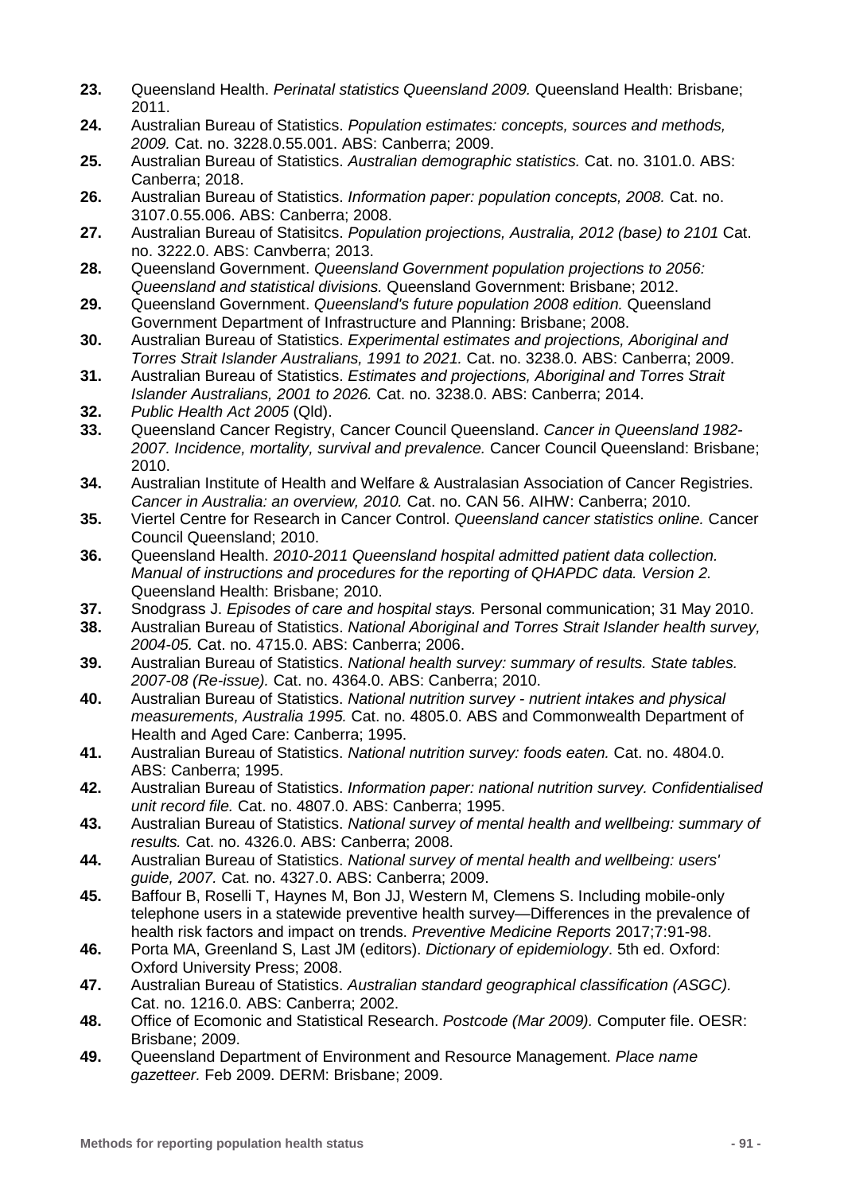**23.** Queensland Health. *Perinatal statistics Queensland 2009.* Queensland Health: Brisbane; 2011.

**24.** Australian Bureau of Statistics. *Population estimates: concepts, sources and methods, 2009.* Cat. no. 3228.0.55.001. ABS: Canberra; 2009.

**25.** Australian Bureau of Statistics. *Australian demographic statistics.* Cat. no. 3101.0. ABS: Canberra; 2018.

**26.** Australian Bureau of Statistics. *Information paper: population concepts, 2008.* Cat. no. 3107.0.55.006. ABS: Canberra; 2008.

**27.** Australian Bureau of Statisitcs. *Population projections, Australia, 2012 (base) to 2101* Cat. no. 3222.0. ABS: Canvberra; 2013.

**28.** Queensland Government. *Queensland Government population projections to 2056: Queensland and statistical divisions.* Queensland Government: Brisbane; 2012.

**29.** Queensland Government. *Queensland's future population 2008 edition.* Queensland Government Department of Infrastructure and Planning: Brisbane; 2008.

**30.** Australian Bureau of Statistics. *Experimental estimates and projections, Aboriginal and Torres Strait Islander Australians, 1991 to 2021.* Cat. no. 3238.0. ABS: Canberra; 2009.

**31.** Australian Bureau of Statistics. *Estimates and projections, Aboriginal and Torres Strait Islander Australians, 2001 to 2026.* Cat. no. 3238.0. ABS: Canberra; 2014.

**32.** *Public Health Act 2005* (Qld).

**33.** Queensland Cancer Registry, Cancer Council Queensland. *Cancer in Queensland 1982-2007. Incidence, mortality, survival and prevalence.* Cancer Council Queensland: Brisbane; 2010.

**34.** Australian Institute of Health and Welfare & Australasian Association of Cancer Registries. *Cancer in Australia: an overview, 2010.* Cat. no. CAN 56. AIHW: Canberra; 2010.

**35.** Viertel Centre for Research in Cancer Control. *Queensland cancer statistics online.* Cancer Council Queensland; 2010.

**36.** Queensland Health. *2010-2011 Queensland hospital admitted patient data collection. Manual of instructions and procedures for the reporting of QHAPDC data. Version 2.* Queensland Health: Brisbane; 2010.

**37.** Snodgrass J. *Episodes of care and hospital stays.* Personal communication; 31 May 2010.

**38.** Australian Bureau of Statistics. *National Aboriginal and Torres Strait Islander health survey, 2004-05.* Cat. no. 4715.0. ABS: Canberra; 2006.

**39.** Australian Bureau of Statistics. *National health survey: summary of results. State tables. 2007-08 (Re-issue).* Cat. no. 4364.0. ABS: Canberra; 2010.

**40.** Australian Bureau of Statistics. *National nutrition survey - nutrient intakes and physical measurements, Australia 1995.* Cat. no. 4805.0. ABS and Commonwealth Department of Health and Aged Care: Canberra; 1995.

**41.** Australian Bureau of Statistics. *National nutrition survey: foods eaten.* Cat. no. 4804.0. ABS: Canberra; 1995.

**42.** Australian Bureau of Statistics. *Information paper: national nutrition survey. Confidentialised unit record file.* Cat. no. 4807.0. ABS: Canberra; 1995.

**43.** Australian Bureau of Statistics. *National survey of mental health and wellbeing: summary of results.* Cat. no. 4326.0. ABS: Canberra; 2008.

**44.** Australian Bureau of Statistics. *National survey of mental health and wellbeing: users' guide, 2007.* Cat. no. 4327.0. ABS: Canberra; 2009.

**45.** Baffour B, Roselli T, Haynes M, Bon JJ, Western M, Clemens S. Including mobile-only telephone users in a statewide preventive health survey—Differences in the prevalence of health risk factors and impact on trends. *Preventive Medicine Reports* 2017;7:91-98.

**46.** Porta MA, Greenland S, Last JM (editors). *Dictionary of epidemiology*. 5th ed. Oxford: Oxford University Press; 2008.

**47.** Australian Bureau of Statistics. *Australian standard geographical classification (ASGC).* Cat. no. 1216.0. ABS: Canberra; 2002.

**48.** Office of Ecomonic and Statistical Research. *Postcode (Mar 2009).* Computer file. OESR: Brisbane; 2009.

**49.** Queensland Department of Environment and Resource Management. *Place name gazetteer.* Feb 2009. DERM: Brisbane; 2009.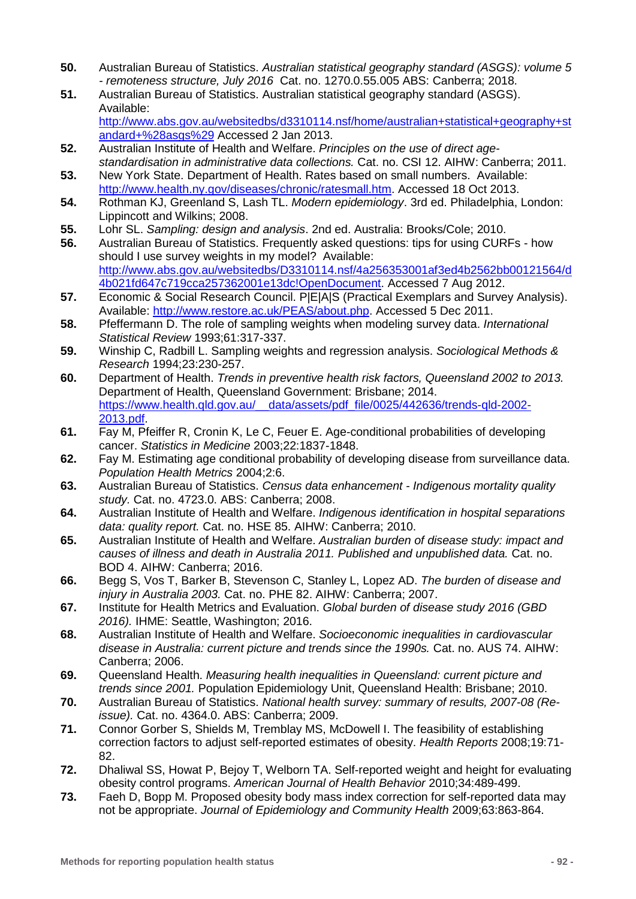**50.** Australian Bureau of Statistics. *Australian statistical geography standard (ASGS): volume 5 - remoteness structure, July 2016* Cat. no. 1270.0.55.005 ABS: Canberra; 2018.

**51.** Australian Bureau of Statistics. Australian statistical geography standard (ASGS). Available: http://www.abs.gov.au/websitedbs/d3310114.nsf/home/australian+statistical+geography+standard+%28asgs%29 Accessed 2 Jan 2013.

**52.** Australian Institute of Health and Welfare. *Principles on the use of direct age-standardisation in administrative data collections.* Cat. no. CSI 12. AIHW: Canberra; 2011.

**53.** New York State. Department of Health. Rates based on small numbers. Available: http://www.health.ny.gov/diseases/chronic/ratesmall.htm. Accessed 18 Oct 2013.

**54.** Rothman KJ, Greenland S, Lash TL. *Modern epidemiology*. 3rd ed. Philadelphia, London: Lippincott and Wilkins; 2008.

**55.** Lohr SL. *Sampling: design and analysis*. 2nd ed. Australia: Brooks/Cole; 2010.

**56.** Australian Bureau of Statistics. Frequently asked questions: tips for using CURFs - how should I use survey weights in my model? Available: http://www.abs.gov.au/websitedbs/D3310114.nsf/4a256353001af3ed4b2562bb00121564/d4b021fd647c719cca257362001e13dc!OpenDocument. Accessed 7 Aug 2012.

**57.** Economic & Social Research Council. P|E|A|S (Practical Exemplars and Survey Analysis). Available: http://www.restore.ac.uk/PEAS/about.php. Accessed 5 Dec 2011.

**58.** Pfeffermann D. The role of sampling weights when modeling survey data. *International Statistical Review* 1993;61:317-337.

**59.** Winship C, Radbill L. Sampling weights and regression analysis. *Sociological Methods & Research* 1994;23:230-257.

**60.** Department of Health. *Trends in preventive health risk factors, Queensland 2002 to 2013.* Department of Health, Queensland Government: Brisbane; 2014. https://www.health.qld.gov.au/__data/assets/pdf_file/0025/442636/trends-qld-2002-2013.pdf.

**61.** Fay M, Pfeiffer R, Cronin K, Le C, Feuer E. Age-conditional probabilities of developing cancer. *Statistics in Medicine* 2003;22:1837-1848.

**62.** Fay M. Estimating age conditional probability of developing disease from surveillance data. *Population Health Metrics* 2004;2:6.

**63.** Australian Bureau of Statistics. *Census data enhancement - Indigenous mortality quality study.* Cat. no. 4723.0. ABS: Canberra; 2008.

**64.** Australian Institute of Health and Welfare. *Indigenous identification in hospital separations data: quality report.* Cat. no. HSE 85. AIHW: Canberra; 2010.

**65.** Australian Institute of Health and Welfare. *Australian burden of disease study: impact and causes of illness and death in Australia 2011. Published and unpublished data.* Cat. no. BOD 4. AIHW: Canberra; 2016.

**66.** Begg S, Vos T, Barker B, Stevenson C, Stanley L, Lopez AD. *The burden of disease and injury in Australia 2003.* Cat. no. PHE 82. AIHW: Canberra; 2007.

**67.** Institute for Health Metrics and Evaluation. *Global burden of disease study 2016 (GBD 2016).* IHME: Seattle, Washington; 2016.

**68.** Australian Institute of Health and Welfare. *Socioeconomic inequalities in cardiovascular disease in Australia: current picture and trends since the 1990s.* Cat. no. AUS 74. AIHW: Canberra; 2006.

**69.** Queensland Health. *Measuring health inequalities in Queensland: current picture and trends since 2001.* Population Epidemiology Unit, Queensland Health: Brisbane; 2010.

**70.** Australian Bureau of Statistics. *National health survey: summary of results, 2007-08 (Re-issue).* Cat. no. 4364.0. ABS: Canberra; 2009.

**71.** Connor Gorber S, Shields M, Tremblay MS, McDowell I. The feasibility of establishing correction factors to adjust self-reported estimates of obesity. *Health Reports* 2008;19:71-82.

**72.** Dhaliwal SS, Howat P, Bejoy T, Welborn TA. Self-reported weight and height for evaluating obesity control programs. *American Journal of Health Behavior* 2010;34:489-499.

**73.** Faeh D, Bopp M. Proposed obesity body mass index correction for self-reported data may not be appropriate. *Journal of Epidemiology and Community Health* 2009;63:863-864.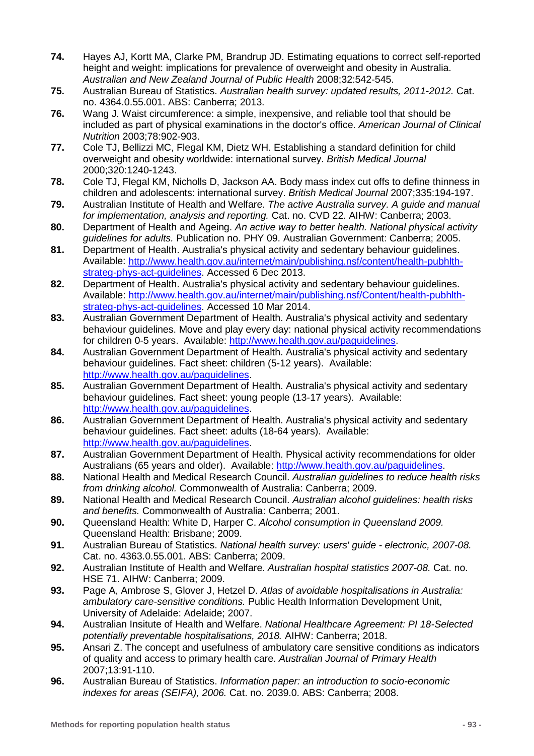**74.** Hayes AJ, Kortt MA, Clarke PM, Brandrup JD. Estimating equations to correct self-reported height and weight: implications for prevalence of overweight and obesity in Australia. *Australian and New Zealand Journal of Public Health* 2008;32:542-545.

**75.** Australian Bureau of Statistics. *Australian health survey: updated results, 2011-2012.* Cat. no. 4364.0.55.001. ABS: Canberra; 2013.

**76.** Wang J. Waist circumference: a simple, inexpensive, and reliable tool that should be included as part of physical examinations in the doctor's office. *American Journal of Clinical Nutrition* 2003;78:902-903.

**77.** Cole TJ, Bellizzi MC, Flegal KM, Dietz WH. Establishing a standard definition for child overweight and obesity worldwide: international survey. *British Medical Journal* 2000;320:1240-1243.

**78.** Cole TJ, Flegal KM, Nicholls D, Jackson AA. Body mass index cut offs to define thinness in children and adolescents: international survey. *British Medical Journal* 2007;335:194-197.

**79.** Australian Institute of Health and Welfare. *The active Australia survey. A guide and manual for implementation, analysis and reporting.* Cat. no. CVD 22. AIHW: Canberra; 2003.

**80.** Department of Health and Ageing. *An active way to better health. National physical activity guidelines for adults.* Publication no. PHY 09. Australian Government: Canberra; 2005.

**81.** Department of Health. Australia's physical activity and sedentary behaviour guidelines. Available: [http://www.health.gov.au/internet/main/publishing.nsf/content/health-pubhlth-strateg-phys-act-guidelines](http://www.health.gov.au/internet/main/publishing.nsf/content/health-pubhlth-strateg-phys-act-guidelines). Accessed 6 Dec 2013.

**82.** Department of Health. Australia's physical activity and sedentary behaviour guidelines. Available: [http://www.health.gov.au/internet/main/publishing.nsf/Content/health-pubhlth-strateg-phys-act-guidelines](http://www.health.gov.au/internet/main/publishing.nsf/Content/health-pubhlth-strateg-phys-act-guidelines). Accessed 10 Mar 2014.

**83.** Australian Government Department of Health. Australia's physical activity and sedentary behaviour guidelines. Move and play every day: national physical activity recommendations for children 0-5 years. Available: [http://www.health.gov.au/paguidelines](http://www.health.gov.au/paguidelines).

**84.** Australian Government Department of Health. Australia's physical activity and sedentary behaviour guidelines. Fact sheet: children (5-12 years). Available: [http://www.health.gov.au/paguidelines](http://www.health.gov.au/paguidelines).

**85.** Australian Government Department of Health. Australia's physical activity and sedentary behaviour guidelines. Fact sheet: young people (13-17 years). Available: [http://www.health.gov.au/paguidelines](http://www.health.gov.au/paguidelines).

**86.** Australian Government Department of Health. Australia's physical activity and sedentary behaviour guidelines. Fact sheet: adults (18-64 years). Available: [http://www.health.gov.au/paguidelines](http://www.health.gov.au/paguidelines).

**87.** Australian Government Department of Health. Physical activity recommendations for older Australians (65 years and older). Available: [http://www.health.gov.au/paguidelines](http://www.health.gov.au/paguidelines).

**88.** National Health and Medical Research Council. *Australian guidelines to reduce health risks from drinking alcohol.* Commonwealth of Australia: Canberra; 2009.

**89.** National Health and Medical Research Council. *Australian alcohol guidelines: health risks and benefits.* Commonwealth of Australia: Canberra; 2001.

**90.** Queensland Health: White D, Harper C. *Alcohol consumption in Queensland 2009.* Queensland Health: Brisbane; 2009.

**91.** Australian Bureau of Statistics. *National health survey: users' guide - electronic, 2007-08.* Cat. no. 4363.0.55.001. ABS: Canberra; 2009.

**92.** Australian Institute of Health and Welfare. *Australian hospital statistics 2007-08.* Cat. no. HSE 71. AIHW: Canberra; 2009.

**93.** Page A, Ambrose S, Glover J, Hetzel D. *Atlas of avoidable hospitalisations in Australia: ambulatory care-sensitive conditions.* Public Health Information Development Unit, University of Adelaide: Adelaide; 2007.

**94.** Australian Insitute of Health and Welfare. *National Healthcare Agreement: PI 18-Selected potentially preventable hospitalisations, 2018.* AIHW: Canberra; 2018.

**95.** Ansari Z. The concept and usefulness of ambulatory care sensitive conditions as indicators of quality and access to primary health care. *Australian Journal of Primary Health* 2007;13:91-110.

**96.** Australian Bureau of Statistics. *Information paper: an introduction to socio-economic indexes for areas (SEIFA), 2006.* Cat. no. 2039.0. ABS: Canberra; 2008.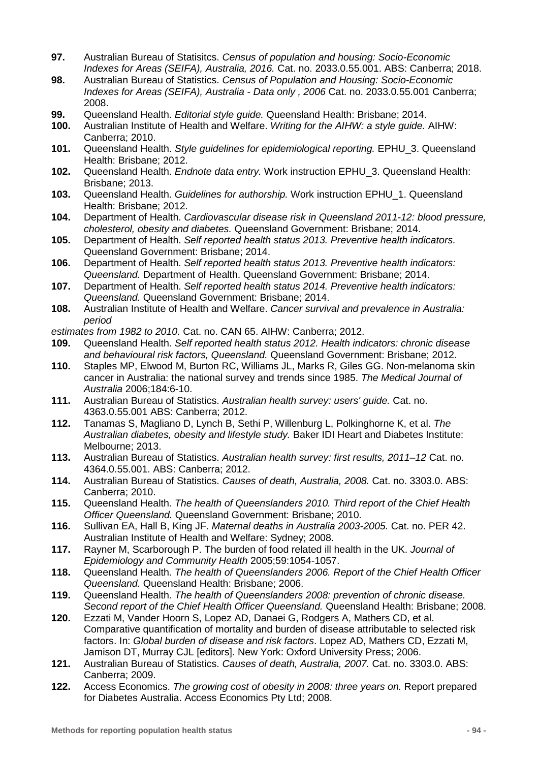**97.** Australian Bureau of Statisitcs. *Census of population and housing: Socio-Economic Indexes for Areas (SEIFA), Australia, 2016.* Cat. no. 2033.0.55.001. ABS: Canberra; 2018.

**98.** Australian Bureau of Statistics. *Census of Population and Housing: Socio-Economic Indexes for Areas (SEIFA), Australia - Data only , 2006* Cat. no. 2033.0.55.001 Canberra; 2008.

**99.** Queensland Health. *Editorial style guide.* Queensland Health: Brisbane; 2014.

**100.** Australian Institute of Health and Welfare. *Writing for the AIHW: a style guide.* AIHW: Canberra; 2010.

**101.** Queensland Health. *Style guidelines for epidemiological reporting.* EPHU_3. Queensland Health: Brisbane; 2012.

**102.** Queensland Health. *Endnote data entry.* Work instruction EPHU_3. Queensland Health: Brisbane; 2013.

**103.** Queensland Health. *Guidelines for authorship.* Work instruction EPHU_1. Queensland Health: Brisbane; 2012.

**104.** Department of Health. *Cardiovascular disease risk in Queensland 2011-12: blood pressure, cholesterol, obesity and diabetes.* Queensland Government: Brisbane; 2014.

**105.** Department of Health. *Self reported health status 2013. Preventive health indicators.* Queensland Government: Brisbane; 2014.

**106.** Department of Health. *Self reported health status 2013. Preventive health indicators: Queensland.* Department of Health. Queensland Government: Brisbane; 2014.

**107.** Department of Health. *Self reported health status 2014. Preventive health indicators: Queensland.* Queensland Government: Brisbane; 2014.

**108.** Australian Institute of Health and Welfare. *Cancer survival and prevalence in Australia: period estimates from 1982 to 2010.* Cat. no. CAN 65. AIHW: Canberra; 2012.

**109.** Queensland Health. *Self reported health status 2012. Health indicators: chronic disease and behavioural risk factors, Queensland.* Queensland Government: Brisbane; 2012.

**110.** Staples MP, Elwood M, Burton RC, Williams JL, Marks R, Giles GG. Non-melanoma skin cancer in Australia: the national survey and trends since 1985. *The Medical Journal of Australia* 2006;184:6-10.

**111.** Australian Bureau of Statistics. *Australian health survey: users' guide.* Cat. no. 4363.0.55.001 ABS: Canberra; 2012.

**112.** Tanamas S, Magliano D, Lynch B, Sethi P, Willenburg L, Polkinghorne K, et al. *The Australian diabetes, obesity and lifestyle study.* Baker IDI Heart and Diabetes Institute: Melbourne; 2013.

**113.** Australian Bureau of Statistics. *Australian health survey: first results, 2011–12* Cat. no. 4364.0.55.001. ABS: Canberra; 2012.

**114.** Australian Bureau of Statistics. *Causes of death, Australia, 2008.* Cat. no. 3303.0. ABS: Canberra; 2010.

**115.** Queensland Health. *The health of Queenslanders 2010. Third report of the Chief Health Officer Queensland.* Queensland Government: Brisbane; 2010.

**116.** Sullivan EA, Hall B, King JF. *Maternal deaths in Australia 2003-2005.* Cat. no. PER 42. Australian Institute of Health and Welfare: Sydney; 2008.

**117.** Rayner M, Scarborough P. The burden of food related ill health in the UK. *Journal of Epidemiology and Community Health* 2005;59:1054-1057.

**118.** Queensland Health. *The health of Queenslanders 2006. Report of the Chief Health Officer Queensland.* Queensland Health: Brisbane; 2006.

**119.** Queensland Health. *The health of Queenslanders 2008: prevention of chronic disease. Second report of the Chief Health Officer Queensland.* Queensland Health: Brisbane; 2008.

**120.** Ezzati M, Vander Hoorn S, Lopez AD, Danaei G, Rodgers A, Mathers CD, et al. Comparative quantification of mortality and burden of disease attributable to selected risk factors. In: *Global burden of disease and risk factors*. Lopez AD, Mathers CD, Ezzati M, Jamison DT, Murray CJL [editors]. New York: Oxford University Press; 2006.

**121.** Australian Bureau of Statistics. *Causes of death, Australia, 2007.* Cat. no. 3303.0. ABS: Canberra; 2009.

**122.** Access Economics. *The growing cost of obesity in 2008: three years on.* Report prepared for Diabetes Australia. Access Economics Pty Ltd; 2008.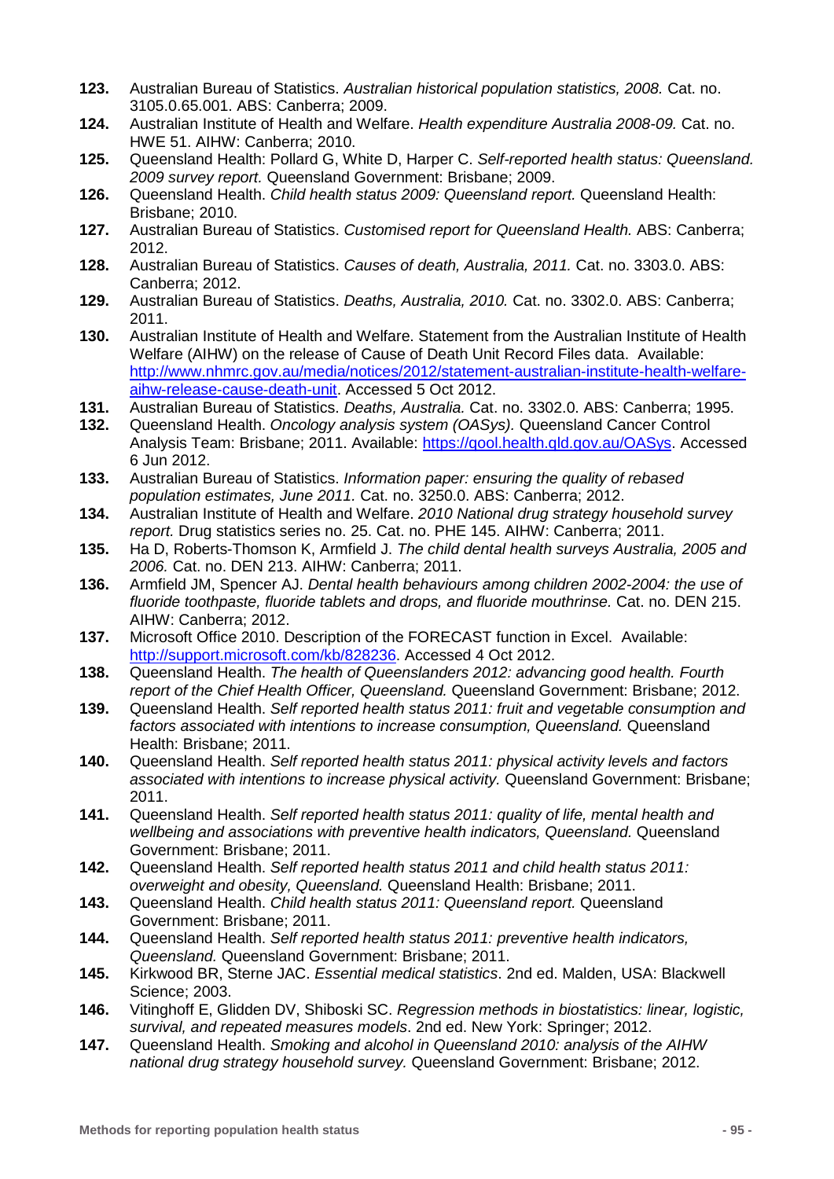**123.** Australian Bureau of Statistics. *Australian historical population statistics, 2008.* Cat. no. 3105.0.65.001. ABS: Canberra; 2009.

**124.** Australian Institute of Health and Welfare. *Health expenditure Australia 2008-09.* Cat. no. HWE 51. AIHW: Canberra; 2010.

**125.** Queensland Health: Pollard G, White D, Harper C. *Self-reported health status: Queensland. 2009 survey report.* Queensland Government: Brisbane; 2009.

**126.** Queensland Health. *Child health status 2009: Queensland report.* Queensland Health: Brisbane; 2010.

**127.** Australian Bureau of Statistics. *Customised report for Queensland Health.* ABS: Canberra; 2012.

**128.** Australian Bureau of Statistics. *Causes of death, Australia, 2011.* Cat. no. 3303.0. ABS: Canberra; 2012.

**129.** Australian Bureau of Statistics. *Deaths, Australia, 2010.* Cat. no. 3302.0. ABS: Canberra; 2011.

**130.** Australian Institute of Health and Welfare. Statement from the Australian Institute of Health Welfare (AIHW) on the release of Cause of Death Unit Record Files data. Available: http://www.nhmrc.gov.au/media/notices/2012/statement-australian-institute-health-welfare-aihw-release-cause-death-unit. Accessed 5 Oct 2012.

**131.** Australian Bureau of Statistics. *Deaths, Australia.* Cat. no. 3302.0. ABS: Canberra; 1995.

**132.** Queensland Health. *Oncology analysis system (OASys).* Queensland Cancer Control Analysis Team: Brisbane; 2011. Available: https://qool.health.qld.gov.au/OASys. Accessed 6 Jun 2012.

**133.** Australian Bureau of Statistics. *Information paper: ensuring the quality of rebased population estimates, June 2011.* Cat. no. 3250.0. ABS: Canberra; 2012.

**134.** Australian Institute of Health and Welfare. *2010 National drug strategy household survey report.* Drug statistics series no. 25. Cat. no. PHE 145. AIHW: Canberra; 2011.

**135.** Ha D, Roberts-Thomson K, Armfield J. *The child dental health surveys Australia, 2005 and 2006.* Cat. no. DEN 213. AIHW: Canberra; 2011.

**136.** Armfield JM, Spencer AJ. *Dental health behaviours among children 2002-2004: the use of fluoride toothpaste, fluoride tablets and drops, and fluoride mouthrinse.* Cat. no. DEN 215. AIHW: Canberra; 2012.

**137.** Microsoft Office 2010. Description of the FORECAST function in Excel. Available: http://support.microsoft.com/kb/828236. Accessed 4 Oct 2012.

**138.** Queensland Health. *The health of Queenslanders 2012: advancing good health. Fourth report of the Chief Health Officer, Queensland.* Queensland Government: Brisbane; 2012.

**139.** Queensland Health. *Self reported health status 2011: fruit and vegetable consumption and factors associated with intentions to increase consumption, Queensland.* Queensland Health: Brisbane; 2011.

**140.** Queensland Health. *Self reported health status 2011: physical activity levels and factors associated with intentions to increase physical activity.* Queensland Government: Brisbane; 2011.

**141.** Queensland Health. *Self reported health status 2011: quality of life, mental health and wellbeing and associations with preventive health indicators, Queensland.* Queensland Government: Brisbane; 2011.

**142.** Queensland Health. *Self reported health status 2011 and child health status 2011: overweight and obesity, Queensland.* Queensland Health: Brisbane; 2011.

**143.** Queensland Health. *Child health status 2011: Queensland report.* Queensland Government: Brisbane; 2011.

**144.** Queensland Health. *Self reported health status 2011: preventive health indicators, Queensland.* Queensland Government: Brisbane; 2011.

**145.** Kirkwood BR, Sterne JAC. *Essential medical statistics*. 2nd ed. Malden, USA: Blackwell Science; 2003.

**146.** Vitinghoff E, Glidden DV, Shiboski SC. *Regression methods in biostatistics: linear, logistic, survival, and repeated measures models*. 2nd ed. New York: Springer; 2012.

**147.** Queensland Health. *Smoking and alcohol in Queensland 2010: analysis of the AIHW national drug strategy household survey.* Queensland Government: Brisbane; 2012.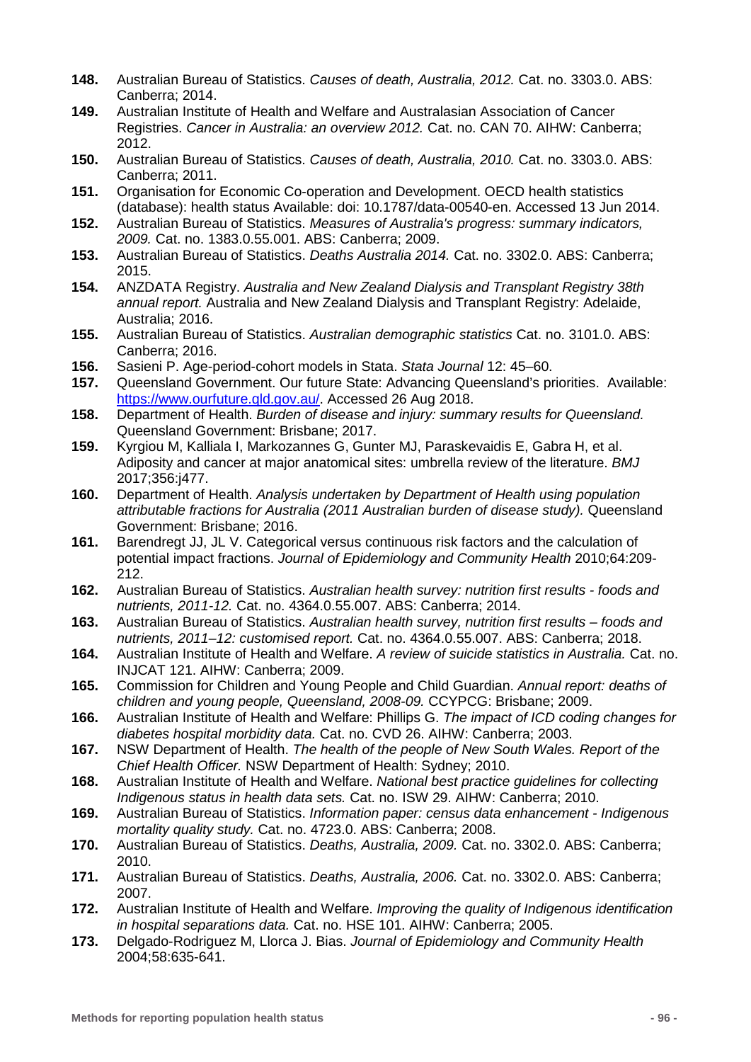**148.** Australian Bureau of Statistics. *Causes of death, Australia, 2012.* Cat. no. 3303.0. ABS: Canberra; 2014.

**149.** Australian Institute of Health and Welfare and Australasian Association of Cancer Registries. *Cancer in Australia: an overview 2012.* Cat. no. CAN 70. AIHW: Canberra; 2012.

**150.** Australian Bureau of Statistics. *Causes of death, Australia, 2010.* Cat. no. 3303.0. ABS: Canberra; 2011.

**151.** Organisation for Economic Co-operation and Development. OECD health statistics (database): health status Available: doi: 10.1787/data-00540-en. Accessed 13 Jun 2014.

**152.** Australian Bureau of Statistics. *Measures of Australia's progress: summary indicators, 2009.* Cat. no. 1383.0.55.001. ABS: Canberra; 2009.

**153.** Australian Bureau of Statistics. *Deaths Australia 2014.* Cat. no. 3302.0. ABS: Canberra; 2015.

**154.** ANZDATA Registry. *Australia and New Zealand Dialysis and Transplant Registry 38th annual report.* Australia and New Zealand Dialysis and Transplant Registry: Adelaide, Australia; 2016.

**155.** Australian Bureau of Statistics. *Australian demographic statistics* Cat. no. 3101.0. ABS: Canberra; 2016.

**156.** Sasieni P. Age-period-cohort models in Stata. *Stata Journal* 12: 45–60.

**157.** Queensland Government. Our future State: Advancing Queensland's priorities. Available: https://www.ourfuture.qld.gov.au/. Accessed 26 Aug 2018.

**158.** Department of Health. *Burden of disease and injury: summary results for Queensland.* Queensland Government: Brisbane; 2017.

**159.** Kyrgiou M, Kalliala I, Markozannes G, Gunter MJ, Paraskevaidis E, Gabra H, et al. Adiposity and cancer at major anatomical sites: umbrella review of the literature. *BMJ* 2017;356:j477.

**160.** Department of Health. *Analysis undertaken by Department of Health using population attributable fractions for Australia (2011 Australian burden of disease study).* Queensland Government: Brisbane; 2016.

**161.** Barendregt JJ, JL V. Categorical versus continuous risk factors and the calculation of potential impact fractions. *Journal of Epidemiology and Community Health* 2010;64:209-212.

**162.** Australian Bureau of Statistics. *Australian health survey: nutrition first results - foods and nutrients, 2011-12.* Cat. no. 4364.0.55.007. ABS: Canberra; 2014.

**163.** Australian Bureau of Statistics. *Australian health survey, nutrition first results – foods and nutrients, 2011–12: customised report.* Cat. no. 4364.0.55.007. ABS: Canberra; 2018.

**164.** Australian Institute of Health and Welfare. *A review of suicide statistics in Australia.* Cat. no. INJCAT 121. AIHW: Canberra; 2009.

**165.** Commission for Children and Young People and Child Guardian. *Annual report: deaths of children and young people, Queensland, 2008-09.* CCYPCG: Brisbane; 2009.

**166.** Australian Institute of Health and Welfare: Phillips G. *The impact of ICD coding changes for diabetes hospital morbidity data.* Cat. no. CVD 26. AIHW: Canberra; 2003.

**167.** NSW Department of Health. *The health of the people of New South Wales. Report of the Chief Health Officer.* NSW Department of Health: Sydney; 2010.

**168.** Australian Institute of Health and Welfare. *National best practice guidelines for collecting Indigenous status in health data sets.* Cat. no. ISW 29. AIHW: Canberra; 2010.

**169.** Australian Bureau of Statistics. *Information paper: census data enhancement - Indigenous mortality quality study.* Cat. no. 4723.0. ABS: Canberra; 2008.

**170.** Australian Bureau of Statistics. *Deaths, Australia, 2009.* Cat. no. 3302.0. ABS: Canberra; 2010.

**171.** Australian Bureau of Statistics. *Deaths, Australia, 2006.* Cat. no. 3302.0. ABS: Canberra; 2007.

**172.** Australian Institute of Health and Welfare. *Improving the quality of Indigenous identification in hospital separations data.* Cat. no. HSE 101. AIHW: Canberra; 2005.

**173.** Delgado-Rodriguez M, Llorca J. Bias. *Journal of Epidemiology and Community Health* 2004;58:635-641.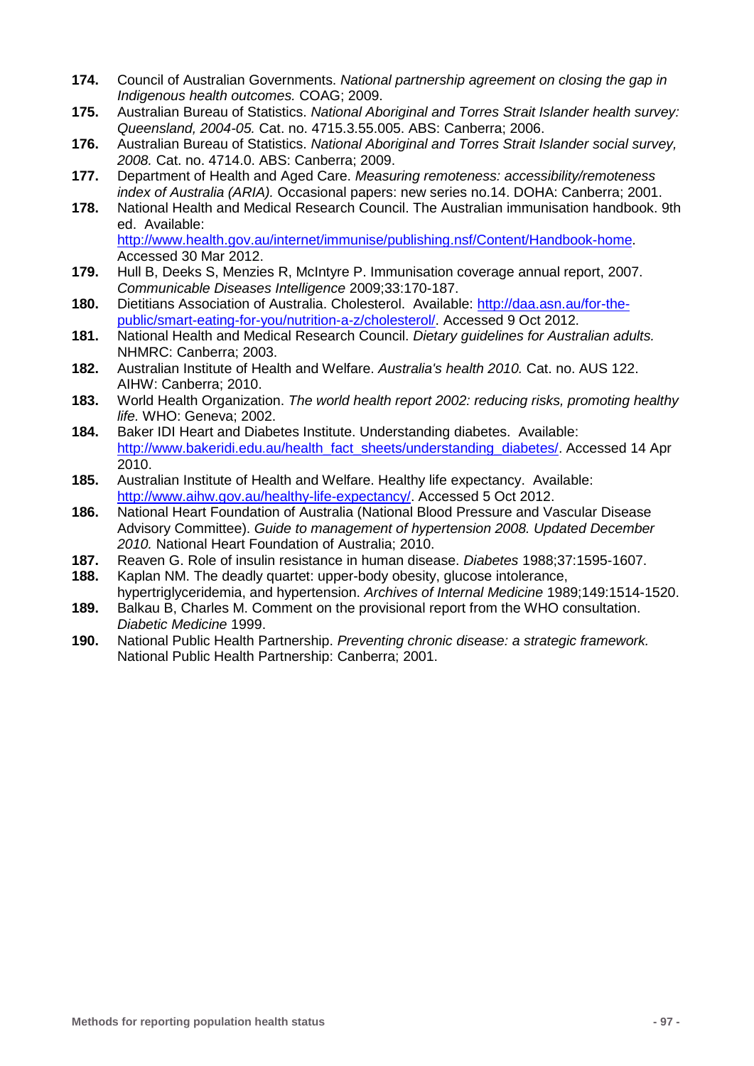**174.** Council of Australian Governments. *National partnership agreement on closing the gap in Indigenous health outcomes.* COAG; 2009.

**175.** Australian Bureau of Statistics. *National Aboriginal and Torres Strait Islander health survey: Queensland, 2004-05.* Cat. no. 4715.3.55.005. ABS: Canberra; 2006.

**176.** Australian Bureau of Statistics. *National Aboriginal and Torres Strait Islander social survey, 2008.* Cat. no. 4714.0. ABS: Canberra; 2009.

**177.** Department of Health and Aged Care. *Measuring remoteness: accessibility/remoteness index of Australia (ARIA).* Occasional papers: new series no.14. DOHA: Canberra; 2001.

**178.** National Health and Medical Research Council. The Australian immunisation handbook. 9th ed. Available: http://www.health.gov.au/internet/immunise/publishing.nsf/Content/Handbook-home. Accessed 30 Mar 2012.

**179.** Hull B, Deeks S, Menzies R, McIntyre P. Immunisation coverage annual report, 2007. *Communicable Diseases Intelligence* 2009;33:170-187.

**180.** Dietitians Association of Australia. Cholesterol. Available: http://daa.asn.au/for-the-public/smart-eating-for-you/nutrition-a-z/cholesterol/. Accessed 9 Oct 2012.

**181.** National Health and Medical Research Council. *Dietary guidelines for Australian adults.* NHMRC: Canberra; 2003.

**182.** Australian Institute of Health and Welfare. *Australia's health 2010.* Cat. no. AUS 122. AIHW: Canberra; 2010.

**183.** World Health Organization. *The world health report 2002: reducing risks, promoting healthy life.* WHO: Geneva; 2002.

**184.** Baker IDI Heart and Diabetes Institute. Understanding diabetes. Available: http://www.bakeridi.edu.au/health_fact_sheets/understanding_diabetes/. Accessed 14 Apr 2010.

**185.** Australian Institute of Health and Welfare. Healthy life expectancy. Available: http://www.aihw.gov.au/healthy-life-expectancy/. Accessed 5 Oct 2012.

**186.** National Heart Foundation of Australia (National Blood Pressure and Vascular Disease Advisory Committee). *Guide to management of hypertension 2008. Updated December 2010.* National Heart Foundation of Australia; 2010.

**187.** Reaven G. Role of insulin resistance in human disease. *Diabetes* 1988;37:1595-1607.

**188.** Kaplan NM. The deadly quartet: upper-body obesity, glucose intolerance, hypertriglyceridemia, and hypertension. *Archives of Internal Medicine* 1989;149:1514-1520.

**189.** Balkau B, Charles M. Comment on the provisional report from the WHO consultation. *Diabetic Medicine* 1999.

**190.** National Public Health Partnership. *Preventing chronic disease: a strategic framework.* National Public Health Partnership: Canberra; 2001.